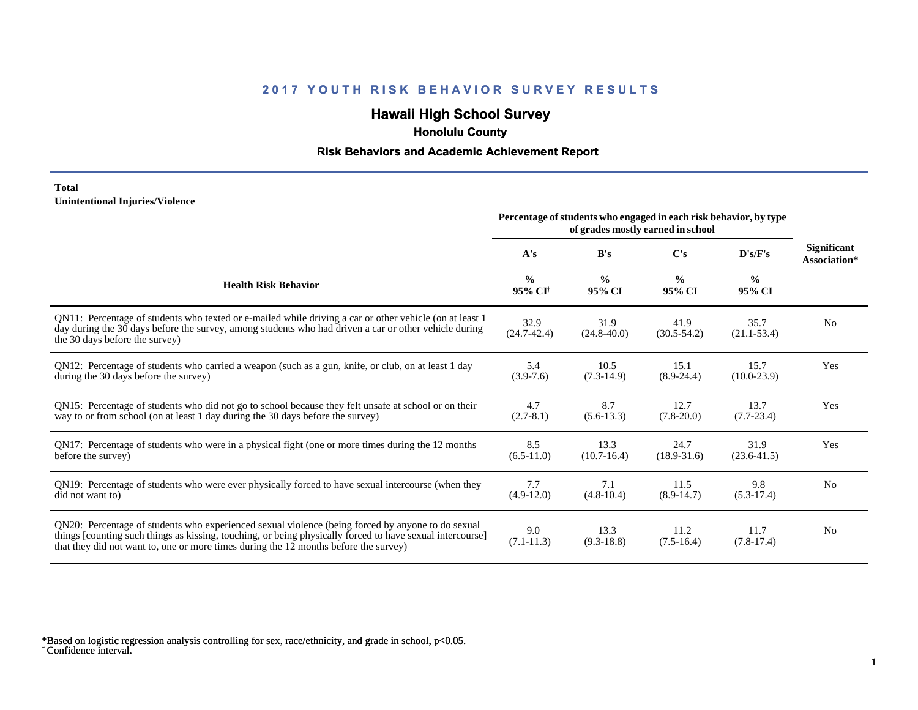# 2017 YOUTH RISK BEHAVIOR SURVEY RESULTS

## Hawaii High School Survey

### Honolulu County

### Risk Behaviors and Academic Achievement Report

**Total**
**Unintentional Injuries/Violence**

| Health Risk Behavior | Percentage of students who engaged in each risk behavior, by type of grades mostly earned in school | | | | Significant Association* |
|---|---|---|---|---|---|
| | A's | B's | C's | D's/F's | |
| | % 95% CI[†] | % 95% CI | % 95% CI | % 95% CI | |
| QN11: Percentage of students who texted or e-mailed while driving a car or other vehicle (on at least 1 day during the 30 days before the survey, among students who had driven a car or other vehicle during the 30 days before the survey) | 32.9 (24.7-42.4) | 31.9 (24.8-40.0) | 41.9 (30.5-54.2) | 35.7 (21.1-53.4) | No |
| QN12: Percentage of students who carried a weapon (such as a gun, knife, or club, on at least 1 day during the 30 days before the survey) | 5.4 (3.9-7.6) | 10.5 (7.3-14.9) | 15.1 (8.9-24.4) | 15.7 (10.0-23.9) | Yes |
| QN15: Percentage of students who did not go to school because they felt unsafe at school or on their way to or from school (on at least 1 day during the 30 days before the survey) | 4.7 (2.7-8.1) | 8.7 (5.6-13.3) | 12.7 (7.8-20.0) | 13.7 (7.7-23.4) | Yes |
| QN17: Percentage of students who were in a physical fight (one or more times during the 12 months before the survey) | 8.5 (6.5-11.0) | 13.3 (10.7-16.4) | 24.7 (18.9-31.6) | 31.9 (23.6-41.5) | Yes |
| QN19: Percentage of students who were ever physically forced to have sexual intercourse (when they did not want to) | 7.7 (4.9-12.0) | 7.1 (4.8-10.4) | 11.5 (8.9-14.7) | 9.8 (5.3-17.4) | No |
| QN20: Percentage of students who experienced sexual violence (being forced by anyone to do sexual things [counting such things as kissing, touching, or being physically forced to have sexual intercourse] that they did not want to, one or more times during the 12 months before the survey) | 9.0 (7.1-11.3) | 13.3 (9.3-18.8) | 11.2 (7.5-16.4) | 11.7 (7.8-17.4) | No |

*Based on logistic regression analysis controlling for sex, race/ethnicity, and grade in school, $p<0.05$.
† Confidence interval.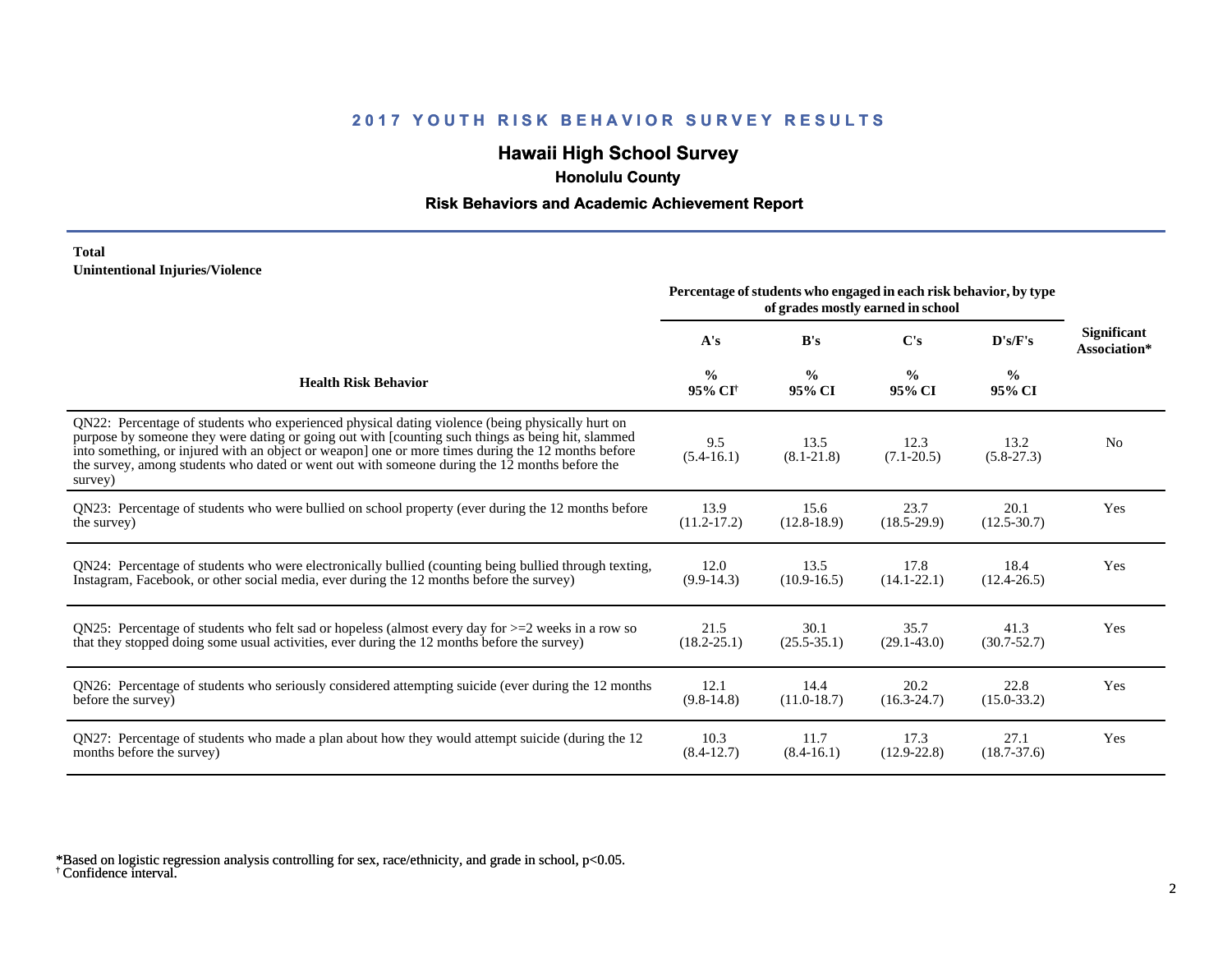## 2017 YOUTH RISK BEHAVIOR SURVEY RESULTS

### Hawaii High School Survey

**Honolulu County**

**Risk Behaviors and Academic Achievement Report**

**Total**

**Unintentional Injuries/Violence**

| Health Risk Behavior | Percentage of students who engaged in each risk behavior, by type of grades mostly earned in school | | | | Significant Association* |
|---|---|---|---|---|---|
| | A's | B's | C's | D's/F's | |
| | % 95% CI[†] | % 95% CI | % 95% CI | % 95% CI | |
| QN22: Percentage of students who experienced physical dating violence (being physically hurt on purpose by someone they were dating or going out with [counting such things as being hit, slammed into something, or injured with an object or weapon] one or more times during the 12 months before the survey, among students who dated or went out with someone during the 12 months before the survey) | 9.5 (5.4-16.1) | 13.5 (8.1-21.8) | 12.3 (7.1-20.5) | 13.2 (5.8-27.3) | No |
| QN23: Percentage of students who were bullied on school property (ever during the 12 months before the survey) | 13.9 (11.2-17.2) | 15.6 (12.8-18.9) | 23.7 (18.5-29.9) | 20.1 (12.5-30.7) | Yes |
| QN24: Percentage of students who were electronically bullied (counting being bullied through texting, Instagram, Facebook, or other social media, ever during the 12 months before the survey) | 12.0 (9.9-14.3) | 13.5 (10.9-16.5) | 17.8 (14.1-22.1) | 18.4 (12.4-26.5) | Yes |
| QN25: Percentage of students who felt sad or hopeless (almost every day for >=2 weeks in a row so that they stopped doing some usual activities, ever during the 12 months before the survey) | 21.5 (18.2-25.1) | 30.1 (25.5-35.1) | 35.7 (29.1-43.0) | 41.3 (30.7-52.7) | Yes |
| QN26: Percentage of students who seriously considered attempting suicide (ever during the 12 months before the survey) | 12.1 (9.8-14.8) | 14.4 (11.0-18.7) | 20.2 (16.3-24.7) | 22.8 (15.0-33.2) | Yes |
| QN27: Percentage of students who made a plan about how they would attempt suicide (during the 12 months before the survey) | 10.3 (8.4-12.7) | 11.7 (8.4-16.1) | 17.3 (12.9-22.8) | 27.1 (18.7-37.6) | Yes |

*Based on logistic regression analysis controlling for sex, race/ethnicity, and grade in school, $p<0.05$.
[†] Confidence interval.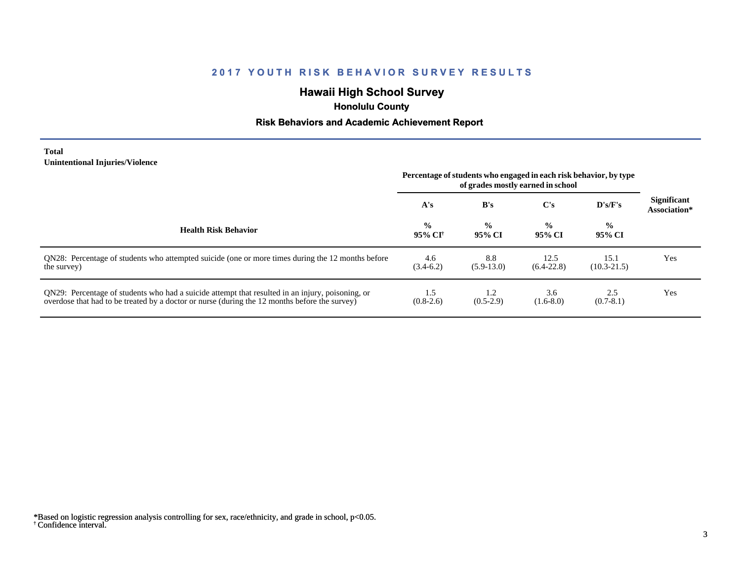# 2017 YOUTH RISK BEHAVIOR SURVEY RESULTS

## Hawaii High School Survey

### Honolulu County

### Risk Behaviors and Academic Achievement Report

**Total**
**Unintentional Injuries/Violence**

| Health Risk Behavior | Percentage of students who engaged in each risk behavior, by type of grades mostly earned in school | | | | Significant Association* |
|---|---|---|---|---|---|
| | A's | B's | C's | D's/F's | |
| | % 95% CI[†] | % 95% CI | % 95% CI | % 95% CI | |
| QN28: Percentage of students who attempted suicide (one or more times during the 12 months before the survey) | 4.6 (3.4-6.2) | 8.8 (5.9-13.0) | 12.5 (6.4-22.8) | 15.1 (10.3-21.5) | Yes |
| QN29: Percentage of students who had a suicide attempt that resulted in an injury, poisoning, or overdose that had to be treated by a doctor or nurse (during the 12 months before the survey) | 1.5 (0.8-2.6) | 1.2 (0.5-2.9) | 3.6 (1.6-8.0) | 2.5 (0.7-8.1) | Yes |

*Based on logistic regression analysis controlling for sex, race/ethnicity, and grade in school, $p<0.05$.
[†] Confidence interval.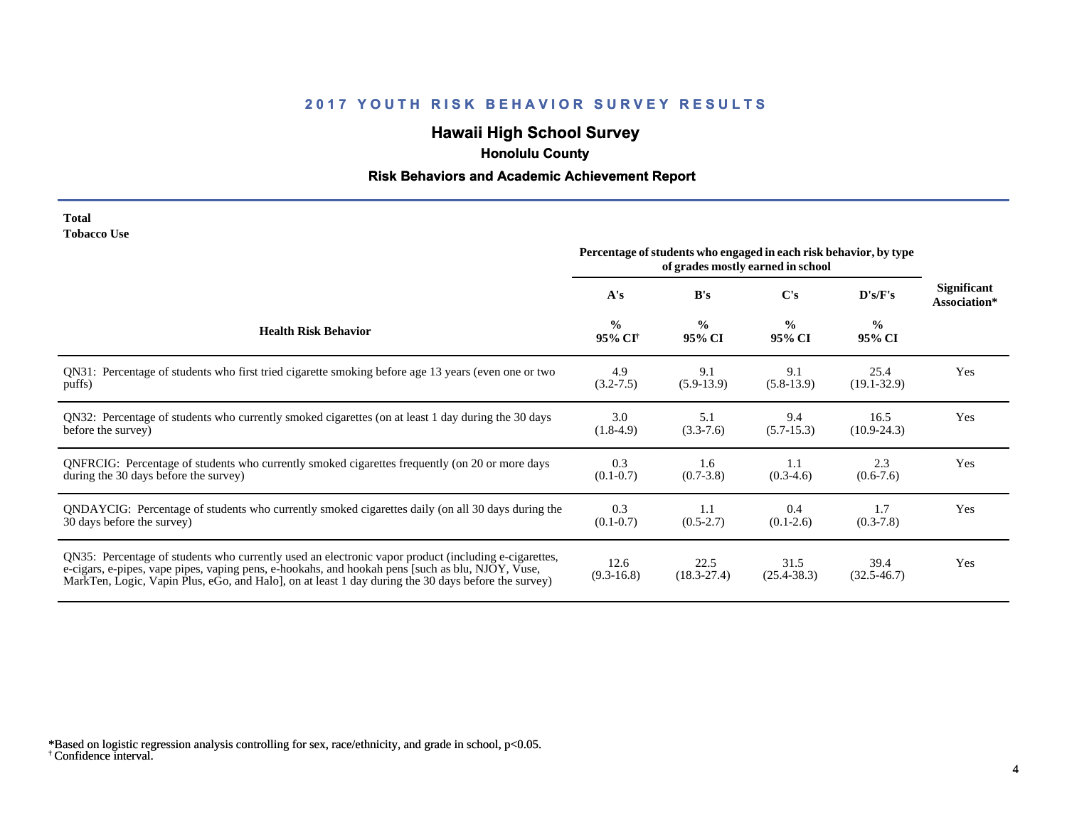## 2017 YOUTH RISK BEHAVIOR SURVEY RESULTS

# Hawaii High School Survey

### Honolulu County

### Risk Behaviors and Academic Achievement Report

**Total**
**Tobacco Use**

| Health Risk Behavior | Percentage of students who engaged in each risk behavior, by type of grades mostly earned in school | | | | Significant Association* |
|---|---|---|---|---|---|
| | A's | B's | C's | D's/F's | |
| | % 95% CI† | % 95% CI | % 95% CI | % 95% CI | |
| QN31: Percentage of students who first tried cigarette smoking before age 13 years (even one or two puffs) | 4.9 (3.2-7.5) | 9.1 (5.9-13.9) | 9.1 (5.8-13.9) | 25.4 (19.1-32.9) | Yes |
| QN32: Percentage of students who currently smoked cigarettes (on at least 1 day during the 30 days before the survey) | 3.0 (1.8-4.9) | 5.1 (3.3-7.6) | 9.4 (5.7-15.3) | 16.5 (10.9-24.3) | Yes |
| QNFRCIG: Percentage of students who currently smoked cigarettes frequently (on 20 or more days during the 30 days before the survey) | 0.3 (0.1-0.7) | 1.6 (0.7-3.8) | 1.1 (0.3-4.6) | 2.3 (0.6-7.6) | Yes |
| QNDAYCIG: Percentage of students who currently smoked cigarettes daily (on all 30 days during the 30 days before the survey) | 0.3 (0.1-0.7) | 1.1 (0.5-2.7) | 0.4 (0.1-2.6) | 1.7 (0.3-7.8) | Yes |
| QN35: Percentage of students who currently used an electronic vapor product (including e-cigarettes, e-cigars, e-pipes, vape pipes, vaping pens, e-hookahs, and hookah pens [such as blu, NJOY, Vuse, MarkTen, Logic, Vapin Plus, eGo, and Halo], on at least 1 day during the 30 days before the survey) | 12.6 (9.3-16.8) | 22.5 (18.3-27.4) | 31.5 (25.4-38.3) | 39.4 (32.5-46.7) | Yes |

*Based on logistic regression analysis controlling for sex, race/ethnicity, and grade in school, $p<0.05$.
† Confidence interval.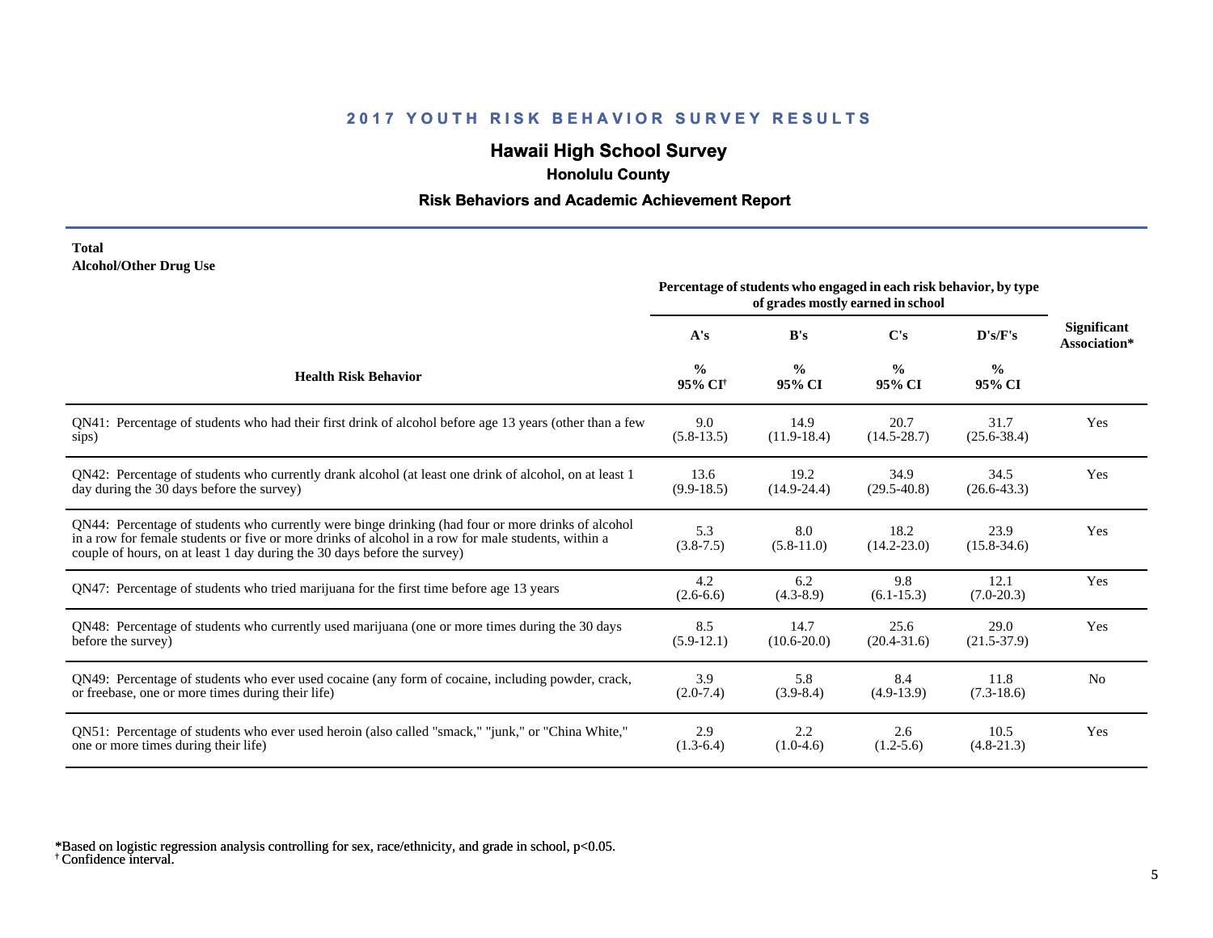## 2017 YOUTH RISK BEHAVIOR SURVEY RESULTS

### Hawaii High School Survey

**Honolulu County**

**Risk Behaviors and Academic Achievement Report**

**Total**
**Alcohol/Other Drug Use**

| Health Risk Behavior | Percentage of students who engaged in each risk behavior, by type of grades mostly earned in school | | | | Significant Association* |
|---|---|---|---|---|---|
| | A's | B's | C's | D's/F's | |
| | % 95% CI[†] | % 95% CI | % 95% CI | % 95% CI | |
| QN41: Percentage of students who had their first drink of alcohol before age 13 years (other than a few sips) | 9.0 (5.8-13.5) | 14.9 (11.9-18.4) | 20.7 (14.5-28.7) | 31.7 (25.6-38.4) | Yes |
| QN42: Percentage of students who currently drank alcohol (at least one drink of alcohol, on at least 1 day during the 30 days before the survey) | 13.6 (9.9-18.5) | 19.2 (14.9-24.4) | 34.9 (29.5-40.8) | 34.5 (26.6-43.3) | Yes |
| QN44: Percentage of students who currently were binge drinking (had four or more drinks of alcohol in a row for female students or five or more drinks of alcohol in a row for male students, within a couple of hours, on at least 1 day during the 30 days before the survey) | 5.3 (3.8-7.5) | 8.0 (5.8-11.0) | 18.2 (14.2-23.0) | 23.9 (15.8-34.6) | Yes |
| QN47: Percentage of students who tried marijuana for the first time before age 13 years | 4.2 (2.6-6.6) | 6.2 (4.3-8.9) | 9.8 (6.1-15.3) | 12.1 (7.0-20.3) | Yes |
| QN48: Percentage of students who currently used marijuana (one or more times during the 30 days before the survey) | 8.5 (5.9-12.1) | 14.7 (10.6-20.0) | 25.6 (20.4-31.6) | 29.0 (21.5-37.9) | Yes |
| QN49: Percentage of students who ever used cocaine (any form of cocaine, including powder, crack, or freebase, one or more times during their life) | 3.9 (2.0-7.4) | 5.8 (3.9-8.4) | 8.4 (4.9-13.9) | 11.8 (7.3-18.6) | No |
| QN51: Percentage of students who ever used heroin (also called "smack," "junk," or "China White," one or more times during their life) | 2.9 (1.3-6.4) | 2.2 (1.0-4.6) | 2.6 (1.2-5.6) | 10.5 (4.8-21.3) | Yes |

*Based on logistic regression analysis controlling for sex, race/ethnicity, and grade in school, $p<0.05$.
[†] Confidence interval.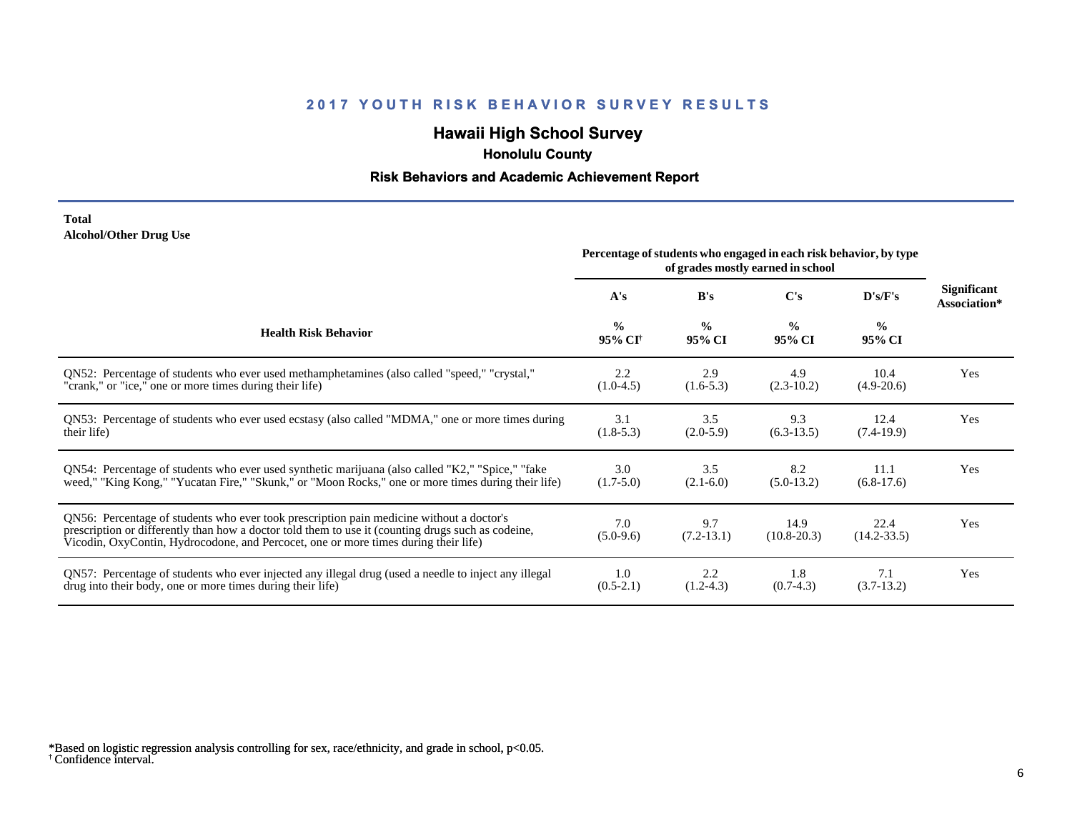# 2017 YOUTH RISK BEHAVIOR SURVEY RESULTS

## Hawaii High School Survey

### Honolulu County

### Risk Behaviors and Academic Achievement Report

**Total**
**Alcohol/Other Drug Use**

| Health Risk Behavior | Percentage of students who engaged in each risk behavior, by type of grades mostly earned in school | | | | Significant Association* |
|---|---|---|---|---|---|
| | A's | B's | C's | D's/F's | |
| | % 95% CI† | % 95% CI | % 95% CI | % 95% CI | |
| QN52: Percentage of students who ever used methamphetamines (also called "speed," "crystal," "crank," or "ice," one or more times during their life) | 2.2 (1.0-4.5) | 2.9 (1.6-5.3) | 4.9 (2.3-10.2) | 10.4 (4.9-20.6) | Yes |
| QN53: Percentage of students who ever used ecstasy (also called "MDMA," one or more times during their life) | 3.1 (1.8-5.3) | 3.5 (2.0-5.9) | 9.3 (6.3-13.5) | 12.4 (7.4-19.9) | Yes |
| QN54: Percentage of students who ever used synthetic marijuana (also called "K2," "Spice," "fake weed," "King Kong," "Yucatan Fire," "Skunk," or "Moon Rocks," one or more times during their life) | 3.0 (1.7-5.0) | 3.5 (2.1-6.0) | 8.2 (5.0-13.2) | 11.1 (6.8-17.6) | Yes |
| QN56: Percentage of students who ever took prescription pain medicine without a doctor's prescription or differently than how a doctor told them to use it (counting drugs such as codeine, Vicodin, OxyContin, Hydrocodone, and Percocet, one or more times during their life) | 7.0 (5.0-9.6) | 9.7 (7.2-13.1) | 14.9 (10.8-20.3) | 22.4 (14.2-33.5) | Yes |
| QN57: Percentage of students who ever injected any illegal drug (used a needle to inject any illegal drug into their body, one or more times during their life) | 1.0 (0.5-2.1) | 2.2 (1.2-4.3) | 1.8 (0.7-4.3) | 7.1 (3.7-13.2) | Yes |

*Based on logistic regression analysis controlling for sex, race/ethnicity, and grade in school, $p<0.05$.
† Confidence interval.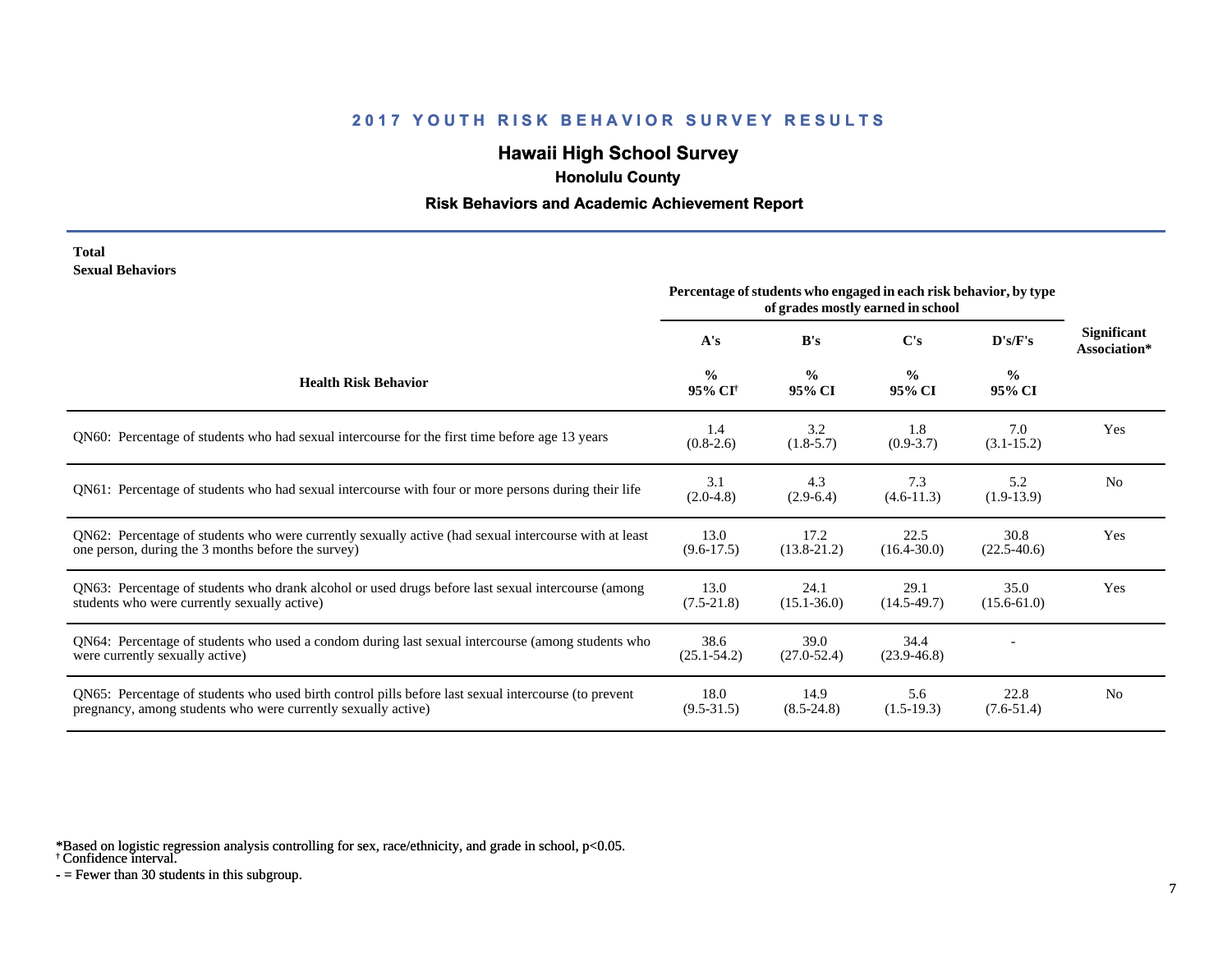## 2017 YOUTH RISK BEHAVIOR SURVEY RESULTS

### Hawaii High School Survey

**Honolulu County**

**Risk Behaviors and Academic Achievement Report**

**Total**
**Sexual Behaviors**

| Health Risk Behavior | Percentage of students who engaged in each risk behavior, by type of grades mostly earned in school | | | | Significant Association* |
|---|---|---|---|---|---|
| | A's | B's | C's | D's/F's | |
| | % 95% CI† | % 95% CI | % 95% CI | % 95% CI | |
| QN60: Percentage of students who had sexual intercourse for the first time before age 13 years | 1.4 (0.8-2.6) | 3.2 (1.8-5.7) | 1.8 (0.9-3.7) | 7.0 (3.1-15.2) | Yes |
| QN61: Percentage of students who had sexual intercourse with four or more persons during their life | 3.1 (2.0-4.8) | 4.3 (2.9-6.4) | 7.3 (4.6-11.3) | 5.2 (1.9-13.9) | No |
| QN62: Percentage of students who were currently sexually active (had sexual intercourse with at least one person, during the 3 months before the survey) | 13.0 (9.6-17.5) | 17.2 (13.8-21.2) | 22.5 (16.4-30.0) | 30.8 (22.5-40.6) | Yes |
| QN63: Percentage of students who drank alcohol or used drugs before last sexual intercourse (among students who were currently sexually active) | 13.0 (7.5-21.8) | 24.1 (15.1-36.0) | 29.1 (14.5-49.7) | 35.0 (15.6-61.0) | Yes |
| QN64: Percentage of students who used a condom during last sexual intercourse (among students who were currently sexually active) | 38.6 (25.1-54.2) | 39.0 (27.0-52.4) | 34.4 (23.9-46.8) | - | |
| QN65: Percentage of students who used birth control pills before last sexual intercourse (to prevent pregnancy, among students who were currently sexually active) | 18.0 (9.5-31.5) | 14.9 (8.5-24.8) | 5.6 (1.5-19.3) | 22.8 (7.6-51.4) | No |

*Based on logistic regression analysis controlling for sex, race/ethnicity, and grade in school, $p<0.05$.
† Confidence interval.
- = Fewer than 30 students in this subgroup.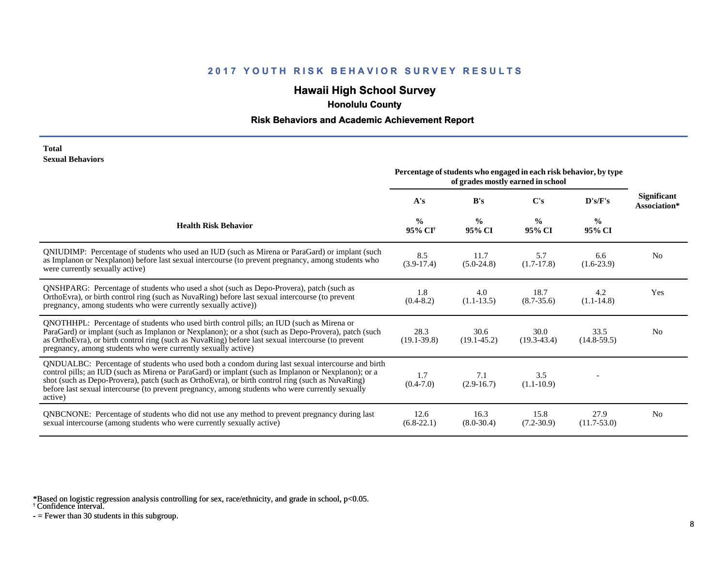# 2017 YOUTH RISK BEHAVIOR SURVEY RESULTS

## Hawaii High School Survey

### Honolulu County

### Risk Behaviors and Academic Achievement Report

**Total**
**Sexual Behaviors**

| Health Risk Behavior | Percentage of students who engaged in each risk behavior, by type of grades mostly earned in school | | | | Significant Association* |
|---|---|---|---|---|---|
| | A's | B's | C's | D's/F's | |
| | % 95% CI[†] | % 95% CI | % 95% CI | % 95% CI | |
| QNIUDIMP: Percentage of students who used an IUD (such as Mirena or ParaGard) or implant (such as Implanon or Nexplanon) before last sexual intercourse (to prevent pregnancy, among students who were currently sexually active) | 8.5 (3.9-17.4) | 11.7 (5.0-24.8) | 5.7 (1.7-17.8) | 6.6 (1.6-23.9) | No |
| QNSHPARG: Percentage of students who used a shot (such as Depo-Provera), patch (such as OrthoEvra), or birth control ring (such as NuvaRing) before last sexual intercourse (to prevent pregnancy, among students who were currently sexually active)) | 1.8 (0.4-8.2) | 4.0 (1.1-13.5) | 18.7 (8.7-35.6) | 4.2 (1.1-14.8) | Yes |
| QNOTHHPL: Percentage of students who used birth control pills; an IUD (such as Mirena or ParaGard) or implant (such as Implanon or Nexplanon); or a shot (such as Depo-Provera), patch (such as OrthoEvra), or birth control ring (such as NuvaRing) before last sexual intercourse (to prevent pregnancy, among students who were currently sexually active) | 28.3 (19.1-39.8) | 30.6 (19.1-45.2) | 30.0 (19.3-43.4) | 33.5 (14.8-59.5) | No |
| QNDUALBC: Percentage of students who used both a condom during last sexual intercourse and birth control pills; an IUD (such as Mirena or ParaGard) or implant (such as Implanon or Nexplanon); or a shot (such as Depo-Provera), patch (such as OrthoEvra), or birth control ring (such as NuvaRing) before last sexual intercourse (to prevent pregnancy, among students who were currently sexually active) | 1.7 (0.4-7.0) | 7.1 (2.9-16.7) | 3.5 (1.1-10.9) | - | |
| QNBCNONE: Percentage of students who did not use any method to prevent pregnancy during last sexual intercourse (among students who were currently sexually active) | 12.6 (6.8-22.1) | 16.3 (8.0-30.4) | 15.8 (7.2-30.9) | 27.9 (11.7-53.0) | No |

*Based on logistic regression analysis controlling for sex, race/ethnicity, and grade in school, $p<0.05$.
[†] Confidence interval.
- = Fewer than 30 students in this subgroup.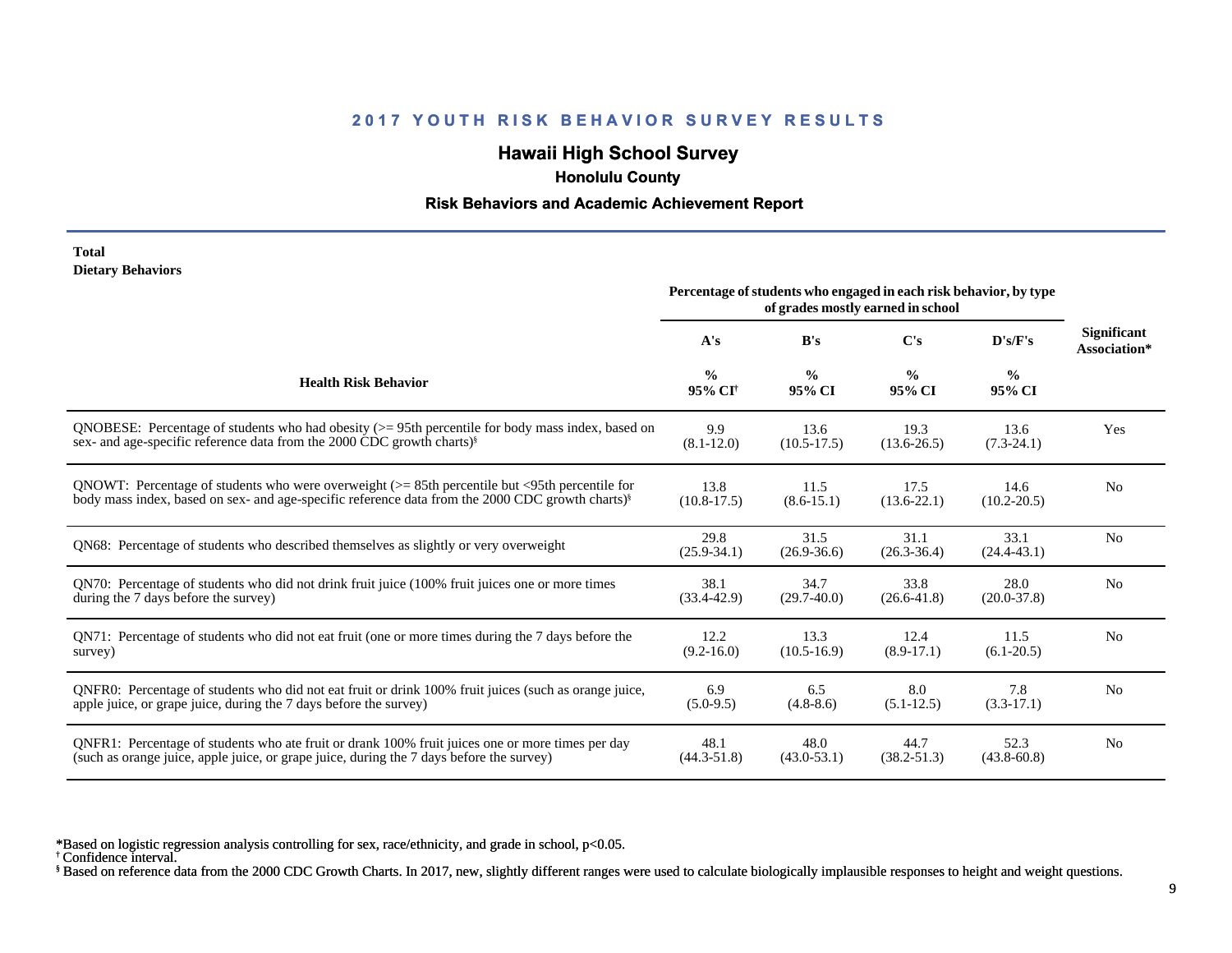## 2017 YOUTH RISK BEHAVIOR SURVEY RESULTS

# Hawaii High School Survey

### Honolulu County

### Risk Behaviors and Academic Achievement Report

**Total**
**Dietary Behaviors**

| Health Risk Behavior | Percentage of students who engaged in each risk behavior, by type of grades mostly earned in school | | | | Significant Association* |
|---|---|---|---|---|---|
| | A's | B's | C's | D's/F's | |
| | % 95% CI[†] | % 95% CI | % 95% CI | % 95% CI | |
| QNOBESE: Percentage of students who had obesity (>= 95th percentile for body mass index, based on sex- and age-specific reference data from the 2000 CDC growth charts)[§] | 9.9 (8.1-12.0) | 13.6 (10.5-17.5) | 19.3 (13.6-26.5) | 13.6 (7.3-24.1) | Yes |
| QNOWT: Percentage of students who were overweight (>= 85th percentile but <95th percentile for body mass index, based on sex- and age-specific reference data from the 2000 CDC growth charts)[§] | 13.8 (10.8-17.5) | 11.5 (8.6-15.1) | 17.5 (13.6-22.1) | 14.6 (10.2-20.5) | No |
| QN68: Percentage of students who described themselves as slightly or very overweight | 29.8 (25.9-34.1) | 31.5 (26.9-36.6) | 31.1 (26.3-36.4) | 33.1 (24.4-43.1) | No |
| QN70: Percentage of students who did not drink fruit juice (100% fruit juices one or more times during the 7 days before the survey) | 38.1 (33.4-42.9) | 34.7 (29.7-40.0) | 33.8 (26.6-41.8) | 28.0 (20.0-37.8) | No |
| QN71: Percentage of students who did not eat fruit (one or more times during the 7 days before the survey) | 12.2 (9.2-16.0) | 13.3 (10.5-16.9) | 12.4 (8.9-17.1) | 11.5 (6.1-20.5) | No |
| QNFR0: Percentage of students who did not eat fruit or drink 100% fruit juices (such as orange juice, apple juice, or grape juice, during the 7 days before the survey) | 6.9 (5.0-9.5) | 6.5 (4.8-8.6) | 8.0 (5.1-12.5) | 7.8 (3.3-17.1) | No |
| QNFR1: Percentage of students who ate fruit or drank 100% fruit juices one or more times per day (such as orange juice, apple juice, or grape juice, during the 7 days before the survey) | 48.1 (44.3-51.8) | 48.0 (43.0-53.1) | 44.7 (38.2-51.3) | 52.3 (43.8-60.8) | No |

*Based on logistic regression analysis controlling for sex, race/ethnicity, and grade in school, $p<0.05$.
[†] Confidence interval.
[§] Based on reference data from the 2000 CDC Growth Charts. In 2017, new, slightly different ranges were used to calculate biologically implausible responses to height and weight questions.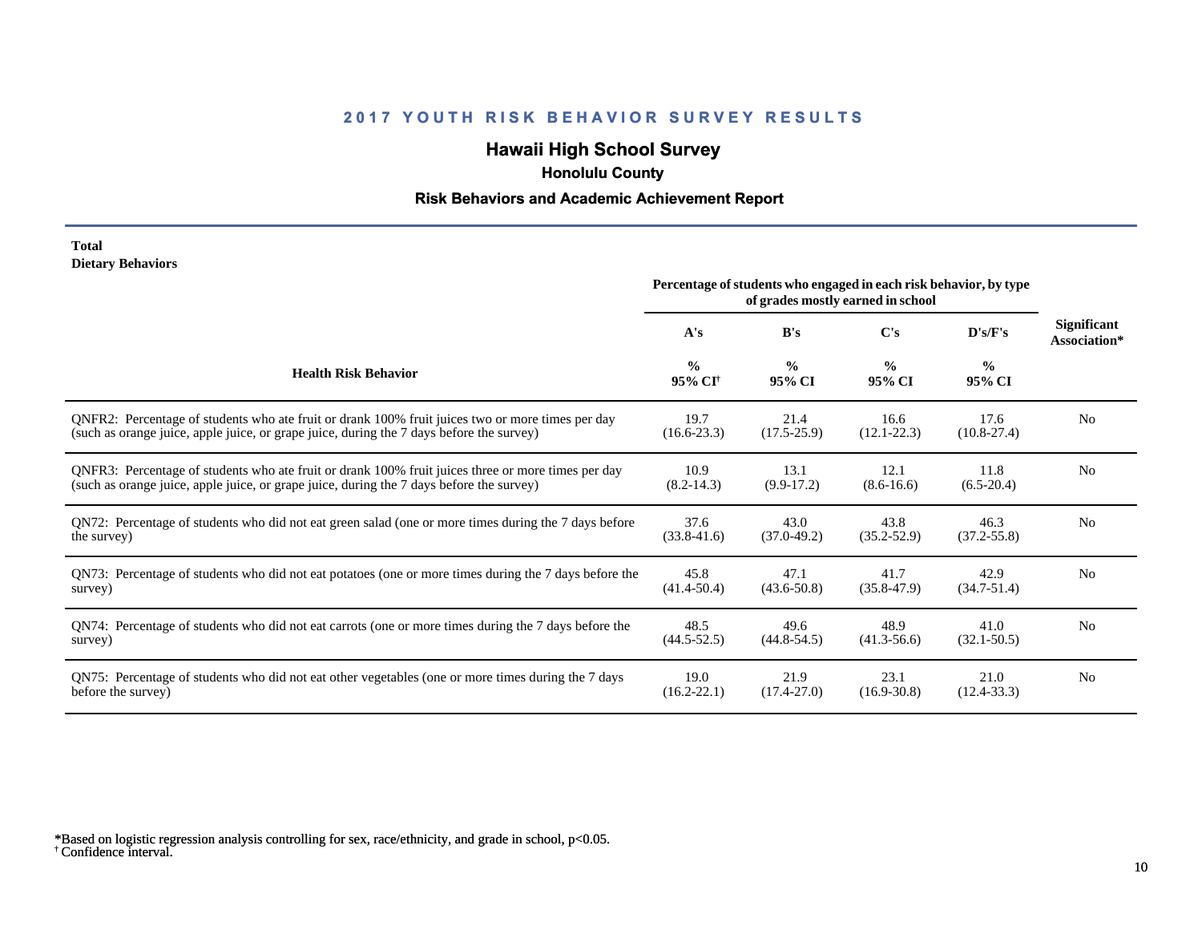# 2017 YOUTH RISK BEHAVIOR SURVEY RESULTS

## Hawaii High School Survey

### Honolulu County

### Risk Behaviors and Academic Achievement Report

**Total**
**Dietary Behaviors**

| Health Risk Behavior | Percentage of students who engaged in each risk behavior, by type of grades mostly earned in school | | | | Significant Association* |
|---|---|---|---|---|---|
| | A's | B's | C's | D's/F's | |
| | % 95% CI[†] | % 95% CI | % 95% CI | % 95% CI | |
| QNFR2: Percentage of students who ate fruit or drank 100% fruit juices two or more times per day (such as orange juice, apple juice, or grape juice, during the 7 days before the survey) | 19.7 (16.6-23.3) | 21.4 (17.5-25.9) | 16.6 (12.1-22.3) | 17.6 (10.8-27.4) | No |
| QNFR3: Percentage of students who ate fruit or drank 100% fruit juices three or more times per day (such as orange juice, apple juice, or grape juice, during the 7 days before the survey) | 10.9 (8.2-14.3) | 13.1 (9.9-17.2) | 12.1 (8.6-16.6) | 11.8 (6.5-20.4) | No |
| QN72: Percentage of students who did not eat green salad (one or more times during the 7 days before the survey) | 37.6 (33.8-41.6) | 43.0 (37.0-49.2) | 43.8 (35.2-52.9) | 46.3 (37.2-55.8) | No |
| QN73: Percentage of students who did not eat potatoes (one or more times during the 7 days before the survey) | 45.8 (41.4-50.4) | 47.1 (43.6-50.8) | 41.7 (35.8-47.9) | 42.9 (34.7-51.4) | No |
| QN74: Percentage of students who did not eat carrots (one or more times during the 7 days before the survey) | 48.5 (44.5-52.5) | 49.6 (44.8-54.5) | 48.9 (41.3-56.6) | 41.0 (32.1-50.5) | No |
| QN75: Percentage of students who did not eat other vegetables (one or more times during the 7 days before the survey) | 19.0 (16.2-22.1) | 21.9 (17.4-27.0) | 23.1 (16.9-30.8) | 21.0 (12.4-33.3) | No |

*Based on logistic regression analysis controlling for sex, race/ethnicity, and grade in school, $p<0.05$.
[†] Confidence interval.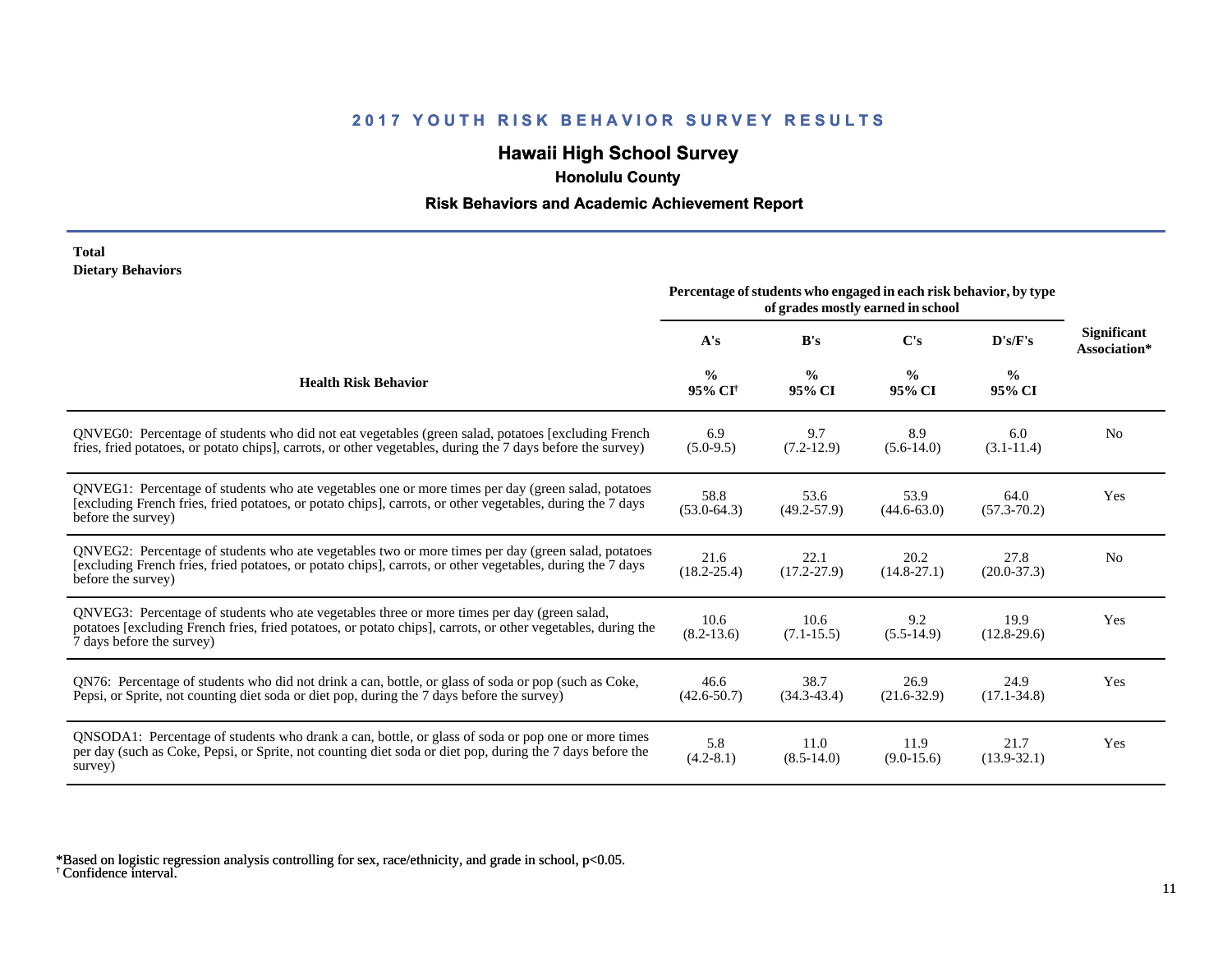# 2017 YOUTH RISK BEHAVIOR SURVEY RESULTS

## Hawaii High School Survey

### Honolulu County

### Risk Behaviors and Academic Achievement Report

**Total**
**Dietary Behaviors**

| Health Risk Behavior | Percentage of students who engaged in each risk behavior, by type of grades mostly earned in school | | | | Significant Association* |
|---|---|---|---|---|---|
| | A's | B's | C's | D's/F's | |
| | % 95% CI[†] | % 95% CI | % 95% CI | % 95% CI | |
| QNVEG0: Percentage of students who did not eat vegetables (green salad, potatoes [excluding French fries, fried potatoes, or potato chips], carrots, or other vegetables, during the 7 days before the survey) | 6.9 (5.0-9.5) | 9.7 (7.2-12.9) | 8.9 (5.6-14.0) | 6.0 (3.1-11.4) | No |
| QNVEG1: Percentage of students who ate vegetables one or more times per day (green salad, potatoes [excluding French fries, fried potatoes, or potato chips], carrots, or other vegetables, during the 7 days before the survey) | 58.8 (53.0-64.3) | 53.6 (49.2-57.9) | 53.9 (44.6-63.0) | 64.0 (57.3-70.2) | Yes |
| QNVEG2: Percentage of students who ate vegetables two or more times per day (green salad, potatoes [excluding French fries, fried potatoes, or potato chips], carrots, or other vegetables, during the 7 days before the survey) | 21.6 (18.2-25.4) | 22.1 (17.2-27.9) | 20.2 (14.8-27.1) | 27.8 (20.0-37.3) | No |
| QNVEG3: Percentage of students who ate vegetables three or more times per day (green salad, potatoes [excluding French fries, fried potatoes, or potato chips], carrots, or other vegetables, during the 7 days before the survey) | 10.6 (8.2-13.6) | 10.6 (7.1-15.5) | 9.2 (5.5-14.9) | 19.9 (12.8-29.6) | Yes |
| QN76: Percentage of students who did not drink a can, bottle, or glass of soda or pop (such as Coke, Pepsi, or Sprite, not counting diet soda or diet pop, during the 7 days before the survey) | 46.6 (42.6-50.7) | 38.7 (34.3-43.4) | 26.9 (21.6-32.9) | 24.9 (17.1-34.8) | Yes |
| QNSODA1: Percentage of students who drank a can, bottle, or glass of soda or pop one or more times per day (such as Coke, Pepsi, or Sprite, not counting diet soda or diet pop, during the 7 days before the survey) | 5.8 (4.2-8.1) | 11.0 (8.5-14.0) | 11.9 (9.0-15.6) | 21.7 (13.9-32.1) | Yes |

*Based on logistic regression analysis controlling for sex, race/ethnicity, and grade in school, $p<0.05$.
[†] Confidence interval.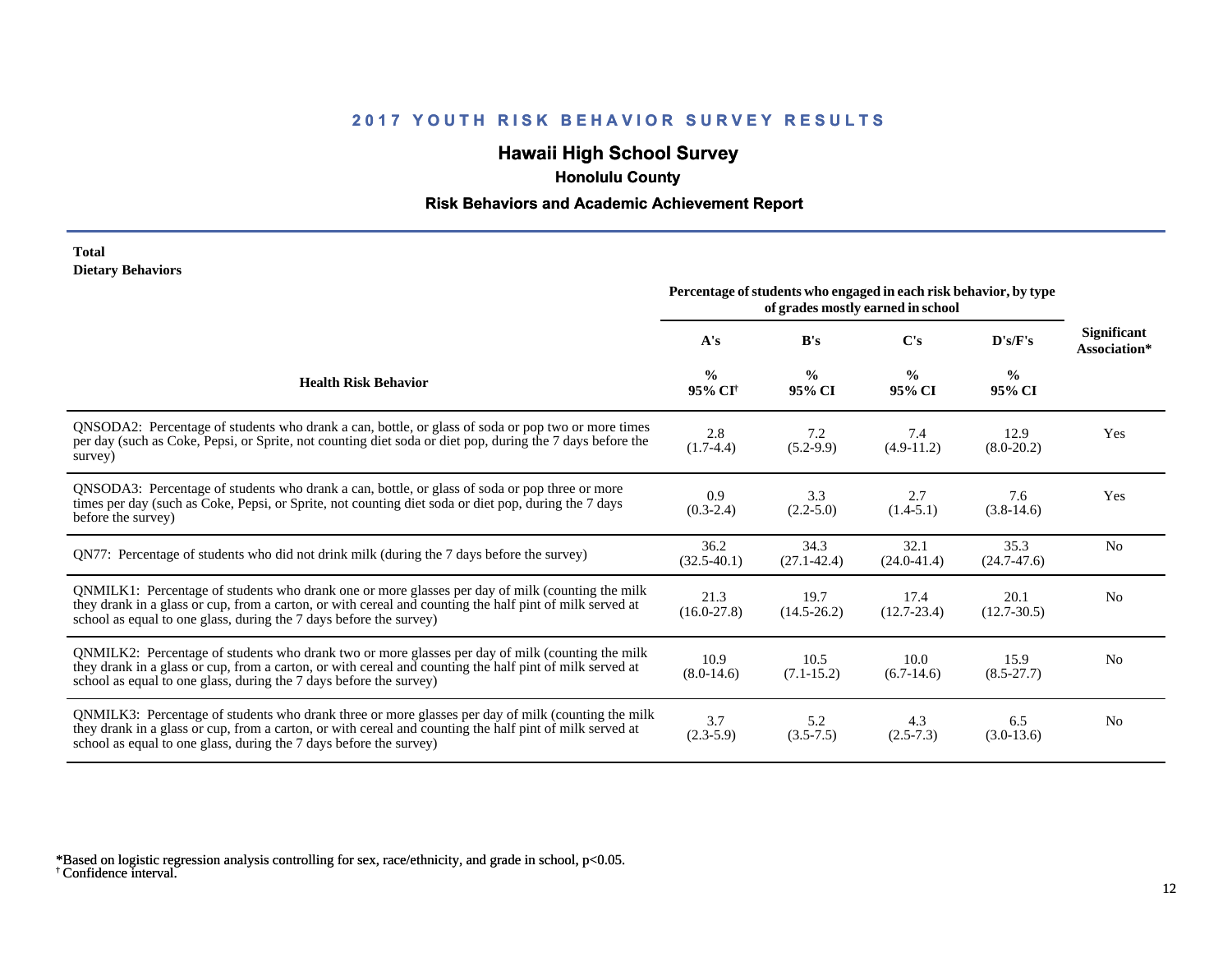# 2017 YOUTH RISK BEHAVIOR SURVEY RESULTS

## Hawaii High School Survey

### Honolulu County

### Risk Behaviors and Academic Achievement Report

**Total**
**Dietary Behaviors**

| Health Risk Behavior | A's<br>%<br>95% CI† | B's<br>%<br>95% CI | C's<br>%<br>95% CI | D's/F's<br>%<br>95% CI | Significant Association* |
|---|---|---|---|---|---|
| | Percentage of students who engaged in each risk behavior, by type of grades mostly earned in school | | | | |
| QNSODA2: Percentage of students who drank a can, bottle, or glass of soda or pop two or more times per day (such as Coke, Pepsi, or Sprite, not counting diet soda or diet pop, during the 7 days before the survey) | 2.8<br>(1.7-4.4) | 7.2<br>(5.2-9.9) | 7.4<br>(4.9-11.2) | 12.9<br>(8.0-20.2) | Yes |
| QNSODA3: Percentage of students who drank a can, bottle, or glass of soda or pop three or more times per day (such as Coke, Pepsi, or Sprite, not counting diet soda or diet pop, during the 7 days before the survey) | 0.9<br>(0.3-2.4) | 3.3<br>(2.2-5.0) | 2.7<br>(1.4-5.1) | 7.6<br>(3.8-14.6) | Yes |
| QN77: Percentage of students who did not drink milk (during the 7 days before the survey) | 36.2<br>(32.5-40.1) | 34.3<br>(27.1-42.4) | 32.1<br>(24.0-41.4) | 35.3<br>(24.7-47.6) | No |
| QNMILK1: Percentage of students who drank one or more glasses per day of milk (counting the milk they drank in a glass or cup, from a carton, or with cereal and counting the half pint of milk served at school as equal to one glass, during the 7 days before the survey) | 21.3<br>(16.0-27.8) | 19.7<br>(14.5-26.2) | 17.4<br>(12.7-23.4) | 20.1<br>(12.7-30.5) | No |
| QNMILK2: Percentage of students who drank two or more glasses per day of milk (counting the milk they drank in a glass or cup, from a carton, or with cereal and counting the half pint of milk served at school as equal to one glass, during the 7 days before the survey) | 10.9<br>(8.0-14.6) | 10.5<br>(7.1-15.2) | 10.0<br>(6.7-14.6) | 15.9<br>(8.5-27.7) | No |
| QNMILK3: Percentage of students who drank three or more glasses per day of milk (counting the milk they drank in a glass or cup, from a carton, or with cereal and counting the half pint of milk served at school as equal to one glass, during the 7 days before the survey) | 3.7<br>(2.3-5.9) | 5.2<br>(3.5-7.5) | 4.3<br>(2.5-7.3) | 6.5<br>(3.0-13.6) | No |

*Based on logistic regression analysis controlling for sex, race/ethnicity, and grade in school, $p<0.05$.
† Confidence interval.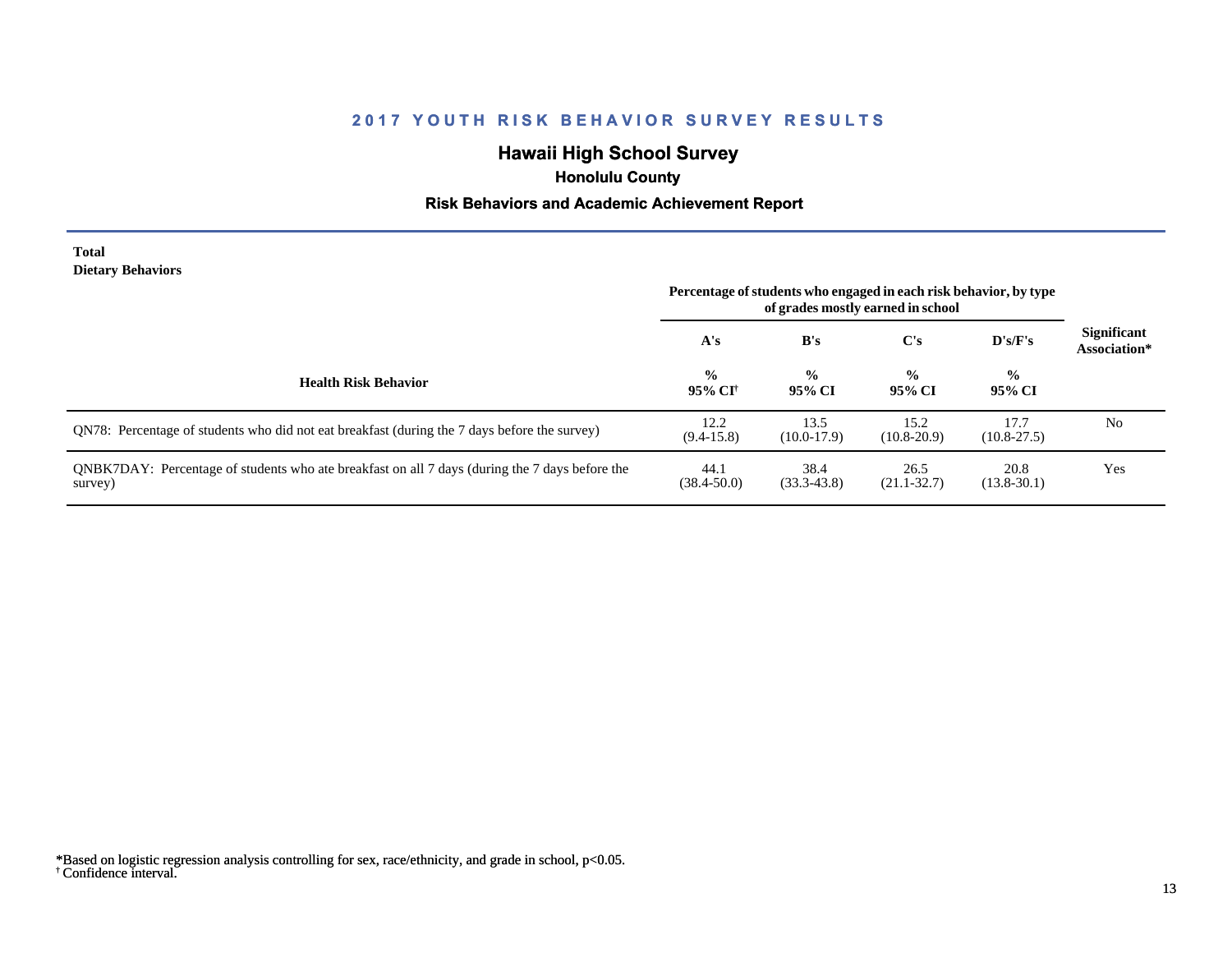# 2017 YOUTH RISK BEHAVIOR SURVEY RESULTS

## Hawaii High School Survey

### Honolulu County

### Risk Behaviors and Academic Achievement Report

**Total**
**Dietary Behaviors**

| Health Risk Behavior | Percentage of students who engaged in each risk behavior, by type of grades mostly earned in school | | | | Significant Association* |
|---|---|---|---|---|---|
| | A's | B's | C's | D's/F's | |
| | % 95% CI[†] | % 95% CI | % 95% CI | % 95% CI | |
| QN78: Percentage of students who did not eat breakfast (during the 7 days before the survey) | 12.2 (9.4-15.8) | 13.5 (10.0-17.9) | 15.2 (10.8-20.9) | 17.7 (10.8-27.5) | No |
| QNBK7DAY: Percentage of students who ate breakfast on all 7 days (during the 7 days before the survey) | 44.1 (38.4-50.0) | 38.4 (33.3-43.8) | 26.5 (21.1-32.7) | 20.8 (13.8-30.1) | Yes |

*Based on logistic regression analysis controlling for sex, race/ethnicity, and grade in school, $p<0.05$.
[†] Confidence interval.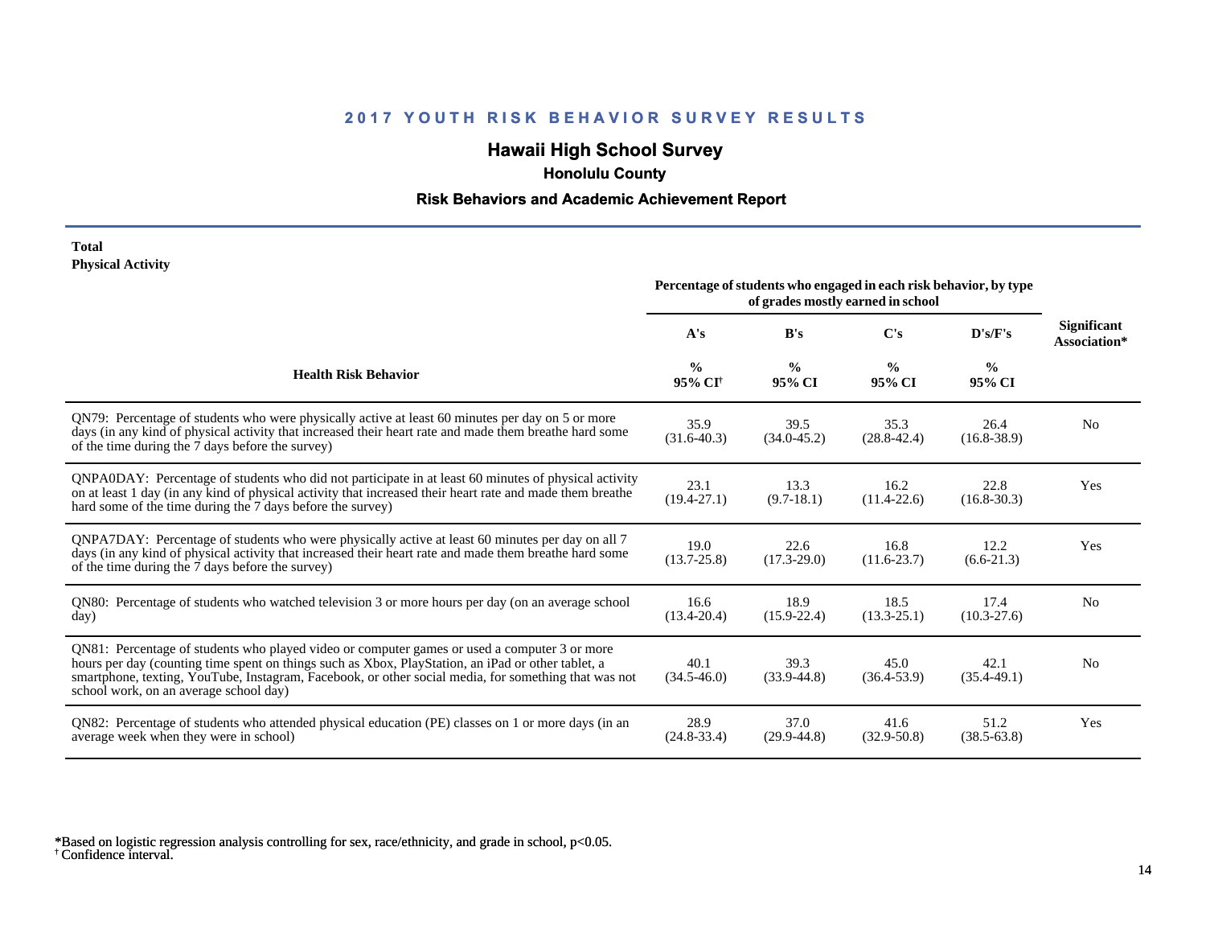## 2017 YOUTH RISK BEHAVIOR SURVEY RESULTS

### Hawaii High School Survey

**Honolulu County**

**Risk Behaviors and Academic Achievement Report**

**Total**
**Physical Activity**

| Health Risk Behavior | Percentage of students who engaged in each risk behavior, by type of grades mostly earned in school | | | | Significant Association* |
|---|---|---|---|---|---|
| | A's | B's | C's | D's/F's | |
| | % 95% CI[†] | % 95% CI | % 95% CI | % 95% CI | |
| QN79: Percentage of students who were physically active at least 60 minutes per day on 5 or more days (in any kind of physical activity that increased their heart rate and made them breathe hard some of the time during the 7 days before the survey) | 35.9 (31.6-40.3) | 39.5 (34.0-45.2) | 35.3 (28.8-42.4) | 26.4 (16.8-38.9) | No |
| QNPA0DAY: Percentage of students who did not participate in at least 60 minutes of physical activity on at least 1 day (in any kind of physical activity that increased their heart rate and made them breathe hard some of the time during the 7 days before the survey) | 23.1 (19.4-27.1) | 13.3 (9.7-18.1) | 16.2 (11.4-22.6) | 22.8 (16.8-30.3) | Yes |
| QNPA7DAY: Percentage of students who were physically active at least 60 minutes per day on all 7 days (in any kind of physical activity that increased their heart rate and made them breathe hard some of the time during the 7 days before the survey) | 19.0 (13.7-25.8) | 22.6 (17.3-29.0) | 16.8 (11.6-23.7) | 12.2 (6.6-21.3) | Yes |
| QN80: Percentage of students who watched television 3 or more hours per day (on an average school day) | 16.6 (13.4-20.4) | 18.9 (15.9-22.4) | 18.5 (13.3-25.1) | 17.4 (10.3-27.6) | No |
| QN81: Percentage of students who played video or computer games or used a computer 3 or more hours per day (counting time spent on things such as Xbox, PlayStation, an iPad or other tablet, a smartphone, texting, YouTube, Instagram, Facebook, or other social media, for something that was not school work, on an average school day) | 40.1 (34.5-46.0) | 39.3 (33.9-44.8) | 45.0 (36.4-53.9) | 42.1 (35.4-49.1) | No |
| QN82: Percentage of students who attended physical education (PE) classes on 1 or more days (in an average week when they were in school) | 28.9 (24.8-33.4) | 37.0 (29.9-44.8) | 41.6 (32.9-50.8) | 51.2 (38.5-63.8) | Yes |

*Based on logistic regression analysis controlling for sex, race/ethnicity, and grade in school, $p<0.05$.
† Confidence interval.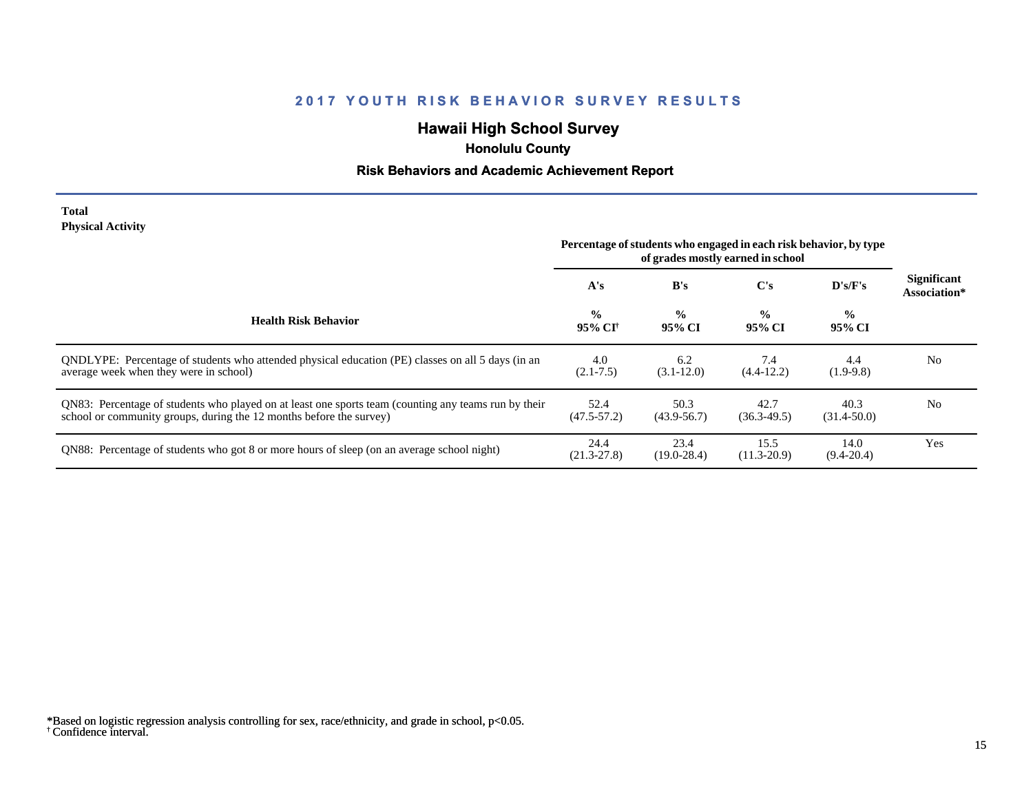# 2017 YOUTH RISK BEHAVIOR SURVEY RESULTS

## Hawaii High School Survey

### Honolulu County

### Risk Behaviors and Academic Achievement Report

**Total**
**Physical Activity**

| Health Risk Behavior | Percentage of students who engaged in each risk behavior, by type of grades mostly earned in school | | | | Significant Association* |
|---|---|---|---|---|---|
| | A's | B's | C's | D's/F's | |
| | % 95% CI† | % 95% CI | % 95% CI | % 95% CI | |
| QNDLYPE: Percentage of students who attended physical education (PE) classes on all 5 days (in an average week when they were in school) | 4.0 (2.1-7.5) | 6.2 (3.1-12.0) | 7.4 (4.4-12.2) | 4.4 (1.9-9.8) | No |
| QN83: Percentage of students who played on at least one sports team (counting any teams run by their school or community groups, during the 12 months before the survey) | 52.4 (47.5-57.2) | 50.3 (43.9-56.7) | 42.7 (36.3-49.5) | 40.3 (31.4-50.0) | No |
| QN88: Percentage of students who got 8 or more hours of sleep (on an average school night) | 24.4 (21.3-27.8) | 23.4 (19.0-28.4) | 15.5 (11.3-20.9) | 14.0 (9.4-20.4) | Yes |

*Based on logistic regression analysis controlling for sex, race/ethnicity, and grade in school, $p<0.05$.
† Confidence interval.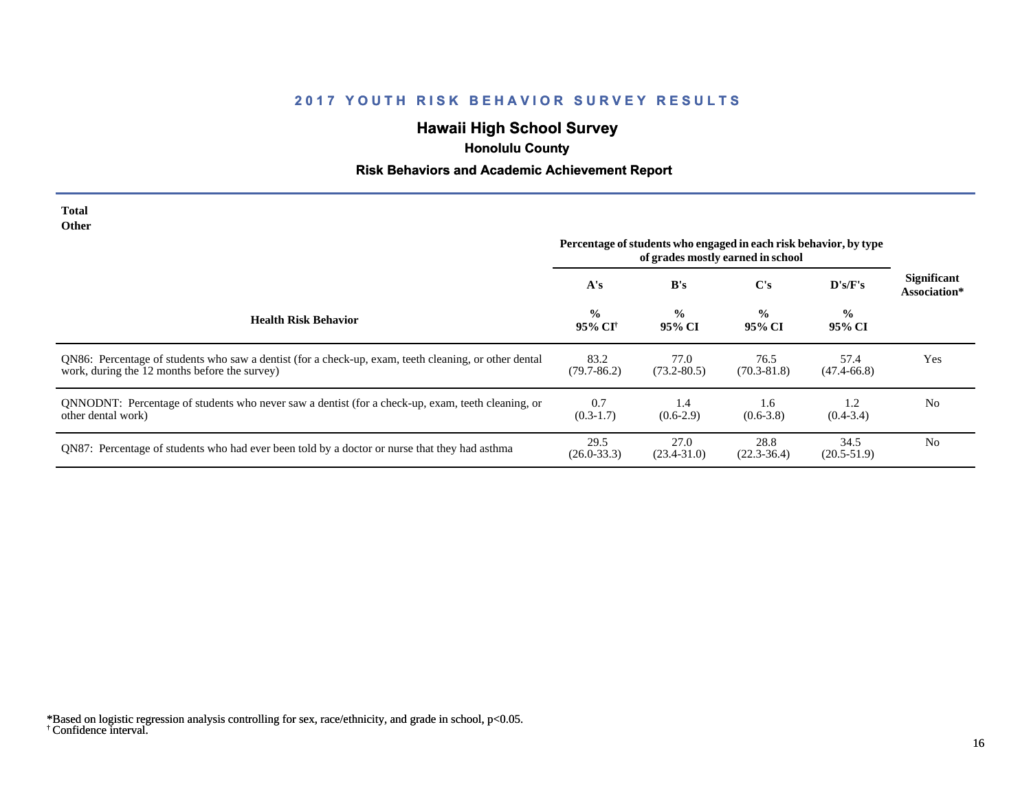## 2017 YOUTH RISK BEHAVIOR SURVEY RESULTS

### Hawaii High School Survey

**Honolulu County**

**Risk Behaviors and Academic Achievement Report**

**Total**
**Other**

| Health Risk Behavior | Percentage of students who engaged in each risk behavior, by type of grades mostly earned in school | | | | Significant Association* |
|---|---|---|---|---|---|
| | A's | B's | C's | D's/F's | |
| | % 95% CI[†] | % 95% CI | % 95% CI | % 95% CI | |
| QN86: Percentage of students who saw a dentist (for a check-up, exam, teeth cleaning, or other dental work, during the 12 months before the survey) | 83.2 (79.7-86.2) | 77.0 (73.2-80.5) | 76.5 (70.3-81.8) | 57.4 (47.4-66.8) | Yes |
| QNNODNT: Percentage of students who never saw a dentist (for a check-up, exam, teeth cleaning, or other dental work) | 0.7 (0.3-1.7) | 1.4 (0.6-2.9) | 1.6 (0.6-3.8) | 1.2 (0.4-3.4) | No |
| QN87: Percentage of students who had ever been told by a doctor or nurse that they had asthma | 29.5 (26.0-33.3) | 27.0 (23.4-31.0) | 28.8 (22.3-36.4) | 34.5 (20.5-51.9) | No |

*Based on logistic regression analysis controlling for sex, race/ethnicity, and grade in school, $p<0.05$.
[†] Confidence interval.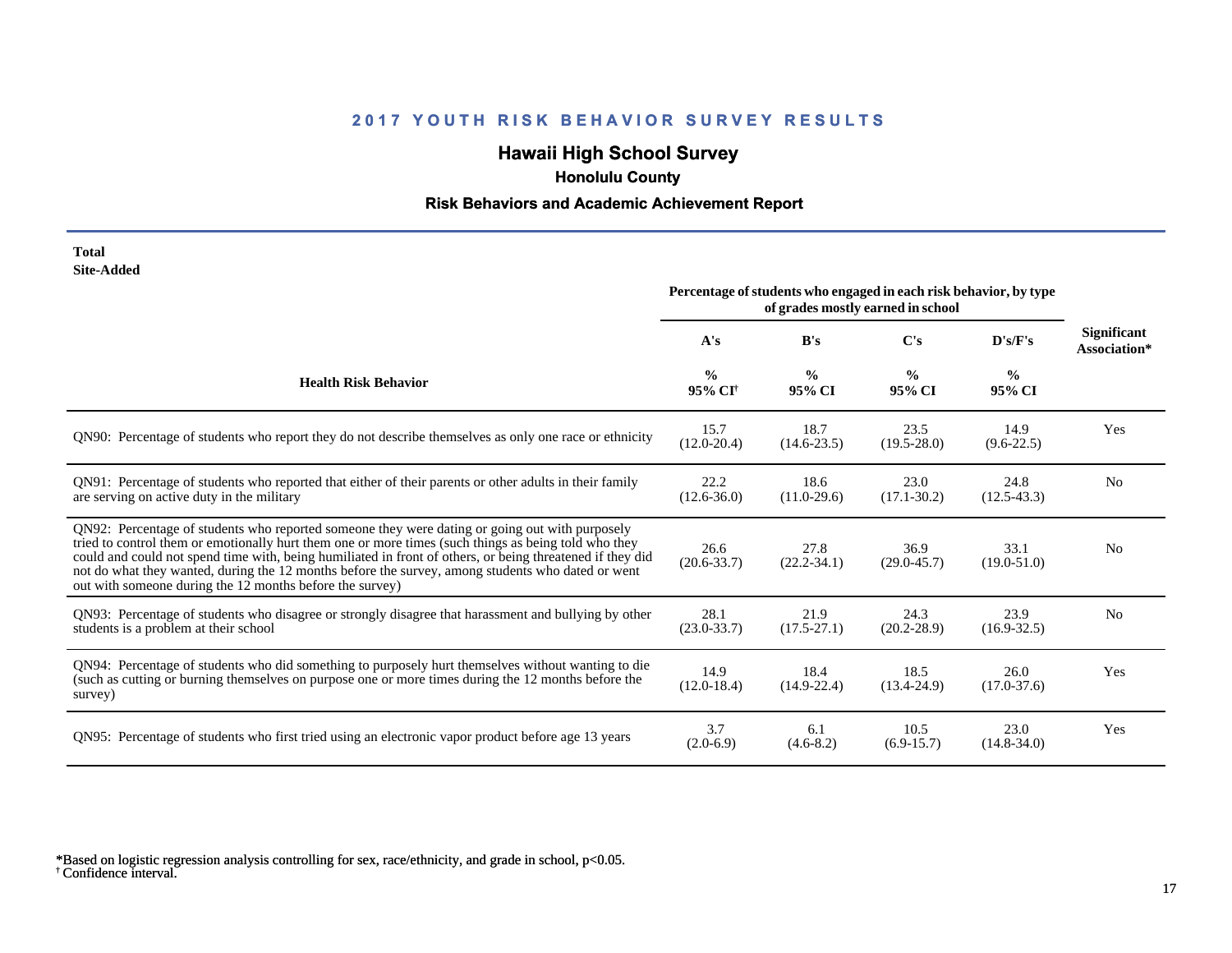## 2017 YOUTH RISK BEHAVIOR SURVEY RESULTS

## Hawaii High School Survey

### Honolulu County

### Risk Behaviors and Academic Achievement Report

**Total**
**Site-Added**

| Health Risk Behavior | Percentage of students who engaged in each risk behavior, by type of grades mostly earned in school | | | | Significant Association* |
|---|---|---|---|---|---|
| | A's | B's | C's | D's/F's | |
| | % 95% CI[†] | % 95% CI | % 95% CI | % 95% CI | |
| QN90: Percentage of students who report they do not describe themselves as only one race or ethnicity | 15.7 (12.0-20.4) | 18.7 (14.6-23.5) | 23.5 (19.5-28.0) | 14.9 (9.6-22.5) | Yes |
| QN91: Percentage of students who reported that either of their parents or other adults in their family are serving on active duty in the military | 22.2 (12.6-36.0) | 18.6 (11.0-29.6) | 23.0 (17.1-30.2) | 24.8 (12.5-43.3) | No |
| QN92: Percentage of students who reported someone they were dating or going out with purposely tried to control them or emotionally hurt them one or more times (such things as being told who they could and could not spend time with, being humiliated in front of others, or being threatened if they did not do what they wanted, during the 12 months before the survey, among students who dated or went out with someone during the 12 months before the survey) | 26.6 (20.6-33.7) | 27.8 (22.2-34.1) | 36.9 (29.0-45.7) | 33.1 (19.0-51.0) | No |
| QN93: Percentage of students who disagree or strongly disagree that harassment and bullying by other students is a problem at their school | 28.1 (23.0-33.7) | 21.9 (17.5-27.1) | 24.3 (20.2-28.9) | 23.9 (16.9-32.5) | No |
| QN94: Percentage of students who did something to purposely hurt themselves without wanting to die (such as cutting or burning themselves on purpose one or more times during the 12 months before the survey) | 14.9 (12.0-18.4) | 18.4 (14.9-22.4) | 18.5 (13.4-24.9) | 26.0 (17.0-37.6) | Yes |
| QN95: Percentage of students who first tried using an electronic vapor product before age 13 years | 3.7 (2.0-6.9) | 6.1 (4.6-8.2) | 10.5 (6.9-15.7) | 23.0 (14.8-34.0) | Yes |

*Based on logistic regression analysis controlling for sex, race/ethnicity, and grade in school, $p<0.05$.
[†] Confidence interval.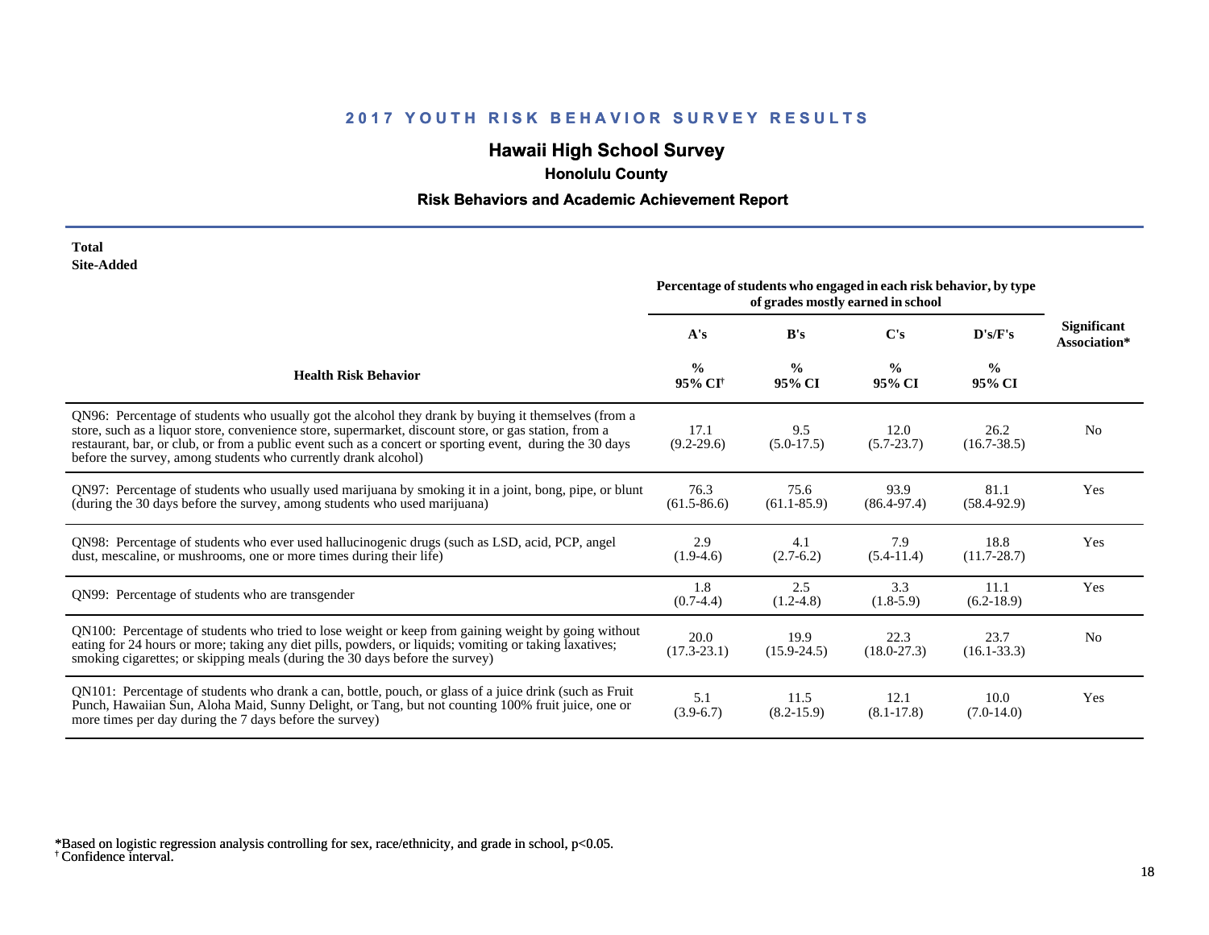## 2017 YOUTH RISK BEHAVIOR SURVEY RESULTS

### Hawaii High School Survey

#### Honolulu County

#### Risk Behaviors and Academic Achievement Report

**Total**
**Site-Added**

| Health Risk Behavior | Percentage of students who engaged in each risk behavior, by type of grades mostly earned in school | | | | Significant Association* |
|---|---|---|---|---|---|
| | A's | B's | C's | D's/F's | |
| | % 95% CI[†] | % 95% CI | % 95% CI | % 95% CI | |
| QN96: Percentage of students who usually got the alcohol they drank by buying it themselves (from a store, such as a liquor store, convenience store, supermarket, discount store, or gas station, from a restaurant, bar, or club, or from a public event such as a concert or sporting event, during the 30 days before the survey, among students who currently drank alcohol) | 17.1 (9.2-29.6) | 9.5 (5.0-17.5) | 12.0 (5.7-23.7) | 26.2 (16.7-38.5) | No |
| QN97: Percentage of students who usually used marijuana by smoking it in a joint, bong, pipe, or blunt (during the 30 days before the survey, among students who used marijuana) | 76.3 (61.5-86.6) | 75.6 (61.1-85.9) | 93.9 (86.4-97.4) | 81.1 (58.4-92.9) | Yes |
| QN98: Percentage of students who ever used hallucinogenic drugs (such as LSD, acid, PCP, angel dust, mescaline, or mushrooms, one or more times during their life) | 2.9 (1.9-4.6) | 4.1 (2.7-6.2) | 7.9 (5.4-11.4) | 18.8 (11.7-28.7) | Yes |
| QN99: Percentage of students who are transgender | 1.8 (0.7-4.4) | 2.5 (1.2-4.8) | 3.3 (1.8-5.9) | 11.1 (6.2-18.9) | Yes |
| QN100: Percentage of students who tried to lose weight or keep from gaining weight by going without eating for 24 hours or more; taking any diet pills, powders, or liquids; vomiting or taking laxatives; smoking cigarettes; or skipping meals (during the 30 days before the survey) | 20.0 (17.3-23.1) | 19.9 (15.9-24.5) | 22.3 (18.0-27.3) | 23.7 (16.1-33.3) | No |
| QN101: Percentage of students who drank a can, bottle, pouch, or glass of a juice drink (such as Fruit Punch, Hawaiian Sun, Aloha Maid, Sunny Delight, or Tang, but not counting 100% fruit juice, one or more times per day during the 7 days before the survey) | 5.1 (3.9-6.7) | 11.5 (8.2-15.9) | 12.1 (8.1-17.8) | 10.0 (7.0-14.0) | Yes |

*Based on logistic regression analysis controlling for sex, race/ethnicity, and grade in school, $p<0.05$.
[†] Confidence interval.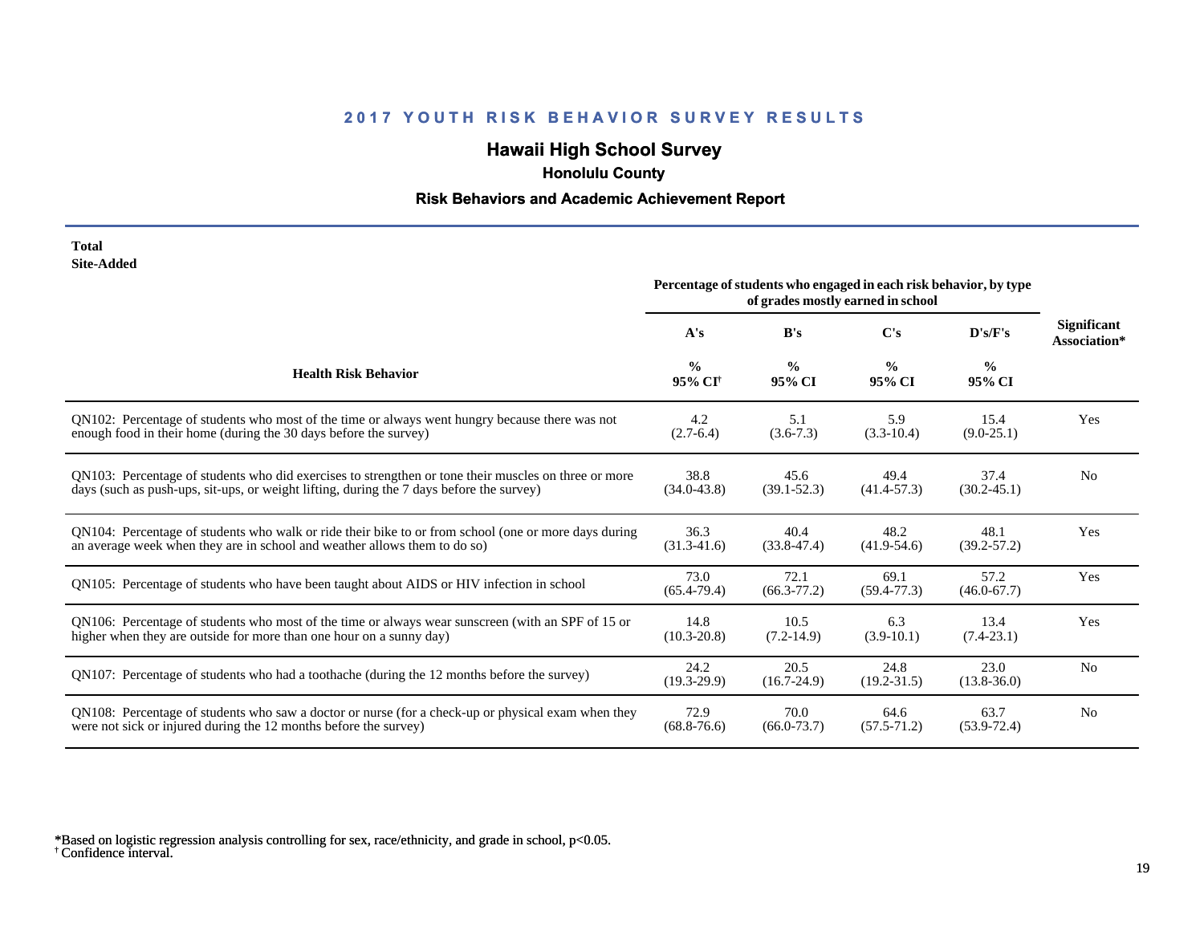## 2017 YOUTH RISK BEHAVIOR SURVEY RESULTS

# Hawaii High School Survey

### Honolulu County

### Risk Behaviors and Academic Achievement Report

**Total**
**Site-Added**

| Health Risk Behavior | Percentage of students who engaged in each risk behavior, by type of grades mostly earned in school | | | | Significant Association* |
|---|---|---|---|---|---|
| | A's | B's | C's | D's/F's | |
| | % 95% CI[†] | % 95% CI | % 95% CI | % 95% CI | |
| QN102: Percentage of students who most of the time or always went hungry because there was not enough food in their home (during the 30 days before the survey) | 4.2 (2.7-6.4) | 5.1 (3.6-7.3) | 5.9 (3.3-10.4) | 15.4 (9.0-25.1) | Yes |
| QN103: Percentage of students who did exercises to strengthen or tone their muscles on three or more days (such as push-ups, sit-ups, or weight lifting, during the 7 days before the survey) | 38.8 (34.0-43.8) | 45.6 (39.1-52.3) | 49.4 (41.4-57.3) | 37.4 (30.2-45.1) | No |
| QN104: Percentage of students who walk or ride their bike to or from school (one or more days during an average week when they are in school and weather allows them to do so) | 36.3 (31.3-41.6) | 40.4 (33.8-47.4) | 48.2 (41.9-54.6) | 48.1 (39.2-57.2) | Yes |
| QN105: Percentage of students who have been taught about AIDS or HIV infection in school | 73.0 (65.4-79.4) | 72.1 (66.3-77.2) | 69.1 (59.4-77.3) | 57.2 (46.0-67.7) | Yes |
| QN106: Percentage of students who most of the time or always wear sunscreen (with an SPF of 15 or higher when they are outside for more than one hour on a sunny day) | 14.8 (10.3-20.8) | 10.5 (7.2-14.9) | 6.3 (3.9-10.1) | 13.4 (7.4-23.1) | Yes |
| QN107: Percentage of students who had a toothache (during the 12 months before the survey) | 24.2 (19.3-29.9) | 20.5 (16.7-24.9) | 24.8 (19.2-31.5) | 23.0 (13.8-36.0) | No |
| QN108: Percentage of students who saw a doctor or nurse (for a check-up or physical exam when they were not sick or injured during the 12 months before the survey) | 72.9 (68.8-76.6) | 70.0 (66.0-73.7) | 64.6 (57.5-71.2) | 63.7 (53.9-72.4) | No |

*Based on logistic regression analysis controlling for sex, race/ethnicity, and grade in school, $p<0.05$.
[†] Confidence interval.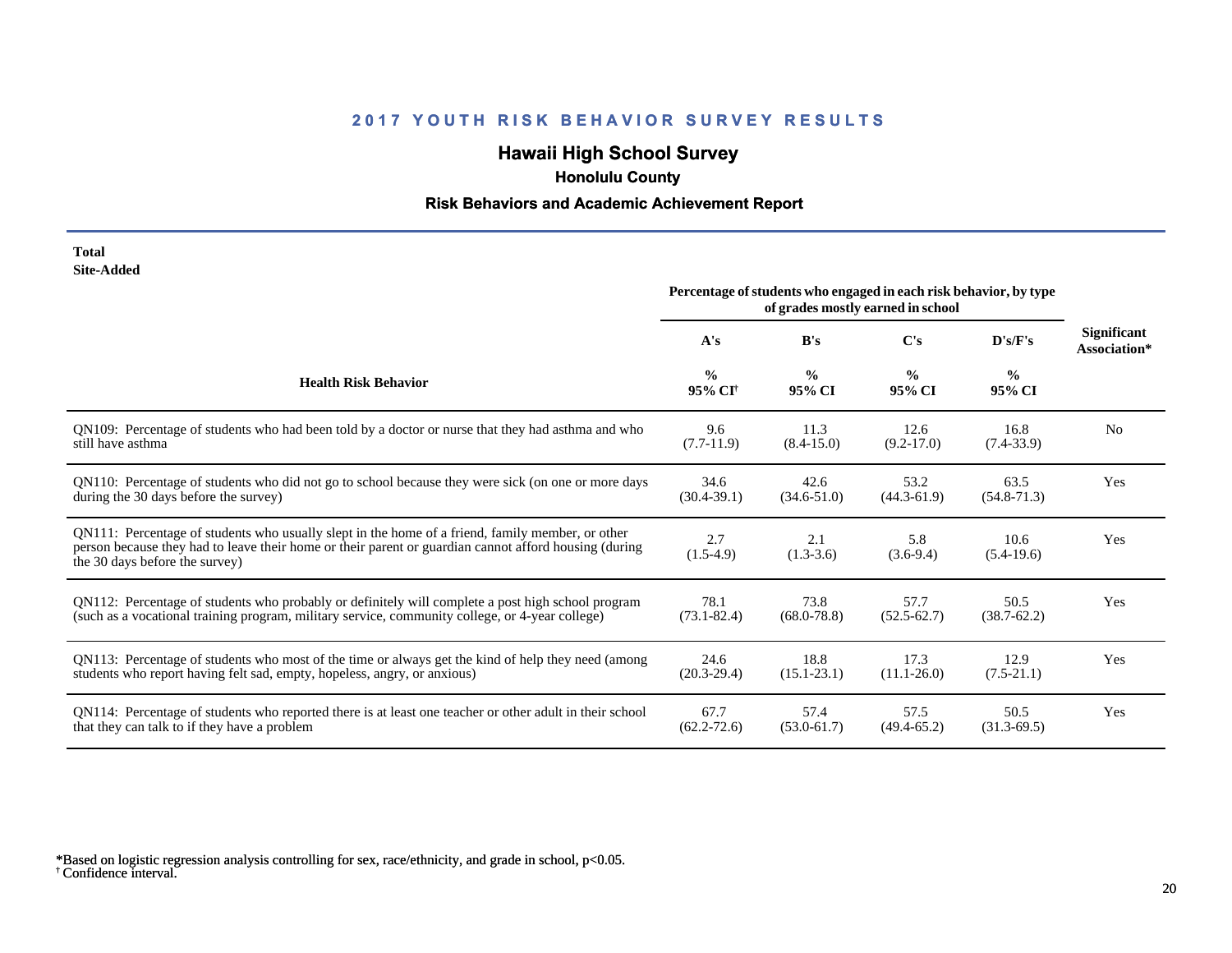## 2017 YOUTH RISK BEHAVIOR SURVEY RESULTS

### Hawaii High School Survey

#### Honolulu County

#### Risk Behaviors and Academic Achievement Report

**Total**
**Site-Added**

| Health Risk Behavior | Percentage of students who engaged in each risk behavior, by type of grades mostly earned in school | | | | Significant Association* |
|---|---|---|---|---|---|
| | A's | B's | C's | D's/F's | |
| | % 95% CI† | % 95% CI | % 95% CI | % 95% CI | |
| QN109: Percentage of students who had been told by a doctor or nurse that they had asthma and who still have asthma | 9.6 (7.7-11.9) | 11.3 (8.4-15.0) | 12.6 (9.2-17.0) | 16.8 (7.4-33.9) | No |
| QN110: Percentage of students who did not go to school because they were sick (on one or more days during the 30 days before the survey) | 34.6 (30.4-39.1) | 42.6 (34.6-51.0) | 53.2 (44.3-61.9) | 63.5 (54.8-71.3) | Yes |
| QN111: Percentage of students who usually slept in the home of a friend, family member, or other person because they had to leave their home or their parent or guardian cannot afford housing (during the 30 days before the survey) | 2.7 (1.5-4.9) | 2.1 (1.3-3.6) | 5.8 (3.6-9.4) | 10.6 (5.4-19.6) | Yes |
| QN112: Percentage of students who probably or definitely will complete a post high school program (such as a vocational training program, military service, community college, or 4-year college) | 78.1 (73.1-82.4) | 73.8 (68.0-78.8) | 57.7 (52.5-62.7) | 50.5 (38.7-62.2) | Yes |
| QN113: Percentage of students who most of the time or always get the kind of help they need (among students who report having felt sad, empty, hopeless, angry, or anxious) | 24.6 (20.3-29.4) | 18.8 (15.1-23.1) | 17.3 (11.1-26.0) | 12.9 (7.5-21.1) | Yes |
| QN114: Percentage of students who reported there is at least one teacher or other adult in their school that they can talk to if they have a problem | 67.7 (62.2-72.6) | 57.4 (53.0-61.7) | 57.5 (49.4-65.2) | 50.5 (31.3-69.5) | Yes |

*Based on logistic regression analysis controlling for sex, race/ethnicity, and grade in school, $p<0.05$.
† Confidence interval.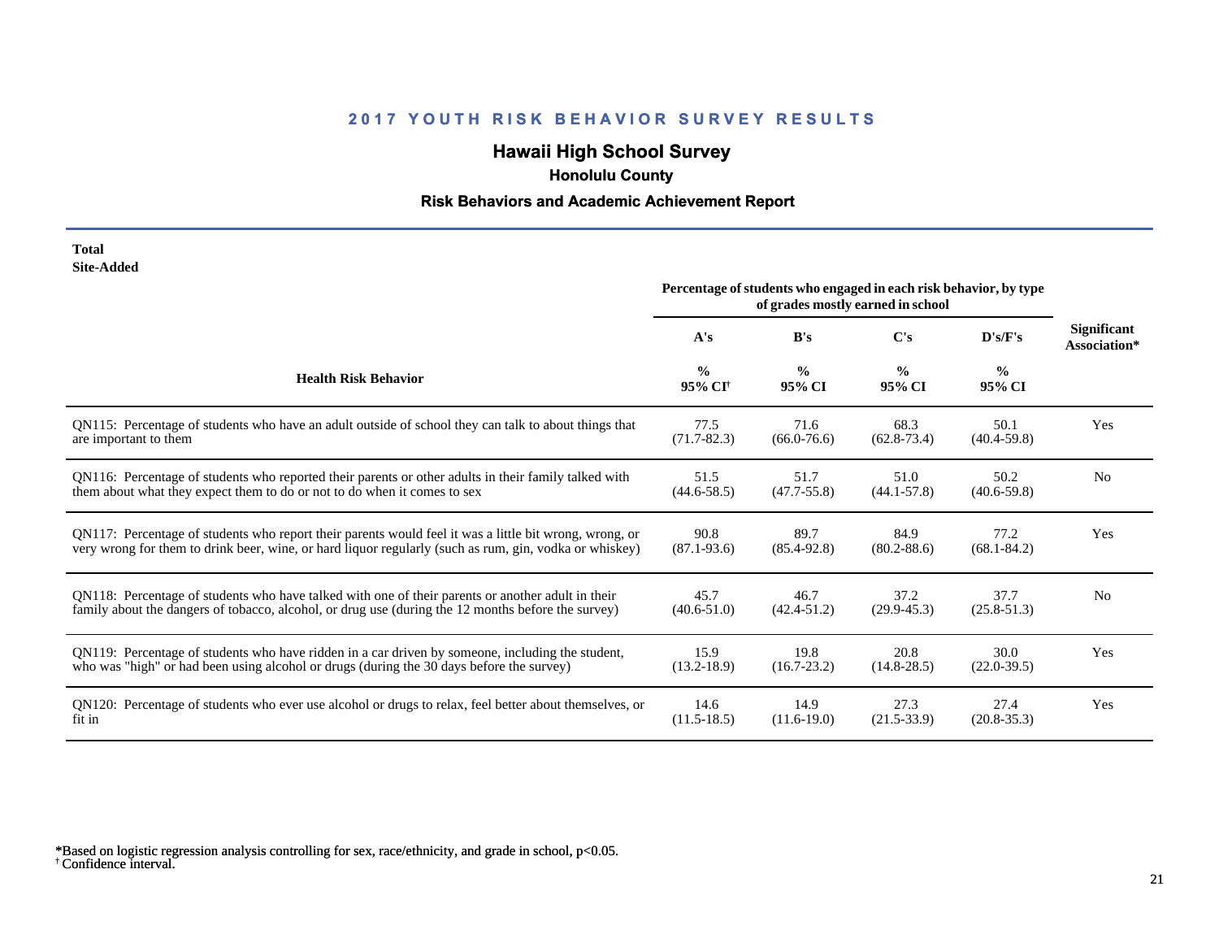# 2017 YOUTH RISK BEHAVIOR SURVEY RESULTS

## Hawaii High School Survey

### Honolulu County

### Risk Behaviors and Academic Achievement Report

**Total**
**Site-Added**

| Health Risk Behavior | Percentage of students who engaged in each risk behavior, by type of grades mostly earned in school | | | | Significant Association* |
|---|---|---|---|---|---|
| | A's | B's | C's | D's/F's | |
| | % 95% CI† | % 95% CI | % 95% CI | % 95% CI | |
| QN115: Percentage of students who have an adult outside of school they can talk to about things that are important to them | 77.5 (71.7-82.3) | 71.6 (66.0-76.6) | 68.3 (62.8-73.4) | 50.1 (40.4-59.8) | Yes |
| QN116: Percentage of students who reported their parents or other adults in their family talked with them about what they expect them to do or not to do when it comes to sex | 51.5 (44.6-58.5) | 51.7 (47.7-55.8) | 51.0 (44.1-57.8) | 50.2 (40.6-59.8) | No |
| QN117: Percentage of students who report their parents would feel it was a little bit wrong, wrong, or very wrong for them to drink beer, wine, or hard liquor regularly (such as rum, gin, vodka or whiskey) | 90.8 (87.1-93.6) | 89.7 (85.4-92.8) | 84.9 (80.2-88.6) | 77.2 (68.1-84.2) | Yes |
| QN118: Percentage of students who have talked with one of their parents or another adult in their family about the dangers of tobacco, alcohol, or drug use (during the 12 months before the survey) | 45.7 (40.6-51.0) | 46.7 (42.4-51.2) | 37.2 (29.9-45.3) | 37.7 (25.8-51.3) | No |
| QN119: Percentage of students who have ridden in a car driven by someone, including the student, who was "high" or had been using alcohol or drugs (during the 30 days before the survey) | 15.9 (13.2-18.9) | 19.8 (16.7-23.2) | 20.8 (14.8-28.5) | 30.0 (22.0-39.5) | Yes |
| QN120: Percentage of students who ever use alcohol or drugs to relax, feel better about themselves, or fit in | 14.6 (11.5-18.5) | 14.9 (11.6-19.0) | 27.3 (21.5-33.9) | 27.4 (20.8-35.3) | Yes |

*Based on logistic regression analysis controlling for sex, race/ethnicity, and grade in school, $p<0.05$.
† Confidence interval.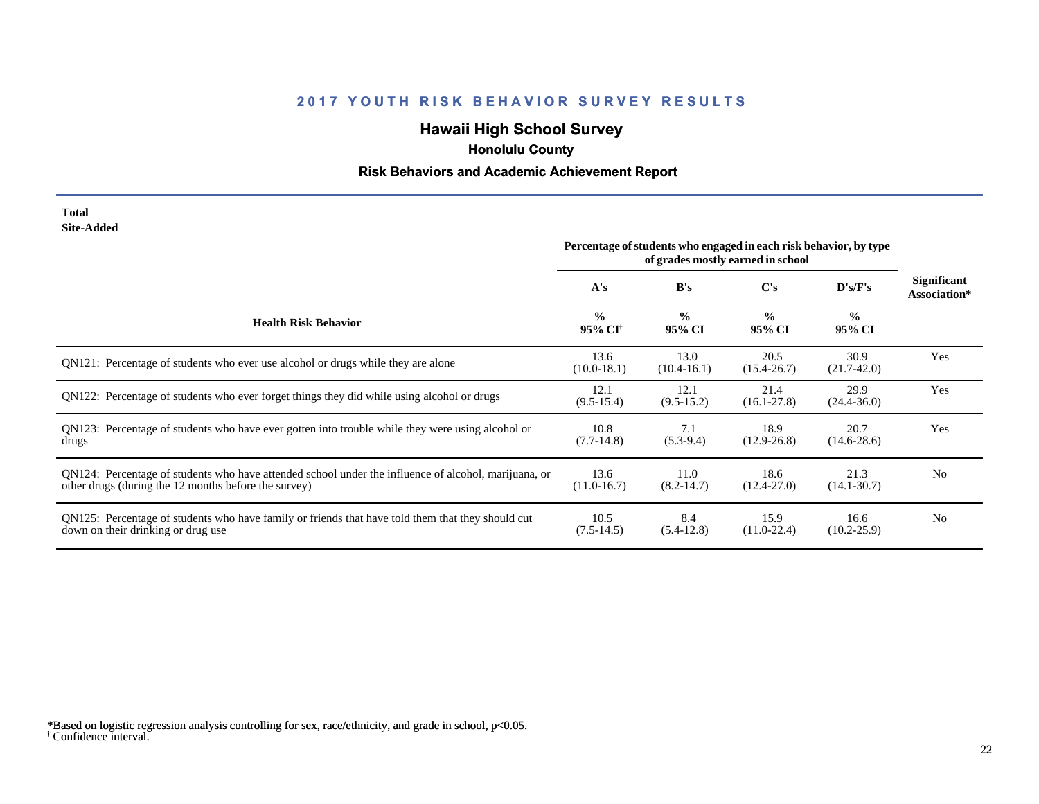# 2017 YOUTH RISK BEHAVIOR SURVEY RESULTS

## Hawaii High School Survey

### Honolulu County

### Risk Behaviors and Academic Achievement Report

**Total**
**Site-Added**

| Health Risk Behavior | Percentage of students who engaged in each risk behavior, by type of grades mostly earned in school | | | | Significant Association* |
|---|---|---|---|---|---|
| | A's | B's | C's | D's/F's | |
| | % 95% CI[†] | % 95% CI | % 95% CI | % 95% CI | |
| QN121: Percentage of students who ever use alcohol or drugs while they are alone | 13.6 (10.0-18.1) | 13.0 (10.4-16.1) | 20.5 (15.4-26.7) | 30.9 (21.7-42.0) | Yes |
| QN122: Percentage of students who ever forget things they did while using alcohol or drugs | 12.1 (9.5-15.4) | 12.1 (9.5-15.2) | 21.4 (16.1-27.8) | 29.9 (24.4-36.0) | Yes |
| QN123: Percentage of students who have ever gotten into trouble while they were using alcohol or drugs | 10.8 (7.7-14.8) | 7.1 (5.3-9.4) | 18.9 (12.9-26.8) | 20.7 (14.6-28.6) | Yes |
| QN124: Percentage of students who have attended school under the influence of alcohol, marijuana, or other drugs (during the 12 months before the survey) | 13.6 (11.0-16.7) | 11.0 (8.2-14.7) | 18.6 (12.4-27.0) | 21.3 (14.1-30.7) | No |
| QN125: Percentage of students who have family or friends that have told them that they should cut down on their drinking or drug use | 10.5 (7.5-14.5) | 8.4 (5.4-12.8) | 15.9 (11.0-22.4) | 16.6 (10.2-25.9) | No |

*Based on logistic regression analysis controlling for sex, race/ethnicity, and grade in school, $p<0.05$.
[†] Confidence interval.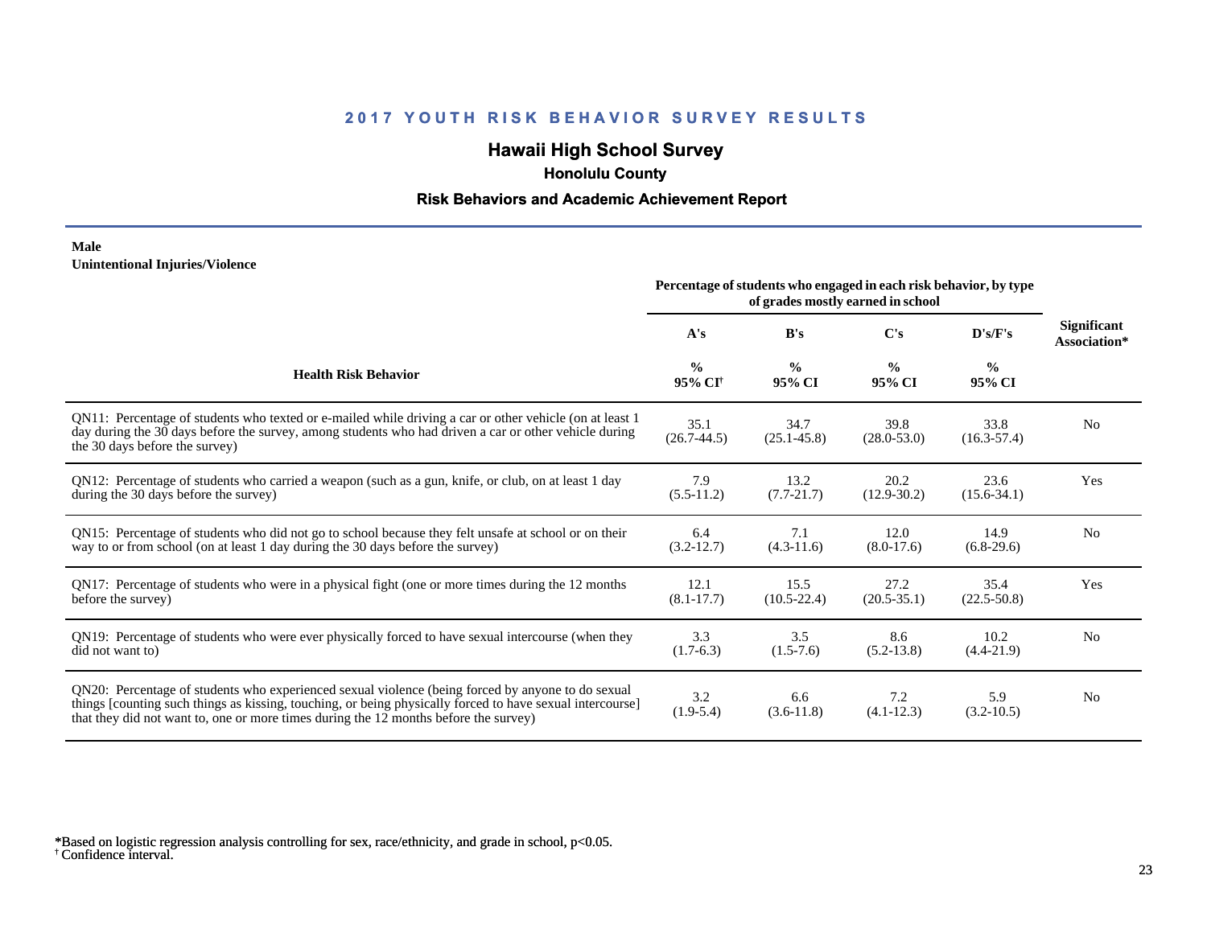## 2017 YOUTH RISK BEHAVIOR SURVEY RESULTS

# Hawaii High School Survey

### Honolulu County

### Risk Behaviors and Academic Achievement Report

**Male**
**Unintentional Injuries/Violence**

| Health Risk Behavior | Percentage of students who engaged in each risk behavior, by type of grades mostly earned in school | | | | Significant Association* |
|---|---|---|---|---|---|
| | A's | B's | C's | D's/F's | |
| | % 95% CI[†] | % 95% CI | % 95% CI | % 95% CI | |
| QN11: Percentage of students who texted or e-mailed while driving a car or other vehicle (on at least 1 day during the 30 days before the survey, among students who had driven a car or other vehicle during the 30 days before the survey) | 35.1 (26.7-44.5) | 34.7 (25.1-45.8) | 39.8 (28.0-53.0) | 33.8 (16.3-57.4) | No |
| QN12: Percentage of students who carried a weapon (such as a gun, knife, or club, on at least 1 day during the 30 days before the survey) | 7.9 (5.5-11.2) | 13.2 (7.7-21.7) | 20.2 (12.9-30.2) | 23.6 (15.6-34.1) | Yes |
| QN15: Percentage of students who did not go to school because they felt unsafe at school or on their way to or from school (on at least 1 day during the 30 days before the survey) | 6.4 (3.2-12.7) | 7.1 (4.3-11.6) | 12.0 (8.0-17.6) | 14.9 (6.8-29.6) | No |
| QN17: Percentage of students who were in a physical fight (one or more times during the 12 months before the survey) | 12.1 (8.1-17.7) | 15.5 (10.5-22.4) | 27.2 (20.5-35.1) | 35.4 (22.5-50.8) | Yes |
| QN19: Percentage of students who were ever physically forced to have sexual intercourse (when they did not want to) | 3.3 (1.7-6.3) | 3.5 (1.5-7.6) | 8.6 (5.2-13.8) | 10.2 (4.4-21.9) | No |
| QN20: Percentage of students who experienced sexual violence (being forced by anyone to do sexual things [counting such things as kissing, touching, or being physically forced to have sexual intercourse] that they did not want to, one or more times during the 12 months before the survey) | 3.2 (1.9-5.4) | 6.6 (3.6-11.8) | 7.2 (4.1-12.3) | 5.9 (3.2-10.5) | No |

*Based on logistic regression analysis controlling for sex, race/ethnicity, and grade in school, $p<0.05$.
[†] Confidence interval.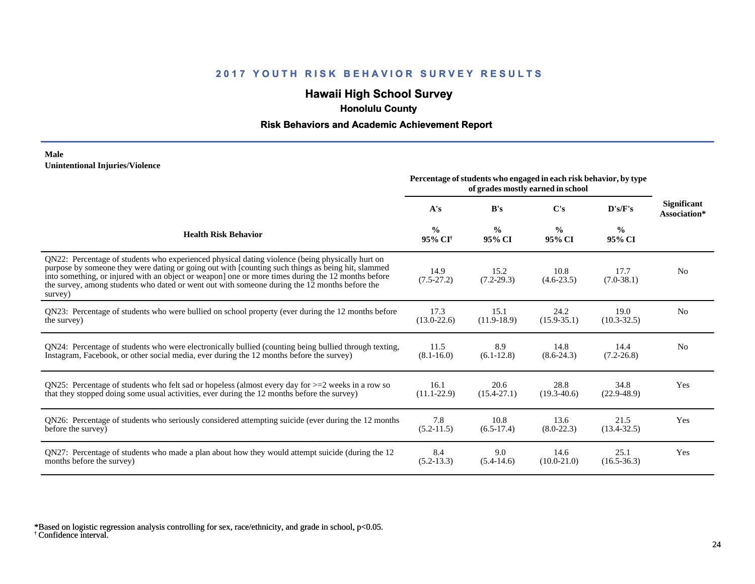## 2017 YOUTH RISK BEHAVIOR SURVEY RESULTS

### Hawaii High School Survey

**Honolulu County**

**Risk Behaviors and Academic Achievement Report**

**Male**
**Unintentional Injuries/Violence**

| Health Risk Behavior | Percentage of students who engaged in each risk behavior, by type of grades mostly earned in school | | | | Significant Association* |
|---|---|---|---|---|---|
| | A's | B's | C's | D's/F's | |
| | % 95% CI[†] | % 95% CI | % 95% CI | % 95% CI | |
| QN22: Percentage of students who experienced physical dating violence (being physically hurt on purpose by someone they were dating or going out with [counting such things as being hit, slammed into something, or injured with an object or weapon] one or more times during the 12 months before the survey, among students who dated or went out with someone during the 12 months before the survey) | 14.9 (7.5-27.2) | 15.2 (7.2-29.3) | 10.8 (4.6-23.5) | 17.7 (7.0-38.1) | No |
| QN23: Percentage of students who were bullied on school property (ever during the 12 months before the survey) | 17.3 (13.0-22.6) | 15.1 (11.9-18.9) | 24.2 (15.9-35.1) | 19.0 (10.3-32.5) | No |
| QN24: Percentage of students who were electronically bullied (counting being bullied through texting, Instagram, Facebook, or other social media, ever during the 12 months before the survey) | 11.5 (8.1-16.0) | 8.9 (6.1-12.8) | 14.8 (8.6-24.3) | 14.4 (7.2-26.8) | No |
| QN25: Percentage of students who felt sad or hopeless (almost every day for >=2 weeks in a row so that they stopped doing some usual activities, ever during the 12 months before the survey) | 16.1 (11.1-22.9) | 20.6 (15.4-27.1) | 28.8 (19.3-40.6) | 34.8 (22.9-48.9) | Yes |
| QN26: Percentage of students who seriously considered attempting suicide (ever during the 12 months before the survey) | 7.8 (5.2-11.5) | 10.8 (6.5-17.4) | 13.6 (8.0-22.3) | 21.5 (13.4-32.5) | Yes |
| QN27: Percentage of students who made a plan about how they would attempt suicide (during the 12 months before the survey) | 8.4 (5.2-13.3) | 9.0 (5.4-14.6) | 14.6 (10.0-21.0) | 25.1 (16.5-36.3) | Yes |

*Based on logistic regression analysis controlling for sex, race/ethnicity, and grade in school, $p<0.05$.
[†] Confidence interval.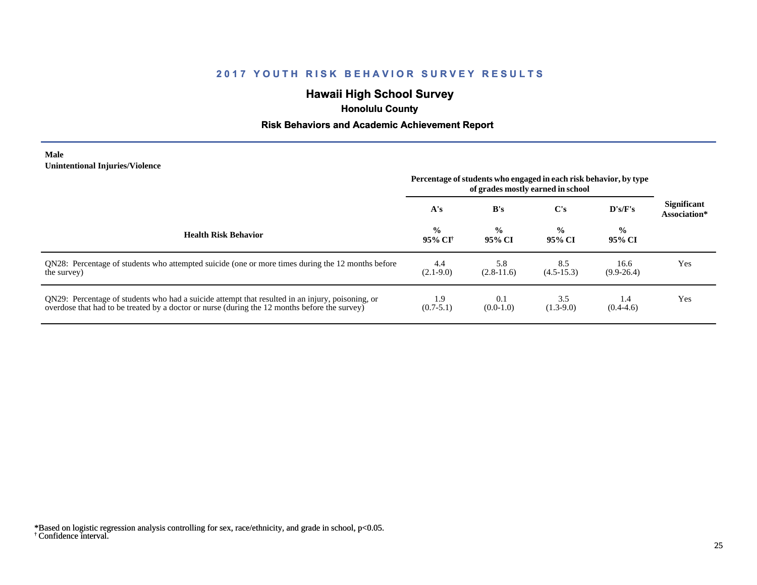## 2017 YOUTH RISK BEHAVIOR SURVEY RESULTS

### Hawaii High School Survey

#### Honolulu County

#### Risk Behaviors and Academic Achievement Report

**Male**
**Unintentional Injuries/Violence**

| Health Risk Behavior | Percentage of students who engaged in each risk behavior, by type of grades mostly earned in school | | | | Significant Association* |
|---|---|---|---|---|---|
| | A's | B's | C's | D's/F's | |
| | % 95% CI[†] | % 95% CI | % 95% CI | % 95% CI | |
| QN28: Percentage of students who attempted suicide (one or more times during the 12 months before the survey) | 4.4 (2.1-9.0) | 5.8 (2.8-11.6) | 8.5 (4.5-15.3) | 16.6 (9.9-26.4) | Yes |
| QN29: Percentage of students who had a suicide attempt that resulted in an injury, poisoning, or overdose that had to be treated by a doctor or nurse (during the 12 months before the survey) | 1.9 (0.7-5.1) | 0.1 (0.0-1.0) | 3.5 (1.3-9.0) | 1.4 (0.4-4.6) | Yes |

*Based on logistic regression analysis controlling for sex, race/ethnicity, and grade in school, p<0.05.
[†] Confidence interval.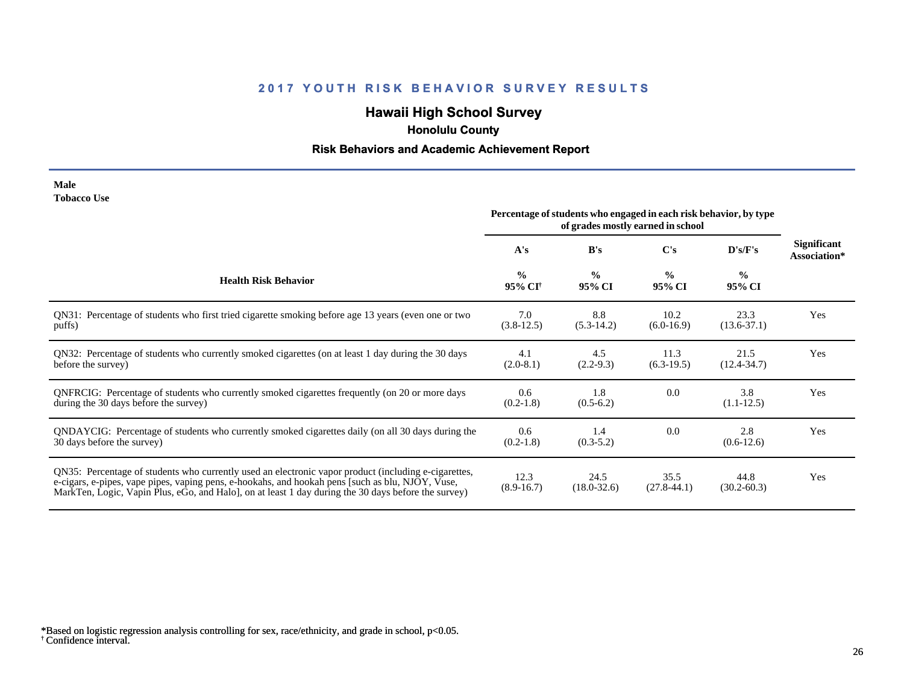# 2017 YOUTH RISK BEHAVIOR SURVEY RESULTS

## Hawaii High School Survey

### Honolulu County

### Risk Behaviors and Academic Achievement Report

**Male**
**Tobacco Use**

| Health Risk Behavior | Percentage of students who engaged in each risk behavior, by type of grades mostly earned in school | | | | Significant Association* |
|---|---|---|---|---|---|
| | A's | B's | C's | D's/F's | |
| | % 95% CI[†] | % 95% CI | % 95% CI | % 95% CI | |
| QN31: Percentage of students who first tried cigarette smoking before age 13 years (even one or two puffs) | 7.0 (3.8-12.5) | 8.8 (5.3-14.2) | 10.2 (6.0-16.9) | 23.3 (13.6-37.1) | Yes |
| QN32: Percentage of students who currently smoked cigarettes (on at least 1 day during the 30 days before the survey) | 4.1 (2.0-8.1) | 4.5 (2.2-9.3) | 11.3 (6.3-19.5) | 21.5 (12.4-34.7) | Yes |
| QNFRCIG: Percentage of students who currently smoked cigarettes frequently (on 20 or more days during the 30 days before the survey) | 0.6 (0.2-1.8) | 1.8 (0.5-6.2) | 0.0 | 3.8 (1.1-12.5) | Yes |
| QNDAYCIG: Percentage of students who currently smoked cigarettes daily (on all 30 days during the 30 days before the survey) | 0.6 (0.2-1.8) | 1.4 (0.3-5.2) | 0.0 | 2.8 (0.6-12.6) | Yes |
| QN35: Percentage of students who currently used an electronic vapor product (including e-cigarettes, e-cigars, e-pipes, vape pipes, vaping pens, e-hookahs, and hookah pens [such as blu, NJOY, Vuse, MarkTen, Logic, Vapin Plus, eGo, and Halo], on at least 1 day during the 30 days before the survey) | 12.3 (8.9-16.7) | 24.5 (18.0-32.6) | 35.5 (27.8-44.1) | 44.8 (30.2-60.3) | Yes |

*Based on logistic regression analysis controlling for sex, race/ethnicity, and grade in school, $p<0.05$.
† Confidence interval.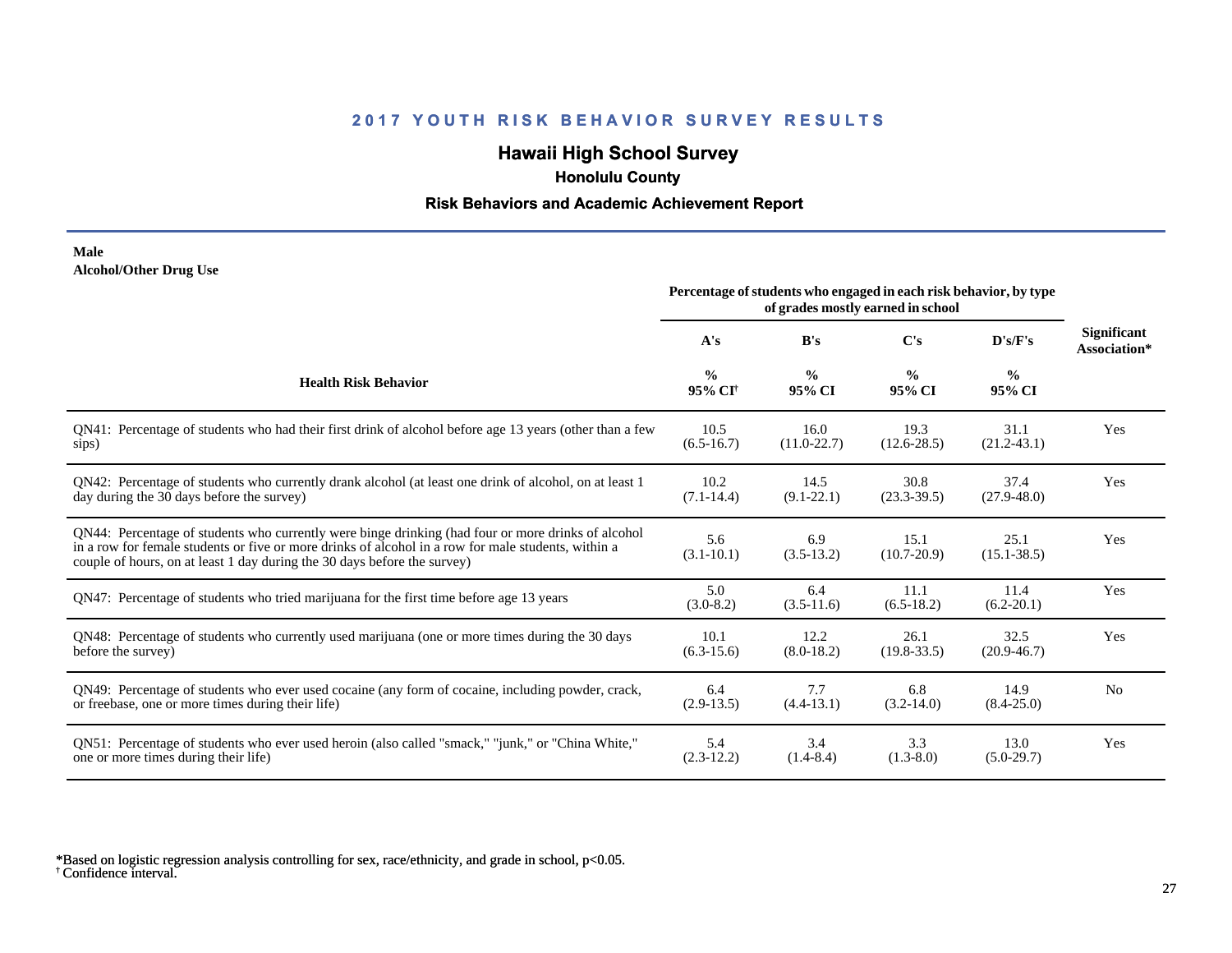## 2017 YOUTH RISK BEHAVIOR SURVEY RESULTS

# Hawaii High School Survey

### Honolulu County

### Risk Behaviors and Academic Achievement Report

**Male**
**Alcohol/Other Drug Use**

| Health Risk Behavior | Percentage of students who engaged in each risk behavior, by type of grades mostly earned in school | | | | Significant Association* |
|---|---|---|---|---|---|
| | A's | B's | C's | D's/F's | |
| | % 95% CI[†] | % 95% CI | % 95% CI | % 95% CI | |
| QN41: Percentage of students who had their first drink of alcohol before age 13 years (other than a few sips) | 10.5 (6.5-16.7) | 16.0 (11.0-22.7) | 19.3 (12.6-28.5) | 31.1 (21.2-43.1) | Yes |
| QN42: Percentage of students who currently drank alcohol (at least one drink of alcohol, on at least 1 day during the 30 days before the survey) | 10.2 (7.1-14.4) | 14.5 (9.1-22.1) | 30.8 (23.3-39.5) | 37.4 (27.9-48.0) | Yes |
| QN44: Percentage of students who currently were binge drinking (had four or more drinks of alcohol in a row for female students or five or more drinks of alcohol in a row for male students, within a couple of hours, on at least 1 day during the 30 days before the survey) | 5.6 (3.1-10.1) | 6.9 (3.5-13.2) | 15.1 (10.7-20.9) | 25.1 (15.1-38.5) | Yes |
| QN47: Percentage of students who tried marijuana for the first time before age 13 years | 5.0 (3.0-8.2) | 6.4 (3.5-11.6) | 11.1 (6.5-18.2) | 11.4 (6.2-20.1) | Yes |
| QN48: Percentage of students who currently used marijuana (one or more times during the 30 days before the survey) | 10.1 (6.3-15.6) | 12.2 (8.0-18.2) | 26.1 (19.8-33.5) | 32.5 (20.9-46.7) | Yes |
| QN49: Percentage of students who ever used cocaine (any form of cocaine, including powder, crack, or freebase, one or more times during their life) | 6.4 (2.9-13.5) | 7.7 (4.4-13.1) | 6.8 (3.2-14.0) | 14.9 (8.4-25.0) | No |
| QN51: Percentage of students who ever used heroin (also called "smack," "junk," or "China White," one or more times during their life) | 5.4 (2.3-12.2) | 3.4 (1.4-8.4) | 3.3 (1.3-8.0) | 13.0 (5.0-29.7) | Yes |

*Based on logistic regression analysis controlling for sex, race/ethnicity, and grade in school, $p<0.05$.
[†] Confidence interval.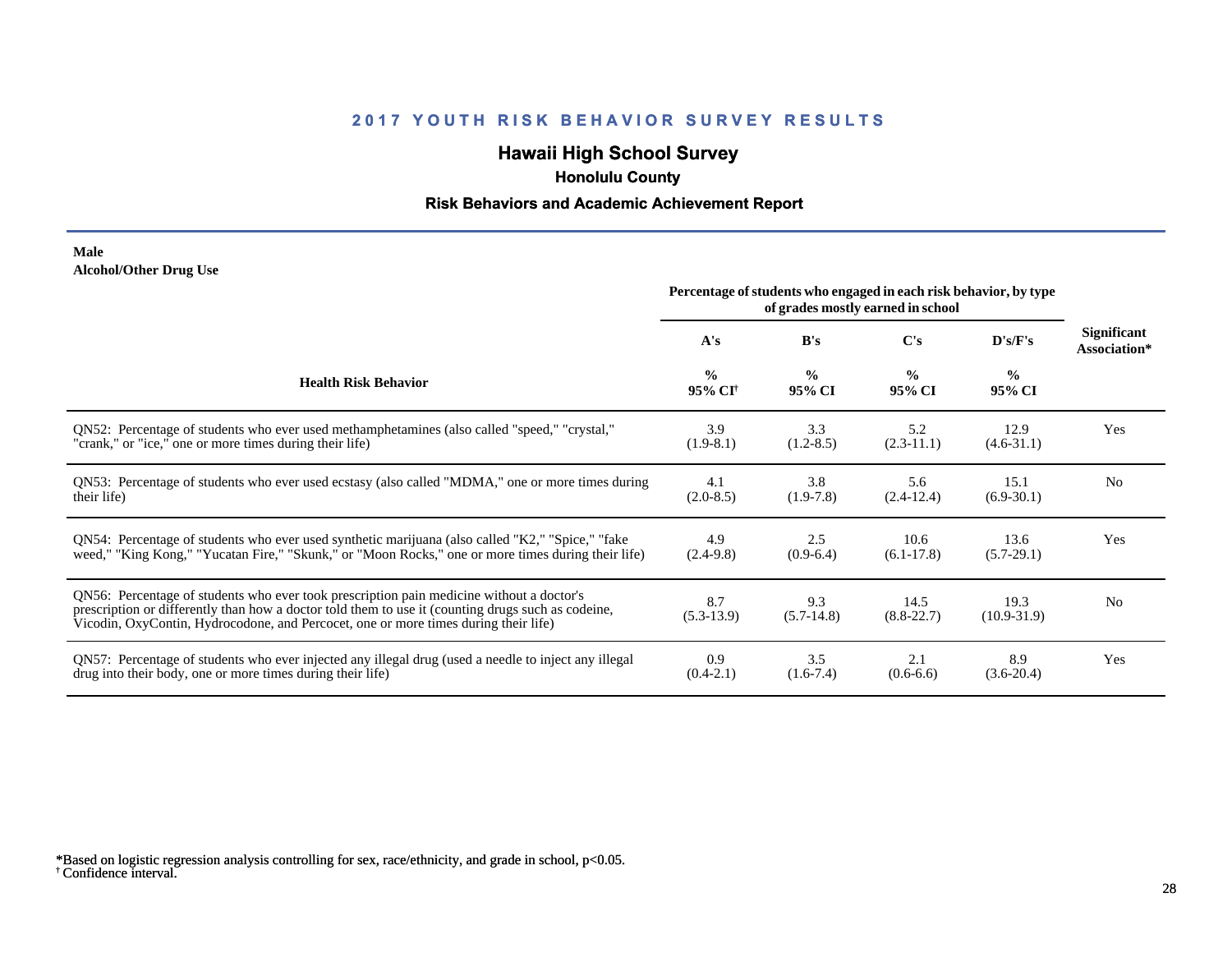## 2017 YOUTH RISK BEHAVIOR SURVEY RESULTS

# Hawaii High School Survey

### Honolulu County

### Risk Behaviors and Academic Achievement Report

**Male**
**Alcohol/Other Drug Use**

| Health Risk Behavior | Percentage of students who engaged in each risk behavior, by type of grades mostly earned in school | | | | Significant Association* |
|---|---|---|---|---|---|
| | A's | B's | C's | D's/F's | |
| | % 95% CI[†] | % 95% CI | % 95% CI | % 95% CI | |
| QN52: Percentage of students who ever used methamphetamines (also called "speed," "crystal," "crank," or "ice," one or more times during their life) | 3.9 (1.9-8.1) | 3.3 (1.2-8.5) | 5.2 (2.3-11.1) | 12.9 (4.6-31.1) | Yes |
| QN53: Percentage of students who ever used ecstasy (also called "MDMA," one or more times during their life) | 4.1 (2.0-8.5) | 3.8 (1.9-7.8) | 5.6 (2.4-12.4) | 15.1 (6.9-30.1) | No |
| QN54: Percentage of students who ever used synthetic marijuana (also called "K2," "Spice," "fake weed," "King Kong," "Yucatan Fire," "Skunk," or "Moon Rocks," one or more times during their life) | 4.9 (2.4-9.8) | 2.5 (0.9-6.4) | 10.6 (6.1-17.8) | 13.6 (5.7-29.1) | Yes |
| QN56: Percentage of students who ever took prescription pain medicine without a doctor's prescription or differently than how a doctor told them to use it (counting drugs such as codeine, Vicodin, OxyContin, Hydrocodone, and Percocet, one or more times during their life) | 8.7 (5.3-13.9) | 9.3 (5.7-14.8) | 14.5 (8.8-22.7) | 19.3 (10.9-31.9) | No |
| QN57: Percentage of students who ever injected any illegal drug (used a needle to inject any illegal drug into their body, one or more times during their life) | 0.9 (0.4-2.1) | 3.5 (1.6-7.4) | 2.1 (0.6-6.6) | 8.9 (3.6-20.4) | Yes |

*Based on logistic regression analysis controlling for sex, race/ethnicity, and grade in school, $p<0.05$.
[†] Confidence interval.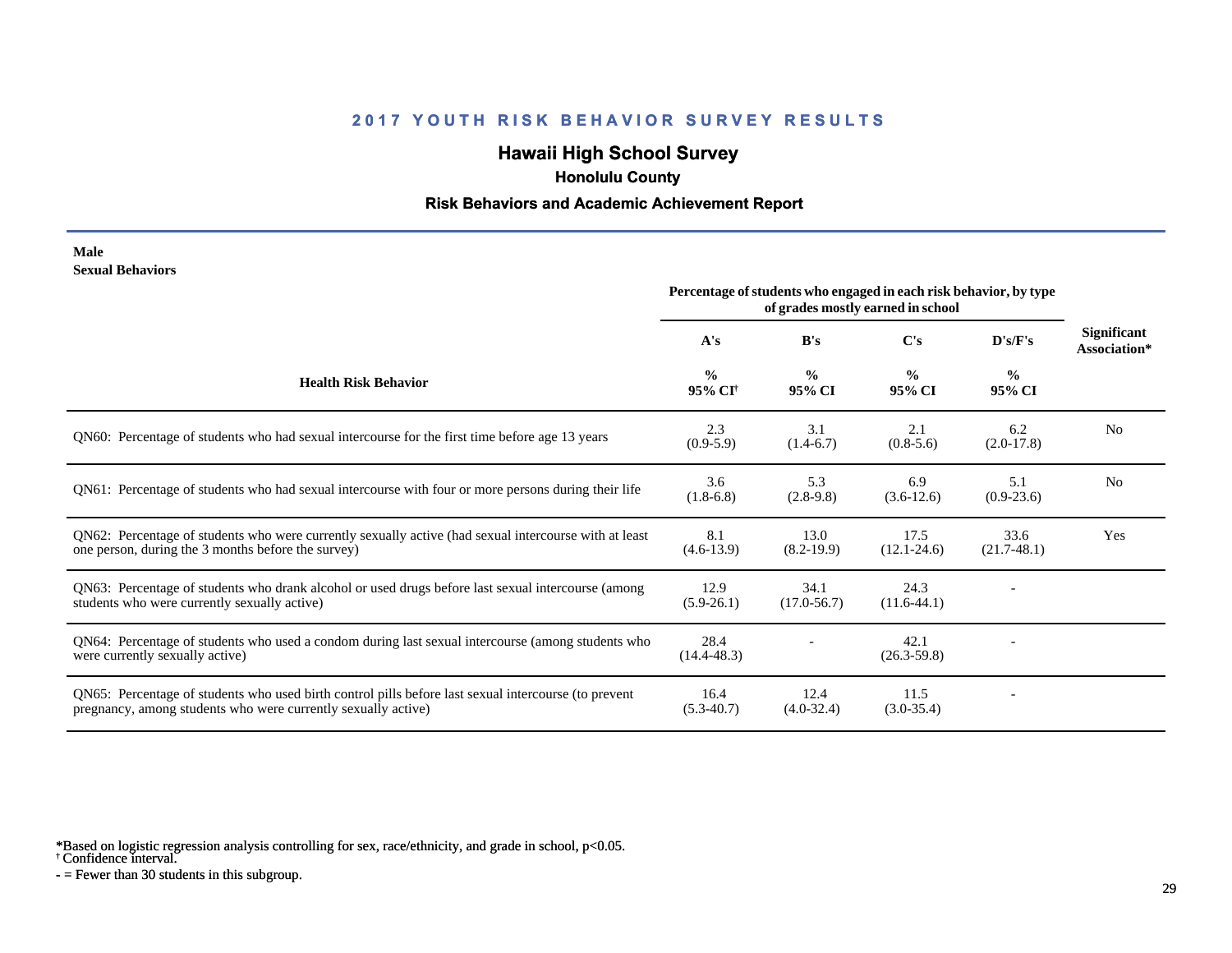## 2017 YOUTH RISK BEHAVIOR SURVEY RESULTS

# Hawaii High School Survey

### Honolulu County

### Risk Behaviors and Academic Achievement Report

**Male**
**Sexual Behaviors**

| Health Risk Behavior | Percentage of students who engaged in each risk behavior, by type of grades mostly earned in school | | | | Significant Association* |
|---|---|---|---|---|---|
| | A's | B's | C's | D's/F's | |
| | % 95% CI[†] | % 95% CI | % 95% CI | % 95% CI | |
| QN60: Percentage of students who had sexual intercourse for the first time before age 13 years | 2.3 (0.9-5.9) | 3.1 (1.4-6.7) | 2.1 (0.8-5.6) | 6.2 (2.0-17.8) | No |
| QN61: Percentage of students who had sexual intercourse with four or more persons during their life | 3.6 (1.8-6.8) | 5.3 (2.8-9.8) | 6.9 (3.6-12.6) | 5.1 (0.9-23.6) | No |
| QN62: Percentage of students who were currently sexually active (had sexual intercourse with at least one person, during the 3 months before the survey) | 8.1 (4.6-13.9) | 13.0 (8.2-19.9) | 17.5 (12.1-24.6) | 33.6 (21.7-48.1) | Yes |
| QN63: Percentage of students who drank alcohol or used drugs before last sexual intercourse (among students who were currently sexually active) | 12.9 (5.9-26.1) | 34.1 (17.0-56.7) | 24.3 (11.6-44.1) | - | |
| QN64: Percentage of students who used a condom during last sexual intercourse (among students who were currently sexually active) | 28.4 (14.4-48.3) | - | 42.1 (26.3-59.8) | - | |
| QN65: Percentage of students who used birth control pills before last sexual intercourse (to prevent pregnancy, among students who were currently sexually active) | 16.4 (5.3-40.7) | 12.4 (4.0-32.4) | 11.5 (3.0-35.4) | - | |

*Based on logistic regression analysis controlling for sex, race/ethnicity, and grade in school, p<0.05.
† Confidence interval.
- = Fewer than 30 students in this subgroup.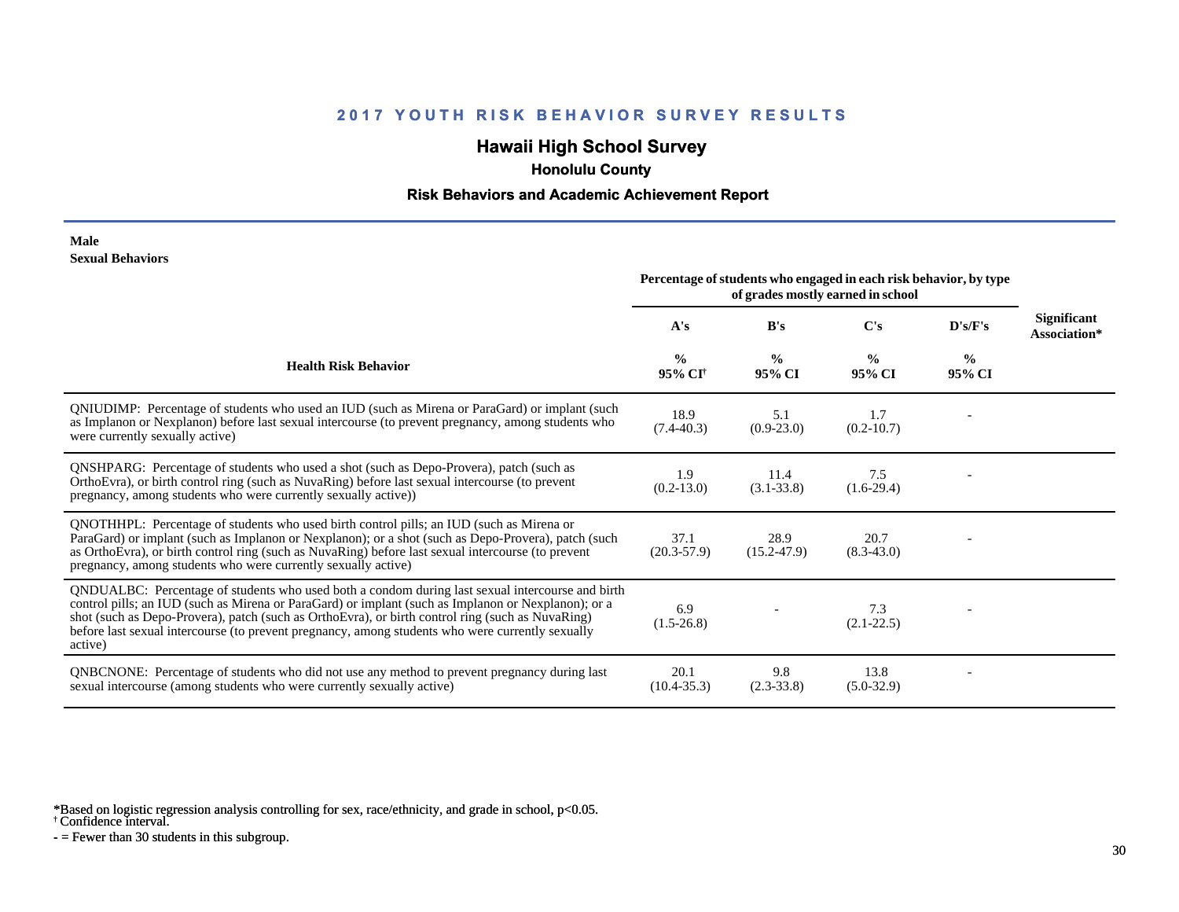## 2017 YOUTH RISK BEHAVIOR SURVEY RESULTS

## Hawaii High School Survey

### Honolulu County

### Risk Behaviors and Academic Achievement Report

**Male**
**Sexual Behaviors**

| Health Risk Behavior | Percentage of students who engaged in each risk behavior, by type of grades mostly earned in school | | | | Significant Association* |
|---|---|---|---|---|---|
| | A's | B's | C's | D's/F's | |
| | % 95% CI† | % 95% CI | % 95% CI | % 95% CI | |
| QNIUDIMP: Percentage of students who used an IUD (such as Mirena or ParaGard) or implant (such as Implanon or Nexplanon) before last sexual intercourse (to prevent pregnancy, among students who were currently sexually active) | 18.9 (7.4-40.3) | 5.1 (0.9-23.0) | 1.7 (0.2-10.7) | - | |
| QNSHPARG: Percentage of students who used a shot (such as Depo-Provera), patch (such as OrthoEvra), or birth control ring (such as NuvaRing) before last sexual intercourse (to prevent pregnancy, among students who were currently sexually active)) | 1.9 (0.2-13.0) | 11.4 (3.1-33.8) | 7.5 (1.6-29.4) | - | |
| QNOTHHPL: Percentage of students who used birth control pills; an IUD (such as Mirena or ParaGard) or implant (such as Implanon or Nexplanon); or a shot (such as Depo-Provera), patch (such as OrthoEvra), or birth control ring (such as NuvaRing) before last sexual intercourse (to prevent pregnancy, among students who were currently sexually active) | 37.1 (20.3-57.9) | 28.9 (15.2-47.9) | 20.7 (8.3-43.0) | - | |
| QNDUALBC: Percentage of students who used both a condom during last sexual intercourse and birth control pills; an IUD (such as Mirena or ParaGard) or implant (such as Implanon or Nexplanon); or a shot (such as Depo-Provera), patch (such as OrthoEvra), or birth control ring (such as NuvaRing) before last sexual intercourse (to prevent pregnancy, among students who were currently sexually active) | 6.9 (1.5-26.8) | - | 7.3 (2.1-22.5) | - | |
| QNBCNONE: Percentage of students who did not use any method to prevent pregnancy during last sexual intercourse (among students who were currently sexually active) | 20.1 (10.4-35.3) | 9.8 (2.3-33.8) | 13.8 (5.0-32.9) | - | |

*Based on logistic regression analysis controlling for sex, race/ethnicity, and grade in school, p<0.05.
† Confidence interval.
- = Fewer than 30 students in this subgroup.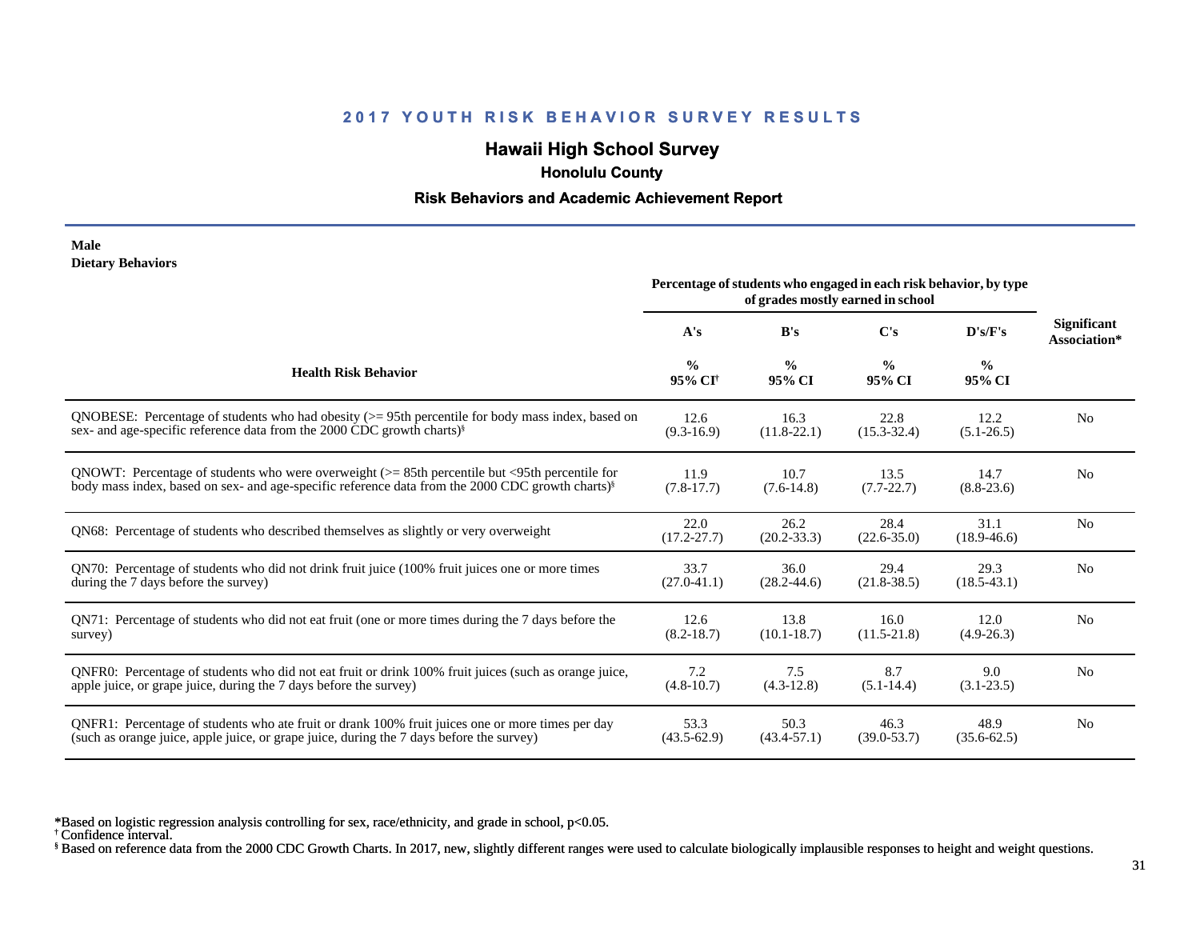## 2017 YOUTH RISK BEHAVIOR SURVEY RESULTS

# Hawaii High School Survey

### Honolulu County

### Risk Behaviors and Academic Achievement Report

**Male**
**Dietary Behaviors**

| Health Risk Behavior | Percentage of students who engaged in each risk behavior, by type of grades mostly earned in school | | | | Significant Association* |
|---|---|---|---|---|---|
| | A's | B's | C's | D's/F's | |
| | % 95% CI[†] | % 95% CI | % 95% CI | % 95% CI | |
| QNOBESE: Percentage of students who had obesity (>= 95th percentile for body mass index, based on sex- and age-specific reference data from the 2000 CDC growth charts)[§] | 12.6 (9.3-16.9) | 16.3 (11.8-22.1) | 22.8 (15.3-32.4) | 12.2 (5.1-26.5) | No |
| QNOWT: Percentage of students who were overweight (>= 85th percentile but <95th percentile for body mass index, based on sex- and age-specific reference data from the 2000 CDC growth charts)[§] | 11.9 (7.8-17.7) | 10.7 (7.6-14.8) | 13.5 (7.7-22.7) | 14.7 (8.8-23.6) | No |
| QN68: Percentage of students who described themselves as slightly or very overweight | 22.0 (17.2-27.7) | 26.2 (20.2-33.3) | 28.4 (22.6-35.0) | 31.1 (18.9-46.6) | No |
| QN70: Percentage of students who did not drink fruit juice (100% fruit juices one or more times during the 7 days before the survey) | 33.7 (27.0-41.1) | 36.0 (28.2-44.6) | 29.4 (21.8-38.5) | 29.3 (18.5-43.1) | No |
| QN71: Percentage of students who did not eat fruit (one or more times during the 7 days before the survey) | 12.6 (8.2-18.7) | 13.8 (10.1-18.7) | 16.0 (11.5-21.8) | 12.0 (4.9-26.3) | No |
| QNFR0: Percentage of students who did not eat fruit or drink 100% fruit juices (such as orange juice, apple juice, or grape juice, during the 7 days before the survey) | 7.2 (4.8-10.7) | 7.5 (4.3-12.8) | 8.7 (5.1-14.4) | 9.0 (3.1-23.5) | No |
| QNFR1: Percentage of students who ate fruit or drank 100% fruit juices one or more times per day (such as orange juice, apple juice, or grape juice, during the 7 days before the survey) | 53.3 (43.5-62.9) | 50.3 (43.4-57.1) | 46.3 (39.0-53.7) | 48.9 (35.6-62.5) | No |

*Based on logistic regression analysis controlling for sex, race/ethnicity, and grade in school, $p<0.05$.
[†] Confidence interval.
[§] Based on reference data from the 2000 CDC Growth Charts. In 2017, new, slightly different ranges were used to calculate biologically implausible responses to height and weight questions.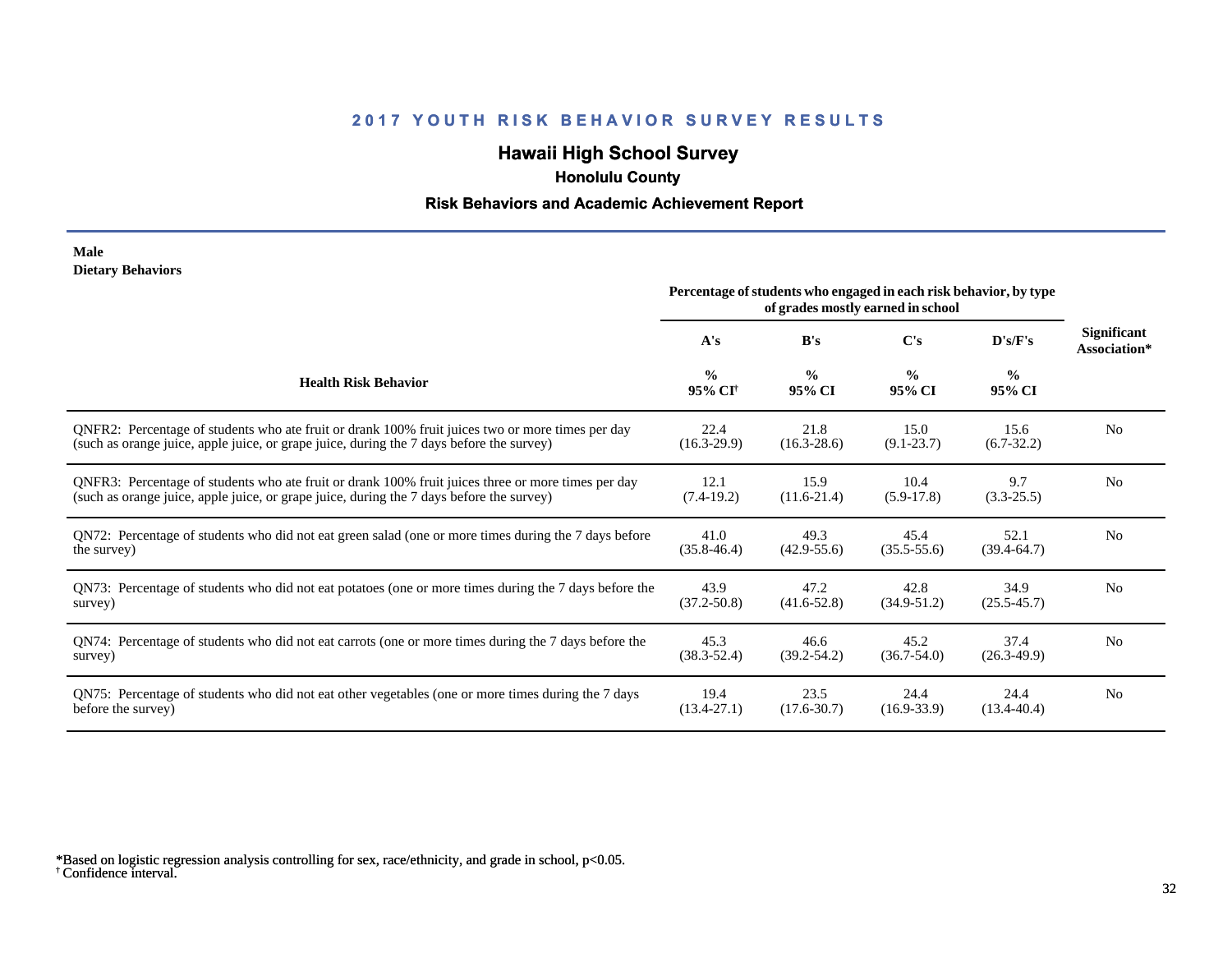## 2017 YOUTH RISK BEHAVIOR SURVEY RESULTS

# Hawaii High School Survey

### Honolulu County

### Risk Behaviors and Academic Achievement Report

**Male**
**Dietary Behaviors**

| Health Risk Behavior | A's % 95% CI[†] | B's % 95% CI | C's % 95% CI | D's/F's % 95% CI | Significant Association* |
|---|---|---|---|---|---|
| | *Percentage of students who engaged in each risk behavior, by type of grades mostly earned in school* | | | | |
| QNFR2: Percentage of students who ate fruit or drank 100% fruit juices two or more times per day (such as orange juice, apple juice, or grape juice, during the 7 days before the survey) | 22.4 (16.3-29.9) | 21.8 (16.3-28.6) | 15.0 (9.1-23.7) | 15.6 (6.7-32.2) | No |
| QNFR3: Percentage of students who ate fruit or drank 100% fruit juices three or more times per day (such as orange juice, apple juice, or grape juice, during the 7 days before the survey) | 12.1 (7.4-19.2) | 15.9 (11.6-21.4) | 10.4 (5.9-17.8) | 9.7 (3.3-25.5) | No |
| QN72: Percentage of students who did not eat green salad (one or more times during the 7 days before the survey) | 41.0 (35.8-46.4) | 49.3 (42.9-55.6) | 45.4 (35.5-55.6) | 52.1 (39.4-64.7) | No |
| QN73: Percentage of students who did not eat potatoes (one or more times during the 7 days before the survey) | 43.9 (37.2-50.8) | 47.2 (41.6-52.8) | 42.8 (34.9-51.2) | 34.9 (25.5-45.7) | No |
| QN74: Percentage of students who did not eat carrots (one or more times during the 7 days before the survey) | 45.3 (38.3-52.4) | 46.6 (39.2-54.2) | 45.2 (36.7-54.0) | 37.4 (26.3-49.9) | No |
| QN75: Percentage of students who did not eat other vegetables (one or more times during the 7 days before the survey) | 19.4 (13.4-27.1) | 23.5 (17.6-30.7) | 24.4 (16.9-33.9) | 24.4 (13.4-40.4) | No |

*Based on logistic regression analysis controlling for sex, race/ethnicity, and grade in school, $p<0.05$.
[†] Confidence interval.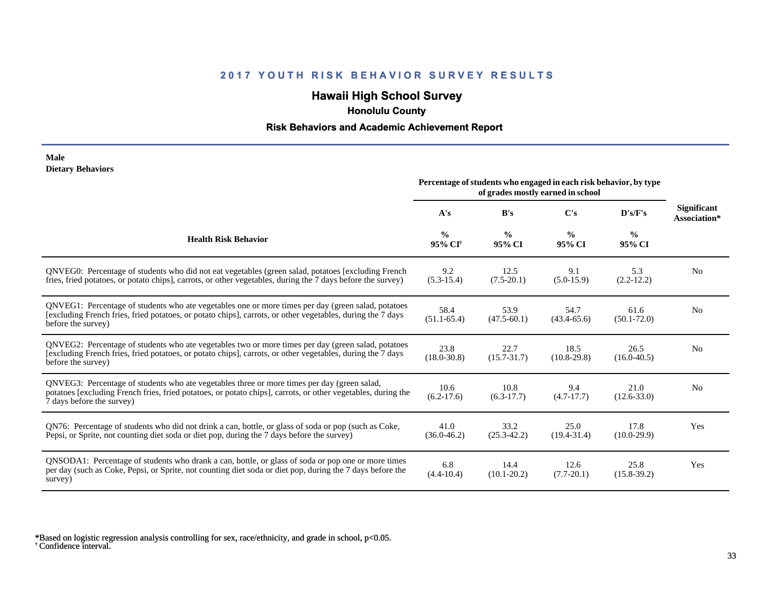## 2017 YOUTH RISK BEHAVIOR SURVEY RESULTS

# Hawaii High School Survey

### Honolulu County

### Risk Behaviors and Academic Achievement Report

**Male**
**Dietary Behaviors**

| Health Risk Behavior | A's % 95% CI† | B's % 95% CI | C's % 95% CI | D's/F's % 95% CI | Significant Association* |
|---|---|---|---|---|---|
| | Percentage of students who engaged in each risk behavior, by type of grades mostly earned in school | | | | |
| QNVEG0: Percentage of students who did not eat vegetables (green salad, potatoes [excluding French fries, fried potatoes, or potato chips], carrots, or other vegetables, during the 7 days before the survey) | 9.2 (5.3-15.4) | 12.5 (7.5-20.1) | 9.1 (5.0-15.9) | 5.3 (2.2-12.2) | No |
| QNVEG1: Percentage of students who ate vegetables one or more times per day (green salad, potatoes [excluding French fries, fried potatoes, or potato chips], carrots, or other vegetables, during the 7 days before the survey) | 58.4 (51.1-65.4) | 53.9 (47.5-60.1) | 54.7 (43.4-65.6) | 61.6 (50.1-72.0) | No |
| QNVEG2: Percentage of students who ate vegetables two or more times per day (green salad, potatoes [excluding French fries, fried potatoes, or potato chips], carrots, or other vegetables, during the 7 days before the survey) | 23.8 (18.0-30.8) | 22.7 (15.7-31.7) | 18.5 (10.8-29.8) | 26.5 (16.0-40.5) | No |
| QNVEG3: Percentage of students who ate vegetables three or more times per day (green salad, potatoes [excluding French fries, fried potatoes, or potato chips], carrots, or other vegetables, during the 7 days before the survey) | 10.6 (6.2-17.6) | 10.8 (6.3-17.7) | 9.4 (4.7-17.7) | 21.0 (12.6-33.0) | No |
| QN76: Percentage of students who did not drink a can, bottle, or glass of soda or pop (such as Coke, Pepsi, or Sprite, not counting diet soda or diet pop, during the 7 days before the survey) | 41.0 (36.0-46.2) | 33.2 (25.3-42.2) | 25.0 (19.4-31.4) | 17.8 (10.0-29.9) | Yes |
| QNSODA1: Percentage of students who drank a can, bottle, or glass of soda or pop one or more times per day (such as Coke, Pepsi, or Sprite, not counting diet soda or diet pop, during the 7 days before the survey) | 6.8 (4.4-10.4) | 14.4 (10.1-20.2) | 12.6 (7.7-20.1) | 25.8 (15.8-39.2) | Yes |

*Based on logistic regression analysis controlling for sex, race/ethnicity, and grade in school, $p<0.05$.
† Confidence interval.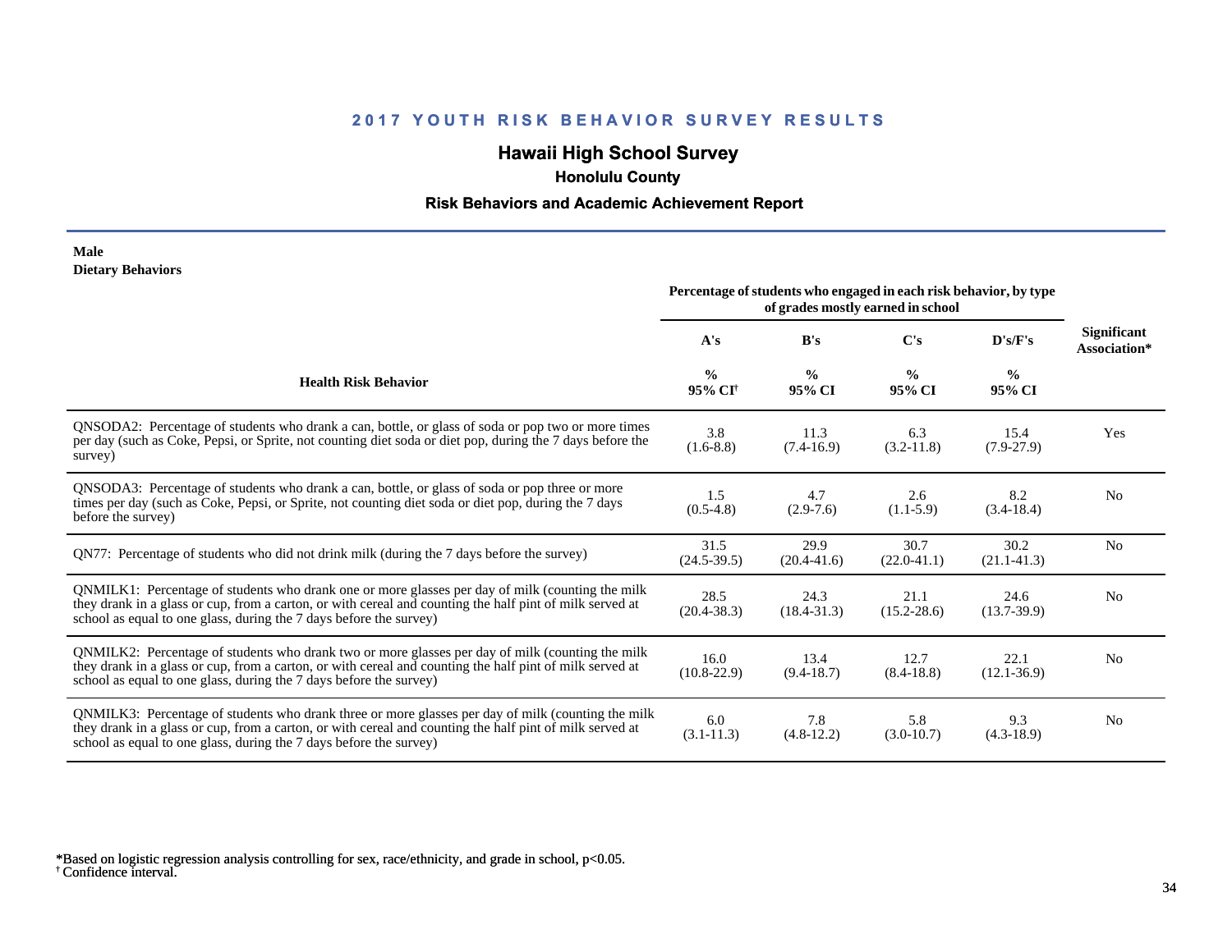## 2017 YOUTH RISK BEHAVIOR SURVEY RESULTS

### Hawaii High School Survey

**Honolulu County**

**Risk Behaviors and Academic Achievement Report**

**Male**
**Dietary Behaviors**

| Health Risk Behavior | Percentage of students who engaged in each risk behavior, by type of grades mostly earned in school | | | | Significant Association* |
|---|---|---|---|---|---|
| | A's | B's | C's | D's/F's | |
| | % 95% CI[†] | % 95% CI | % 95% CI | % 95% CI | |
| QNSODA2: Percentage of students who drank a can, bottle, or glass of soda or pop two or more times per day (such as Coke, Pepsi, or Sprite, not counting diet soda or diet pop, during the 7 days before the survey) | 3.8 (1.6-8.8) | 11.3 (7.4-16.9) | 6.3 (3.2-11.8) | 15.4 (7.9-27.9) | Yes |
| QNSODA3: Percentage of students who drank a can, bottle, or glass of soda or pop three or more times per day (such as Coke, Pepsi, or Sprite, not counting diet soda or diet pop, during the 7 days before the survey) | 1.5 (0.5-4.8) | 4.7 (2.9-7.6) | 2.6 (1.1-5.9) | 8.2 (3.4-18.4) | No |
| QN77: Percentage of students who did not drink milk (during the 7 days before the survey) | 31.5 (24.5-39.5) | 29.9 (20.4-41.6) | 30.7 (22.0-41.1) | 30.2 (21.1-41.3) | No |
| QNMILK1: Percentage of students who drank one or more glasses per day of milk (counting the milk they drank in a glass or cup, from a carton, or with cereal and counting the half pint of milk served at school as equal to one glass, during the 7 days before the survey) | 28.5 (20.4-38.3) | 24.3 (18.4-31.3) | 21.1 (15.2-28.6) | 24.6 (13.7-39.9) | No |
| QNMILK2: Percentage of students who drank two or more glasses per day of milk (counting the milk they drank in a glass or cup, from a carton, or with cereal and counting the half pint of milk served at school as equal to one glass, during the 7 days before the survey) | 16.0 (10.8-22.9) | 13.4 (9.4-18.7) | 12.7 (8.4-18.8) | 22.1 (12.1-36.9) | No |
| QNMILK3: Percentage of students who drank three or more glasses per day of milk (counting the milk they drank in a glass or cup, from a carton, or with cereal and counting the half pint of milk served at school as equal to one glass, during the 7 days before the survey) | 6.0 (3.1-11.3) | 7.8 (4.8-12.2) | 5.8 (3.0-10.7) | 9.3 (4.3-18.9) | No |

*Based on logistic regression analysis controlling for sex, race/ethnicity, and grade in school, $p<0.05$.
[†] Confidence interval.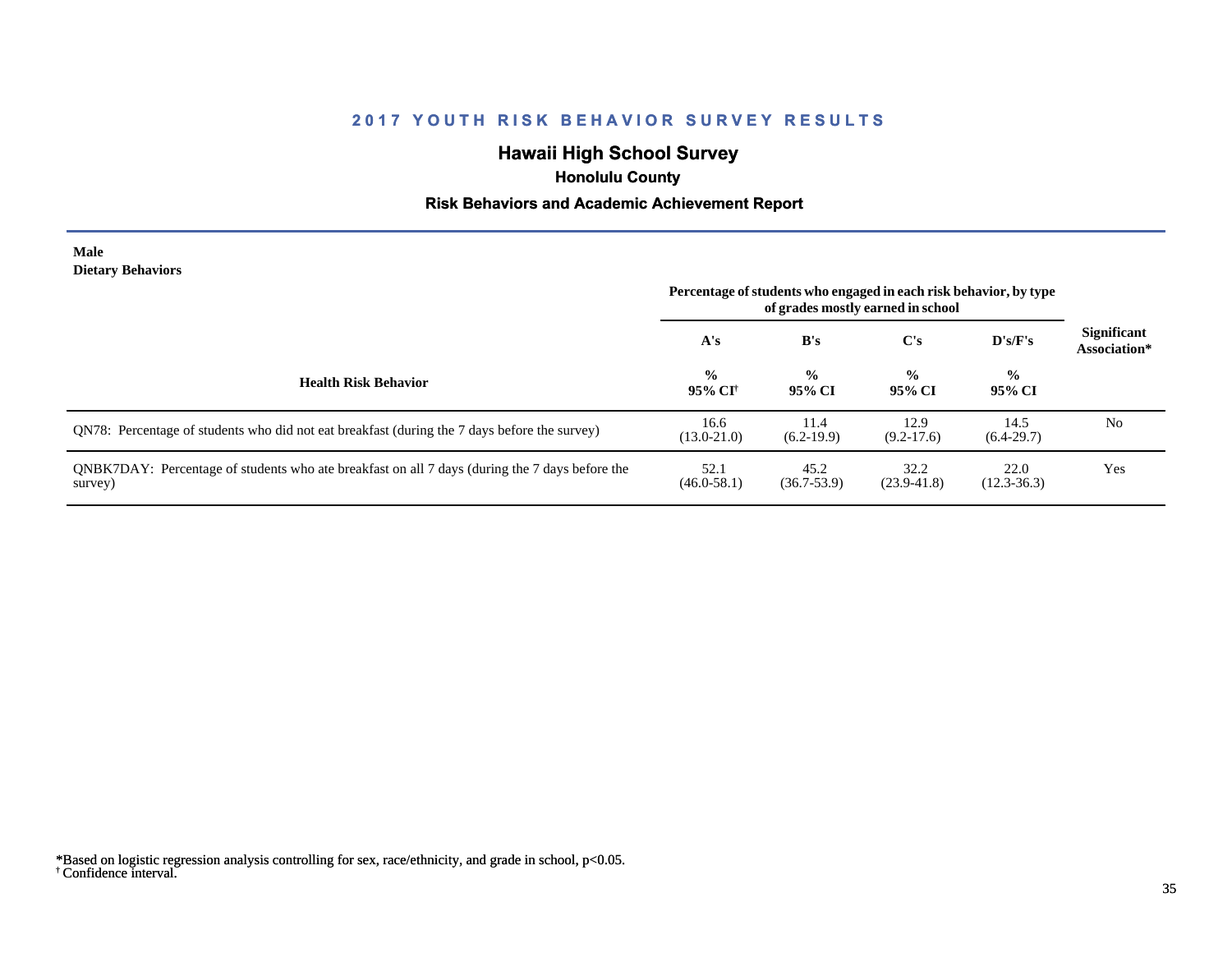## 2017 YOUTH RISK BEHAVIOR SURVEY RESULTS

### Hawaii High School Survey

**Honolulu County**

**Risk Behaviors and Academic Achievement Report**

**Male**
**Dietary Behaviors**

| Health Risk Behavior | Percentage of students who engaged in each risk behavior, by type of grades mostly earned in school | | | | Significant Association* |
|---|---|---|---|---|---|
| | A's | B's | C's | D's/F's | |
| | % 95% CI[†] | % 95% CI | % 95% CI | % 95% CI | |
| QN78: Percentage of students who did not eat breakfast (during the 7 days before the survey) | 16.6 (13.0-21.0) | 11.4 (6.2-19.9) | 12.9 (9.2-17.6) | 14.5 (6.4-29.7) | No |
| QNBK7DAY: Percentage of students who ate breakfast on all 7 days (during the 7 days before the survey) | 52.1 (46.0-58.1) | 45.2 (36.7-53.9) | 32.2 (23.9-41.8) | 22.0 (12.3-36.3) | Yes |

*Based on logistic regression analysis controlling for sex, race/ethnicity, and grade in school, $p<0.05$.
[†] Confidence interval.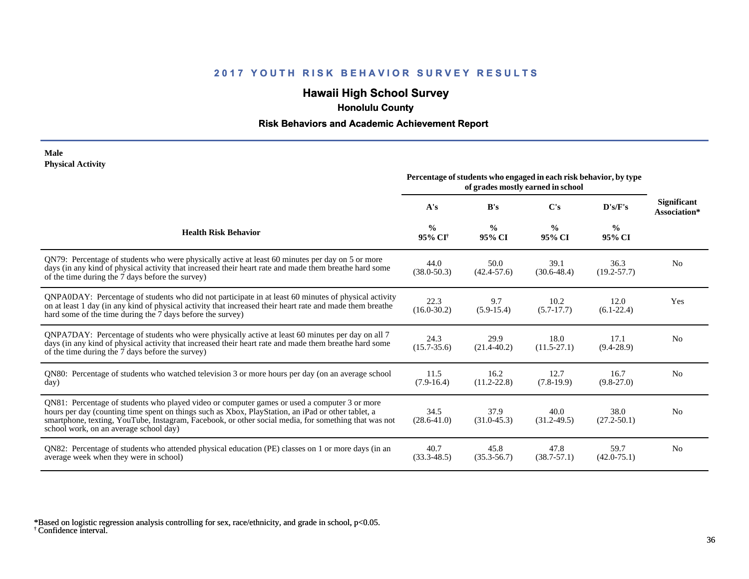## 2017 YOUTH RISK BEHAVIOR SURVEY RESULTS

## Hawaii High School Survey

### Honolulu County

### Risk Behaviors and Academic Achievement Report

**Male**
**Physical Activity**

| Health Risk Behavior | Percentage of students who engaged in each risk behavior, by type of grades mostly earned in school | | | | Significant Association* |
|---|---|---|---|---|---|
| | A's | B's | C's | D's/F's | |
| | % 95% CI[†] | % 95% CI | % 95% CI | % 95% CI | |
| QN79: Percentage of students who were physically active at least 60 minutes per day on 5 or more days (in any kind of physical activity that increased their heart rate and made them breathe hard some of the time during the 7 days before the survey) | 44.0 (38.0-50.3) | 50.0 (42.4-57.6) | 39.1 (30.6-48.4) | 36.3 (19.2-57.7) | No |
| QNPA0DAY: Percentage of students who did not participate in at least 60 minutes of physical activity on at least 1 day (in any kind of physical activity that increased their heart rate and made them breathe hard some of the time during the 7 days before the survey) | 22.3 (16.0-30.2) | 9.7 (5.9-15.4) | 10.2 (5.7-17.7) | 12.0 (6.1-22.4) | Yes |
| QNPA7DAY: Percentage of students who were physically active at least 60 minutes per day on all 7 days (in any kind of physical activity that increased their heart rate and made them breathe hard some of the time during the 7 days before the survey) | 24.3 (15.7-35.6) | 29.9 (21.4-40.2) | 18.0 (11.5-27.1) | 17.1 (9.4-28.9) | No |
| QN80: Percentage of students who watched television 3 or more hours per day (on an average school day) | 11.5 (7.9-16.4) | 16.2 (11.2-22.8) | 12.7 (7.8-19.9) | 16.7 (9.8-27.0) | No |
| QN81: Percentage of students who played video or computer games or used a computer 3 or more hours per day (counting time spent on things such as Xbox, PlayStation, an iPad or other tablet, a smartphone, texting, YouTube, Instagram, Facebook, or other social media, for something that was not school work, on an average school day) | 34.5 (28.6-41.0) | 37.9 (31.0-45.3) | 40.0 (31.2-49.5) | 38.0 (27.2-50.1) | No |
| QN82: Percentage of students who attended physical education (PE) classes on 1 or more days (in an average week when they were in school) | 40.7 (33.3-48.5) | 45.8 (35.3-56.7) | 47.8 (38.7-57.1) | 59.7 (42.0-75.1) | No |

*Based on logistic regression analysis controlling for sex, race/ethnicity, and grade in school, $p<0.05$.
[†] Confidence interval.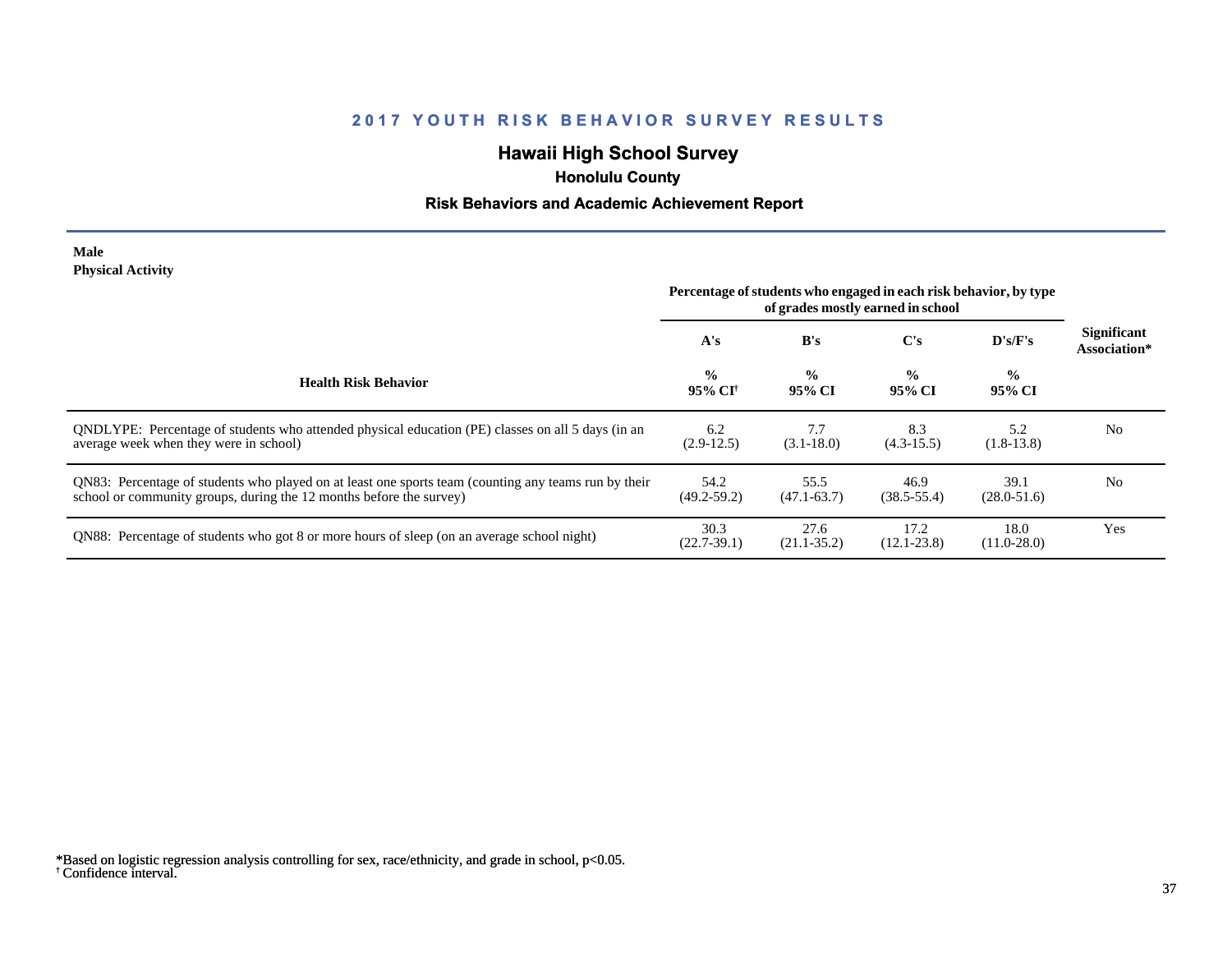# 2017 YOUTH RISK BEHAVIOR SURVEY RESULTS

## Hawaii High School Survey

### Honolulu County

### Risk Behaviors and Academic Achievement Report

**Male**
**Physical Activity**

| Health Risk Behavior | Percentage of students who engaged in each risk behavior, by type of grades mostly earned in school | | | | Significant Association* |
|---|---|---|---|---|---|
| | A's | B's | C's | D's/F's | |
| | % 95% CI[†] | % 95% CI | % 95% CI | % 95% CI | |
| QNDLYPE: Percentage of students who attended physical education (PE) classes on all 5 days (in an average week when they were in school) | 6.2 (2.9-12.5) | 7.7 (3.1-18.0) | 8.3 (4.3-15.5) | 5.2 (1.8-13.8) | No |
| QN83: Percentage of students who played on at least one sports team (counting any teams run by their school or community groups, during the 12 months before the survey) | 54.2 (49.2-59.2) | 55.5 (47.1-63.7) | 46.9 (38.5-55.4) | 39.1 (28.0-51.6) | No |
| QN88: Percentage of students who got 8 or more hours of sleep (on an average school night) | 30.3 (22.7-39.1) | 27.6 (21.1-35.2) | 17.2 (12.1-23.8) | 18.0 (11.0-28.0) | Yes |

*Based on logistic regression analysis controlling for sex, race/ethnicity, and grade in school, $p<0.05$.
[†] Confidence interval.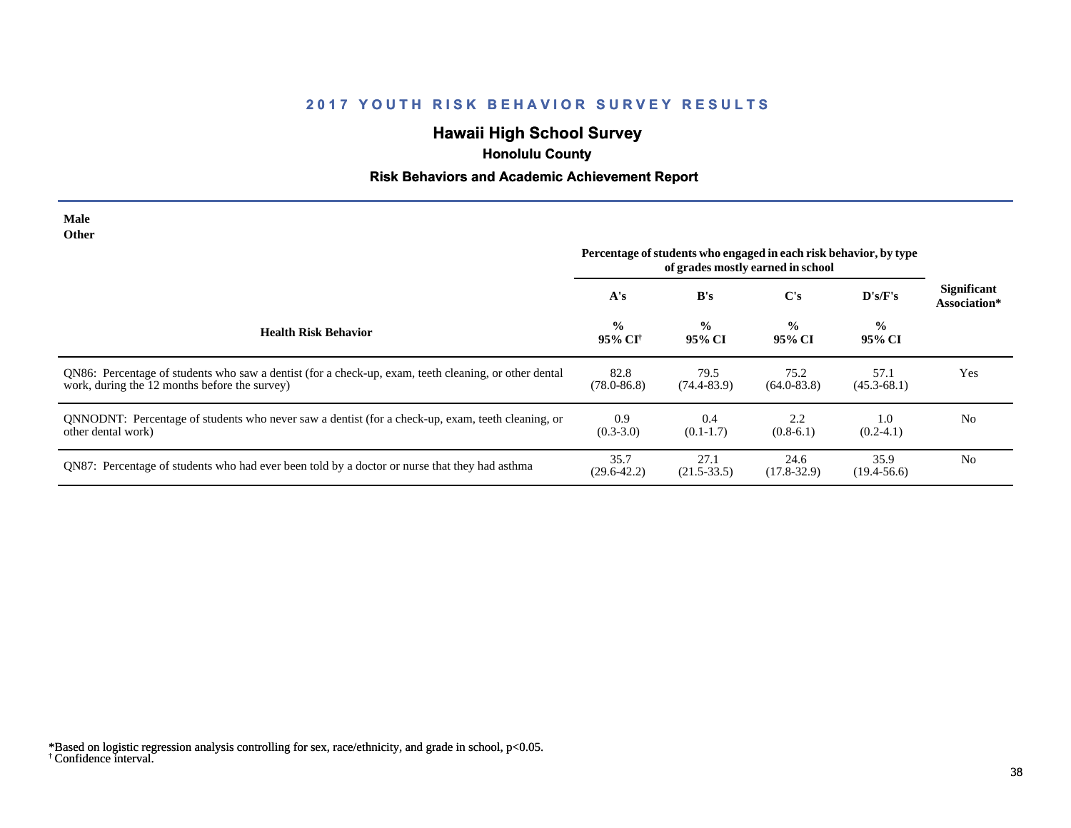## 2017 YOUTH RISK BEHAVIOR SURVEY RESULTS

### Hawaii High School Survey

**Honolulu County**

**Risk Behaviors and Academic Achievement Report**

**Male**
**Other**

| Health Risk Behavior | Percentage of students who engaged in each risk behavior, by type of grades mostly earned in school | | | | Significant Association* |
|---|---|---|---|---|---|
| | A's | B's | C's | D's/F's | |
| | % 95% CI[†] | % 95% CI | % 95% CI | % 95% CI | |
| QN86: Percentage of students who saw a dentist (for a check-up, exam, teeth cleaning, or other dental work, during the 12 months before the survey) | 82.8 (78.0-86.8) | 79.5 (74.4-83.9) | 75.2 (64.0-83.8) | 57.1 (45.3-68.1) | Yes |
| QNNODNT: Percentage of students who never saw a dentist (for a check-up, exam, teeth cleaning, or other dental work) | 0.9 (0.3-3.0) | 0.4 (0.1-1.7) | 2.2 (0.8-6.1) | 1.0 (0.2-4.1) | No |
| QN87: Percentage of students who had ever been told by a doctor or nurse that they had asthma | 35.7 (29.6-42.2) | 27.1 (21.5-33.5) | 24.6 (17.8-32.9) | 35.9 (19.4-56.6) | No |

*Based on logistic regression analysis controlling for sex, race/ethnicity, and grade in school, $p<0.05$.
[†] Confidence interval.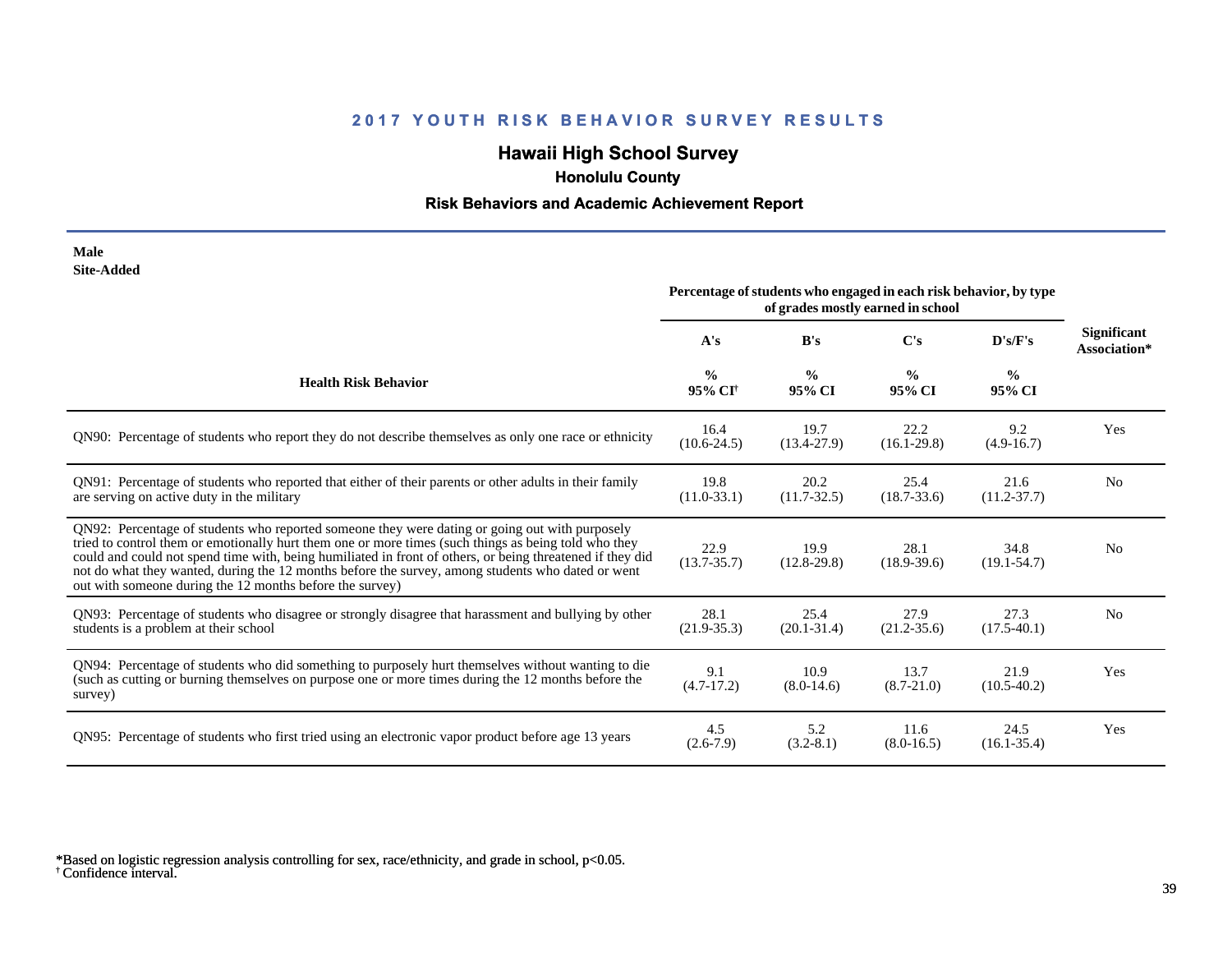## 2017 YOUTH RISK BEHAVIOR SURVEY RESULTS

### Hawaii High School Survey

**Honolulu County**

**Risk Behaviors and Academic Achievement Report**

**Male**
**Site-Added**

| Health Risk Behavior | Percentage of students who engaged in each risk behavior, by type of grades mostly earned in school | | | | Significant Association* |
|---|---|---|---|---|---|
| | A's | B's | C's | D's/F's | |
| | % 95% CI† | % 95% CI | % 95% CI | % 95% CI | |
| QN90: Percentage of students who report they do not describe themselves as only one race or ethnicity | 16.4 (10.6-24.5) | 19.7 (13.4-27.9) | 22.2 (16.1-29.8) | 9.2 (4.9-16.7) | Yes |
| QN91: Percentage of students who reported that either of their parents or other adults in their family are serving on active duty in the military | 19.8 (11.0-33.1) | 20.2 (11.7-32.5) | 25.4 (18.7-33.6) | 21.6 (11.2-37.7) | No |
| QN92: Percentage of students who reported someone they were dating or going out with purposely tried to control them or emotionally hurt them one or more times (such things as being told who they could and could not spend time with, being humiliated in front of others, or being threatened if they did not do what they wanted, during the 12 months before the survey, among students who dated or went out with someone during the 12 months before the survey) | 22.9 (13.7-35.7) | 19.9 (12.8-29.8) | 28.1 (18.9-39.6) | 34.8 (19.1-54.7) | No |
| QN93: Percentage of students who disagree or strongly disagree that harassment and bullying by other students is a problem at their school | 28.1 (21.9-35.3) | 25.4 (20.1-31.4) | 27.9 (21.2-35.6) | 27.3 (17.5-40.1) | No |
| QN94: Percentage of students who did something to purposely hurt themselves without wanting to die (such as cutting or burning themselves on purpose one or more times during the 12 months before the survey) | 9.1 (4.7-17.2) | 10.9 (8.0-14.6) | 13.7 (8.7-21.0) | 21.9 (10.5-40.2) | Yes |
| QN95: Percentage of students who first tried using an electronic vapor product before age 13 years | 4.5 (2.6-7.9) | 5.2 (3.2-8.1) | 11.6 (8.0-16.5) | 24.5 (16.1-35.4) | Yes |

*Based on logistic regression analysis controlling for sex, race/ethnicity, and grade in school, $p<0.05$.
† Confidence interval.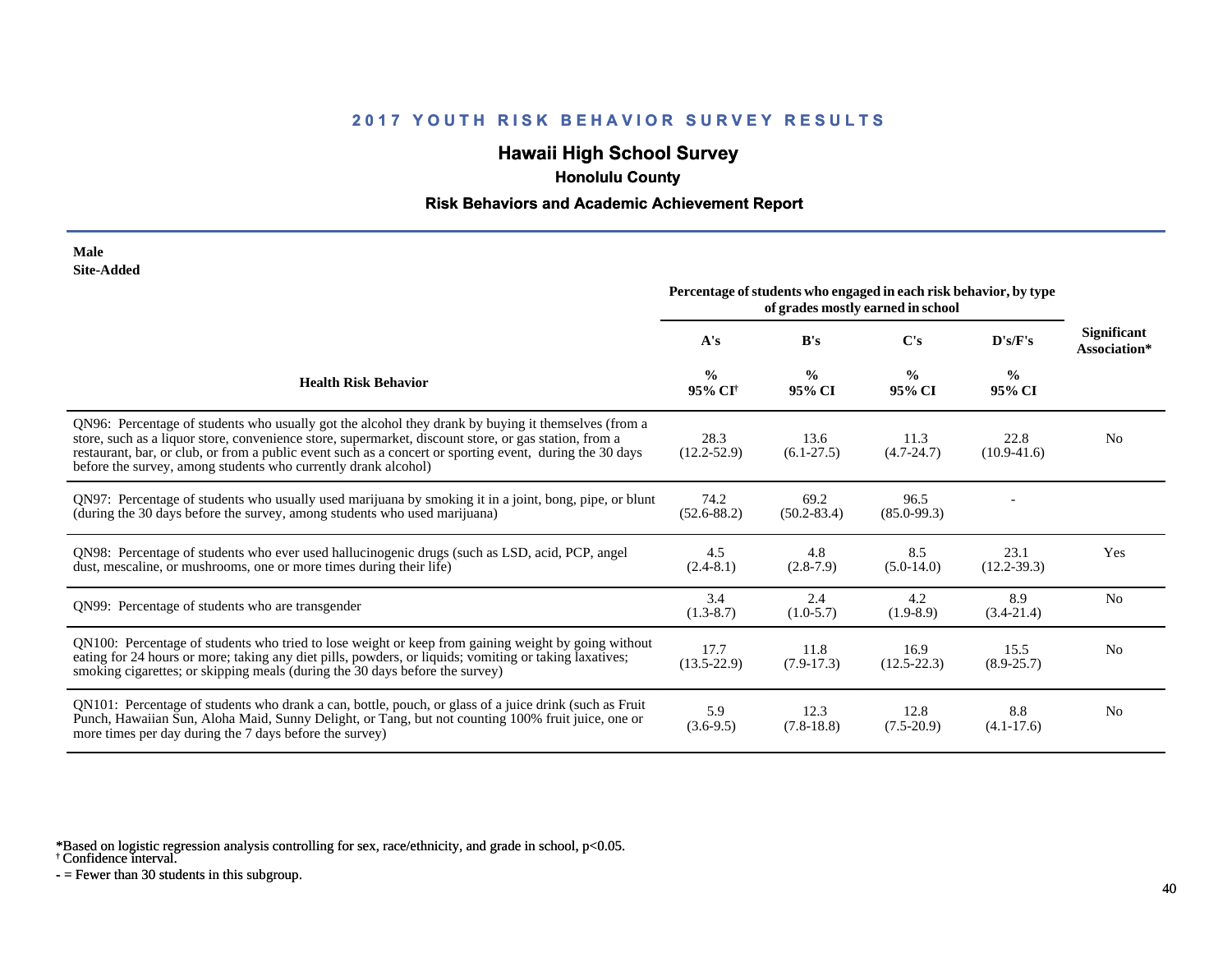# 2017 YOUTH RISK BEHAVIOR SURVEY RESULTS

## Hawaii High School Survey

### Honolulu County

### Risk Behaviors and Academic Achievement Report

**Male**
**Site-Added**

| Health Risk Behavior | Percentage of students who engaged in each risk behavior, by type of grades mostly earned in school | | | | Significant Association* |
|---|---|---|---|---|---|
| | A's | B's | C's | D's/F's | |
| | % 95% CI† | % 95% CI | % 95% CI | % 95% CI | |
| QN96: Percentage of students who usually got the alcohol they drank by buying it themselves (from a store, such as a liquor store, convenience store, supermarket, discount store, or gas station, from a restaurant, bar, or club, or from a public event such as a concert or sporting event, during the 30 days before the survey, among students who currently drank alcohol) | 28.3 (12.2-52.9) | 13.6 (6.1-27.5) | 11.3 (4.7-24.7) | 22.8 (10.9-41.6) | No |
| QN97: Percentage of students who usually used marijuana by smoking it in a joint, bong, pipe, or blunt (during the 30 days before the survey, among students who used marijuana) | 74.2 (52.6-88.2) | 69.2 (50.2-83.4) | 96.5 (85.0-99.3) | - | |
| QN98: Percentage of students who ever used hallucinogenic drugs (such as LSD, acid, PCP, angel dust, mescaline, or mushrooms, one or more times during their life) | 4.5 (2.4-8.1) | 4.8 (2.8-7.9) | 8.5 (5.0-14.0) | 23.1 (12.2-39.3) | Yes |
| QN99: Percentage of students who are transgender | 3.4 (1.3-8.7) | 2.4 (1.0-5.7) | 4.2 (1.9-8.9) | 8.9 (3.4-21.4) | No |
| QN100: Percentage of students who tried to lose weight or keep from gaining weight by going without eating for 24 hours or more; taking any diet pills, powders, or liquids; vomiting or taking laxatives; smoking cigarettes; or skipping meals (during the 30 days before the survey) | 17.7 (13.5-22.9) | 11.8 (7.9-17.3) | 16.9 (12.5-22.3) | 15.5 (8.9-25.7) | No |
| QN101: Percentage of students who drank a can, bottle, pouch, or glass of a juice drink (such as Fruit Punch, Hawaiian Sun, Aloha Maid, Sunny Delight, or Tang, but not counting 100% fruit juice, one or more times per day during the 7 days before the survey) | 5.9 (3.6-9.5) | 12.3 (7.8-18.8) | 12.8 (7.5-20.9) | 8.8 (4.1-17.6) | No |

*Based on logistic regression analysis controlling for sex, race/ethnicity, and grade in school, $p<0.05$.
† Confidence interval.
- = Fewer than 30 students in this subgroup.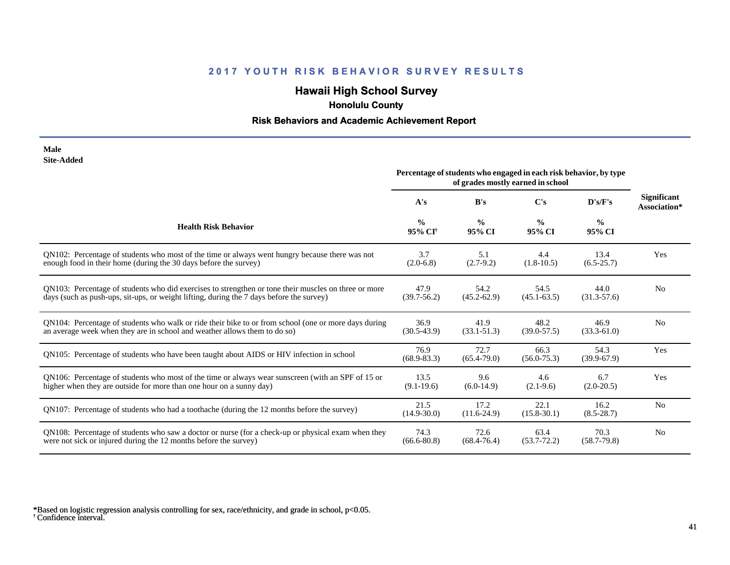## 2017 YOUTH RISK BEHAVIOR SURVEY RESULTS

# Hawaii High School Survey

### Honolulu County

### Risk Behaviors and Academic Achievement Report

**Male**
**Site-Added**

| Health Risk Behavior | Percentage of students who engaged in each risk behavior, by type of grades mostly earned in school | | | | Significant Association* |
|---|---|---|---|---|---|
| | A's | B's | C's | D's/F's | |
| | % 95% CI[†] | % 95% CI | % 95% CI | % 95% CI | |
| QN102: Percentage of students who most of the time or always went hungry because there was not enough food in their home (during the 30 days before the survey) | 3.7 (2.0-6.8) | 5.1 (2.7-9.2) | 4.4 (1.8-10.5) | 13.4 (6.5-25.7) | Yes |
| QN103: Percentage of students who did exercises to strengthen or tone their muscles on three or more days (such as push-ups, sit-ups, or weight lifting, during the 7 days before the survey) | 47.9 (39.7-56.2) | 54.2 (45.2-62.9) | 54.5 (45.1-63.5) | 44.0 (31.3-57.6) | No |
| QN104: Percentage of students who walk or ride their bike to or from school (one or more days during an average week when they are in school and weather allows them to do so) | 36.9 (30.5-43.9) | 41.9 (33.1-51.3) | 48.2 (39.0-57.5) | 46.9 (33.3-61.0) | No |
| QN105: Percentage of students who have been taught about AIDS or HIV infection in school | 76.9 (68.9-83.3) | 72.7 (65.4-79.0) | 66.3 (56.0-75.3) | 54.3 (39.9-67.9) | Yes |
| QN106: Percentage of students who most of the time or always wear sunscreen (with an SPF of 15 or higher when they are outside for more than one hour on a sunny day) | 13.5 (9.1-19.6) | 9.6 (6.0-14.9) | 4.6 (2.1-9.6) | 6.7 (2.0-20.5) | Yes |
| QN107: Percentage of students who had a toothache (during the 12 months before the survey) | 21.5 (14.9-30.0) | 17.2 (11.6-24.9) | 22.1 (15.8-30.1) | 16.2 (8.5-28.7) | No |
| QN108: Percentage of students who saw a doctor or nurse (for a check-up or physical exam when they were not sick or injured during the 12 months before the survey) | 74.3 (66.6-80.8) | 72.6 (68.4-76.4) | 63.4 (53.7-72.2) | 70.3 (58.7-79.8) | No |

*Based on logistic regression analysis controlling for sex, race/ethnicity, and grade in school, $p<0.05$.
[†] Confidence interval.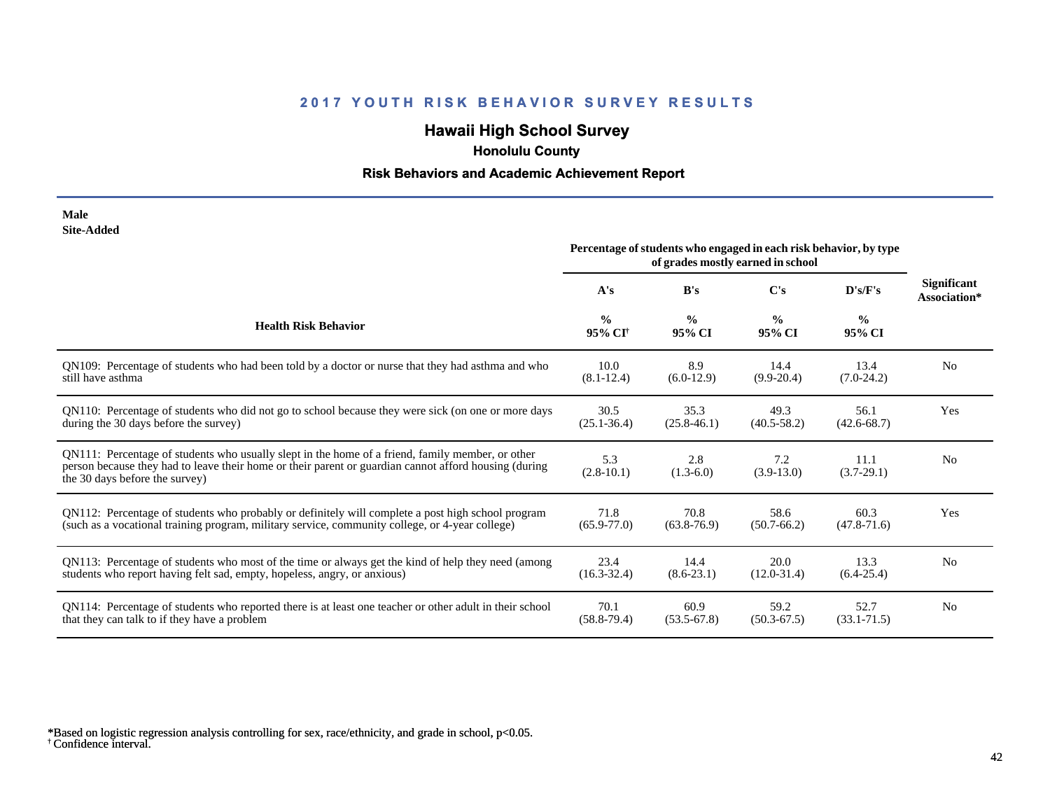## 2017 YOUTH RISK BEHAVIOR SURVEY RESULTS

# Hawaii High School Survey

### Honolulu County

### Risk Behaviors and Academic Achievement Report

**Male**
**Site-Added**

| Health Risk Behavior | Percentage of students who engaged in each risk behavior, by type of grades mostly earned in school | | | | Significant Association* |
|---|---|---|---|---|---|
| | A's | B's | C's | D's/F's | |
| | % 95% CI[†] | % 95% CI | % 95% CI | % 95% CI | |
| QN109: Percentage of students who had been told by a doctor or nurse that they had asthma and who still have asthma | 10.0 (8.1-12.4) | 8.9 (6.0-12.9) | 14.4 (9.9-20.4) | 13.4 (7.0-24.2) | No |
| QN110: Percentage of students who did not go to school because they were sick (on one or more days during the 30 days before the survey) | 30.5 (25.1-36.4) | 35.3 (25.8-46.1) | 49.3 (40.5-58.2) | 56.1 (42.6-68.7) | Yes |
| QN111: Percentage of students who usually slept in the home of a friend, family member, or other person because they had to leave their home or their parent or guardian cannot afford housing (during the 30 days before the survey) | 5.3 (2.8-10.1) | 2.8 (1.3-6.0) | 7.2 (3.9-13.0) | 11.1 (3.7-29.1) | No |
| QN112: Percentage of students who probably or definitely will complete a post high school program (such as a vocational training program, military service, community college, or 4-year college) | 71.8 (65.9-77.0) | 70.8 (63.8-76.9) | 58.6 (50.7-66.2) | 60.3 (47.8-71.6) | Yes |
| QN113: Percentage of students who most of the time or always get the kind of help they need (among students who report having felt sad, empty, hopeless, angry, or anxious) | 23.4 (16.3-32.4) | 14.4 (8.6-23.1) | 20.0 (12.0-31.4) | 13.3 (6.4-25.4) | No |
| QN114: Percentage of students who reported there is at least one teacher or other adult in their school that they can talk to if they have a problem | 70.1 (58.8-79.4) | 60.9 (53.5-67.8) | 59.2 (50.3-67.5) | 52.7 (33.1-71.5) | No |

*Based on logistic regression analysis controlling for sex, race/ethnicity, and grade in school, $p<0.05$.
[†] Confidence interval.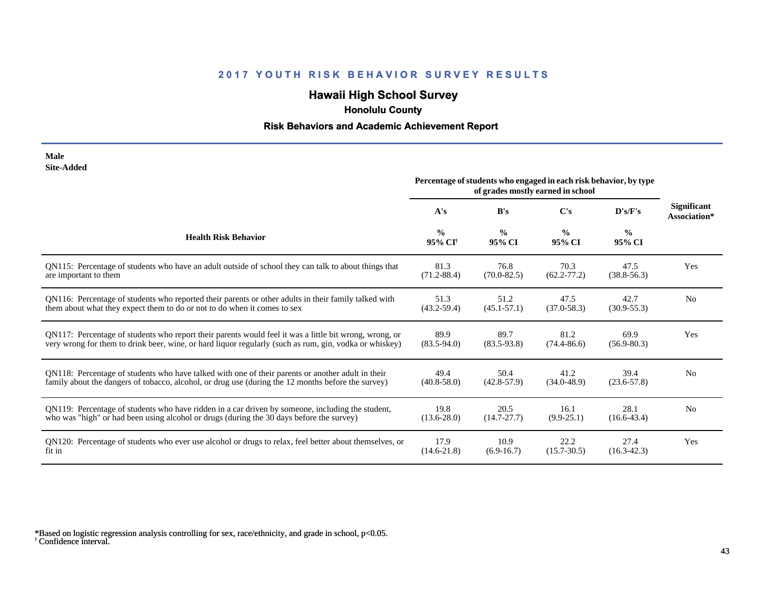# 2017 YOUTH RISK BEHAVIOR SURVEY RESULTS

## Hawaii High School Survey

### Honolulu County

### Risk Behaviors and Academic Achievement Report

**Male**
**Site-Added**

| Health Risk Behavior | Percentage of students who engaged in each risk behavior, by type of grades mostly earned in school | | | | Significant Association* |
|---|---|---|---|---|---|
| | A's | B's | C's | D's/F's | |
| | % 95% CI[†] | % 95% CI | % 95% CI | % 95% CI | |
| QN115: Percentage of students who have an adult outside of school they can talk to about things that are important to them | 81.3 (71.2-88.4) | 76.8 (70.0-82.5) | 70.3 (62.2-77.2) | 47.5 (38.8-56.3) | Yes |
| QN116: Percentage of students who reported their parents or other adults in their family talked with them about what they expect them to do or not to do when it comes to sex | 51.3 (43.2-59.4) | 51.2 (45.1-57.1) | 47.5 (37.0-58.3) | 42.7 (30.9-55.3) | No |
| QN117: Percentage of students who report their parents would feel it was a little bit wrong, wrong, or very wrong for them to drink beer, wine, or hard liquor regularly (such as rum, gin, vodka or whiskey) | 89.9 (83.5-94.0) | 89.7 (83.5-93.8) | 81.2 (74.4-86.6) | 69.9 (56.9-80.3) | Yes |
| QN118: Percentage of students who have talked with one of their parents or another adult in their family about the dangers of tobacco, alcohol, or drug use (during the 12 months before the survey) | 49.4 (40.8-58.0) | 50.4 (42.8-57.9) | 41.2 (34.0-48.9) | 39.4 (23.6-57.8) | No |
| QN119: Percentage of students who have ridden in a car driven by someone, including the student, who was "high" or had been using alcohol or drugs (during the 30 days before the survey) | 19.8 (13.6-28.0) | 20.5 (14.7-27.7) | 16.1 (9.9-25.1) | 28.1 (16.6-43.4) | No |
| QN120: Percentage of students who ever use alcohol or drugs to relax, feel better about themselves, or fit in | 17.9 (14.6-21.8) | 10.9 (6.9-16.7) | 22.2 (15.7-30.5) | 27.4 (16.3-42.3) | Yes |

*Based on logistic regression analysis controlling for sex, race/ethnicity, and grade in school, $p<0.05$.
[†] Confidence interval.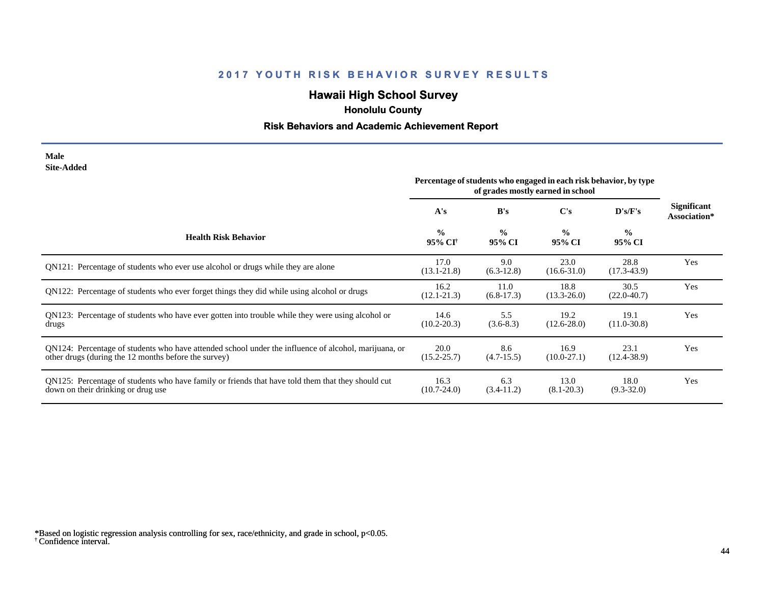## 2017 YOUTH RISK BEHAVIOR SURVEY RESULTS

### Hawaii High School Survey

**Honolulu County**

**Risk Behaviors and Academic Achievement Report**

**Male**
**Site-Added**

| Health Risk Behavior | Percentage of students who engaged in each risk behavior, by type of grades mostly earned in school | | | | Significant Association* |
|---|---|---|---|---|---|
| | A's | B's | C's | D's/F's | |
| | % 95% CI† | % 95% CI | % 95% CI | % 95% CI | |
| QN121: Percentage of students who ever use alcohol or drugs while they are alone | 17.0 (13.1-21.8) | 9.0 (6.3-12.8) | 23.0 (16.6-31.0) | 28.8 (17.3-43.9) | Yes |
| QN122: Percentage of students who ever forget things they did while using alcohol or drugs | 16.2 (12.1-21.3) | 11.0 (6.8-17.3) | 18.8 (13.3-26.0) | 30.5 (22.0-40.7) | Yes |
| QN123: Percentage of students who have ever gotten into trouble while they were using alcohol or drugs | 14.6 (10.2-20.3) | 5.5 (3.6-8.3) | 19.2 (12.6-28.0) | 19.1 (11.0-30.8) | Yes |
| QN124: Percentage of students who have attended school under the influence of alcohol, marijuana, or other drugs (during the 12 months before the survey) | 20.0 (15.2-25.7) | 8.6 (4.7-15.5) | 16.9 (10.0-27.1) | 23.1 (12.4-38.9) | Yes |
| QN125: Percentage of students who have family or friends that have told them that they should cut down on their drinking or drug use | 16.3 (10.7-24.0) | 6.3 (3.4-11.2) | 13.0 (8.1-20.3) | 18.0 (9.3-32.0) | Yes |

*Based on logistic regression analysis controlling for sex, race/ethnicity, and grade in school, $p<0.05$.
† Confidence interval.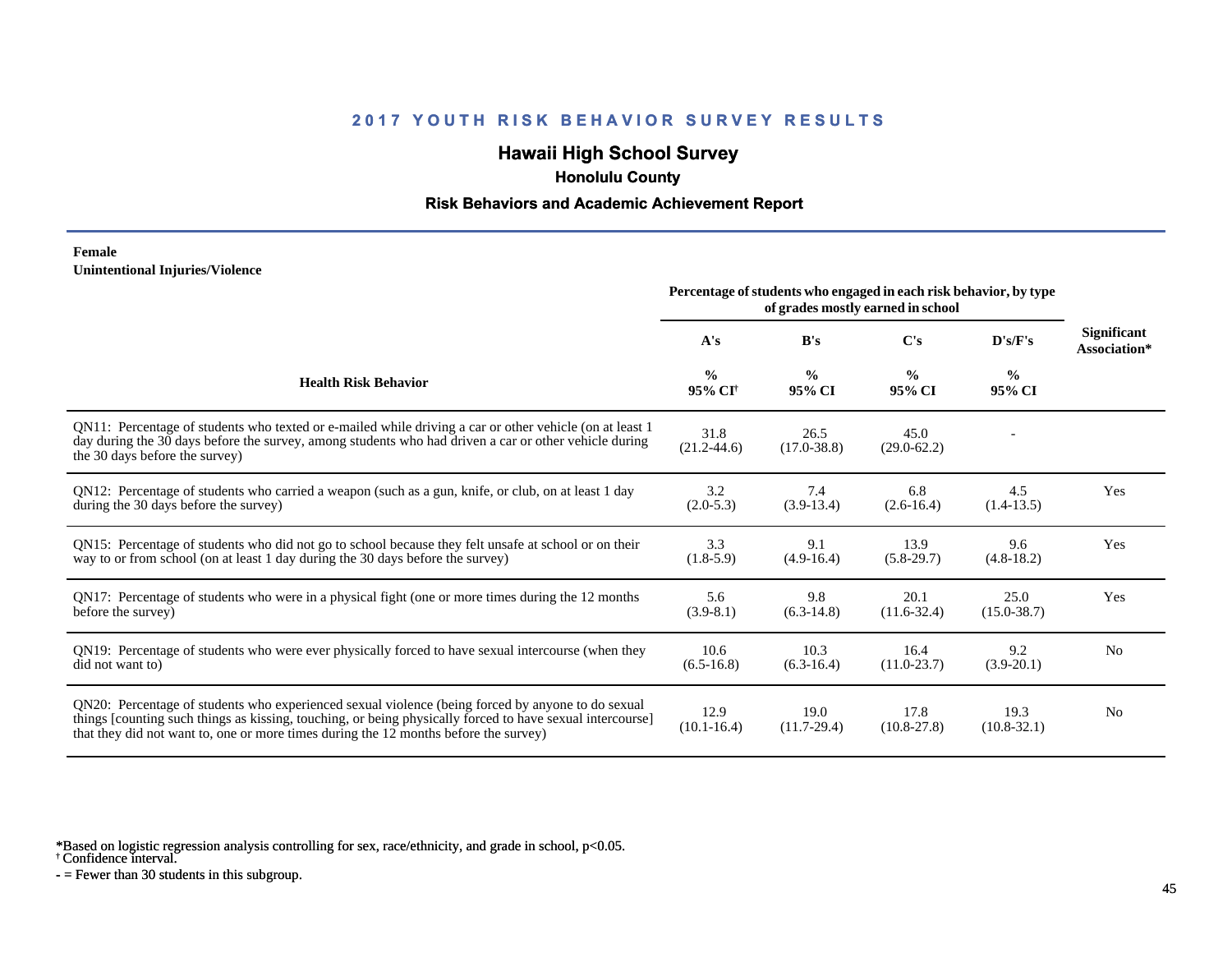# 2017 YOUTH RISK BEHAVIOR SURVEY RESULTS

## Hawaii High School Survey

### Honolulu County

### Risk Behaviors and Academic Achievement Report

**Female**
**Unintentional Injuries/Violence**

| Health Risk Behavior | Percentage of students who engaged in each risk behavior, by type of grades mostly earned in school | | | | Significant Association* |
|---|---|---|---|---|---|
| | A's | B's | C's | D's/F's | |
| | % 95% CI[†] | % 95% CI | % 95% CI | % 95% CI | |
| QN11: Percentage of students who texted or e-mailed while driving a car or other vehicle (on at least 1 day during the 30 days before the survey, among students who had driven a car or other vehicle during the 30 days before the survey) | 31.8 (21.2-44.6) | 26.5 (17.0-38.8) | 45.0 (29.0-62.2) | - | |
| QN12: Percentage of students who carried a weapon (such as a gun, knife, or club, on at least 1 day during the 30 days before the survey) | 3.2 (2.0-5.3) | 7.4 (3.9-13.4) | 6.8 (2.6-16.4) | 4.5 (1.4-13.5) | Yes |
| QN15: Percentage of students who did not go to school because they felt unsafe at school or on their way to or from school (on at least 1 day during the 30 days before the survey) | 3.3 (1.8-5.9) | 9.1 (4.9-16.4) | 13.9 (5.8-29.7) | 9.6 (4.8-18.2) | Yes |
| QN17: Percentage of students who were in a physical fight (one or more times during the 12 months before the survey) | 5.6 (3.9-8.1) | 9.8 (6.3-14.8) | 20.1 (11.6-32.4) | 25.0 (15.0-38.7) | Yes |
| QN19: Percentage of students who were ever physically forced to have sexual intercourse (when they did not want to) | 10.6 (6.5-16.8) | 10.3 (6.3-16.4) | 16.4 (11.0-23.7) | 9.2 (3.9-20.1) | No |
| QN20: Percentage of students who experienced sexual violence (being forced by anyone to do sexual things [counting such things as kissing, touching, or being physically forced to have sexual intercourse] that they did not want to, one or more times during the 12 months before the survey) | 12.9 (10.1-16.4) | 19.0 (11.7-29.4) | 17.8 (10.8-27.8) | 19.3 (10.8-32.1) | No |

*Based on logistic regression analysis controlling for sex, race/ethnicity, and grade in school, $p<0.05$.
[†] Confidence interval.
- = Fewer than 30 students in this subgroup.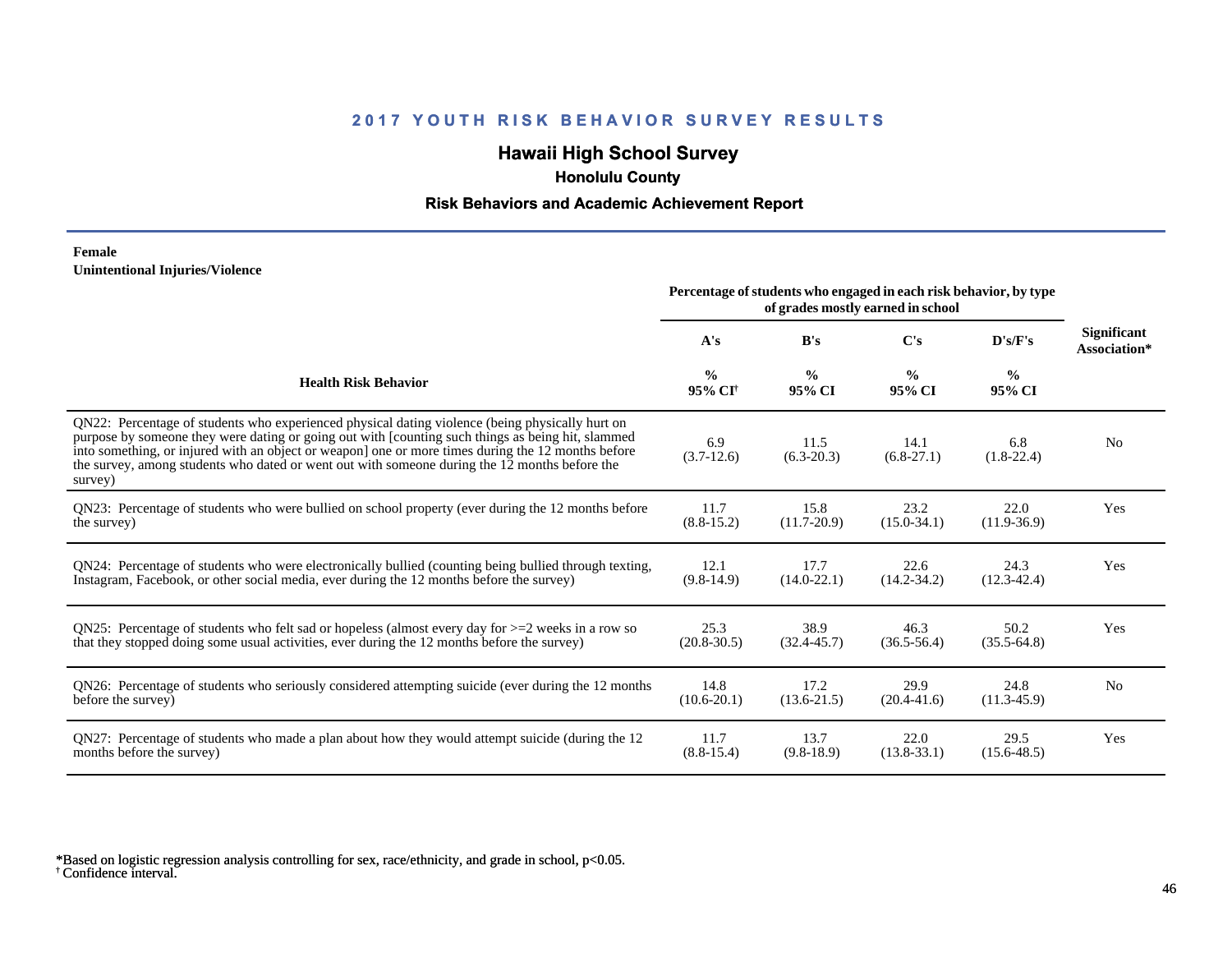## 2017 YOUTH RISK BEHAVIOR SURVEY RESULTS

# Hawaii High School Survey

### Honolulu County

### Risk Behaviors and Academic Achievement Report

**Female**
**Unintentional Injuries/Violence**

| Health Risk Behavior | A's | B's | C's | D's/F's | Significant Association* |
|---|---|---|---|---|---|
| | Percentage of students who engaged in each risk behavior, by type of grades mostly earned in school | | | | |
| | % 95% CI† | % 95% CI | % 95% CI | % 95% CI | |
| QN22: Percentage of students who experienced physical dating violence (being physically hurt on purpose by someone they were dating or going out with [counting such things as being hit, slammed into something, or injured with an object or weapon] one or more times during the 12 months before the survey, among students who dated or went out with someone during the 12 months before the survey) | 6.9 (3.7-12.6) | 11.5 (6.3-20.3) | 14.1 (6.8-27.1) | 6.8 (1.8-22.4) | No |
| QN23: Percentage of students who were bullied on school property (ever during the 12 months before the survey) | 11.7 (8.8-15.2) | 15.8 (11.7-20.9) | 23.2 (15.0-34.1) | 22.0 (11.9-36.9) | Yes |
| QN24: Percentage of students who were electronically bullied (counting being bullied through texting, Instagram, Facebook, or other social media, ever during the 12 months before the survey) | 12.1 (9.8-14.9) | 17.7 (14.0-22.1) | 22.6 (14.2-34.2) | 24.3 (12.3-42.4) | Yes |
| QN25: Percentage of students who felt sad or hopeless (almost every day for >=2 weeks in a row so that they stopped doing some usual activities, ever during the 12 months before the survey) | 25.3 (20.8-30.5) | 38.9 (32.4-45.7) | 46.3 (36.5-56.4) | 50.2 (35.5-64.8) | Yes |
| QN26: Percentage of students who seriously considered attempting suicide (ever during the 12 months before the survey) | 14.8 (10.6-20.1) | 17.2 (13.6-21.5) | 29.9 (20.4-41.6) | 24.8 (11.3-45.9) | No |
| QN27: Percentage of students who made a plan about how they would attempt suicide (during the 12 months before the survey) | 11.7 (8.8-15.4) | 13.7 (9.8-18.9) | 22.0 (13.8-33.1) | 29.5 (15.6-48.5) | Yes |

*Based on logistic regression analysis controlling for sex, race/ethnicity, and grade in school, $p<0.05$.
† Confidence interval.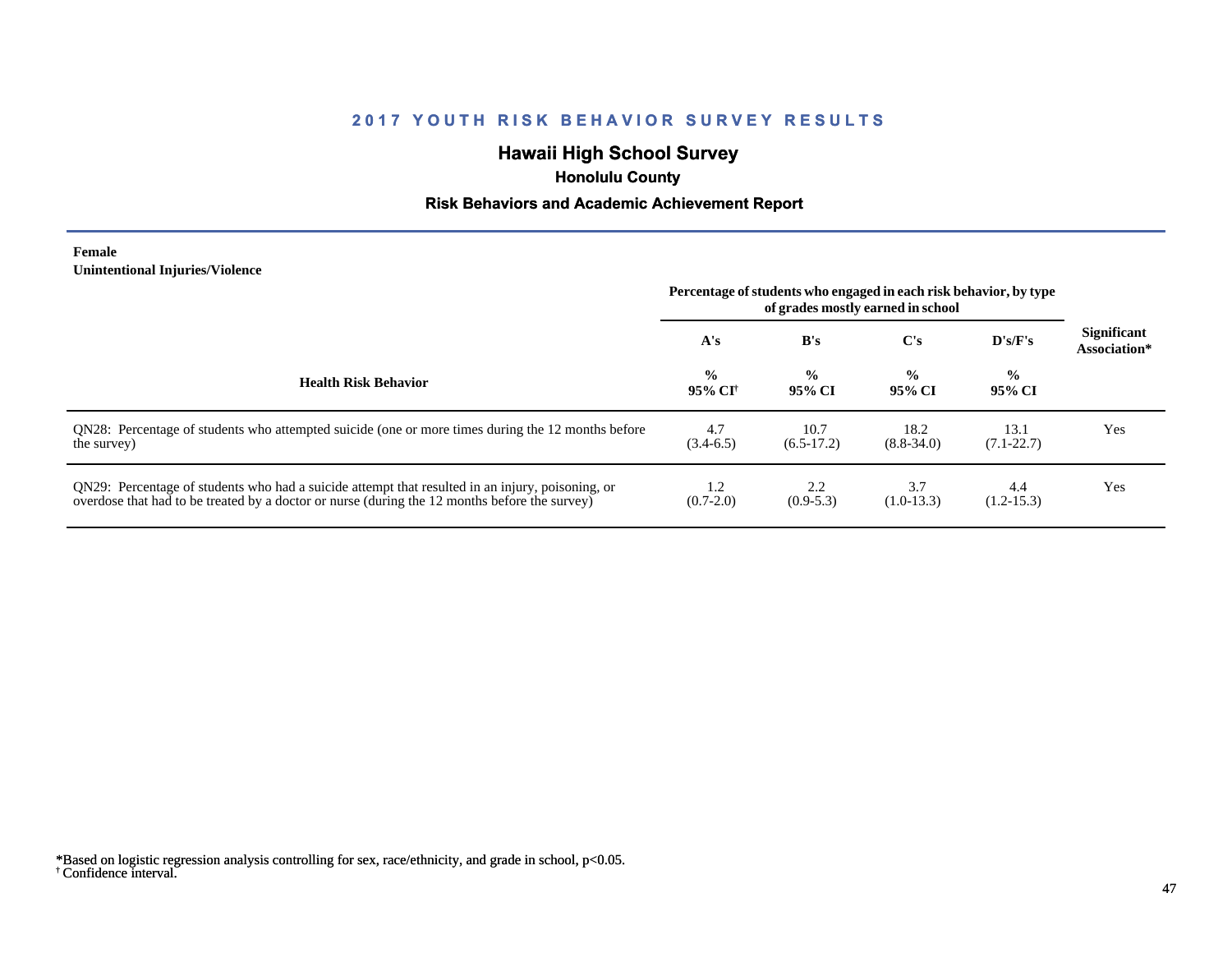## 2017 YOUTH RISK BEHAVIOR SURVEY RESULTS

### Hawaii High School Survey

**Honolulu County**

**Risk Behaviors and Academic Achievement Report**

**Female**
**Unintentional Injuries/Violence**

| Health Risk Behavior | Percentage of students who engaged in each risk behavior, by type of grades mostly earned in school | | | | Significant Association* |
|---|---|---|---|---|---|
| | A's | B's | C's | D's/F's | |
| | % 95% CI[†] | % 95% CI | % 95% CI | % 95% CI | |
| QN28: Percentage of students who attempted suicide (one or more times during the 12 months before the survey) | 4.7 (3.4-6.5) | 10.7 (6.5-17.2) | 18.2 (8.8-34.0) | 13.1 (7.1-22.7) | Yes |
| QN29: Percentage of students who had a suicide attempt that resulted in an injury, poisoning, or overdose that had to be treated by a doctor or nurse (during the 12 months before the survey) | 1.2 (0.7-2.0) | 2.2 (0.9-5.3) | 3.7 (1.0-13.3) | 4.4 (1.2-15.3) | Yes |

*Based on logistic regression analysis controlling for sex, race/ethnicity, and grade in school, $p<0.05$.
[†] Confidence interval.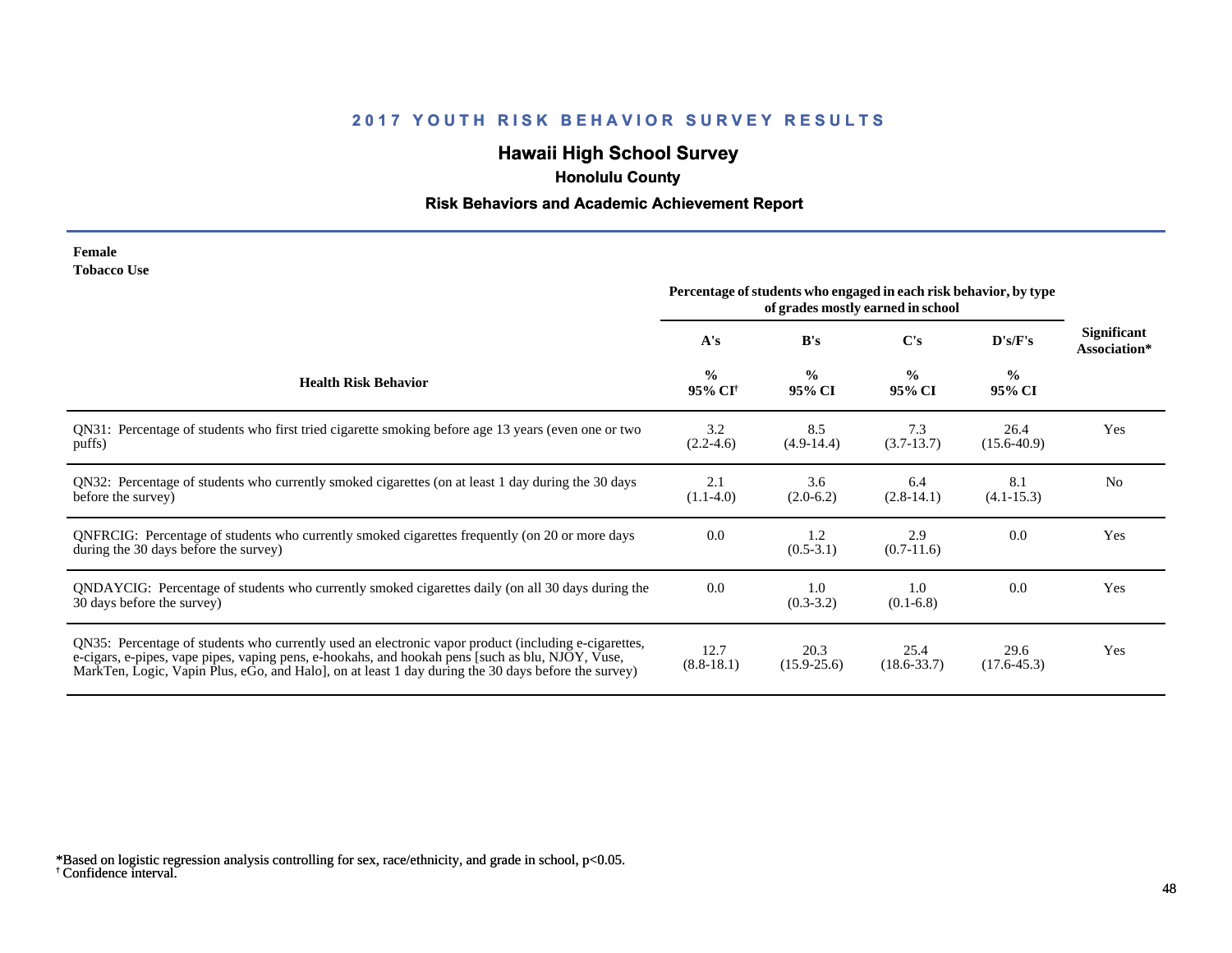# 2017 YOUTH RISK BEHAVIOR SURVEY RESULTS

## Hawaii High School Survey

### Honolulu County

### Risk Behaviors and Academic Achievement Report

**Female**
**Tobacco Use**

| Health Risk Behavior | Percentage of students who engaged in each risk behavior, by type of grades mostly earned in school | | | | Significant Association* |
|---|---|---|---|---|---|
| | A's | B's | C's | D's/F's | |
| | % 95% CI[†] | % 95% CI | % 95% CI | % 95% CI | |
| QN31: Percentage of students who first tried cigarette smoking before age 13 years (even one or two puffs) | 3.2 (2.2-4.6) | 8.5 (4.9-14.4) | 7.3 (3.7-13.7) | 26.4 (15.6-40.9) | Yes |
| QN32: Percentage of students who currently smoked cigarettes (on at least 1 day during the 30 days before the survey) | 2.1 (1.1-4.0) | 3.6 (2.0-6.2) | 6.4 (2.8-14.1) | 8.1 (4.1-15.3) | No |
| QNFRCIG: Percentage of students who currently smoked cigarettes frequently (on 20 or more days during the 30 days before the survey) | 0.0 | 1.2 (0.5-3.1) | 2.9 (0.7-11.6) | 0.0 | Yes |
| QNDAYCIG: Percentage of students who currently smoked cigarettes daily (on all 30 days during the 30 days before the survey) | 0.0 | 1.0 (0.3-3.2) | 1.0 (0.1-6.8) | 0.0 | Yes |
| QN35: Percentage of students who currently used an electronic vapor product (including e-cigarettes, e-cigars, e-pipes, vape pipes, vaping pens, e-hookahs, and hookah pens [such as blu, NJOY, Vuse, MarkTen, Logic, Vapin Plus, eGo, and Halo], on at least 1 day during the 30 days before the survey) | 12.7 (8.8-18.1) | 20.3 (15.9-25.6) | 25.4 (18.6-33.7) | 29.6 (17.6-45.3) | Yes |

*Based on logistic regression analysis controlling for sex, race/ethnicity, and grade in school, $p<0.05$.
[†] Confidence interval.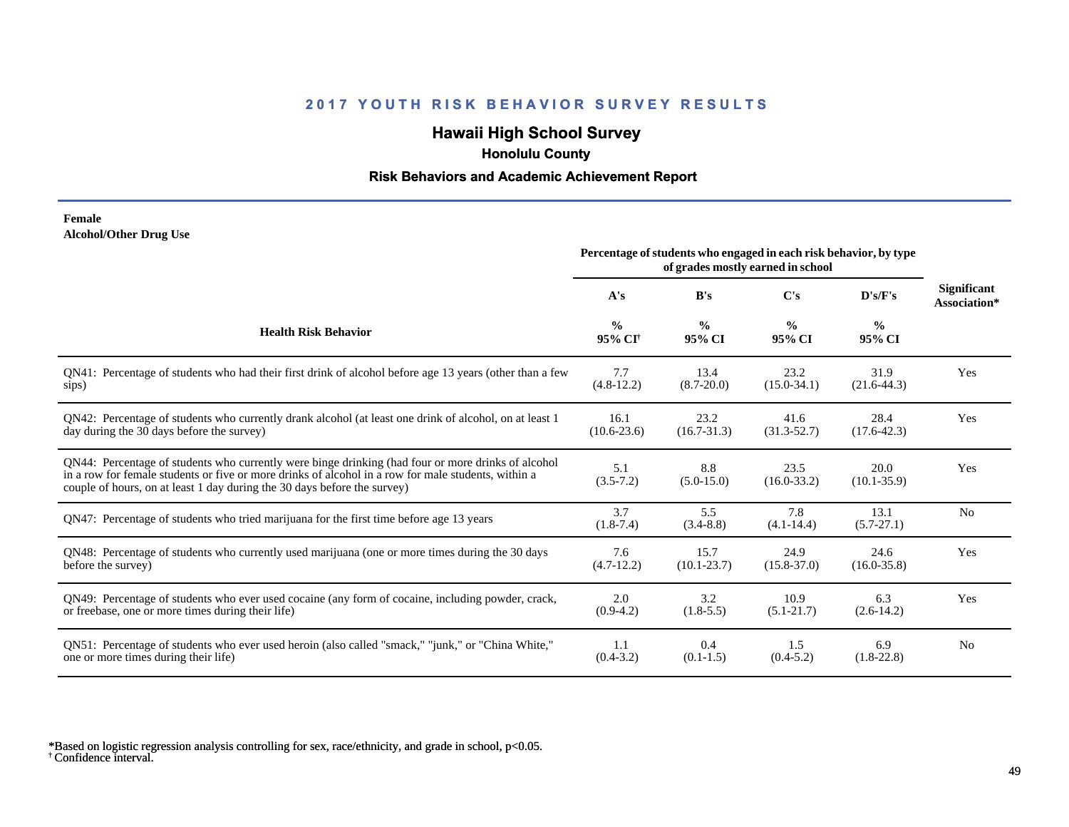## 2017 YOUTH RISK BEHAVIOR SURVEY RESULTS

# Hawaii High School Survey

### Honolulu County

### Risk Behaviors and Academic Achievement Report

**Female**
**Alcohol/Other Drug Use**

| Health Risk Behavior | Percentage of students who engaged in each risk behavior, by type of grades mostly earned in school | | | | Significant Association* |
|---|---|---|---|---|---|
| | A's | B's | C's | D's/F's | |
| | % 95% CI[†] | % 95% CI | % 95% CI | % 95% CI | |
| QN41: Percentage of students who had their first drink of alcohol before age 13 years (other than a few sips) | 7.7 (4.8-12.2) | 13.4 (8.7-20.0) | 23.2 (15.0-34.1) | 31.9 (21.6-44.3) | Yes |
| QN42: Percentage of students who currently drank alcohol (at least one drink of alcohol, on at least 1 day during the 30 days before the survey) | 16.1 (10.6-23.6) | 23.2 (16.7-31.3) | 41.6 (31.3-52.7) | 28.4 (17.6-42.3) | Yes |
| QN44: Percentage of students who currently were binge drinking (had four or more drinks of alcohol in a row for female students or five or more drinks of alcohol in a row for male students, within a couple of hours, on at least 1 day during the 30 days before the survey) | 5.1 (3.5-7.2) | 8.8 (5.0-15.0) | 23.5 (16.0-33.2) | 20.0 (10.1-35.9) | Yes |
| QN47: Percentage of students who tried marijuana for the first time before age 13 years | 3.7 (1.8-7.4) | 5.5 (3.4-8.8) | 7.8 (4.1-14.4) | 13.1 (5.7-27.1) | No |
| QN48: Percentage of students who currently used marijuana (one or more times during the 30 days before the survey) | 7.6 (4.7-12.2) | 15.7 (10.1-23.7) | 24.9 (15.8-37.0) | 24.6 (16.0-35.8) | Yes |
| QN49: Percentage of students who ever used cocaine (any form of cocaine, including powder, crack, or freebase, one or more times during their life) | 2.0 (0.9-4.2) | 3.2 (1.8-5.5) | 10.9 (5.1-21.7) | 6.3 (2.6-14.2) | Yes |
| QN51: Percentage of students who ever used heroin (also called "smack," "junk," or "China White," one or more times during their life) | 1.1 (0.4-3.2) | 0.4 (0.1-1.5) | 1.5 (0.4-5.2) | 6.9 (1.8-22.8) | No |

*Based on logistic regression analysis controlling for sex, race/ethnicity, and grade in school, $p<0.05$.
[†] Confidence interval.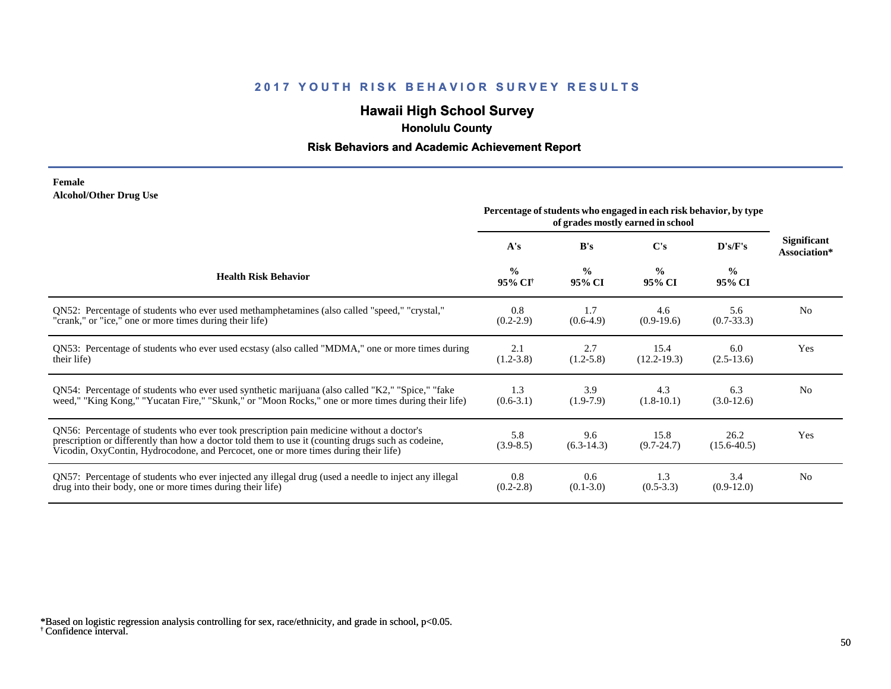## 2017 YOUTH RISK BEHAVIOR SURVEY RESULTS

### Hawaii High School Survey

**Honolulu County**

**Risk Behaviors and Academic Achievement Report**

**Female**
**Alcohol/Other Drug Use**

| Health Risk Behavior | Percentage of students who engaged in each risk behavior, by type of grades mostly earned in school | | | | Significant Association* |
|---|---|---|---|---|---|
| | A's | B's | C's | D's/F's | |
| | % 95% CI[†] | % 95% CI | % 95% CI | % 95% CI | |
| QN52: Percentage of students who ever used methamphetamines (also called "speed," "crystal," "crank," or "ice," one or more times during their life) | 0.8 (0.2-2.9) | 1.7 (0.6-4.9) | 4.6 (0.9-19.6) | 5.6 (0.7-33.3) | No |
| QN53: Percentage of students who ever used ecstasy (also called "MDMA," one or more times during their life) | 2.1 (1.2-3.8) | 2.7 (1.2-5.8) | 15.4 (12.2-19.3) | 6.0 (2.5-13.6) | Yes |
| QN54: Percentage of students who ever used synthetic marijuana (also called "K2," "Spice," "fake weed," "King Kong," "Yucatan Fire," "Skunk," or "Moon Rocks," one or more times during their life) | 1.3 (0.6-3.1) | 3.9 (1.9-7.9) | 4.3 (1.8-10.1) | 6.3 (3.0-12.6) | No |
| QN56: Percentage of students who ever took prescription pain medicine without a doctor's prescription or differently than how a doctor told them to use it (counting drugs such as codeine, Vicodin, OxyContin, Hydrocodone, and Percocet, one or more times during their life) | 5.8 (3.9-8.5) | 9.6 (6.3-14.3) | 15.8 (9.7-24.7) | 26.2 (15.6-40.5) | Yes |
| QN57: Percentage of students who ever injected any illegal drug (used a needle to inject any illegal drug into their body, one or more times during their life) | 0.8 (0.2-2.8) | 0.6 (0.1-3.0) | 1.3 (0.5-3.3) | 3.4 (0.9-12.0) | No |

*Based on logistic regression analysis controlling for sex, race/ethnicity, and grade in school, $p<0.05$.
[†] Confidence interval.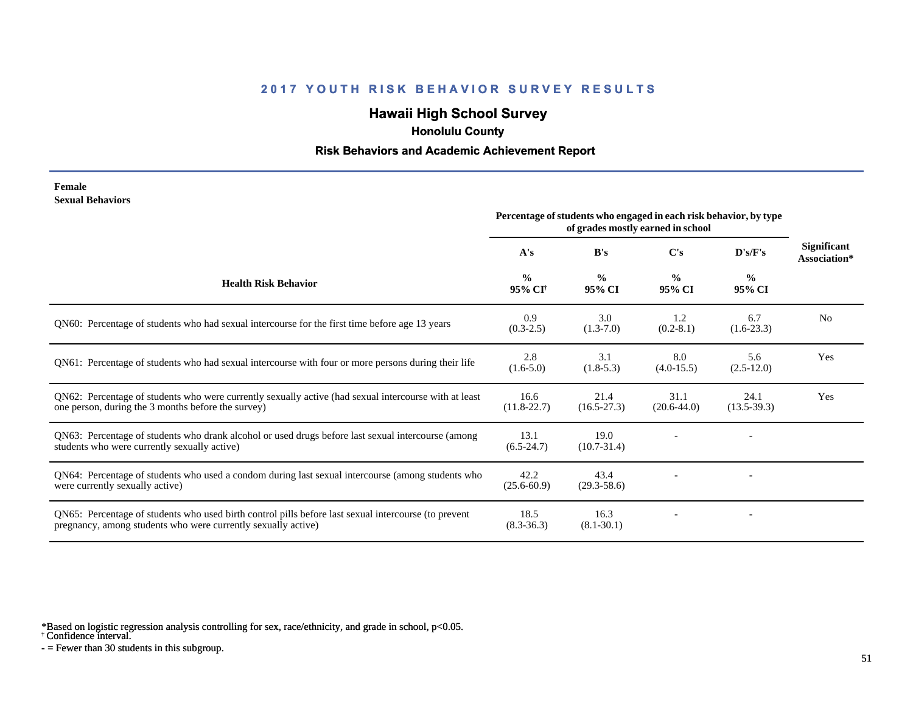## 2017 YOUTH RISK BEHAVIOR SURVEY RESULTS

# Hawaii High School Survey

### Honolulu County

### Risk Behaviors and Academic Achievement Report

**Female**
**Sexual Behaviors**

| Health Risk Behavior | Percentage of students who engaged in each risk behavior, by type of grades mostly earned in school | | | | Significant Association* |
|---|---|---|---|---|---|
| | A's | B's | C's | D's/F's | |
| | % 95% CI[†] | % 95% CI | % 95% CI | % 95% CI | |
| QN60: Percentage of students who had sexual intercourse for the first time before age 13 years | 0.9 (0.3-2.5) | 3.0 (1.3-7.0) | 1.2 (0.2-8.1) | 6.7 (1.6-23.3) | No |
| QN61: Percentage of students who had sexual intercourse with four or more persons during their life | 2.8 (1.6-5.0) | 3.1 (1.8-5.3) | 8.0 (4.0-15.5) | 5.6 (2.5-12.0) | Yes |
| QN62: Percentage of students who were currently sexually active (had sexual intercourse with at least one person, during the 3 months before the survey) | 16.6 (11.8-22.7) | 21.4 (16.5-27.3) | 31.1 (20.6-44.0) | 24.1 (13.5-39.3) | Yes |
| QN63: Percentage of students who drank alcohol or used drugs before last sexual intercourse (among students who were currently sexually active) | 13.1 (6.5-24.7) | 19.0 (10.7-31.4) | - | - | |
| QN64: Percentage of students who used a condom during last sexual intercourse (among students who were currently sexually active) | 42.2 (25.6-60.9) | 43.4 (29.3-58.6) | - | - | |
| QN65: Percentage of students who used birth control pills before last sexual intercourse (to prevent pregnancy, among students who were currently sexually active) | 18.5 (8.3-36.3) | 16.3 (8.1-30.1) | - | - | |

*Based on logistic regression analysis controlling for sex, race/ethnicity, and grade in school, p<0.05.
[†] Confidence interval.
- = Fewer than 30 students in this subgroup.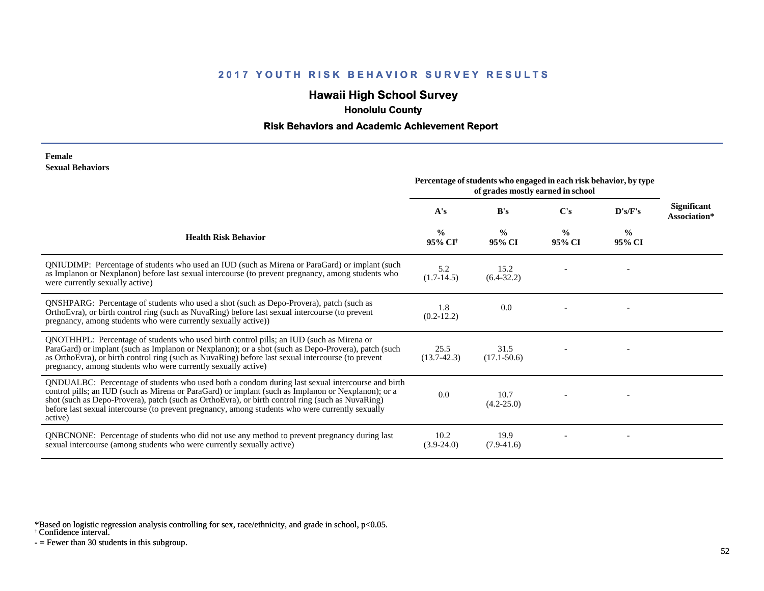# 2017 YOUTH RISK BEHAVIOR SURVEY RESULTS

## Hawaii High School Survey

### Honolulu County

### Risk Behaviors and Academic Achievement Report

**Female**
**Sexual Behaviors**

| Health Risk Behavior | Percentage of students who engaged in each risk behavior, by type of grades mostly earned in school | | | | Significant Association* |
|---|---|---|---|---|---|
| | A's<br>%<br>95% CI[†] | B's<br>%<br>95% CI | C's<br>%<br>95% CI | D's/F's<br>%<br>95% CI | |
| QNIUDIMP: Percentage of students who used an IUD (such as Mirena or ParaGard) or implant (such as Implanon or Nexplanon) before last sexual intercourse (to prevent pregnancy, among students who were currently sexually active) | 5.2<br>(1.7-14.5) | 15.2<br>(6.4-32.2) | - | - | |
| QNSHPARG: Percentage of students who used a shot (such as Depo-Provera), patch (such as OrthoEvra), or birth control ring (such as NuvaRing) before last sexual intercourse (to prevent pregnancy, among students who were currently sexually active)) | 1.8<br>(0.2-12.2) | 0.0 | - | - | |
| QNOTHHPL: Percentage of students who used birth control pills; an IUD (such as Mirena or ParaGard) or implant (such as Implanon or Nexplanon); or a shot (such as Depo-Provera), patch (such as OrthoEvra), or birth control ring (such as NuvaRing) before last sexual intercourse (to prevent pregnancy, among students who were currently sexually active) | 25.5<br>(13.7-42.3) | 31.5<br>(17.1-50.6) | - | - | |
| QNDUALBC: Percentage of students who used both a condom during last sexual intercourse and birth control pills; an IUD (such as Mirena or ParaGard) or implant (such as Implanon or Nexplanon); or a shot (such as Depo-Provera), patch (such as OrthoEvra), or birth control ring (such as NuvaRing) before last sexual intercourse (to prevent pregnancy, among students who were currently sexually active) | 0.0 | 10.7<br>(4.2-25.0) | - | - | |
| QNBCNONE: Percentage of students who did not use any method to prevent pregnancy during last sexual intercourse (among students who were currently sexually active) | 10.2<br>(3.9-24.0) | 19.9<br>(7.9-41.6) | - | - | |

*Based on logistic regression analysis controlling for sex, race/ethnicity, and grade in school, $p<0.05$.
[†] Confidence interval.
- = Fewer than 30 students in this subgroup.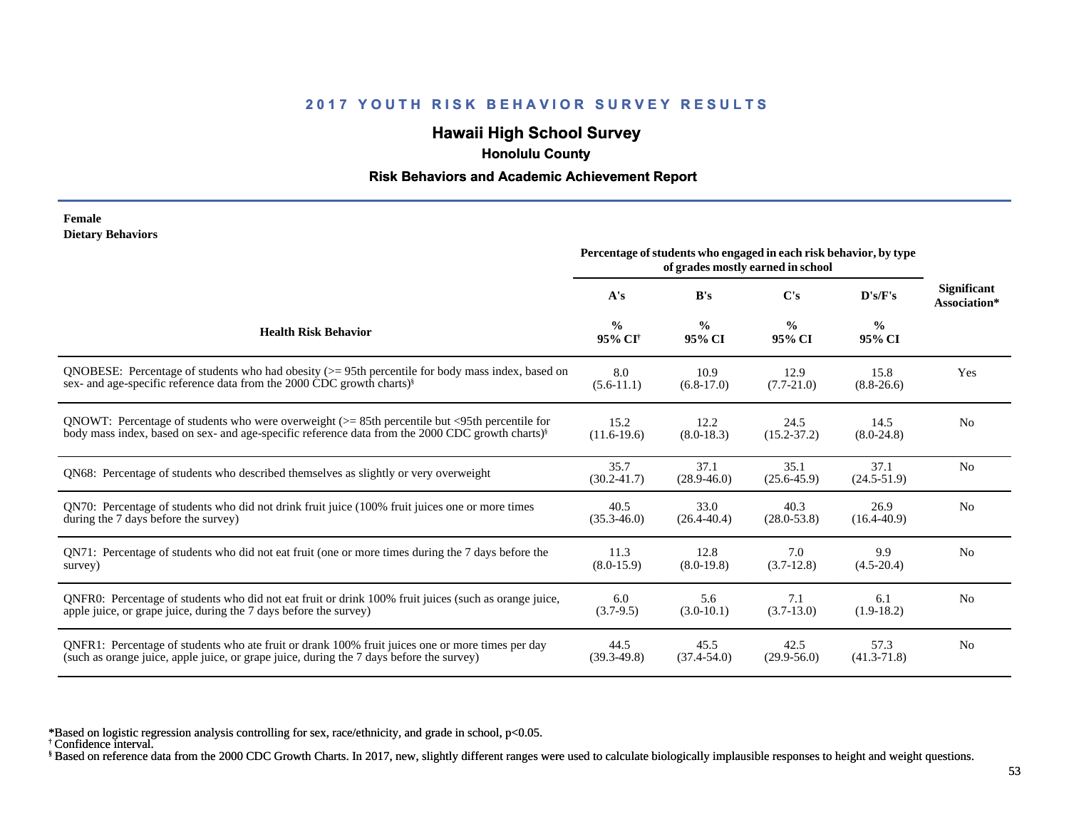## 2017 YOUTH RISK BEHAVIOR SURVEY RESULTS

# Hawaii High School Survey

### Honolulu County

### Risk Behaviors and Academic Achievement Report

**Female**
**Dietary Behaviors**

| Health Risk Behavior | Percentage of students who engaged in each risk behavior, by type of grades mostly earned in school | | | | Significant Association* |
|---|---|---|---|---|---|
| | A's | B's | C's | D's/F's | |
| | % 95% CI† | % 95% CI | % 95% CI | % 95% CI | |
| QNOBESE: Percentage of students who had obesity (>= 95th percentile for body mass index, based on sex- and age-specific reference data from the 2000 CDC growth charts)§ | 8.0 (5.6-11.1) | 10.9 (6.8-17.0) | 12.9 (7.7-21.0) | 15.8 (8.8-26.6) | Yes |
| QNOWT: Percentage of students who were overweight (>= 85th percentile but <95th percentile for body mass index, based on sex- and age-specific reference data from the 2000 CDC growth charts)§ | 15.2 (11.6-19.6) | 12.2 (8.0-18.3) | 24.5 (15.2-37.2) | 14.5 (8.0-24.8) | No |
| QN68: Percentage of students who described themselves as slightly or very overweight | 35.7 (30.2-41.7) | 37.1 (28.9-46.0) | 35.1 (25.6-45.9) | 37.1 (24.5-51.9) | No |
| QN70: Percentage of students who did not drink fruit juice (100% fruit juices one or more times during the 7 days before the survey) | 40.5 (35.3-46.0) | 33.0 (26.4-40.4) | 40.3 (28.0-53.8) | 26.9 (16.4-40.9) | No |
| QN71: Percentage of students who did not eat fruit (one or more times during the 7 days before the survey) | 11.3 (8.0-15.9) | 12.8 (8.0-19.8) | 7.0 (3.7-12.8) | 9.9 (4.5-20.4) | No |
| QNFR0: Percentage of students who did not eat fruit or drink 100% fruit juices (such as orange juice, apple juice, or grape juice, during the 7 days before the survey) | 6.0 (3.7-9.5) | 5.6 (3.0-10.1) | 7.1 (3.7-13.0) | 6.1 (1.9-18.2) | No |
| QNFR1: Percentage of students who ate fruit or drank 100% fruit juices one or more times per day (such as orange juice, apple juice, or grape juice, during the 7 days before the survey) | 44.5 (39.3-49.8) | 45.5 (37.4-54.0) | 42.5 (29.9-56.0) | 57.3 (41.3-71.8) | No |

*Based on logistic regression analysis controlling for sex, race/ethnicity, and grade in school, $p<0.05$.
† Confidence interval.
§ Based on reference data from the 2000 CDC Growth Charts. In 2017, new, slightly different ranges were used to calculate biologically implausible responses to height and weight questions.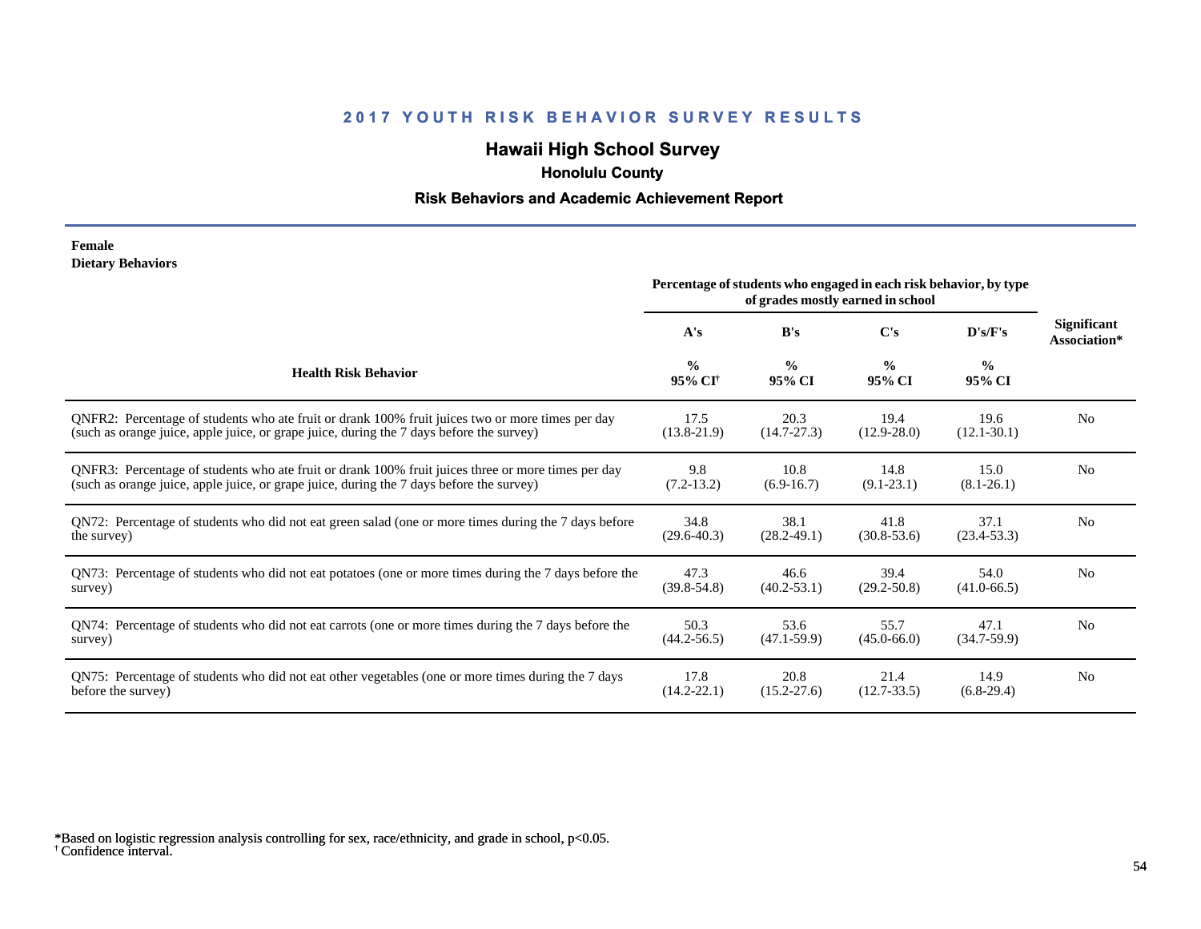# 2017 YOUTH RISK BEHAVIOR SURVEY RESULTS

## Hawaii High School Survey

### Honolulu County

### Risk Behaviors and Academic Achievement Report

**Female**
**Dietary Behaviors**

| Health Risk Behavior | Percentage of students who engaged in each risk behavior, by type of grades mostly earned in school | | | | Significant Association* |
|---|---|---|---|---|---|
| | A's | B's | C's | D's/F's | |
| | % 95% CI† | % 95% CI | % 95% CI | % 95% CI | |
| QNFR2: Percentage of students who ate fruit or drank 100% fruit juices two or more times per day (such as orange juice, apple juice, or grape juice, during the 7 days before the survey) | 17.5 (13.8-21.9) | 20.3 (14.7-27.3) | 19.4 (12.9-28.0) | 19.6 (12.1-30.1) | No |
| QNFR3: Percentage of students who ate fruit or drank 100% fruit juices three or more times per day (such as orange juice, apple juice, or grape juice, during the 7 days before the survey) | 9.8 (7.2-13.2) | 10.8 (6.9-16.7) | 14.8 (9.1-23.1) | 15.0 (8.1-26.1) | No |
| QN72: Percentage of students who did not eat green salad (one or more times during the 7 days before the survey) | 34.8 (29.6-40.3) | 38.1 (28.2-49.1) | 41.8 (30.8-53.6) | 37.1 (23.4-53.3) | No |
| QN73: Percentage of students who did not eat potatoes (one or more times during the 7 days before the survey) | 47.3 (39.8-54.8) | 46.6 (40.2-53.1) | 39.4 (29.2-50.8) | 54.0 (41.0-66.5) | No |
| QN74: Percentage of students who did not eat carrots (one or more times during the 7 days before the survey) | 50.3 (44.2-56.5) | 53.6 (47.1-59.9) | 55.7 (45.0-66.0) | 47.1 (34.7-59.9) | No |
| QN75: Percentage of students who did not eat other vegetables (one or more times during the 7 days before the survey) | 17.8 (14.2-22.1) | 20.8 (15.2-27.6) | 21.4 (12.7-33.5) | 14.9 (6.8-29.4) | No |

*Based on logistic regression analysis controlling for sex, race/ethnicity, and grade in school, $p<0.05$.
† Confidence interval.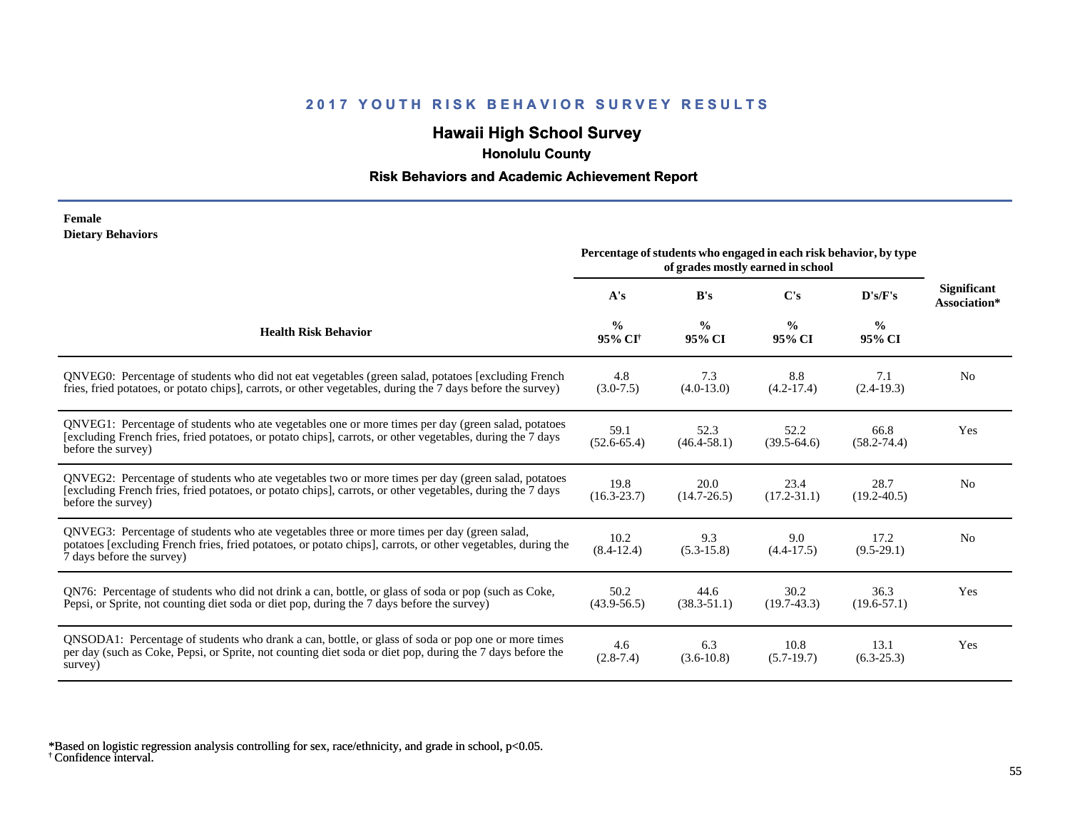# 2017 YOUTH RISK BEHAVIOR SURVEY RESULTS

## Hawaii High School Survey

### Honolulu County

### Risk Behaviors and Academic Achievement Report

**Female**
**Dietary Behaviors**

| Health Risk Behavior | Percentage of students who engaged in each risk behavior, by type of grades mostly earned in school | | | | Significant Association* |
|---|---|---|---|---|---|
| | A's | B's | C's | D's/F's | |
| | % 95% CI[†] | % 95% CI | % 95% CI | % 95% CI | |
| QNVEG0: Percentage of students who did not eat vegetables (green salad, potatoes [excluding French fries, fried potatoes, or potato chips], carrots, or other vegetables, during the 7 days before the survey) | 4.8 (3.0-7.5) | 7.3 (4.0-13.0) | 8.8 (4.2-17.4) | 7.1 (2.4-19.3) | No |
| QNVEG1: Percentage of students who ate vegetables one or more times per day (green salad, potatoes [excluding French fries, fried potatoes, or potato chips], carrots, or other vegetables, during the 7 days before the survey) | 59.1 (52.6-65.4) | 52.3 (46.4-58.1) | 52.2 (39.5-64.6) | 66.8 (58.2-74.4) | Yes |
| QNVEG2: Percentage of students who ate vegetables two or more times per day (green salad, potatoes [excluding French fries, fried potatoes, or potato chips], carrots, or other vegetables, during the 7 days before the survey) | 19.8 (16.3-23.7) | 20.0 (14.7-26.5) | 23.4 (17.2-31.1) | 28.7 (19.2-40.5) | No |
| QNVEG3: Percentage of students who ate vegetables three or more times per day (green salad, potatoes [excluding French fries, fried potatoes, or potato chips], carrots, or other vegetables, during the 7 days before the survey) | 10.2 (8.4-12.4) | 9.3 (5.3-15.8) | 9.0 (4.4-17.5) | 17.2 (9.5-29.1) | No |
| QN76: Percentage of students who did not drink a can, bottle, or glass of soda or pop (such as Coke, Pepsi, or Sprite, not counting diet soda or diet pop, during the 7 days before the survey) | 50.2 (43.9-56.5) | 44.6 (38.3-51.1) | 30.2 (19.7-43.3) | 36.3 (19.6-57.1) | Yes |
| QNSODA1: Percentage of students who drank a can, bottle, or glass of soda or pop one or more times per day (such as Coke, Pepsi, or Sprite, not counting diet soda or diet pop, during the 7 days before the survey) | 4.6 (2.8-7.4) | 6.3 (3.6-10.8) | 10.8 (5.7-19.7) | 13.1 (6.3-25.3) | Yes |

*Based on logistic regression analysis controlling for sex, race/ethnicity, and grade in school, $p<0.05$.
[†] Confidence interval.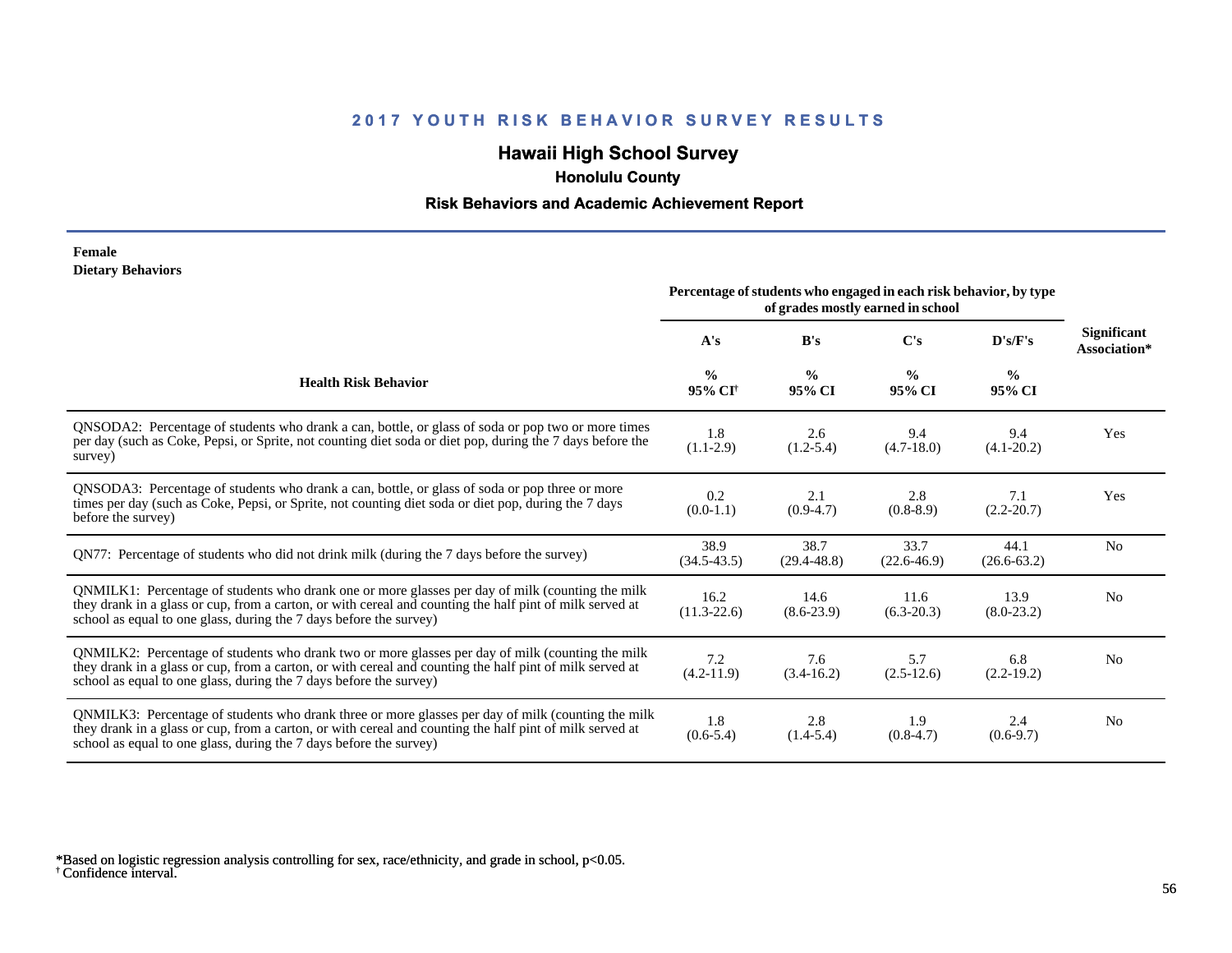## 2017 YOUTH RISK BEHAVIOR SURVEY RESULTS

### Hawaii High School Survey

**Honolulu County**

**Risk Behaviors and Academic Achievement Report**

**Female**
**Dietary Behaviors**

| Health Risk Behavior | A's % 95% CI† | B's % 95% CI | C's % 95% CI | D's/F's % 95% CI | Significant Association* |
|---|---|---|---|---|---|
| | Percentage of students who engaged in each risk behavior, by type of grades mostly earned in school | | | | |
| QNSODA2: Percentage of students who drank a can, bottle, or glass of soda or pop two or more times per day (such as Coke, Pepsi, or Sprite, not counting diet soda or diet pop, during the 7 days before the survey) | 1.8 (1.1-2.9) | 2.6 (1.2-5.4) | 9.4 (4.7-18.0) | 9.4 (4.1-20.2) | Yes |
| QNSODA3: Percentage of students who drank a can, bottle, or glass of soda or pop three or more times per day (such as Coke, Pepsi, or Sprite, not counting diet soda or diet pop, during the 7 days before the survey) | 0.2 (0.0-1.1) | 2.1 (0.9-4.7) | 2.8 (0.8-8.9) | 7.1 (2.2-20.7) | Yes |
| QN77: Percentage of students who did not drink milk (during the 7 days before the survey) | 38.9 (34.5-43.5) | 38.7 (29.4-48.8) | 33.7 (22.6-46.9) | 44.1 (26.6-63.2) | No |
| QNMILK1: Percentage of students who drank one or more glasses per day of milk (counting the milk they drank in a glass or cup, from a carton, or with cereal and counting the half pint of milk served at school as equal to one glass, during the 7 days before the survey) | 16.2 (11.3-22.6) | 14.6 (8.6-23.9) | 11.6 (6.3-20.3) | 13.9 (8.0-23.2) | No |
| QNMILK2: Percentage of students who drank two or more glasses per day of milk (counting the milk they drank in a glass or cup, from a carton, or with cereal and counting the half pint of milk served at school as equal to one glass, during the 7 days before the survey) | 7.2 (4.2-11.9) | 7.6 (3.4-16.2) | 5.7 (2.5-12.6) | 6.8 (2.2-19.2) | No |
| QNMILK3: Percentage of students who drank three or more glasses per day of milk (counting the milk they drank in a glass or cup, from a carton, or with cereal and counting the half pint of milk served at school as equal to one glass, during the 7 days before the survey) | 1.8 (0.6-5.4) | 2.8 (1.4-5.4) | 1.9 (0.8-4.7) | 2.4 (0.6-9.7) | No |

*Based on logistic regression analysis controlling for sex, race/ethnicity, and grade in school, $p<0.05$.
† Confidence interval.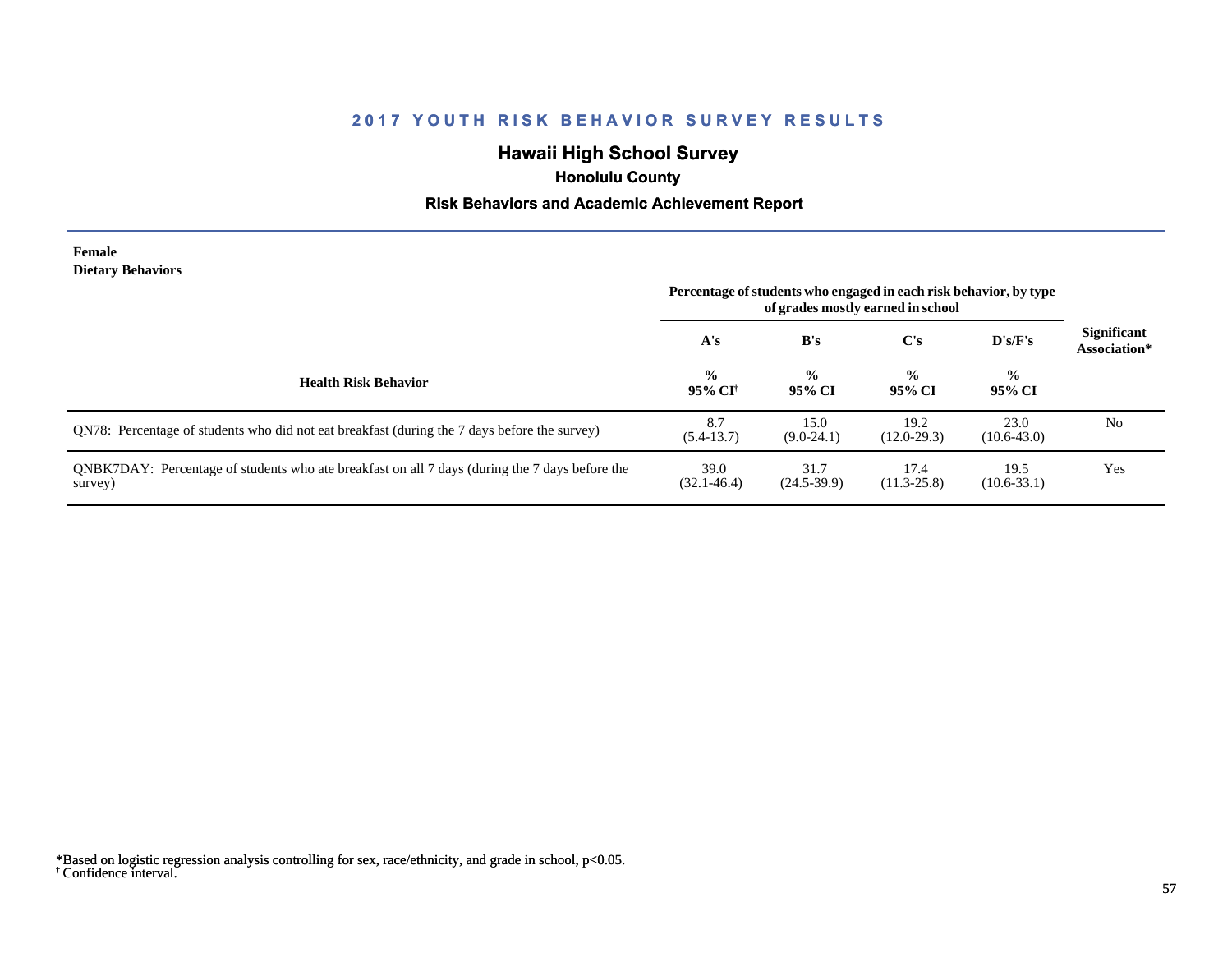## 2017 YOUTH RISK BEHAVIOR SURVEY RESULTS

### Hawaii High School Survey

**Honolulu County**

**Risk Behaviors and Academic Achievement Report**

**Female**
**Dietary Behaviors**

| Health Risk Behavior | Percentage of students who engaged in each risk behavior, by type of grades mostly earned in school | | | | Significant Association* |
|---|---|---|---|---|---|
| | A's | B's | C's | D's/F's | |
| | % 95% CI[†] | % 95% CI | % 95% CI | % 95% CI | |
| QN78: Percentage of students who did not eat breakfast (during the 7 days before the survey) | 8.7 (5.4-13.7) | 15.0 (9.0-24.1) | 19.2 (12.0-29.3) | 23.0 (10.6-43.0) | No |
| QNBK7DAY: Percentage of students who ate breakfast on all 7 days (during the 7 days before the survey) | 39.0 (32.1-46.4) | 31.7 (24.5-39.9) | 17.4 (11.3-25.8) | 19.5 (10.6-33.1) | Yes |

*Based on logistic regression analysis controlling for sex, race/ethnicity, and grade in school, $p<0.05$.
[†] Confidence interval.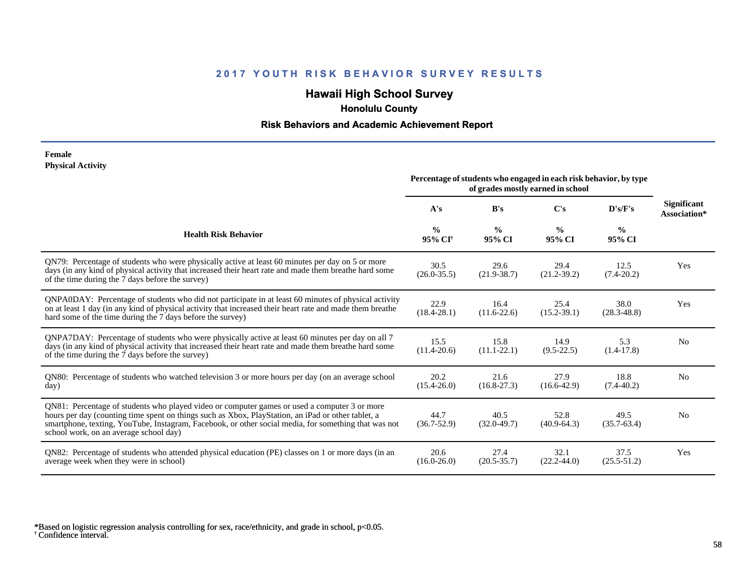## 2017 YOUTH RISK BEHAVIOR SURVEY RESULTS

### Hawaii High School Survey

**Honolulu County**

**Risk Behaviors and Academic Achievement Report**

**Female**
**Physical Activity**

| Health Risk Behavior | Percentage of students who engaged in each risk behavior, by type of grades mostly earned in school | | | | Significant Association* |
|---|---|---|---|---|---|
| | A's | B's | C's | D's/F's | |
| | % 95% CI† | % 95% CI | % 95% CI | % 95% CI | |
| QN79: Percentage of students who were physically active at least 60 minutes per day on 5 or more days (in any kind of physical activity that increased their heart rate and made them breathe hard some of the time during the 7 days before the survey) | 30.5 (26.0-35.5) | 29.6 (21.9-38.7) | 29.4 (21.2-39.2) | 12.5 (7.4-20.2) | Yes |
| QNPA0DAY: Percentage of students who did not participate in at least 60 minutes of physical activity on at least 1 day (in any kind of physical activity that increased their heart rate and made them breathe hard some of the time during the 7 days before the survey) | 22.9 (18.4-28.1) | 16.4 (11.6-22.6) | 25.4 (15.2-39.1) | 38.0 (28.3-48.8) | Yes |
| QNPA7DAY: Percentage of students who were physically active at least 60 minutes per day on all 7 days (in any kind of physical activity that increased their heart rate and made them breathe hard some of the time during the 7 days before the survey) | 15.5 (11.4-20.6) | 15.8 (11.1-22.1) | 14.9 (9.5-22.5) | 5.3 (1.4-17.8) | No |
| QN80: Percentage of students who watched television 3 or more hours per day (on an average school day) | 20.2 (15.4-26.0) | 21.6 (16.8-27.3) | 27.9 (16.6-42.9) | 18.8 (7.4-40.2) | No |
| QN81: Percentage of students who played video or computer games or used a computer 3 or more hours per day (counting time spent on things such as Xbox, PlayStation, an iPad or other tablet, a smartphone, texting, YouTube, Instagram, Facebook, or other social media, for something that was not school work, on an average school day) | 44.7 (36.7-52.9) | 40.5 (32.0-49.7) | 52.8 (40.9-64.3) | 49.5 (35.7-63.4) | No |
| QN82: Percentage of students who attended physical education (PE) classes on 1 or more days (in an average week when they were in school) | 20.6 (16.0-26.0) | 27.4 (20.5-35.7) | 32.1 (22.2-44.0) | 37.5 (25.5-51.2) | Yes |

*Based on logistic regression analysis controlling for sex, race/ethnicity, and grade in school, $p<0.05$.
† Confidence interval.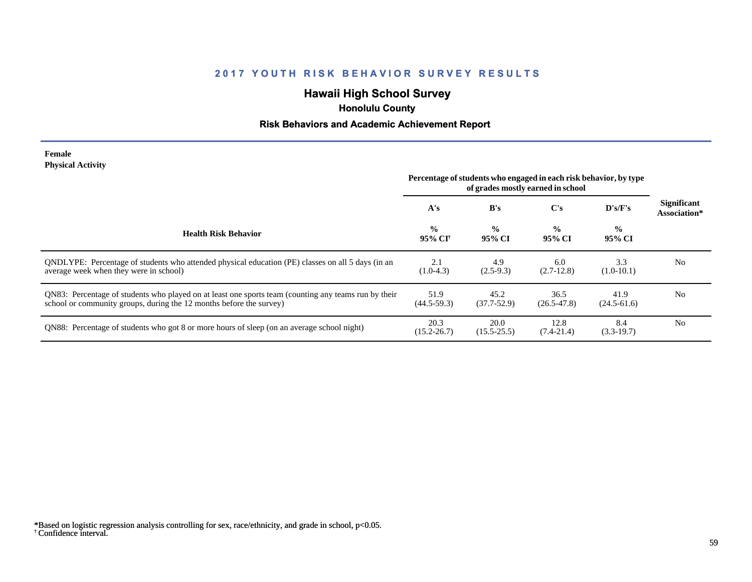# 2017 YOUTH RISK BEHAVIOR SURVEY RESULTS

## Hawaii High School Survey

### Honolulu County

### Risk Behaviors and Academic Achievement Report

**Female**
**Physical Activity**

| Health Risk Behavior | Percentage of students who engaged in each risk behavior, by type of grades mostly earned in school | | | | Significant Association* |
|---|---|---|---|---|---|
| | A's | B's | C's | D's/F's | |
| | % 95% CI[†] | % 95% CI | % 95% CI | % 95% CI | |
| QNDLYPE: Percentage of students who attended physical education (PE) classes on all 5 days (in an average week when they were in school) | 2.1 (1.0-4.3) | 4.9 (2.5-9.3) | 6.0 (2.7-12.8) | 3.3 (1.0-10.1) | No |
| QN83: Percentage of students who played on at least one sports team (counting any teams run by their school or community groups, during the 12 months before the survey) | 51.9 (44.5-59.3) | 45.2 (37.7-52.9) | 36.5 (26.5-47.8) | 41.9 (24.5-61.6) | No |
| QN88: Percentage of students who got 8 or more hours of sleep (on an average school night) | 20.3 (15.2-26.7) | 20.0 (15.5-25.5) | 12.8 (7.4-21.4) | 8.4 (3.3-19.7) | No |

*Based on logistic regression analysis controlling for sex, race/ethnicity, and grade in school, $p<0.05$.
[†] Confidence interval.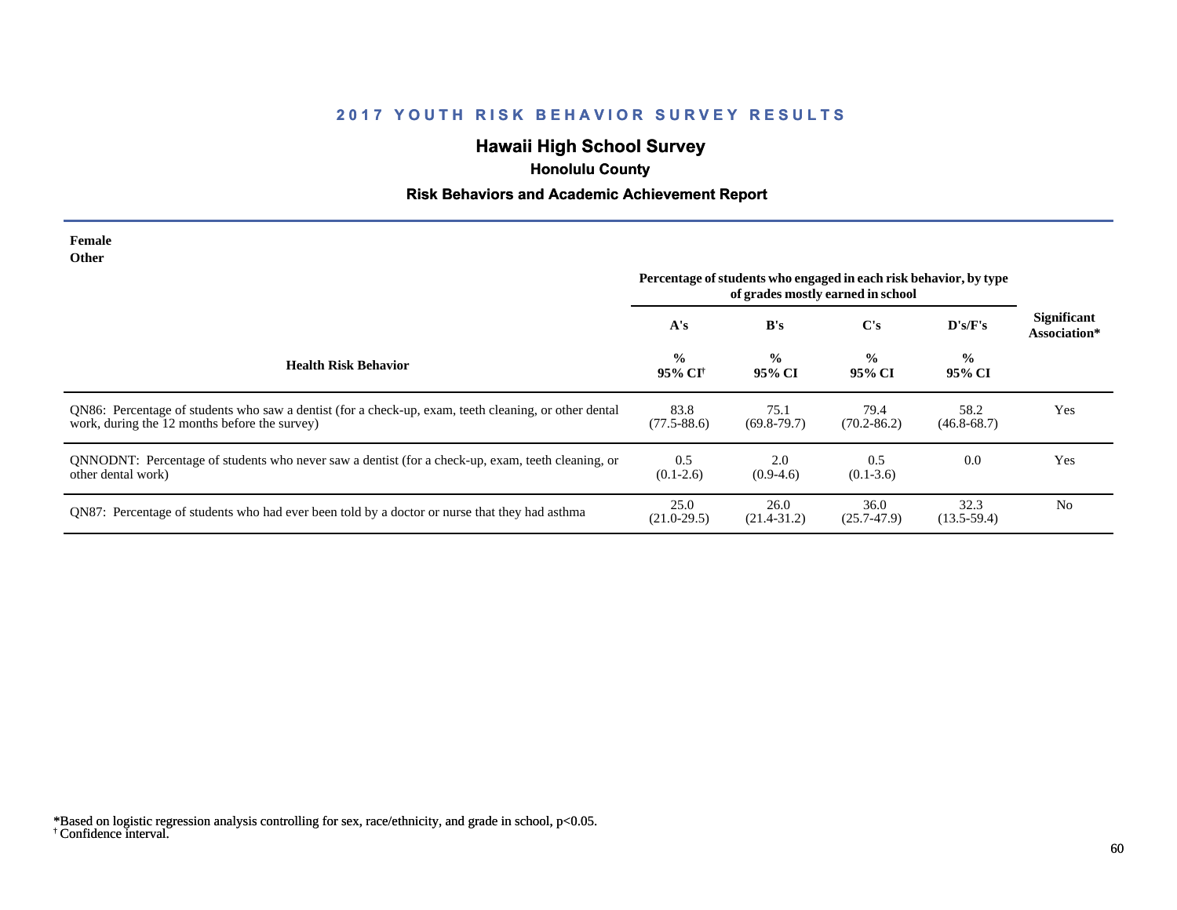## 2017 YOUTH RISK BEHAVIOR SURVEY RESULTS

# Hawaii High School Survey

### Honolulu County

### Risk Behaviors and Academic Achievement Report

**Female**
**Other**

| Health Risk Behavior | A's % 95% CI[†] | B's % 95% CI | C's % 95% CI | D's/F's % 95% CI | Significant Association* |
|---|---|---|---|---|---|
| | Percentage of students who engaged in each risk behavior, by type of grades mostly earned in school | | | | |
| QN86: Percentage of students who saw a dentist (for a check-up, exam, teeth cleaning, or other dental work, during the 12 months before the survey) | 83.8 (77.5-88.6) | 75.1 (69.8-79.7) | 79.4 (70.2-86.2) | 58.2 (46.8-68.7) | Yes |
| QNNODNT: Percentage of students who never saw a dentist (for a check-up, exam, teeth cleaning, or other dental work) | 0.5 (0.1-2.6) | 2.0 (0.9-4.6) | 0.5 (0.1-3.6) | 0.0 | Yes |
| QN87: Percentage of students who had ever been told by a doctor or nurse that they had asthma | 25.0 (21.0-29.5) | 26.0 (21.4-31.2) | 36.0 (25.7-47.9) | 32.3 (13.5-59.4) | No |

*Based on logistic regression analysis controlling for sex, race/ethnicity, and grade in school, $p<0.05$.
[†] Confidence interval.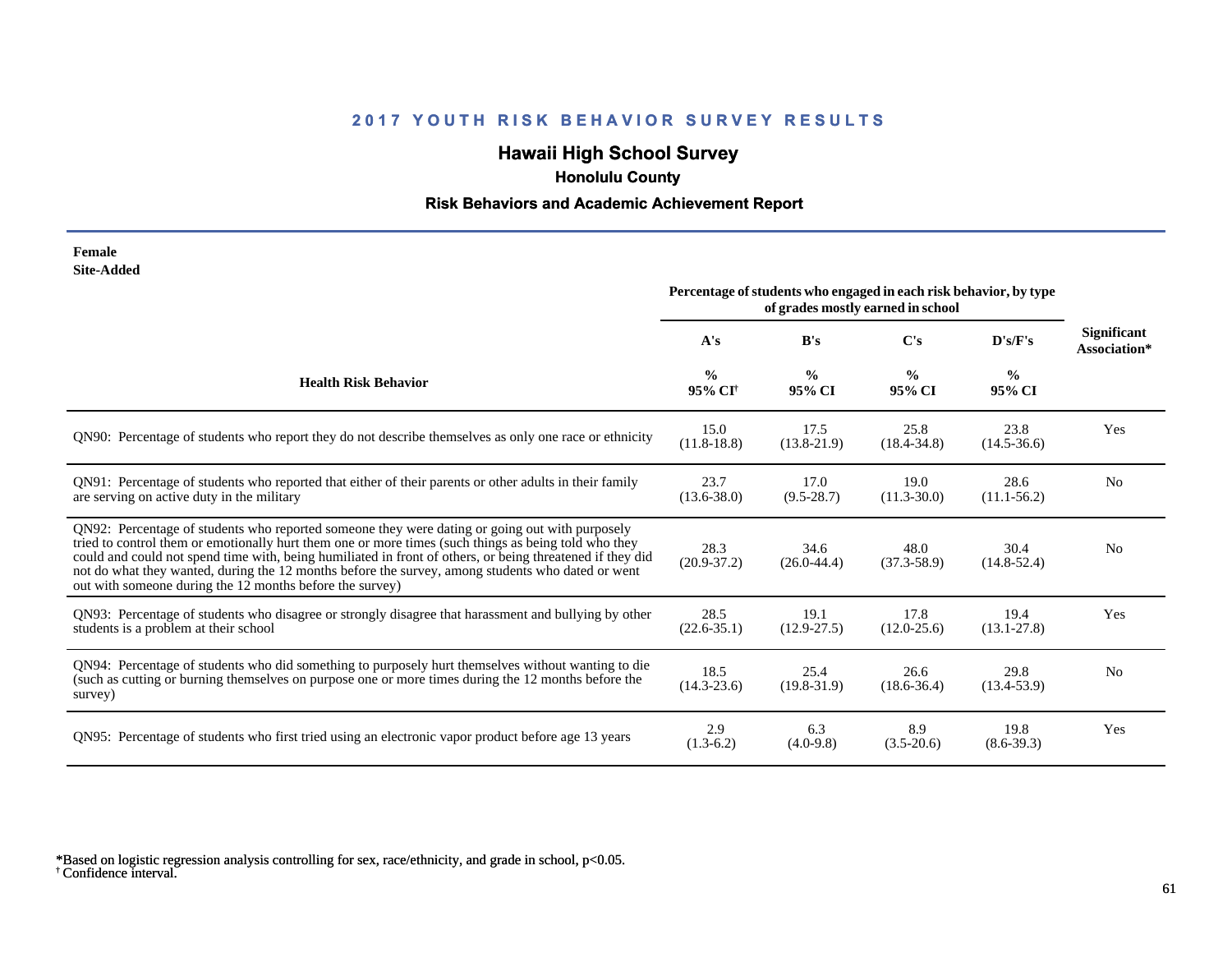## 2017 YOUTH RISK BEHAVIOR SURVEY RESULTS

# Hawaii High School Survey

### Honolulu County

### Risk Behaviors and Academic Achievement Report

**Female**
**Site-Added**

| Health Risk Behavior | Percentage of students who engaged in each risk behavior, by type of grades mostly earned in school | | | | Significant Association* |
|---|---|---|---|---|---|
| | A's | B's | C's | D's/F's | |
| | % 95% CI[†] | % 95% CI | % 95% CI | % 95% CI | |
| QN90: Percentage of students who report they do not describe themselves as only one race or ethnicity | 15.0 (11.8-18.8) | 17.5 (13.8-21.9) | 25.8 (18.4-34.8) | 23.8 (14.5-36.6) | Yes |
| QN91: Percentage of students who reported that either of their parents or other adults in their family are serving on active duty in the military | 23.7 (13.6-38.0) | 17.0 (9.5-28.7) | 19.0 (11.3-30.0) | 28.6 (11.1-56.2) | No |
| QN92: Percentage of students who reported someone they were dating or going out with purposely tried to control them or emotionally hurt them one or more times (such things as being told who they could and could not spend time with, being humiliated in front of others, or being threatened if they did not do what they wanted, during the 12 months before the survey, among students who dated or went out with someone during the 12 months before the survey) | 28.3 (20.9-37.2) | 34.6 (26.0-44.4) | 48.0 (37.3-58.9) | 30.4 (14.8-52.4) | No |
| QN93: Percentage of students who disagree or strongly disagree that harassment and bullying by other students is a problem at their school | 28.5 (22.6-35.1) | 19.1 (12.9-27.5) | 17.8 (12.0-25.6) | 19.4 (13.1-27.8) | Yes |
| QN94: Percentage of students who did something to purposely hurt themselves without wanting to die (such as cutting or burning themselves on purpose one or more times during the 12 months before the survey) | 18.5 (14.3-23.6) | 25.4 (19.8-31.9) | 26.6 (18.6-36.4) | 29.8 (13.4-53.9) | No |
| QN95: Percentage of students who first tried using an electronic vapor product before age 13 years | 2.9 (1.3-6.2) | 6.3 (4.0-9.8) | 8.9 (3.5-20.6) | 19.8 (8.6-39.3) | Yes |

*Based on logistic regression analysis controlling for sex, race/ethnicity, and grade in school, $p<0.05$.
[†] Confidence interval.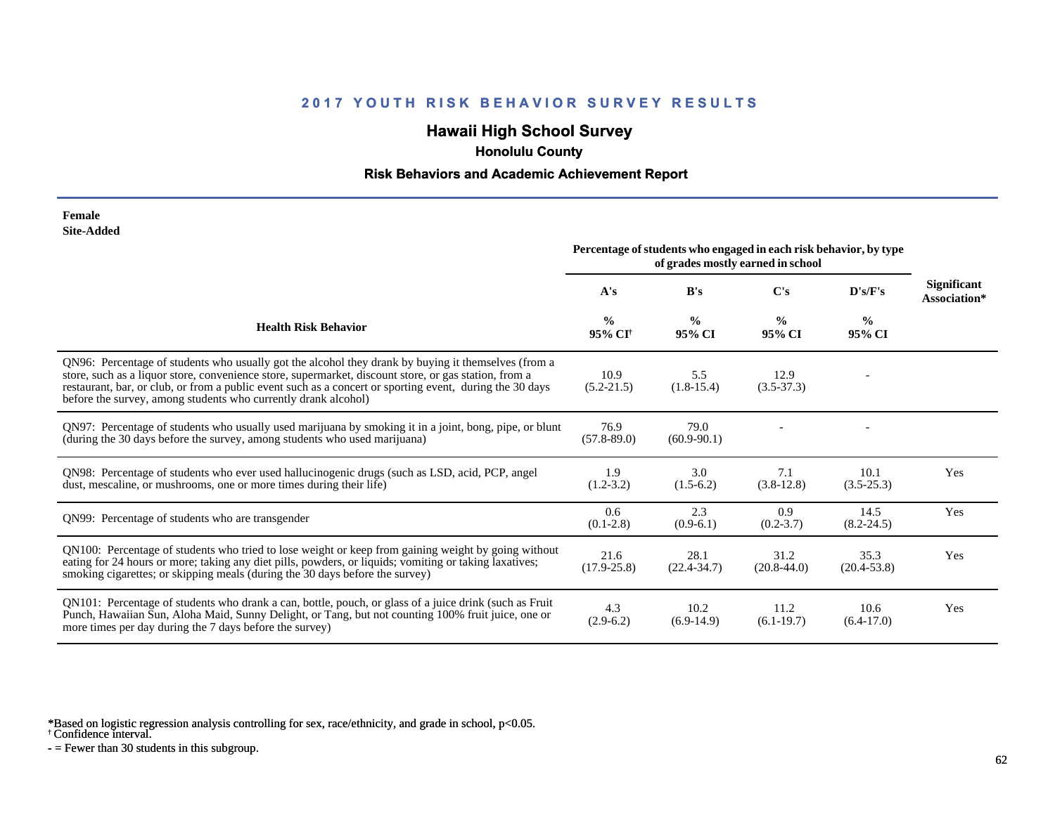# 2017 YOUTH RISK BEHAVIOR SURVEY RESULTS

## Hawaii High School Survey

### Honolulu County

### Risk Behaviors and Academic Achievement Report

**Female**
**Site-Added**

| Health Risk Behavior | Percentage of students who engaged in each risk behavior, by type of grades mostly earned in school | | | | Significant Association* |
|---|---|---|---|---|---|
| | A's | B's | C's | D's/F's | |
| | % 95% CI[†] | % 95% CI | % 95% CI | % 95% CI | |
| QN96: Percentage of students who usually got the alcohol they drank by buying it themselves (from a store, such as a liquor store, convenience store, supermarket, discount store, or gas station, from a restaurant, bar, or club, or from a public event such as a concert or sporting event, during the 30 days before the survey, among students who currently drank alcohol) | 10.9 (5.2-21.5) | 5.5 (1.8-15.4) | 12.9 (3.5-37.3) | - | |
| QN97: Percentage of students who usually used marijuana by smoking it in a joint, bong, pipe, or blunt (during the 30 days before the survey, among students who used marijuana) | 76.9 (57.8-89.0) | 79.0 (60.9-90.1) | - | - | |
| QN98: Percentage of students who ever used hallucinogenic drugs (such as LSD, acid, PCP, angel dust, mescaline, or mushrooms, one or more times during their life) | 1.9 (1.2-3.2) | 3.0 (1.5-6.2) | 7.1 (3.8-12.8) | 10.1 (3.5-25.3) | Yes |
| QN99: Percentage of students who are transgender | 0.6 (0.1-2.8) | 2.3 (0.9-6.1) | 0.9 (0.2-3.7) | 14.5 (8.2-24.5) | Yes |
| QN100: Percentage of students who tried to lose weight or keep from gaining weight by going without eating for 24 hours or more; taking any diet pills, powders, or liquids; vomiting or taking laxatives; smoking cigarettes; or skipping meals (during the 30 days before the survey) | 21.6 (17.9-25.8) | 28.1 (22.4-34.7) | 31.2 (20.8-44.0) | 35.3 (20.4-53.8) | Yes |
| QN101: Percentage of students who drank a can, bottle, pouch, or glass of a juice drink (such as Fruit Punch, Hawaiian Sun, Aloha Maid, Sunny Delight, or Tang, but not counting 100% fruit juice, one or more times per day during the 7 days before the survey) | 4.3 (2.9-6.2) | 10.2 (6.9-14.9) | 11.2 (6.1-19.7) | 10.6 (6.4-17.0) | Yes |

*Based on logistic regression analysis controlling for sex, race/ethnicity, and grade in school, $p<0.05$.
[†] Confidence interval.
- = Fewer than 30 students in this subgroup.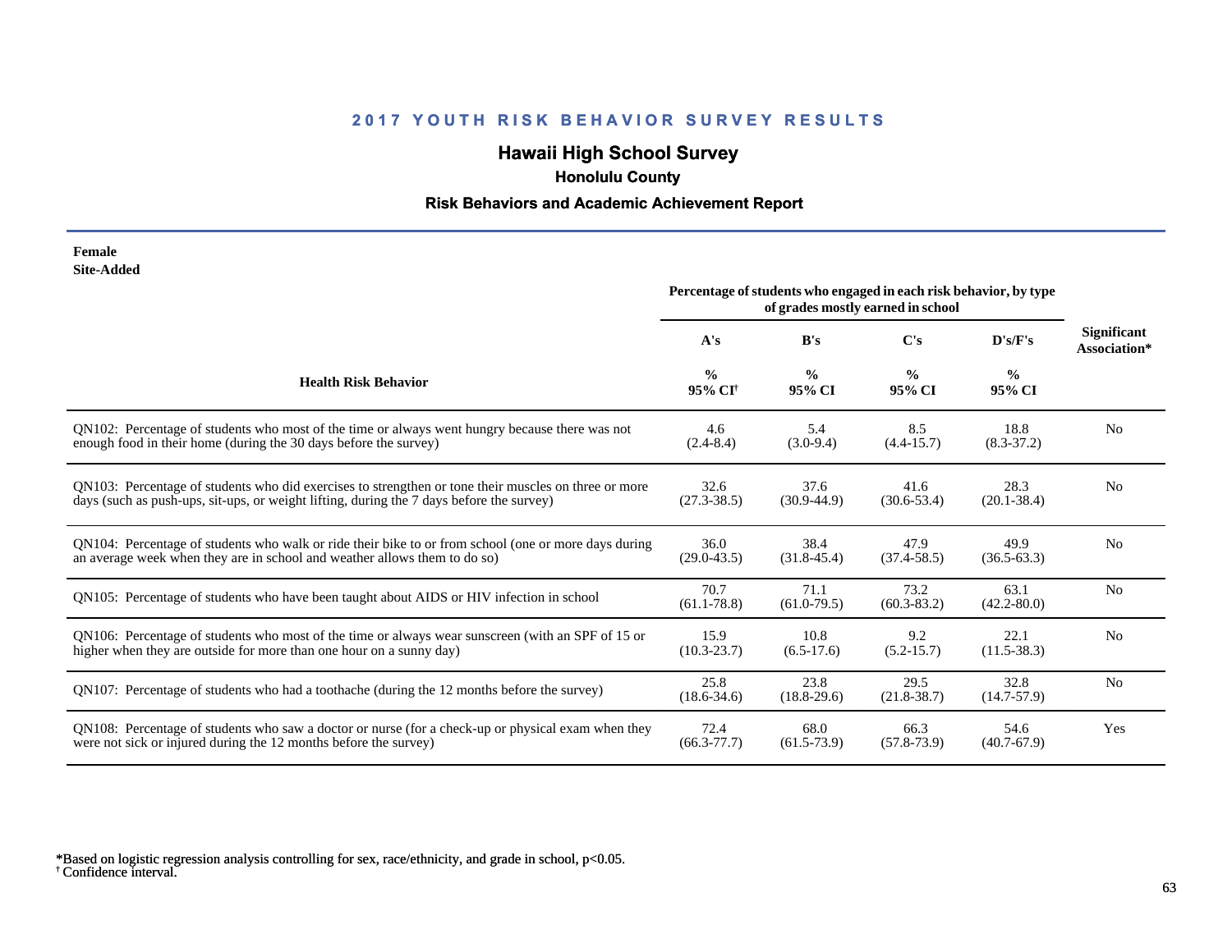## 2017 YOUTH RISK BEHAVIOR SURVEY RESULTS

# Hawaii High School Survey

### Honolulu County

### Risk Behaviors and Academic Achievement Report

**Female**
**Site-Added**

| Health Risk Behavior | A's<br>%<br>95% CI[†] | B's<br>%<br>95% CI | C's<br>%<br>95% CI | D's/F's<br>%<br>95% CI | Significant Association* |
|---|---|---|---|---|---|
| | Percentage of students who engaged in each risk behavior, by type of grades mostly earned in school | | | | |
| QN102: Percentage of students who most of the time or always went hungry because there was not enough food in their home (during the 30 days before the survey) | 4.6<br>(2.4-8.4) | 5.4<br>(3.0-9.4) | 8.5<br>(4.4-15.7) | 18.8<br>(8.3-37.2) | No |
| QN103: Percentage of students who did exercises to strengthen or tone their muscles on three or more days (such as push-ups, sit-ups, or weight lifting, during the 7 days before the survey) | 32.6<br>(27.3-38.5) | 37.6<br>(30.9-44.9) | 41.6<br>(30.6-53.4) | 28.3<br>(20.1-38.4) | No |
| QN104: Percentage of students who walk or ride their bike to or from school (one or more days during an average week when they are in school and weather allows them to do so) | 36.0<br>(29.0-43.5) | 38.4<br>(31.8-45.4) | 47.9<br>(37.4-58.5) | 49.9<br>(36.5-63.3) | No |
| QN105: Percentage of students who have been taught about AIDS or HIV infection in school | 70.7<br>(61.1-78.8) | 71.1<br>(61.0-79.5) | 73.2<br>(60.3-83.2) | 63.1<br>(42.2-80.0) | No |
| QN106: Percentage of students who most of the time or always wear sunscreen (with an SPF of 15 or higher when they are outside for more than one hour on a sunny day) | 15.9<br>(10.3-23.7) | 10.8<br>(6.5-17.6) | 9.2<br>(5.2-15.7) | 22.1<br>(11.5-38.3) | No |
| QN107: Percentage of students who had a toothache (during the 12 months before the survey) | 25.8<br>(18.6-34.6) | 23.8<br>(18.8-29.6) | 29.5<br>(21.8-38.7) | 32.8<br>(14.7-57.9) | No |
| QN108: Percentage of students who saw a doctor or nurse (for a check-up or physical exam when they were not sick or injured during the 12 months before the survey) | 72.4<br>(66.3-77.7) | 68.0<br>(61.5-73.9) | 66.3<br>(57.8-73.9) | 54.6<br>(40.7-67.9) | Yes |

*Based on logistic regression analysis controlling for sex, race/ethnicity, and grade in school, $p<0.05$.
[†] Confidence interval.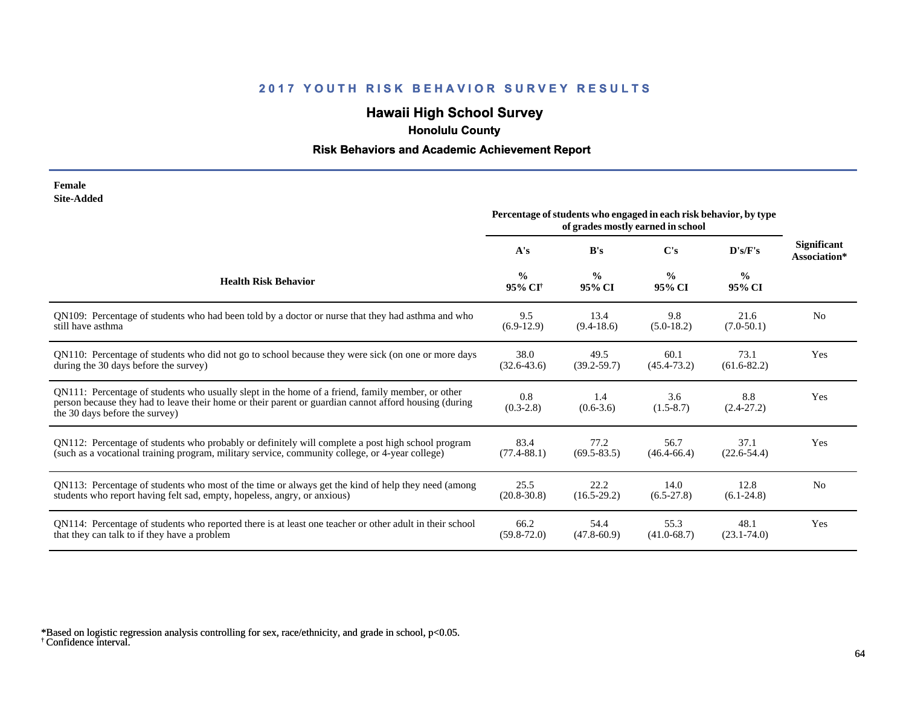## 2017 YOUTH RISK BEHAVIOR SURVEY RESULTS

## Hawaii High School Survey

### Honolulu County

### Risk Behaviors and Academic Achievement Report

**Female**
**Site-Added**

| Health Risk Behavior | A's % 95% CI† | B's % 95% CI | C's % 95% CI | D's/F's % 95% CI | Significant Association* |
|---|---|---|---|---|---|
| | Percentage of students who engaged in each risk behavior, by type of grades mostly earned in school | | | | |
| QN109: Percentage of students who had been told by a doctor or nurse that they had asthma and who still have asthma | 9.5 (6.9-12.9) | 13.4 (9.4-18.6) | 9.8 (5.0-18.2) | 21.6 (7.0-50.1) | No |
| QN110: Percentage of students who did not go to school because they were sick (on one or more days during the 30 days before the survey) | 38.0 (32.6-43.6) | 49.5 (39.2-59.7) | 60.1 (45.4-73.2) | 73.1 (61.6-82.2) | Yes |
| QN111: Percentage of students who usually slept in the home of a friend, family member, or other person because they had to leave their home or their parent or guardian cannot afford housing (during the 30 days before the survey) | 0.8 (0.3-2.8) | 1.4 (0.6-3.6) | 3.6 (1.5-8.7) | 8.8 (2.4-27.2) | Yes |
| QN112: Percentage of students who probably or definitely will complete a post high school program (such as a vocational training program, military service, community college, or 4-year college) | 83.4 (77.4-88.1) | 77.2 (69.5-83.5) | 56.7 (46.4-66.4) | 37.1 (22.6-54.4) | Yes |
| QN113: Percentage of students who most of the time or always get the kind of help they need (among students who report having felt sad, empty, hopeless, angry, or anxious) | 25.5 (20.8-30.8) | 22.2 (16.5-29.2) | 14.0 (6.5-27.8) | 12.8 (6.1-24.8) | No |
| QN114: Percentage of students who reported there is at least one teacher or other adult in their school that they can talk to if they have a problem | 66.2 (59.8-72.0) | 54.4 (47.8-60.9) | 55.3 (41.0-68.7) | 48.1 (23.1-74.0) | Yes |

*Based on logistic regression analysis controlling for sex, race/ethnicity, and grade in school, $p<0.05$.
† Confidence interval.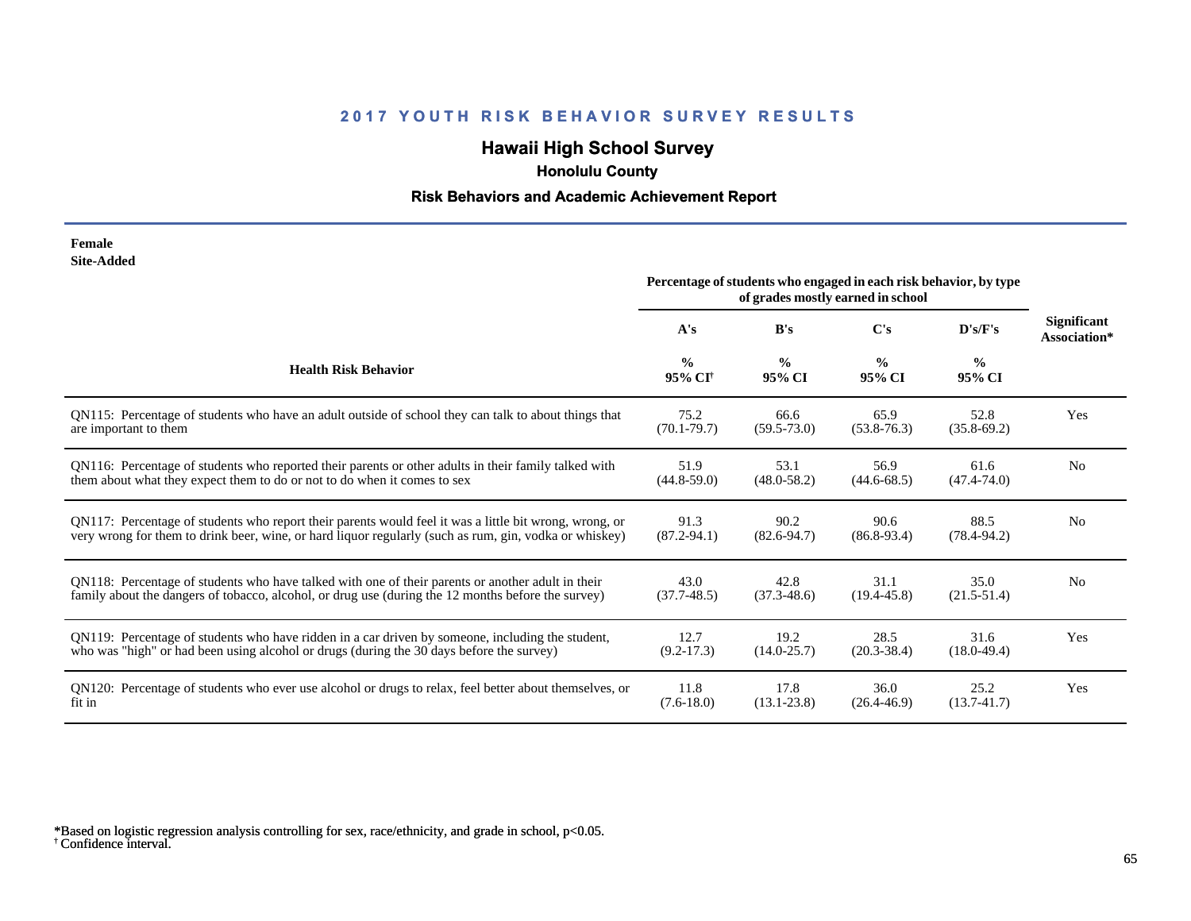## 2017 YOUTH RISK BEHAVIOR SURVEY RESULTS

### Hawaii High School Survey

**Honolulu County**

**Risk Behaviors and Academic Achievement Report**

**Female**
**Site-Added**

| Health Risk Behavior | Percentage of students who engaged in each risk behavior, by type of grades mostly earned in school | | | | Significant Association* |
|---|---|---|---|---|---|
| | A's | B's | C's | D's/F's | |
| | % 95% CI† | % 95% CI | % 95% CI | % 95% CI | |
| QN115: Percentage of students who have an adult outside of school they can talk to about things that are important to them | 75.2 (70.1-79.7) | 66.6 (59.5-73.0) | 65.9 (53.8-76.3) | 52.8 (35.8-69.2) | Yes |
| QN116: Percentage of students who reported their parents or other adults in their family talked with them about what they expect them to do or not to do when it comes to sex | 51.9 (44.8-59.0) | 53.1 (48.0-58.2) | 56.9 (44.6-68.5) | 61.6 (47.4-74.0) | No |
| QN117: Percentage of students who report their parents would feel it was a little bit wrong, wrong, or very wrong for them to drink beer, wine, or hard liquor regularly (such as rum, gin, vodka or whiskey) | 91.3 (87.2-94.1) | 90.2 (82.6-94.7) | 90.6 (86.8-93.4) | 88.5 (78.4-94.2) | No |
| QN118: Percentage of students who have talked with one of their parents or another adult in their family about the dangers of tobacco, alcohol, or drug use (during the 12 months before the survey) | 43.0 (37.7-48.5) | 42.8 (37.3-48.6) | 31.1 (19.4-45.8) | 35.0 (21.5-51.4) | No |
| QN119: Percentage of students who have ridden in a car driven by someone, including the student, who was "high" or had been using alcohol or drugs (during the 30 days before the survey) | 12.7 (9.2-17.3) | 19.2 (14.0-25.7) | 28.5 (20.3-38.4) | 31.6 (18.0-49.4) | Yes |
| QN120: Percentage of students who ever use alcohol or drugs to relax, feel better about themselves, or fit in | 11.8 (7.6-18.0) | 17.8 (13.1-23.8) | 36.0 (26.4-46.9) | 25.2 (13.7-41.7) | Yes |

*Based on logistic regression analysis controlling for sex, race/ethnicity, and grade in school, $p<0.05$.
† Confidence interval.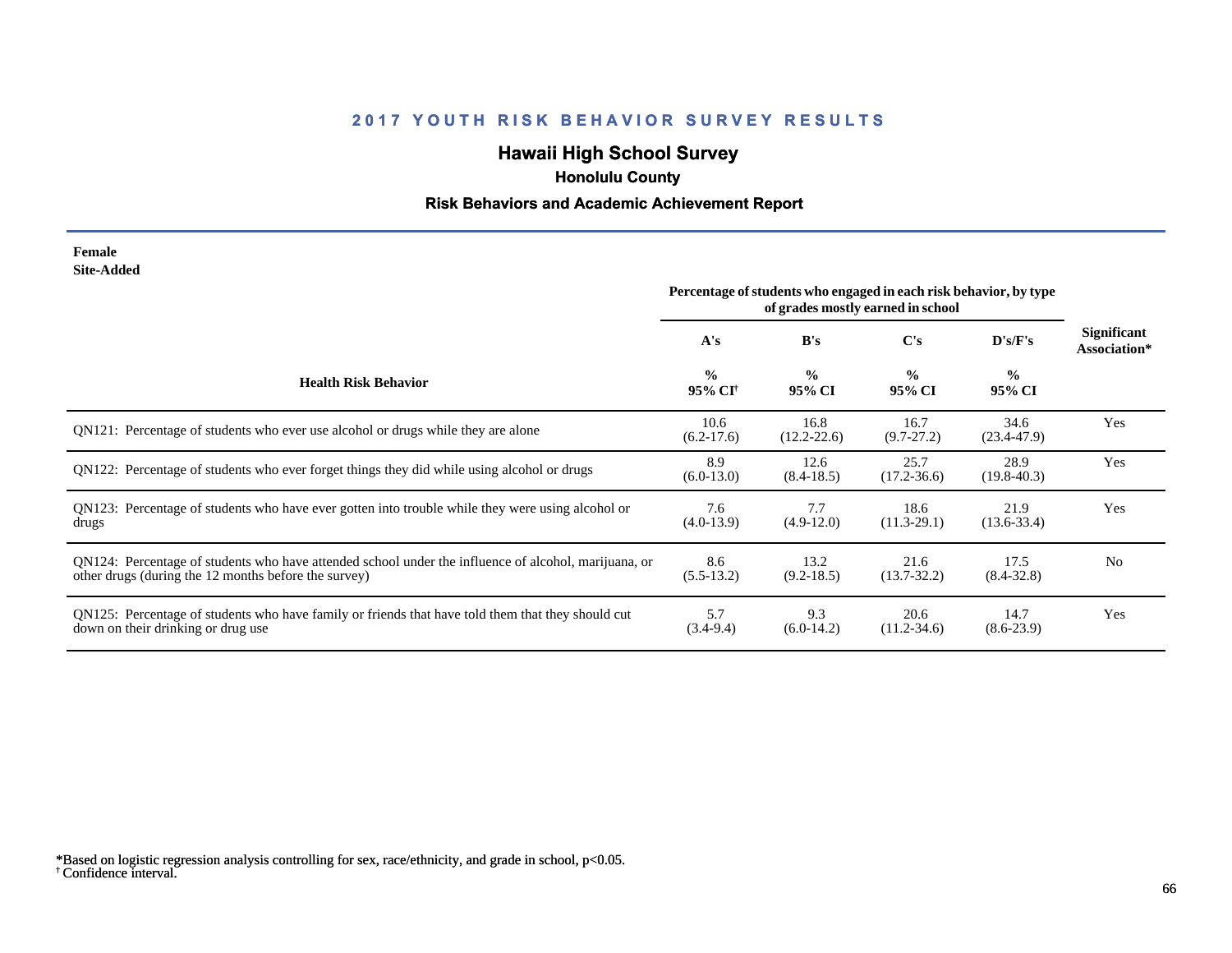## 2017 YOUTH RISK BEHAVIOR SURVEY RESULTS

### Hawaii High School Survey

**Honolulu County**

**Risk Behaviors and Academic Achievement Report**

**Female**
**Site-Added**

| Health Risk Behavior | Percentage of students who engaged in each risk behavior, by type of grades mostly earned in school | | | | Significant Association* |
|---|---|---|---|---|---|
| | A's | B's | C's | D's/F's | |
| | % 95% CI[†] | % 95% CI | % 95% CI | % 95% CI | |
| QN121: Percentage of students who ever use alcohol or drugs while they are alone | 10.6 (6.2-17.6) | 16.8 (12.2-22.6) | 16.7 (9.7-27.2) | 34.6 (23.4-47.9) | Yes |
| QN122: Percentage of students who ever forget things they did while using alcohol or drugs | 8.9 (6.0-13.0) | 12.6 (8.4-18.5) | 25.7 (17.2-36.6) | 28.9 (19.8-40.3) | Yes |
| QN123: Percentage of students who have ever gotten into trouble while they were using alcohol or drugs | 7.6 (4.0-13.9) | 7.7 (4.9-12.0) | 18.6 (11.3-29.1) | 21.9 (13.6-33.4) | Yes |
| QN124: Percentage of students who have attended school under the influence of alcohol, marijuana, or other drugs (during the 12 months before the survey) | 8.6 (5.5-13.2) | 13.2 (9.2-18.5) | 21.6 (13.7-32.2) | 17.5 (8.4-32.8) | No |
| QN125: Percentage of students who have family or friends that have told them that they should cut down on their drinking or drug use | 5.7 (3.4-9.4) | 9.3 (6.0-14.2) | 20.6 (11.2-34.6) | 14.7 (8.6-23.9) | Yes |

*Based on logistic regression analysis controlling for sex, race/ethnicity, and grade in school, $p<0.05$.
[†] Confidence interval.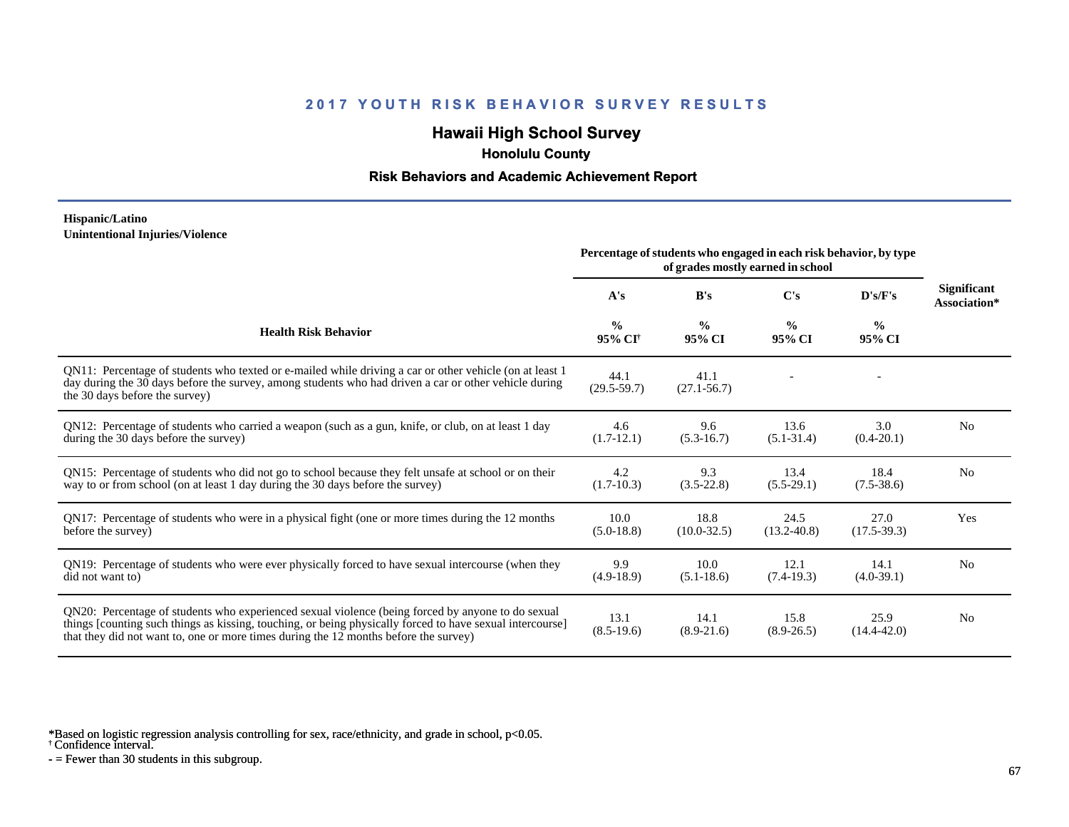# 2017 YOUTH RISK BEHAVIOR SURVEY RESULTS

## Hawaii High School Survey

### Honolulu County

### Risk Behaviors and Academic Achievement Report

**Hispanic/Latino**
**Unintentional Injuries/Violence**

| Health Risk Behavior | Percentage of students who engaged in each risk behavior, by type of grades mostly earned in school | | | | Significant Association* |
|---|---|---|---|---|---|
| | A's | B's | C's | D's/F's | |
| | % 95% CI[†] | % 95% CI | % 95% CI | % 95% CI | |
| QN11: Percentage of students who texted or e-mailed while driving a car or other vehicle (on at least 1 day during the 30 days before the survey, among students who had driven a car or other vehicle during the 30 days before the survey) | 44.1 (29.5-59.7) | 41.1 (27.1-56.7) | - | - | |
| QN12: Percentage of students who carried a weapon (such as a gun, knife, or club, on at least 1 day during the 30 days before the survey) | 4.6 (1.7-12.1) | 9.6 (5.3-16.7) | 13.6 (5.1-31.4) | 3.0 (0.4-20.1) | No |
| QN15: Percentage of students who did not go to school because they felt unsafe at school or on their way to or from school (on at least 1 day during the 30 days before the survey) | 4.2 (1.7-10.3) | 9.3 (3.5-22.8) | 13.4 (5.5-29.1) | 18.4 (7.5-38.6) | No |
| QN17: Percentage of students who were in a physical fight (one or more times during the 12 months before the survey) | 10.0 (5.0-18.8) | 18.8 (10.0-32.5) | 24.5 (13.2-40.8) | 27.0 (17.5-39.3) | Yes |
| QN19: Percentage of students who were ever physically forced to have sexual intercourse (when they did not want to) | 9.9 (4.9-18.9) | 10.0 (5.1-18.6) | 12.1 (7.4-19.3) | 14.1 (4.0-39.1) | No |
| QN20: Percentage of students who experienced sexual violence (being forced by anyone to do sexual things [counting such things as kissing, touching, or being physically forced to have sexual intercourse] that they did not want to, one or more times during the 12 months before the survey) | 13.1 (8.5-19.6) | 14.1 (8.9-21.6) | 15.8 (8.9-26.5) | 25.9 (14.4-42.0) | No |

*Based on logistic regression analysis controlling for sex, race/ethnicity, and grade in school, $p<0.05$.
† Confidence interval.
- = Fewer than 30 students in this subgroup.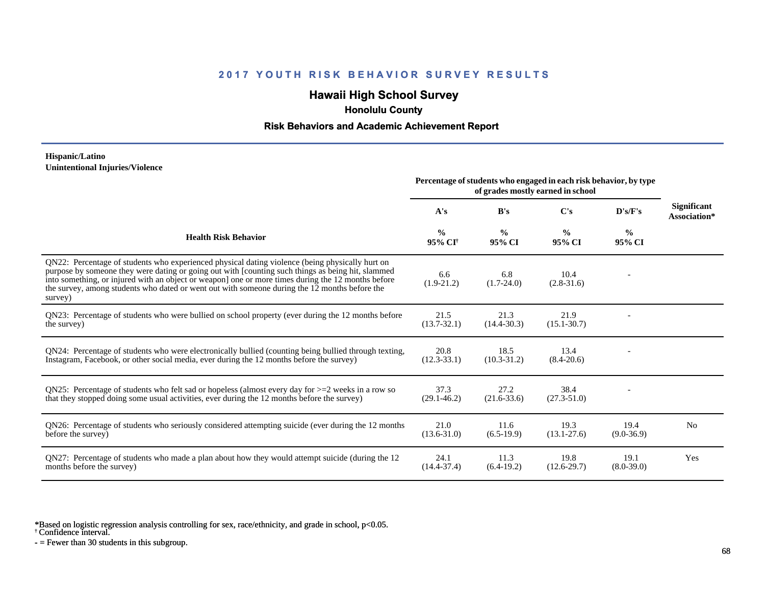## 2017 YOUTH RISK BEHAVIOR SURVEY RESULTS

### Hawaii High School Survey

**Honolulu County**

**Risk Behaviors and Academic Achievement Report**

**Hispanic/Latino**
**Unintentional Injuries/Violence**

| Health Risk Behavior | Percentage of students who engaged in each risk behavior, by type of grades mostly earned in school | | | | Significant Association* |
|---|---|---|---|---|---|
| | A's | B's | C's | D's/F's | |
| | % 95% CI[†] | % 95% CI | % 95% CI | % 95% CI | |
| QN22: Percentage of students who experienced physical dating violence (being physically hurt on purpose by someone they were dating or going out with [counting such things as being hit, slammed into something, or injured with an object or weapon] one or more times during the 12 months before the survey, among students who dated or went out with someone during the 12 months before the survey) | 6.6 (1.9-21.2) | 6.8 (1.7-24.0) | 10.4 (2.8-31.6) | - | |
| QN23: Percentage of students who were bullied on school property (ever during the 12 months before the survey) | 21.5 (13.7-32.1) | 21.3 (14.4-30.3) | 21.9 (15.1-30.7) | - | |
| QN24: Percentage of students who were electronically bullied (counting being bullied through texting, Instagram, Facebook, or other social media, ever during the 12 months before the survey) | 20.8 (12.3-33.1) | 18.5 (10.3-31.2) | 13.4 (8.4-20.6) | - | |
| QN25: Percentage of students who felt sad or hopeless (almost every day for >=2 weeks in a row so that they stopped doing some usual activities, ever during the 12 months before the survey) | 37.3 (29.1-46.2) | 27.2 (21.6-33.6) | 38.4 (27.3-51.0) | - | |
| QN26: Percentage of students who seriously considered attempting suicide (ever during the 12 months before the survey) | 21.0 (13.6-31.0) | 11.6 (6.5-19.9) | 19.3 (13.1-27.6) | 19.4 (9.0-36.9) | No |
| QN27: Percentage of students who made a plan about how they would attempt suicide (during the 12 months before the survey) | 24.1 (14.4-37.4) | 11.3 (6.4-19.2) | 19.8 (12.6-29.7) | 19.1 (8.0-39.0) | Yes |

*Based on logistic regression analysis controlling for sex, race/ethnicity, and grade in school, $p<0.05$.
[†] Confidence interval.
- = Fewer than 30 students in this subgroup.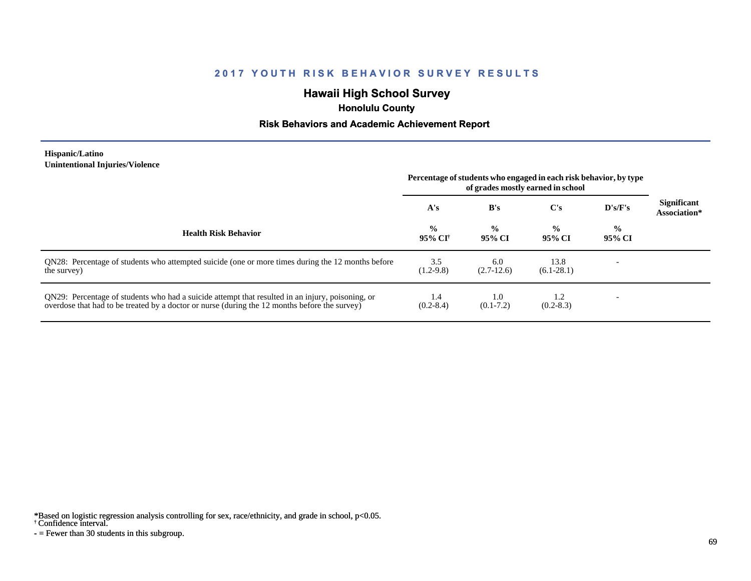## 2017 YOUTH RISK BEHAVIOR SURVEY RESULTS

# Hawaii High School Survey

### Honolulu County

### Risk Behaviors and Academic Achievement Report

**Hispanic/Latino**
**Unintentional Injuries/Violence**

| Health Risk Behavior | Percentage of students who engaged in each risk behavior, by type of grades mostly earned in school | | | | Significant Association* |
|---|---|---|---|---|---|
| | A's | B's | C's | D's/F's | |
| | % 95% CI[†] | % 95% CI | % 95% CI | % 95% CI | |
| QN28: Percentage of students who attempted suicide (one or more times during the 12 months before the survey) | 3.5 (1.2-9.8) | 6.0 (2.7-12.6) | 13.8 (6.1-28.1) | - | |
| QN29: Percentage of students who had a suicide attempt that resulted in an injury, poisoning, or overdose that had to be treated by a doctor or nurse (during the 12 months before the survey) | 1.4 (0.2-8.4) | 1.0 (0.1-7.2) | 1.2 (0.2-8.3) | - | |

*Based on logistic regression analysis controlling for sex, race/ethnicity, and grade in school, p<0.05.
[†] Confidence interval.
- = Fewer than 30 students in this subgroup.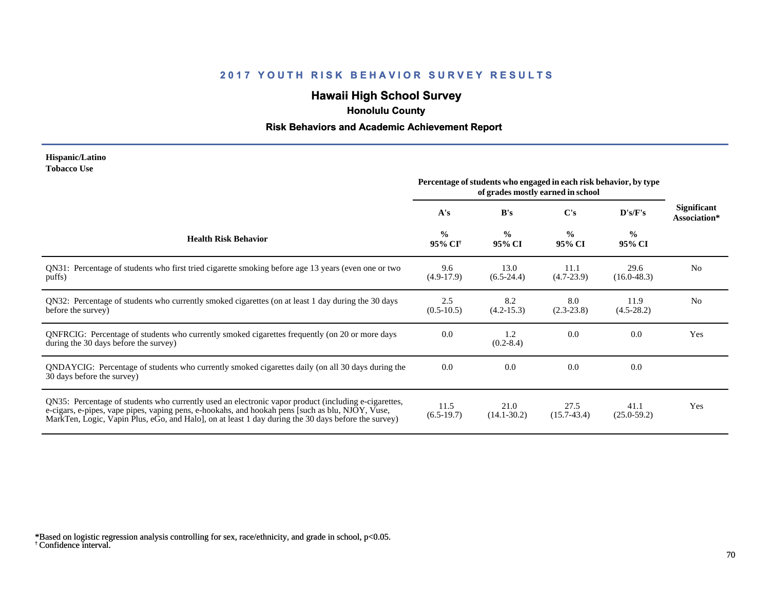# 2017 YOUTH RISK BEHAVIOR SURVEY RESULTS

## Hawaii High School Survey

### Honolulu County

### Risk Behaviors and Academic Achievement Report

**Hispanic/Latino**
**Tobacco Use**

| Health Risk Behavior | Percentage of students who engaged in each risk behavior, by type of grades mostly earned in school | | | | Significant Association* |
|---|---|---|---|---|---|
| | A's | B's | C's | D's/F's | |
| | % 95% CI[†] | % 95% CI | % 95% CI | % 95% CI | |
| QN31: Percentage of students who first tried cigarette smoking before age 13 years (even one or two puffs) | 9.6 (4.9-17.9) | 13.0 (6.5-24.4) | 11.1 (4.7-23.9) | 29.6 (16.0-48.3) | No |
| QN32: Percentage of students who currently smoked cigarettes (on at least 1 day during the 30 days before the survey) | 2.5 (0.5-10.5) | 8.2 (4.2-15.3) | 8.0 (2.3-23.8) | 11.9 (4.5-28.2) | No |
| QNFRCIG: Percentage of students who currently smoked cigarettes frequently (on 20 or more days during the 30 days before the survey) | 0.0 | 1.2 (0.2-8.4) | 0.0 | 0.0 | Yes |
| QNDAYCIG: Percentage of students who currently smoked cigarettes daily (on all 30 days during the 30 days before the survey) | 0.0 | 0.0 | 0.0 | 0.0 | |
| QN35: Percentage of students who currently used an electronic vapor product (including e-cigarettes, e-cigars, e-pipes, vape pipes, vaping pens, e-hookahs, and hookah pens [such as blu, NJOY, Vuse, MarkTen, Logic, Vapin Plus, eGo, and Halo], on at least 1 day during the 30 days before the survey) | 11.5 (6.5-19.7) | 21.0 (14.1-30.2) | 27.5 (15.7-43.4) | 41.1 (25.0-59.2) | Yes |

*Based on logistic regression analysis controlling for sex, race/ethnicity, and grade in school, $p<0.05$.
[†] Confidence interval.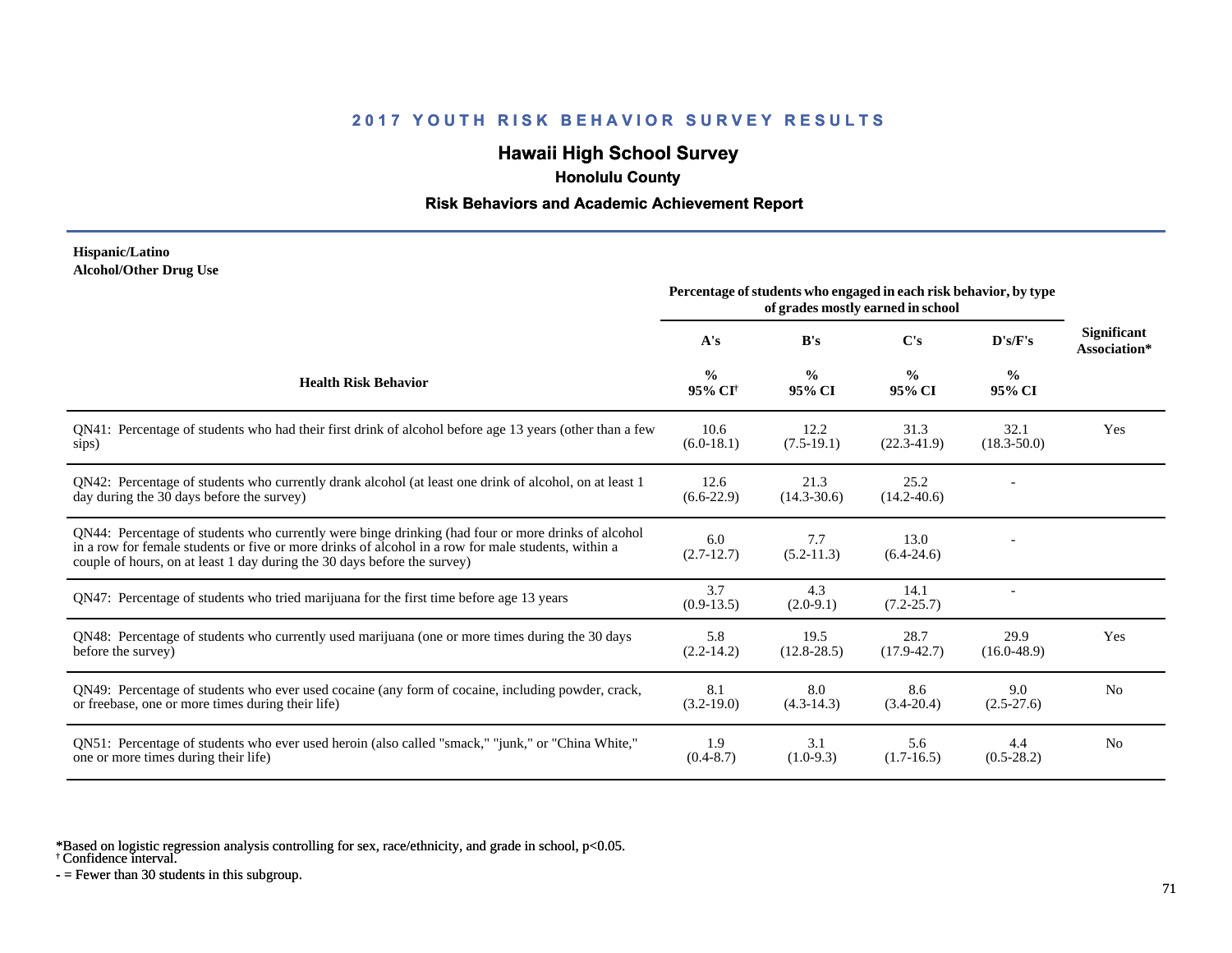# 2017 YOUTH RISK BEHAVIOR SURVEY RESULTS

## Hawaii High School Survey

### Honolulu County

### Risk Behaviors and Academic Achievement Report

**Hispanic/Latino**
**Alcohol/Other Drug Use**

| Health Risk Behavior | Percentage of students who engaged in each risk behavior, by type of grades mostly earned in school | | | | Significant Association* |
|---|---|---|---|---|---|
| | A's | B's | C's | D's/F's | |
| | % 95% CI† | % 95% CI | % 95% CI | % 95% CI | |
| QN41: Percentage of students who had their first drink of alcohol before age 13 years (other than a few sips) | 10.6 (6.0-18.1) | 12.2 (7.5-19.1) | 31.3 (22.3-41.9) | 32.1 (18.3-50.0) | Yes |
| QN42: Percentage of students who currently drank alcohol (at least one drink of alcohol, on at least 1 day during the 30 days before the survey) | 12.6 (6.6-22.9) | 21.3 (14.3-30.6) | 25.2 (14.2-40.6) | - | |
| QN44: Percentage of students who currently were binge drinking (had four or more drinks of alcohol in a row for female students or five or more drinks of alcohol in a row for male students, within a couple of hours, on at least 1 day during the 30 days before the survey) | 6.0 (2.7-12.7) | 7.7 (5.2-11.3) | 13.0 (6.4-24.6) | - | |
| QN47: Percentage of students who tried marijuana for the first time before age 13 years | 3.7 (0.9-13.5) | 4.3 (2.0-9.1) | 14.1 (7.2-25.7) | - | |
| QN48: Percentage of students who currently used marijuana (one or more times during the 30 days before the survey) | 5.8 (2.2-14.2) | 19.5 (12.8-28.5) | 28.7 (17.9-42.7) | 29.9 (16.0-48.9) | Yes |
| QN49: Percentage of students who ever used cocaine (any form of cocaine, including powder, crack, or freebase, one or more times during their life) | 8.1 (3.2-19.0) | 8.0 (4.3-14.3) | 8.6 (3.4-20.4) | 9.0 (2.5-27.6) | No |
| QN51: Percentage of students who ever used heroin (also called "smack," "junk," or "China White," one or more times during their life) | 1.9 (0.4-8.7) | 3.1 (1.0-9.3) | 5.6 (1.7-16.5) | 4.4 (0.5-28.2) | No |

*Based on logistic regression analysis controlling for sex, race/ethnicity, and grade in school, p<0.05.
† Confidence interval.
- = Fewer than 30 students in this subgroup.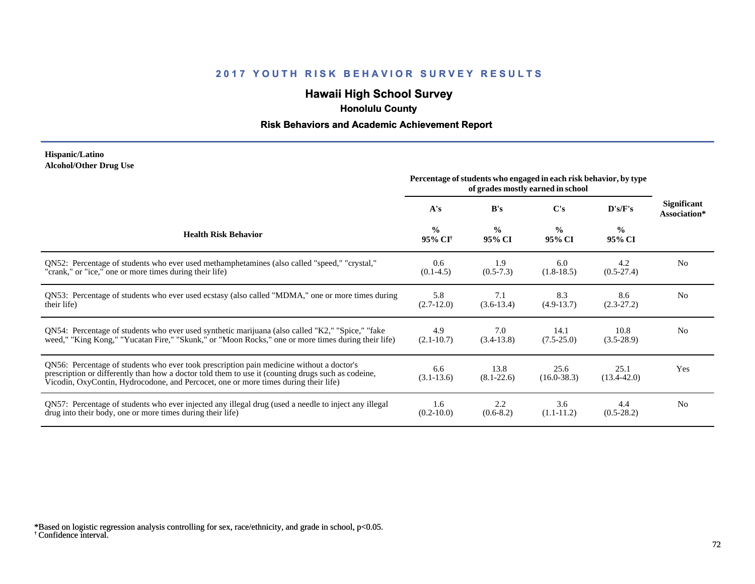## 2017 YOUTH RISK BEHAVIOR SURVEY RESULTS

# Hawaii High School Survey

### Honolulu County

### Risk Behaviors and Academic Achievement Report

**Hispanic/Latino**
**Alcohol/Other Drug Use**

| Health Risk Behavior | Percentage of students who engaged in each risk behavior, by type of grades mostly earned in school | | | | Significant Association* |
|---|---|---|---|---|---|
| | A's | B's | C's | D's/F's | |
| | % 95% CI[†] | % 95% CI | % 95% CI | % 95% CI | |
| QN52: Percentage of students who ever used methamphetamines (also called "speed," "crystal," "crank," or "ice," one or more times during their life) | 0.6 (0.1-4.5) | 1.9 (0.5-7.3) | 6.0 (1.8-18.5) | 4.2 (0.5-27.4) | No |
| QN53: Percentage of students who ever used ecstasy (also called "MDMA," one or more times during their life) | 5.8 (2.7-12.0) | 7.1 (3.6-13.4) | 8.3 (4.9-13.7) | 8.6 (2.3-27.2) | No |
| QN54: Percentage of students who ever used synthetic marijuana (also called "K2," "Spice," "fake weed," "King Kong," "Yucatan Fire," "Skunk," or "Moon Rocks," one or more times during their life) | 4.9 (2.1-10.7) | 7.0 (3.4-13.8) | 14.1 (7.5-25.0) | 10.8 (3.5-28.9) | No |
| QN56: Percentage of students who ever took prescription pain medicine without a doctor's prescription or differently than how a doctor told them to use it (counting drugs such as codeine, Vicodin, OxyContin, Hydrocodone, and Percocet, one or more times during their life) | 6.6 (3.1-13.6) | 13.8 (8.1-22.6) | 25.6 (16.0-38.3) | 25.1 (13.4-42.0) | Yes |
| QN57: Percentage of students who ever injected any illegal drug (used a needle to inject any illegal drug into their body, one or more times during their life) | 1.6 (0.2-10.0) | 2.2 (0.6-8.2) | 3.6 (1.1-11.2) | 4.4 (0.5-28.2) | No |

*Based on logistic regression analysis controlling for sex, race/ethnicity, and grade in school, $p<0.05$.
† Confidence interval.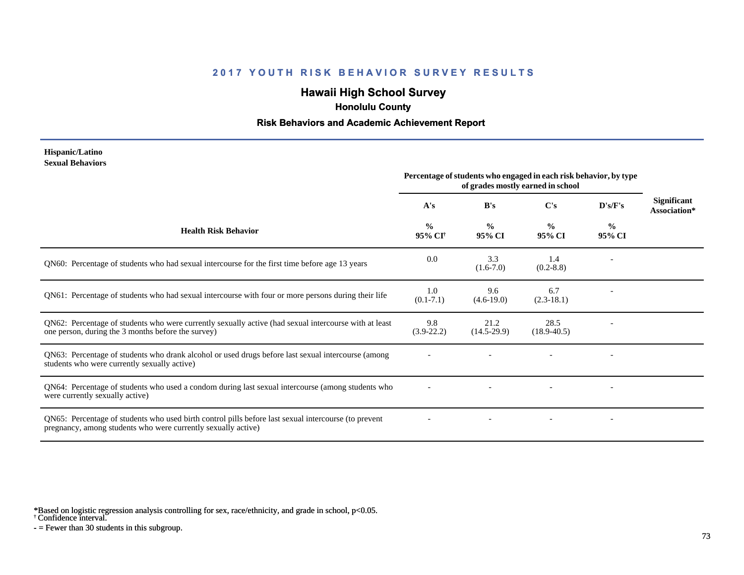# 2017 YOUTH RISK BEHAVIOR SURVEY RESULTS

## Hawaii High School Survey

### Honolulu County

### Risk Behaviors and Academic Achievement Report

**Hispanic/Latino**
**Sexual Behaviors**

| Health Risk Behavior | Percentage of students who engaged in each risk behavior, by type of grades mostly earned in school | | | | Significant Association* |
|---|---|---|---|---|---|
| | A's | B's | C's | D's/F's | |
| | % 95% CI† | % 95% CI | % 95% CI | % 95% CI | |
| QN60: Percentage of students who had sexual intercourse for the first time before age 13 years | 0.0 | 3.3 (1.6-7.0) | 1.4 (0.2-8.8) | - | |
| QN61: Percentage of students who had sexual intercourse with four or more persons during their life | 1.0 (0.1-7.1) | 9.6 (4.6-19.0) | 6.7 (2.3-18.1) | - | |
| QN62: Percentage of students who were currently sexually active (had sexual intercourse with at least one person, during the 3 months before the survey) | 9.8 (3.9-22.2) | 21.2 (14.5-29.9) | 28.5 (18.9-40.5) | - | |
| QN63: Percentage of students who drank alcohol or used drugs before last sexual intercourse (among students who were currently sexually active) | - | - | - | - | |
| QN64: Percentage of students who used a condom during last sexual intercourse (among students who were currently sexually active) | - | - | - | - | |
| QN65: Percentage of students who used birth control pills before last sexual intercourse (to prevent pregnancy, among students who were currently sexually active) | - | - | - | - | |

*Based on logistic regression analysis controlling for sex, race/ethnicity, and grade in school, $p<0.05$.
† Confidence interval.
- = Fewer than 30 students in this subgroup.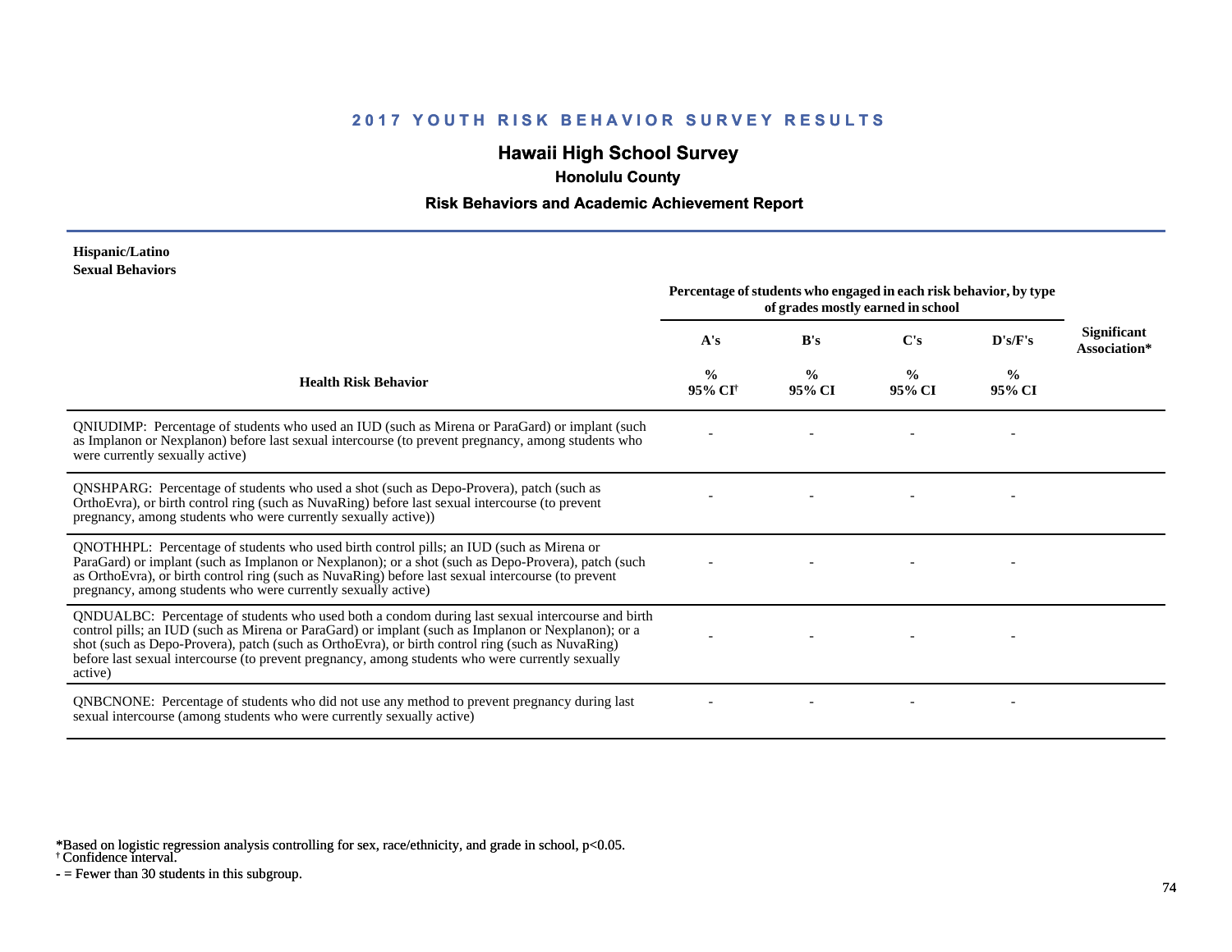## 2017 YOUTH RISK BEHAVIOR SURVEY RESULTS

### Hawaii High School Survey

**Honolulu County**

**Risk Behaviors and Academic Achievement Report**

**Hispanic/Latino**
**Sexual Behaviors**

| Health Risk Behavior | Percentage of students who engaged in each risk behavior, by type of grades mostly earned in school | | | | Significant Association* |
|---|---|---|---|---|---|
| | A's | B's | C's | D's/F's | |
| | % 95% CI† | % 95% CI | % 95% CI | % 95% CI | |
| QNIUDIMP: Percentage of students who used an IUD (such as Mirena or ParaGard) or implant (such as Implanon or Nexplanon) before last sexual intercourse (to prevent pregnancy, among students who were currently sexually active) | - | - | - | - | |
| QNSHPARG: Percentage of students who used a shot (such as Depo-Provera), patch (such as OrthoEvra), or birth control ring (such as NuvaRing) before last sexual intercourse (to prevent pregnancy, among students who were currently sexually active)) | - | - | - | - | |
| QNOTHHPL: Percentage of students who used birth control pills; an IUD (such as Mirena or ParaGard) or implant (such as Implanon or Nexplanon); or a shot (such as Depo-Provera), patch (such as OrthoEvra), or birth control ring (such as NuvaRing) before last sexual intercourse (to prevent pregnancy, among students who were currently sexually active) | - | - | - | - | |
| QNDUALBC: Percentage of students who used both a condom during last sexual intercourse and birth control pills; an IUD (such as Mirena or ParaGard) or implant (such as Implanon or Nexplanon); or a shot (such as Depo-Provera), patch (such as OrthoEvra), or birth control ring (such as NuvaRing) before last sexual intercourse (to prevent pregnancy, among students who were currently sexually active) | - | - | - | - | |
| QNBCNONE: Percentage of students who did not use any method to prevent pregnancy during last sexual intercourse (among students who were currently sexually active) | - | - | - | - | |

*Based on logistic regression analysis controlling for sex, race/ethnicity, and grade in school, $p<0.05$.
† Confidence interval.
- = Fewer than 30 students in this subgroup.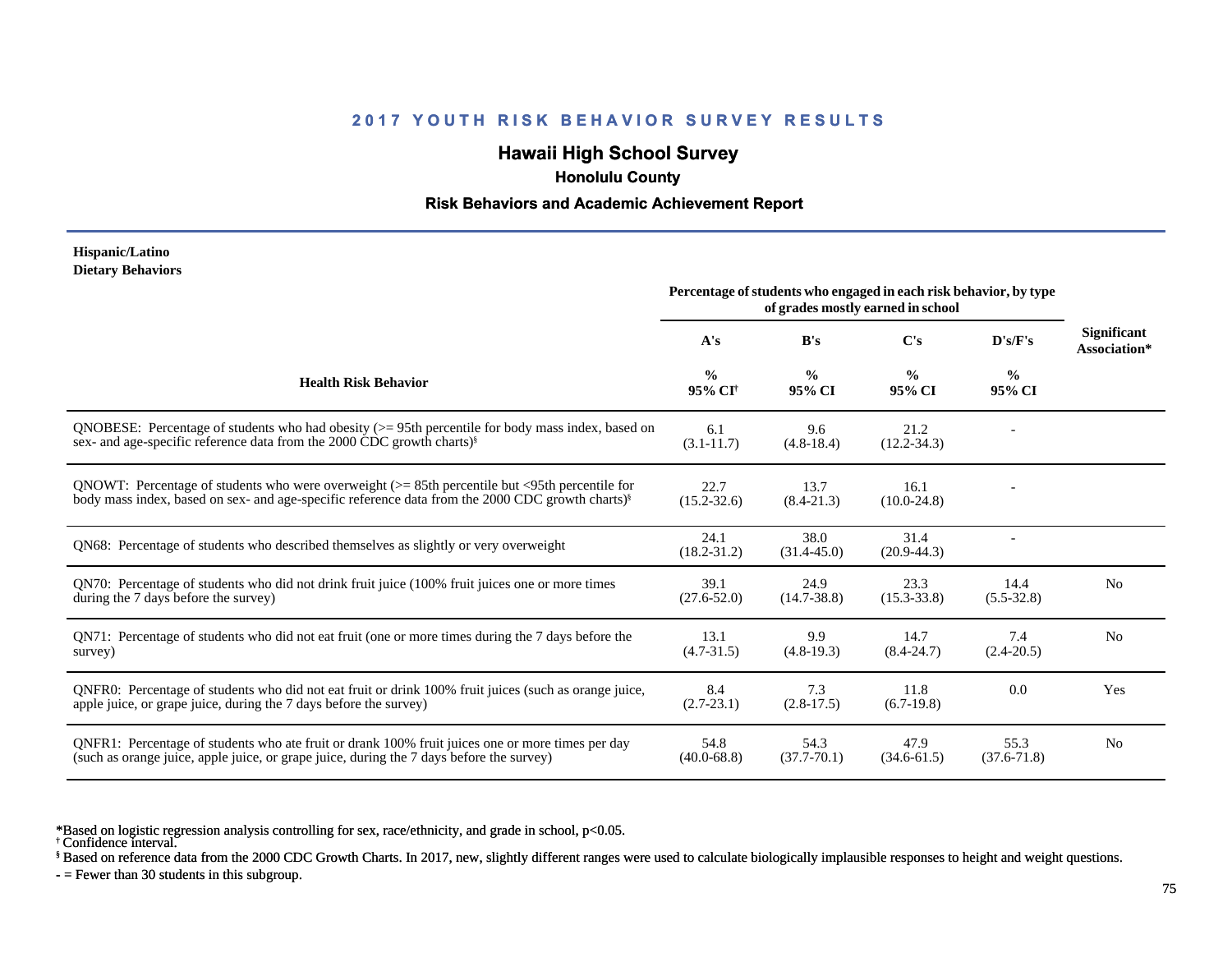## 2017 YOUTH RISK BEHAVIOR SURVEY RESULTS

# Hawaii High School Survey

### Honolulu County

### Risk Behaviors and Academic Achievement Report

**Hispanic/Latino**
**Dietary Behaviors**

| Health Risk Behavior | A's % 95% CI† | B's % 95% CI | C's % 95% CI | D's/F's % 95% CI | Significant Association* |
|---|---|---|---|---|---|
| | Percentage of students who engaged in each risk behavior, by type of grades mostly earned in school | | | | |
| QNOBESE: Percentage of students who had obesity (>= 95th percentile for body mass index, based on sex- and age-specific reference data from the 2000 CDC growth charts)§ | 6.1 (3.1-11.7) | 9.6 (4.8-18.4) | 21.2 (12.2-34.3) | - | |
| QNOWT: Percentage of students who were overweight (>= 85th percentile but <95th percentile for body mass index, based on sex- and age-specific reference data from the 2000 CDC growth charts)§ | 22.7 (15.2-32.6) | 13.7 (8.4-21.3) | 16.1 (10.0-24.8) | - | |
| QN68: Percentage of students who described themselves as slightly or very overweight | 24.1 (18.2-31.2) | 38.0 (31.4-45.0) | 31.4 (20.9-44.3) | - | |
| QN70: Percentage of students who did not drink fruit juice (100% fruit juices one or more times during the 7 days before the survey) | 39.1 (27.6-52.0) | 24.9 (14.7-38.8) | 23.3 (15.3-33.8) | 14.4 (5.5-32.8) | No |
| QN71: Percentage of students who did not eat fruit (one or more times during the 7 days before the survey) | 13.1 (4.7-31.5) | 9.9 (4.8-19.3) | 14.7 (8.4-24.7) | 7.4 (2.4-20.5) | No |
| QNFR0: Percentage of students who did not eat fruit or drink 100% fruit juices (such as orange juice, apple juice, or grape juice, during the 7 days before the survey) | 8.4 (2.7-23.1) | 7.3 (2.8-17.5) | 11.8 (6.7-19.8) | 0.0 | Yes |
| QNFR1: Percentage of students who ate fruit or drank 100% fruit juices one or more times per day (such as orange juice, apple juice, or grape juice, during the 7 days before the survey) | 54.8 (40.0-68.8) | 54.3 (37.7-70.1) | 47.9 (34.6-61.5) | 55.3 (37.6-71.8) | No |

*Based on logistic regression analysis controlling for sex, race/ethnicity, and grade in school, $p<0.05$.
† Confidence interval.
§ Based on reference data from the 2000 CDC Growth Charts. In 2017, new, slightly different ranges were used to calculate biologically implausible responses to height and weight questions.
- = Fewer than 30 students in this subgroup.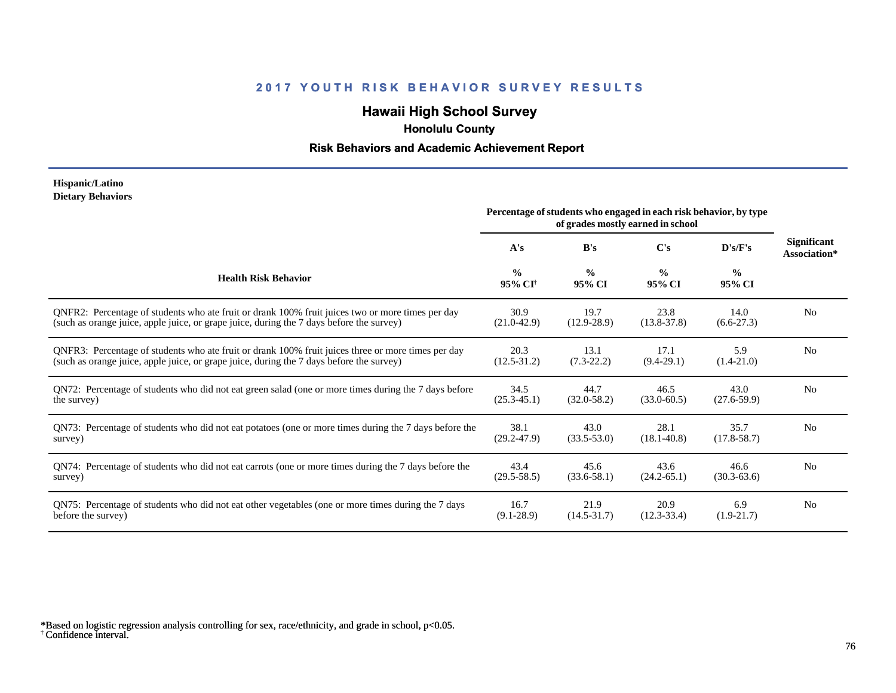# 2017 YOUTH RISK BEHAVIOR SURVEY RESULTS

## Hawaii High School Survey

### Honolulu County

### Risk Behaviors and Academic Achievement Report

**Hispanic/Latino**
**Dietary Behaviors**

| Health Risk Behavior | Percentage of students who engaged in each risk behavior, by type of grades mostly earned in school | | | | Significant Association* |
|---|---|---|---|---|---|
| | A's | B's | C's | D's/F's | |
| | % 95% CI[†] | % 95% CI | % 95% CI | % 95% CI | |
| QNFR2: Percentage of students who ate fruit or drank 100% fruit juices two or more times per day (such as orange juice, apple juice, or grape juice, during the 7 days before the survey) | 30.9 (21.0-42.9) | 19.7 (12.9-28.9) | 23.8 (13.8-37.8) | 14.0 (6.6-27.3) | No |
| QNFR3: Percentage of students who ate fruit or drank 100% fruit juices three or more times per day (such as orange juice, apple juice, or grape juice, during the 7 days before the survey) | 20.3 (12.5-31.2) | 13.1 (7.3-22.2) | 17.1 (9.4-29.1) | 5.9 (1.4-21.0) | No |
| QN72: Percentage of students who did not eat green salad (one or more times during the 7 days before the survey) | 34.5 (25.3-45.1) | 44.7 (32.0-58.2) | 46.5 (33.0-60.5) | 43.0 (27.6-59.9) | No |
| QN73: Percentage of students who did not eat potatoes (one or more times during the 7 days before the survey) | 38.1 (29.2-47.9) | 43.0 (33.5-53.0) | 28.1 (18.1-40.8) | 35.7 (17.8-58.7) | No |
| QN74: Percentage of students who did not eat carrots (one or more times during the 7 days before the survey) | 43.4 (29.5-58.5) | 45.6 (33.6-58.1) | 43.6 (24.2-65.1) | 46.6 (30.3-63.6) | No |
| QN75: Percentage of students who did not eat other vegetables (one or more times during the 7 days before the survey) | 16.7 (9.1-28.9) | 21.9 (14.5-31.7) | 20.9 (12.3-33.4) | 6.9 (1.9-21.7) | No |

*Based on logistic regression analysis controlling for sex, race/ethnicity, and grade in school, $p<0.05$.
[†] Confidence interval.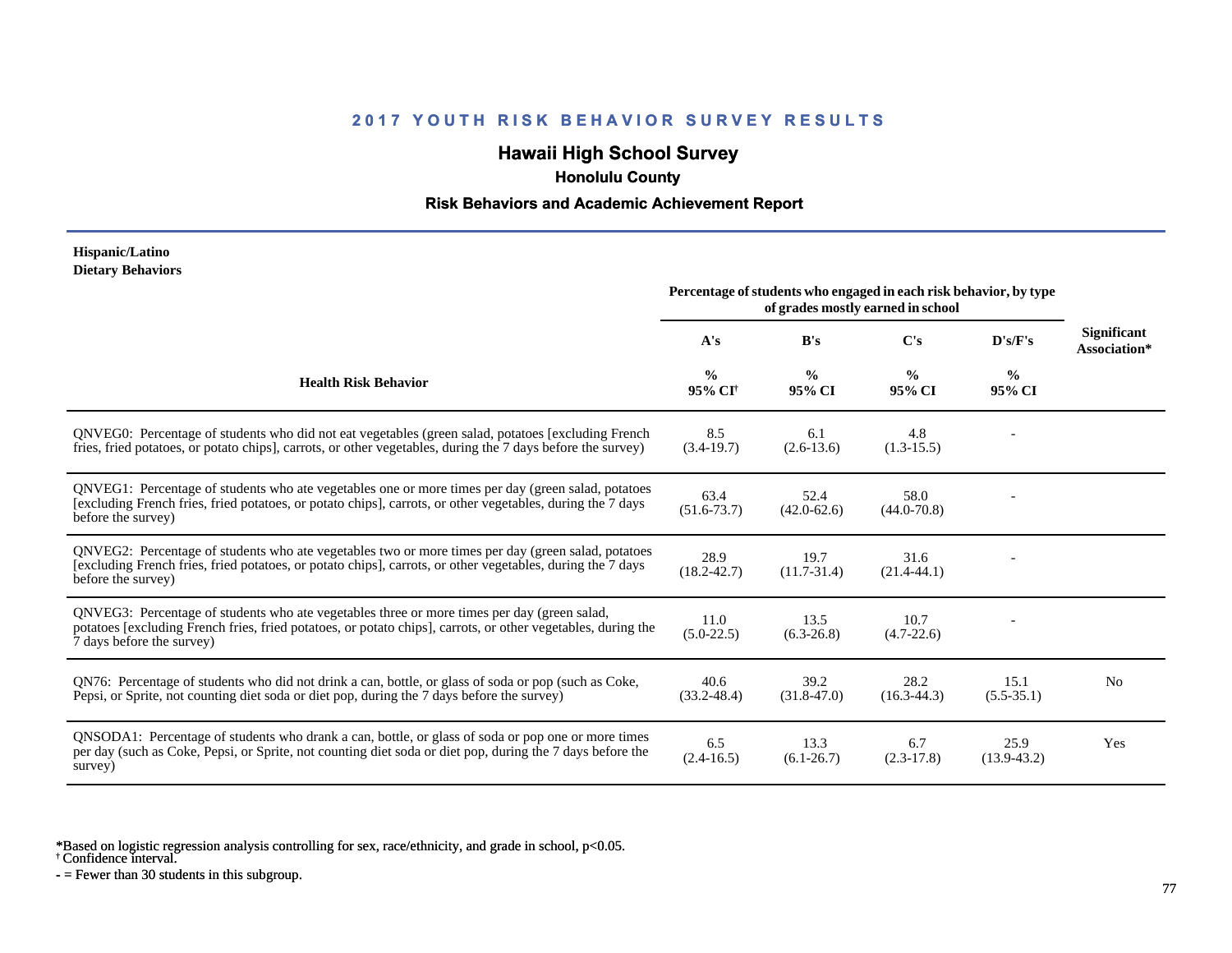## 2017 YOUTH RISK BEHAVIOR SURVEY RESULTS

# Hawaii High School Survey

### Honolulu County

### Risk Behaviors and Academic Achievement Report

**Hispanic/Latino**
**Dietary Behaviors**

| Health Risk Behavior | Percentage of students who engaged in each risk behavior, by type of grades mostly earned in school | | | | Significant Association* |
|---|---|---|---|---|---|
| | A's | B's | C's | D's/F's | |
| | % 95% CI† | % 95% CI | % 95% CI | % 95% CI | |
| QNVEG0: Percentage of students who did not eat vegetables (green salad, potatoes [excluding French fries, fried potatoes, or potato chips], carrots, or other vegetables, during the 7 days before the survey) | 8.5 (3.4-19.7) | 6.1 (2.6-13.6) | 4.8 (1.3-15.5) | - | |
| QNVEG1: Percentage of students who ate vegetables one or more times per day (green salad, potatoes [excluding French fries, fried potatoes, or potato chips], carrots, or other vegetables, during the 7 days before the survey) | 63.4 (51.6-73.7) | 52.4 (42.0-62.6) | 58.0 (44.0-70.8) | - | |
| QNVEG2: Percentage of students who ate vegetables two or more times per day (green salad, potatoes [excluding French fries, fried potatoes, or potato chips], carrots, or other vegetables, during the 7 days before the survey) | 28.9 (18.2-42.7) | 19.7 (11.7-31.4) | 31.6 (21.4-44.1) | - | |
| QNVEG3: Percentage of students who ate vegetables three or more times per day (green salad, potatoes [excluding French fries, fried potatoes, or potato chips], carrots, or other vegetables, during the 7 days before the survey) | 11.0 (5.0-22.5) | 13.5 (6.3-26.8) | 10.7 (4.7-22.6) | - | |
| QN76: Percentage of students who did not drink a can, bottle, or glass of soda or pop (such as Coke, Pepsi, or Sprite, not counting diet soda or diet pop, during the 7 days before the survey) | 40.6 (33.2-48.4) | 39.2 (31.8-47.0) | 28.2 (16.3-44.3) | 15.1 (5.5-35.1) | No |
| QNSODA1: Percentage of students who drank a can, bottle, or glass of soda or pop one or more times per day (such as Coke, Pepsi, or Sprite, not counting diet soda or diet pop, during the 7 days before the survey) | 6.5 (2.4-16.5) | 13.3 (6.1-26.7) | 6.7 (2.3-17.8) | 25.9 (13.9-43.2) | Yes |

*Based on logistic regression analysis controlling for sex, race/ethnicity, and grade in school, $p<0.05$.
† Confidence interval.
- = Fewer than 30 students in this subgroup.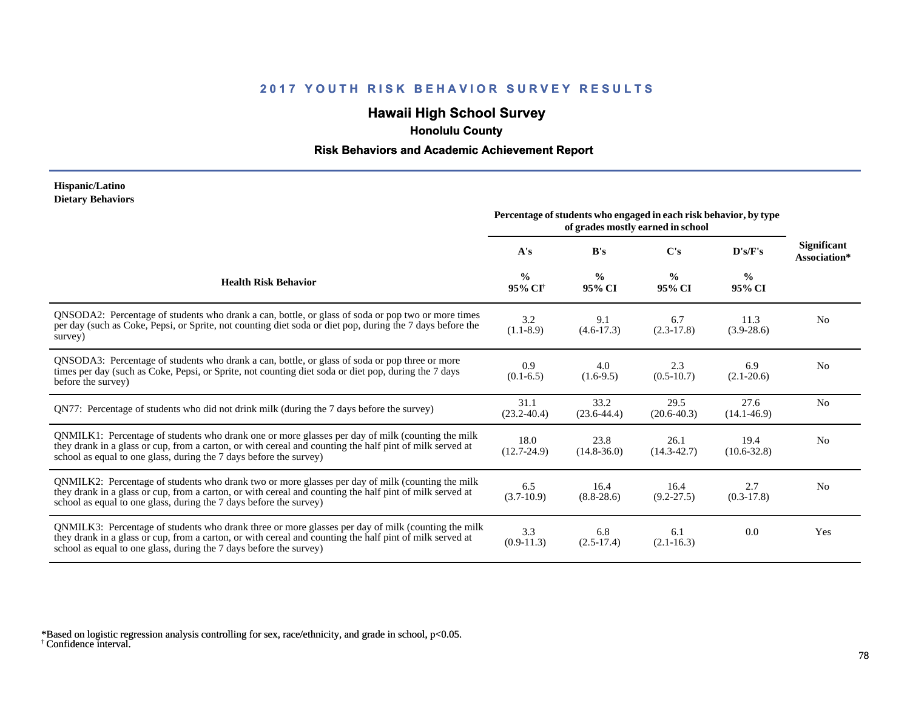## 2017 YOUTH RISK BEHAVIOR SURVEY RESULTS

### Hawaii High School Survey

**Honolulu County**

**Risk Behaviors and Academic Achievement Report**

**Hispanic/Latino**
**Dietary Behaviors**

| Health Risk Behavior | Percentage of students who engaged in each risk behavior, by type of grades mostly earned in school | | | | Significant Association* |
|---|---|---|---|---|---|
| | A's | B's | C's | D's/F's | |
| | % 95% CI† | % 95% CI | % 95% CI | % 95% CI | |
| QNSODA2: Percentage of students who drank a can, bottle, or glass of soda or pop two or more times per day (such as Coke, Pepsi, or Sprite, not counting diet soda or diet pop, during the 7 days before the survey) | 3.2 (1.1-8.9) | 9.1 (4.6-17.3) | 6.7 (2.3-17.8) | 11.3 (3.9-28.6) | No |
| QNSODA3: Percentage of students who drank a can, bottle, or glass of soda or pop three or more times per day (such as Coke, Pepsi, or Sprite, not counting diet soda or diet pop, during the 7 days before the survey) | 0.9 (0.1-6.5) | 4.0 (1.6-9.5) | 2.3 (0.5-10.7) | 6.9 (2.1-20.6) | No |
| QN77: Percentage of students who did not drink milk (during the 7 days before the survey) | 31.1 (23.2-40.4) | 33.2 (23.6-44.4) | 29.5 (20.6-40.3) | 27.6 (14.1-46.9) | No |
| QNMILK1: Percentage of students who drank one or more glasses per day of milk (counting the milk they drank in a glass or cup, from a carton, or with cereal and counting the half pint of milk served at school as equal to one glass, during the 7 days before the survey) | 18.0 (12.7-24.9) | 23.8 (14.8-36.0) | 26.1 (14.3-42.7) | 19.4 (10.6-32.8) | No |
| QNMILK2: Percentage of students who drank two or more glasses per day of milk (counting the milk they drank in a glass or cup, from a carton, or with cereal and counting the half pint of milk served at school as equal to one glass, during the 7 days before the survey) | 6.5 (3.7-10.9) | 16.4 (8.8-28.6) | 16.4 (9.2-27.5) | 2.7 (0.3-17.8) | No |
| QNMILK3: Percentage of students who drank three or more glasses per day of milk (counting the milk they drank in a glass or cup, from a carton, or with cereal and counting the half pint of milk served at school as equal to one glass, during the 7 days before the survey) | 3.3 (0.9-11.3) | 6.8 (2.5-17.4) | 6.1 (2.1-16.3) | 0.0 | Yes |

*Based on logistic regression analysis controlling for sex, race/ethnicity, and grade in school, $p<0.05$.
† Confidence interval.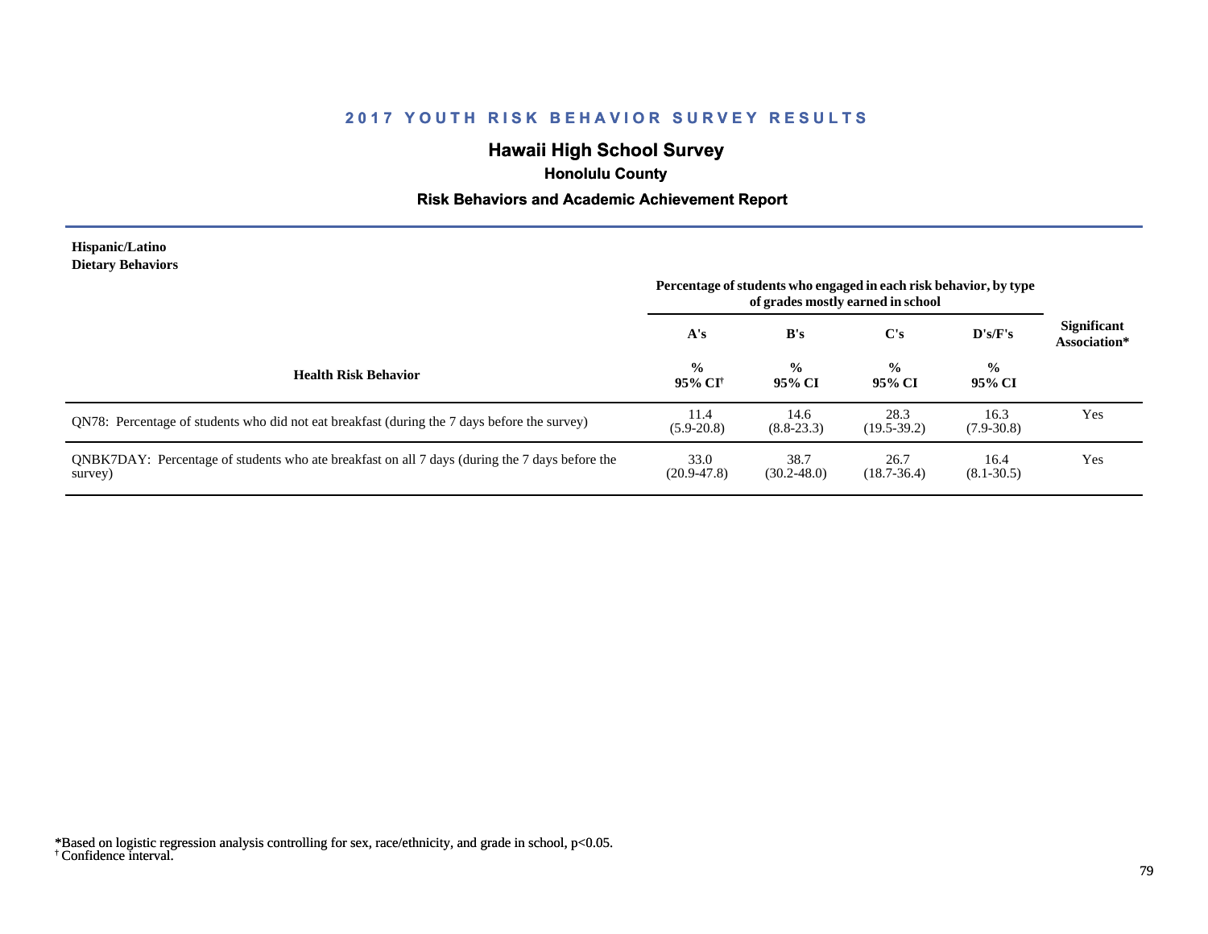# 2017 YOUTH RISK BEHAVIOR SURVEY RESULTS

## Hawaii High School Survey

### Honolulu County

### Risk Behaviors and Academic Achievement Report

**Hispanic/Latino**
**Dietary Behaviors**

| Health Risk Behavior | Percentage of students who engaged in each risk behavior, by type of grades mostly earned in school | | | | Significant Association* |
|---|---|---|---|---|---|
| | A's | B's | C's | D's/F's | |
| | % 95% CI† | % 95% CI | % 95% CI | % 95% CI | |
| QN78: Percentage of students who did not eat breakfast (during the 7 days before the survey) | 11.4 (5.9-20.8) | 14.6 (8.8-23.3) | 28.3 (19.5-39.2) | 16.3 (7.9-30.8) | Yes |
| QNBK7DAY: Percentage of students who ate breakfast on all 7 days (during the 7 days before the survey) | 33.0 (20.9-47.8) | 38.7 (30.2-48.0) | 26.7 (18.7-36.4) | 16.4 (8.1-30.5) | Yes |

*Based on logistic regression analysis controlling for sex, race/ethnicity, and grade in school, $p<0.05$.
† Confidence interval.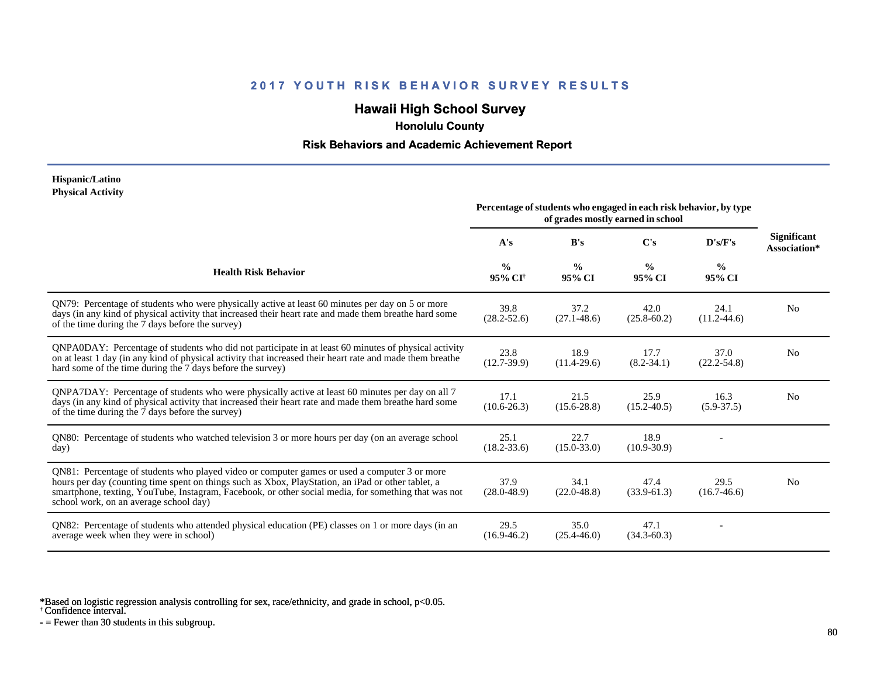# 2017 YOUTH RISK BEHAVIOR SURVEY RESULTS

## Hawaii High School Survey

### Honolulu County

### Risk Behaviors and Academic Achievement Report

**Hispanic/Latino**
**Physical Activity**

| Health Risk Behavior | Percentage of students who engaged in each risk behavior, by type of grades mostly earned in school | | | | Significant Association* |
|---|---|---|---|---|---|
| | A's | B's | C's | D's/F's | |
| | % 95% CI† | % 95% CI | % 95% CI | % 95% CI | |
| QN79: Percentage of students who were physically active at least 60 minutes per day on 5 or more days (in any kind of physical activity that increased their heart rate and made them breathe hard some of the time during the 7 days before the survey) | 39.8 (28.2-52.6) | 37.2 (27.1-48.6) | 42.0 (25.8-60.2) | 24.1 (11.2-44.6) | No |
| QNPA0DAY: Percentage of students who did not participate in at least 60 minutes of physical activity on at least 1 day (in any kind of physical activity that increased their heart rate and made them breathe hard some of the time during the 7 days before the survey) | 23.8 (12.7-39.9) | 18.9 (11.4-29.6) | 17.7 (8.2-34.1) | 37.0 (22.2-54.8) | No |
| QNPA7DAY: Percentage of students who were physically active at least 60 minutes per day on all 7 days (in any kind of physical activity that increased their heart rate and made them breathe hard some of the time during the 7 days before the survey) | 17.1 (10.6-26.3) | 21.5 (15.6-28.8) | 25.9 (15.2-40.5) | 16.3 (5.9-37.5) | No |
| QN80: Percentage of students who watched television 3 or more hours per day (on an average school day) | 25.1 (18.2-33.6) | 22.7 (15.0-33.0) | 18.9 (10.9-30.9) | - | |
| QN81: Percentage of students who played video or computer games or used a computer 3 or more hours per day (counting time spent on things such as Xbox, PlayStation, an iPad or other tablet, a smartphone, texting, YouTube, Instagram, Facebook, or other social media, for something that was not school work, on an average school day) | 37.9 (28.0-48.9) | 34.1 (22.0-48.8) | 47.4 (33.9-61.3) | 29.5 (16.7-46.6) | No |
| QN82: Percentage of students who attended physical education (PE) classes on 1 or more days (in an average week when they were in school) | 29.5 (16.9-46.2) | 35.0 (25.4-46.0) | 47.1 (34.3-60.3) | - | |

*Based on logistic regression analysis controlling for sex, race/ethnicity, and grade in school, $p<0.05$.
† Confidence interval.
- = Fewer than 30 students in this subgroup.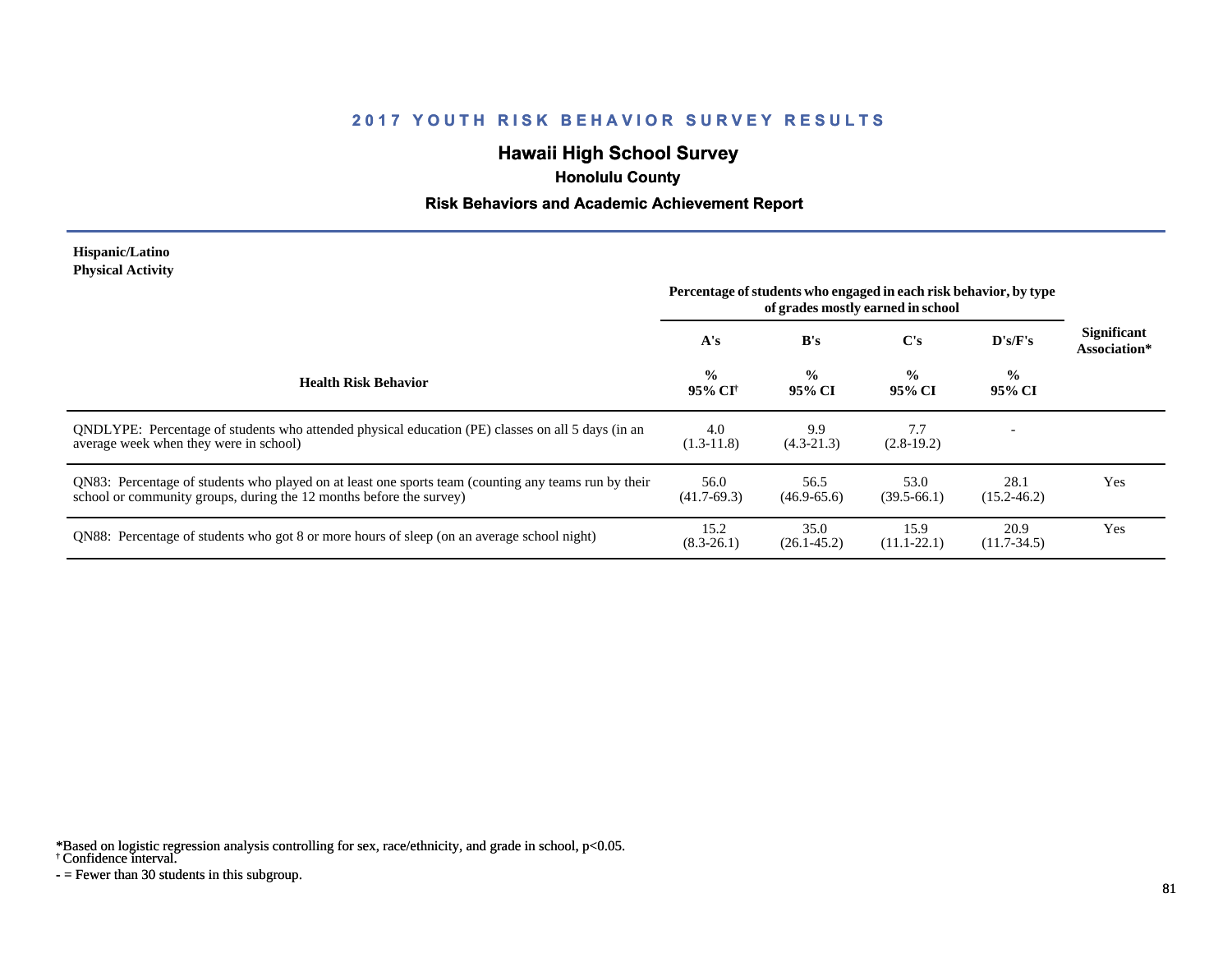## 2017 YOUTH RISK BEHAVIOR SURVEY RESULTS

### Hawaii High School Survey

**Honolulu County**

**Risk Behaviors and Academic Achievement Report**

**Hispanic/Latino**
**Physical Activity**

| Health Risk Behavior | Percentage of students who engaged in each risk behavior, by type of grades mostly earned in school | | | | Significant Association* |
|---|---|---|---|---|---|
| | A's | B's | C's | D's/F's | |
| | % 95% CI† | % 95% CI | % 95% CI | % 95% CI | |
| QNDLYPE: Percentage of students who attended physical education (PE) classes on all 5 days (in an average week when they were in school) | 4.0 (1.3-11.8) | 9.9 (4.3-21.3) | 7.7 (2.8-19.2) | - | |
| QN83: Percentage of students who played on at least one sports team (counting any teams run by their school or community groups, during the 12 months before the survey) | 56.0 (41.7-69.3) | 56.5 (46.9-65.6) | 53.0 (39.5-66.1) | 28.1 (15.2-46.2) | Yes |
| QN88: Percentage of students who got 8 or more hours of sleep (on an average school night) | 15.2 (8.3-26.1) | 35.0 (26.1-45.2) | 15.9 (11.1-22.1) | 20.9 (11.7-34.5) | Yes |

*Based on logistic regression analysis controlling for sex, race/ethnicity, and grade in school, $p<0.05$.
† Confidence interval.
- = Fewer than 30 students in this subgroup.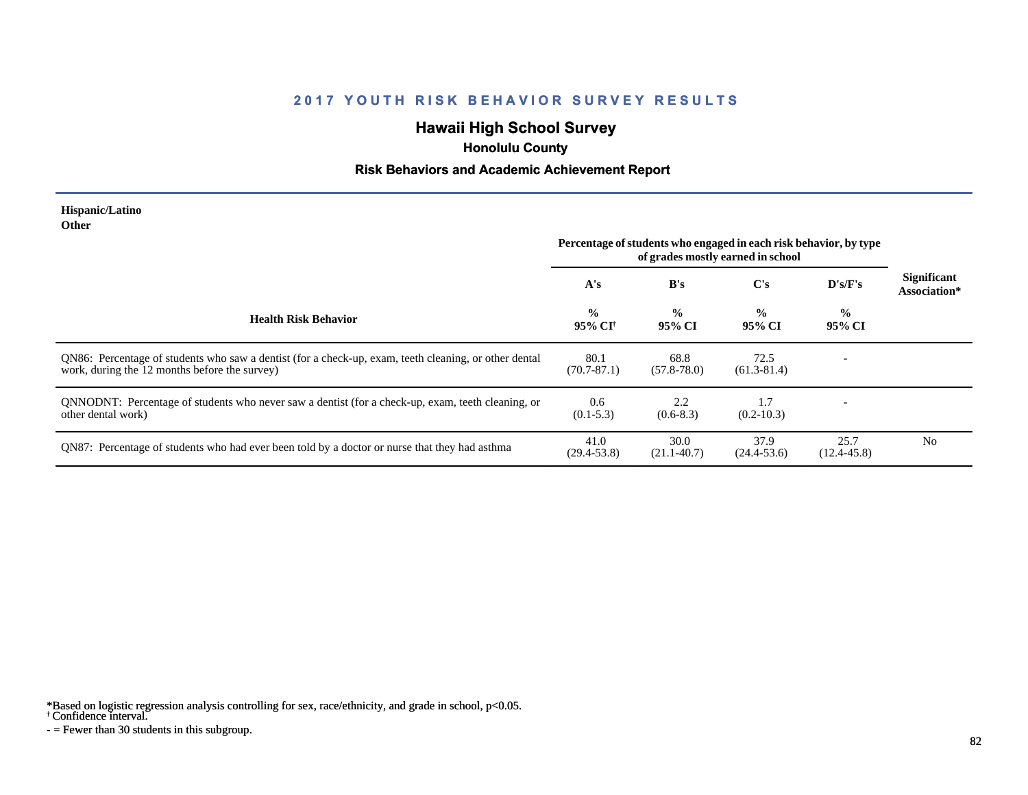# 2017 YOUTH RISK BEHAVIOR SURVEY RESULTS

## Hawaii High School Survey

### Honolulu County

### Risk Behaviors and Academic Achievement Report

**Hispanic/Latino**
**Other**

| Health Risk Behavior | Percentage of students who engaged in each risk behavior, by type of grades mostly earned in school | | | | Significant Association* |
|---|---|---|---|---|---|
| | A's | B's | C's | D's/F's | |
| | % 95% CI[†] | % 95% CI | % 95% CI | % 95% CI | |
| QN86: Percentage of students who saw a dentist (for a check-up, exam, teeth cleaning, or other dental work, during the 12 months before the survey) | 80.1 (70.7-87.1) | 68.8 (57.8-78.0) | 72.5 (61.3-81.4) | - | |
| QNNODNT: Percentage of students who never saw a dentist (for a check-up, exam, teeth cleaning, or other dental work) | 0.6 (0.1-5.3) | 2.2 (0.6-8.3) | 1.7 (0.2-10.3) | - | |
| QN87: Percentage of students who had ever been told by a doctor or nurse that they had asthma | 41.0 (29.4-53.8) | 30.0 (21.1-40.7) | 37.9 (24.4-53.6) | 25.7 (12.4-45.8) | No |

*Based on logistic regression analysis controlling for sex, race/ethnicity, and grade in school, $p<0.05$.
[†] Confidence interval.
- = Fewer than 30 students in this subgroup.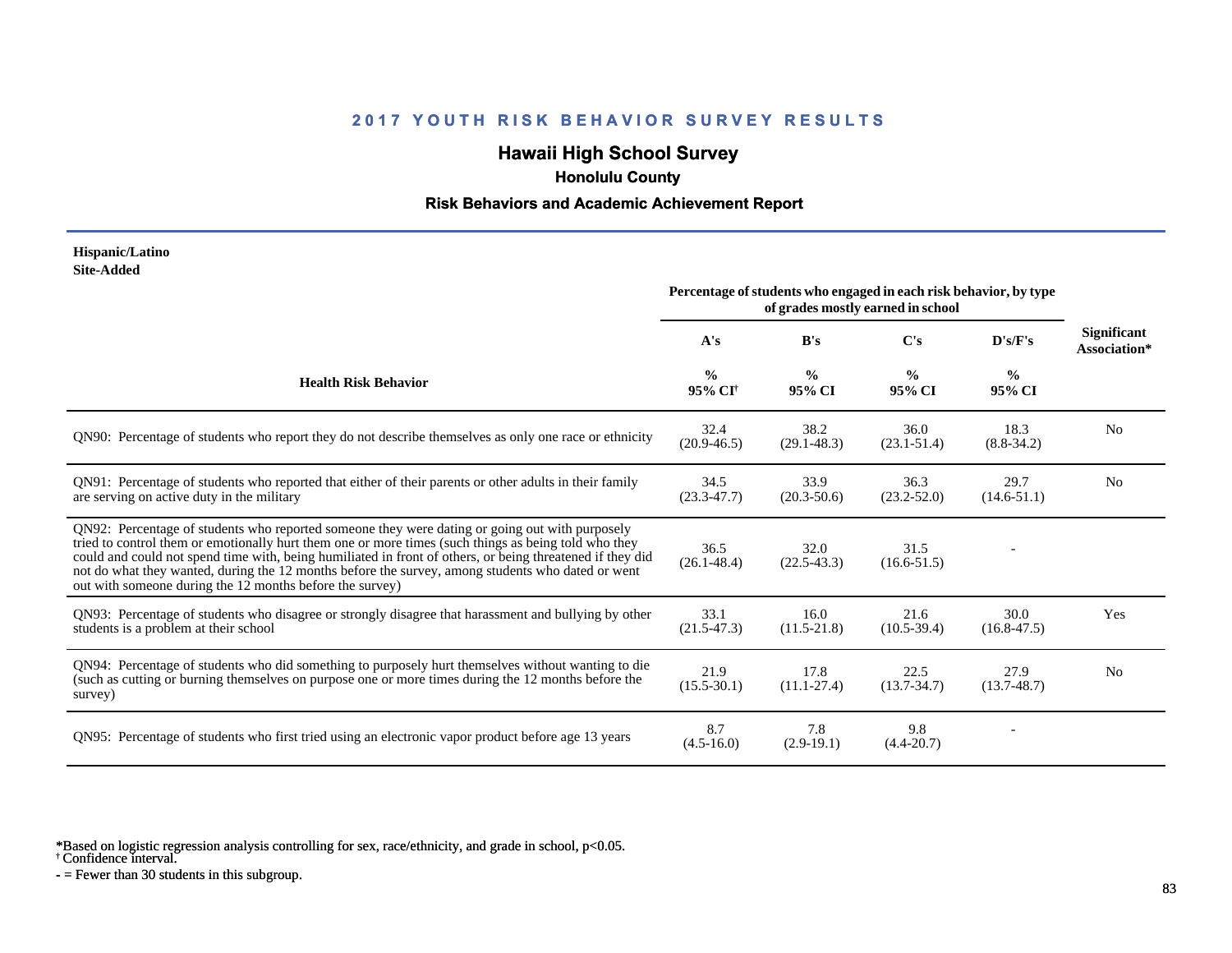## 2017 YOUTH RISK BEHAVIOR SURVEY RESULTS

# Hawaii High School Survey

### Honolulu County

### Risk Behaviors and Academic Achievement Report

**Hispanic/Latino**
**Site-Added**

| Health Risk Behavior | Percentage of students who engaged in each risk behavior, by type of grades mostly earned in school | | | | Significant Association* |
|---|---|---|---|---|---|
| | A's | B's | C's | D's/F's | |
| | % 95% CI[†] | % 95% CI | % 95% CI | % 95% CI | |
| QN90: Percentage of students who report they do not describe themselves as only one race or ethnicity | 32.4 (20.9-46.5) | 38.2 (29.1-48.3) | 36.0 (23.1-51.4) | 18.3 (8.8-34.2) | No |
| QN91: Percentage of students who reported that either of their parents or other adults in their family are serving on active duty in the military | 34.5 (23.3-47.7) | 33.9 (20.3-50.6) | 36.3 (23.2-52.0) | 29.7 (14.6-51.1) | No |
| QN92: Percentage of students who reported someone they were dating or going out with purposely tried to control them or emotionally hurt them one or more times (such things as being told who they could and could not spend time with, being humiliated in front of others, or being threatened if they did not do what they wanted, during the 12 months before the survey, among students who dated or went out with someone during the 12 months before the survey) | 36.5 (26.1-48.4) | 32.0 (22.5-43.3) | 31.5 (16.6-51.5) | - | |
| QN93: Percentage of students who disagree or strongly disagree that harassment and bullying by other students is a problem at their school | 33.1 (21.5-47.3) | 16.0 (11.5-21.8) | 21.6 (10.5-39.4) | 30.0 (16.8-47.5) | Yes |
| QN94: Percentage of students who did something to purposely hurt themselves without wanting to die (such as cutting or burning themselves on purpose one or more times during the 12 months before the survey) | 21.9 (15.5-30.1) | 17.8 (11.1-27.4) | 22.5 (13.7-34.7) | 27.9 (13.7-48.7) | No |
| QN95: Percentage of students who first tried using an electronic vapor product before age 13 years | 8.7 (4.5-16.0) | 7.8 (2.9-19.1) | 9.8 (4.4-20.7) | - | |

*Based on logistic regression analysis controlling for sex, race/ethnicity, and grade in school, $p<0.05$.
[†] Confidence interval.
- = Fewer than 30 students in this subgroup.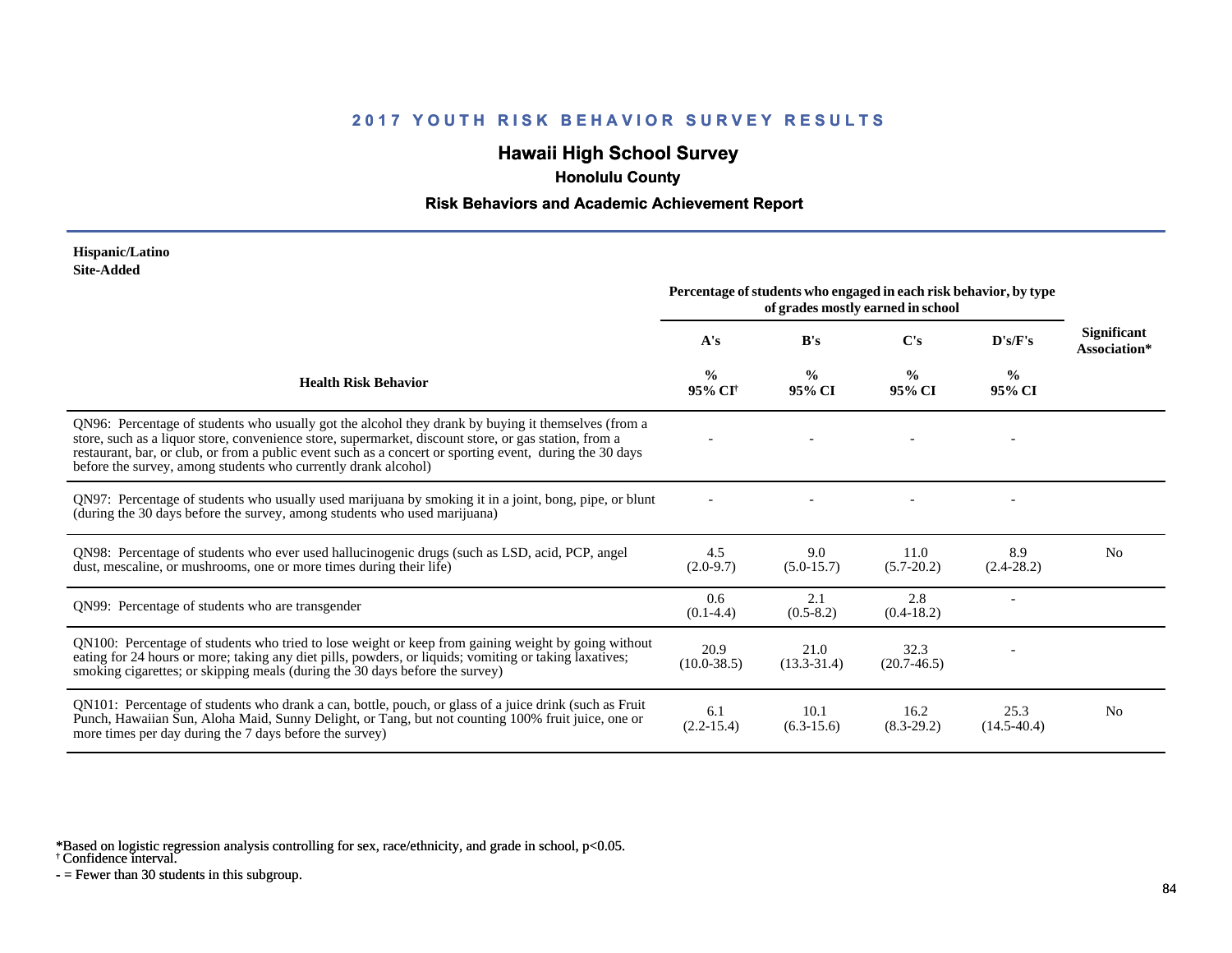## 2017 YOUTH RISK BEHAVIOR SURVEY RESULTS

### Hawaii High School Survey

**Honolulu County**

**Risk Behaviors and Academic Achievement Report**

**Hispanic/Latino**
**Site-Added**

| Health Risk Behavior | Percentage of students who engaged in each risk behavior, by type of grades mostly earned in school | | | | Significant Association* |
|---|---|---|---|---|---|
| | A's | B's | C's | D's/F's | |
| | % 95% CI[†] | % 95% CI | % 95% CI | % 95% CI | |
| QN96: Percentage of students who usually got the alcohol they drank by buying it themselves (from a store, such as a liquor store, convenience store, supermarket, discount store, or gas station, from a restaurant, bar, or club, or from a public event such as a concert or sporting event, during the 30 days before the survey, among students who currently drank alcohol) | - | - | - | - | |
| QN97: Percentage of students who usually used marijuana by smoking it in a joint, bong, pipe, or blunt (during the 30 days before the survey, among students who used marijuana) | - | - | - | - | |
| QN98: Percentage of students who ever used hallucinogenic drugs (such as LSD, acid, PCP, angel dust, mescaline, or mushrooms, one or more times during their life) | 4.5 (2.0-9.7) | 9.0 (5.0-15.7) | 11.0 (5.7-20.2) | 8.9 (2.4-28.2) | No |
| QN99: Percentage of students who are transgender | 0.6 (0.1-4.4) | 2.1 (0.5-8.2) | 2.8 (0.4-18.2) | - | |
| QN100: Percentage of students who tried to lose weight or keep from gaining weight by going without eating for 24 hours or more; taking any diet pills, powders, or liquids; vomiting or taking laxatives; smoking cigarettes; or skipping meals (during the 30 days before the survey) | 20.9 (10.0-38.5) | 21.0 (13.3-31.4) | 32.3 (20.7-46.5) | - | |
| QN101: Percentage of students who drank a can, bottle, pouch, or glass of a juice drink (such as Fruit Punch, Hawaiian Sun, Aloha Maid, Sunny Delight, or Tang, but not counting 100% fruit juice, one or more times per day during the 7 days before the survey) | 6.1 (2.2-15.4) | 10.1 (6.3-15.6) | 16.2 (8.3-29.2) | 25.3 (14.5-40.4) | No |

*Based on logistic regression analysis controlling for sex, race/ethnicity, and grade in school, p<0.05.
[†] Confidence interval.
- = Fewer than 30 students in this subgroup.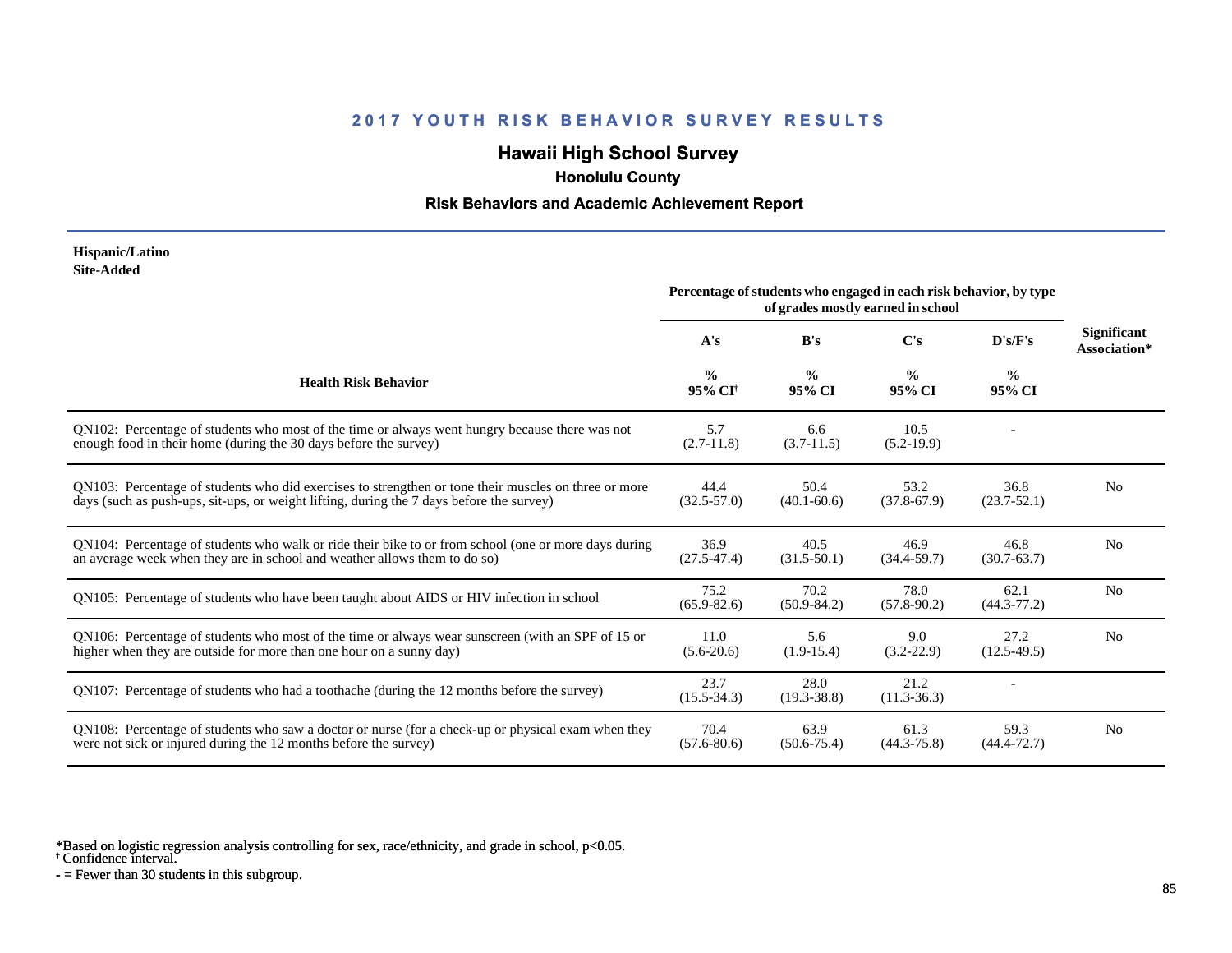## 2017 YOUTH RISK BEHAVIOR SURVEY RESULTS

# Hawaii High School Survey

### Honolulu County

### Risk Behaviors and Academic Achievement Report

**Hispanic/Latino**
**Site-Added**

| Health Risk Behavior | Percentage of students who engaged in each risk behavior, by type of grades mostly earned in school | | | | Significant Association* |
|---|---|---|---|---|---|
| | A's | B's | C's | D's/F's | |
| | % 95% CI[†] | % 95% CI | % 95% CI | % 95% CI | |
| QN102: Percentage of students who most of the time or always went hungry because there was not enough food in their home (during the 30 days before the survey) | 5.7 (2.7-11.8) | 6.6 (3.7-11.5) | 10.5 (5.2-19.9) | - | |
| QN103: Percentage of students who did exercises to strengthen or tone their muscles on three or more days (such as push-ups, sit-ups, or weight lifting, during the 7 days before the survey) | 44.4 (32.5-57.0) | 50.4 (40.1-60.6) | 53.2 (37.8-67.9) | 36.8 (23.7-52.1) | No |
| QN104: Percentage of students who walk or ride their bike to or from school (one or more days during an average week when they are in school and weather allows them to do so) | 36.9 (27.5-47.4) | 40.5 (31.5-50.1) | 46.9 (34.4-59.7) | 46.8 (30.7-63.7) | No |
| QN105: Percentage of students who have been taught about AIDS or HIV infection in school | 75.2 (65.9-82.6) | 70.2 (50.9-84.2) | 78.0 (57.8-90.2) | 62.1 (44.3-77.2) | No |
| QN106: Percentage of students who most of the time or always wear sunscreen (with an SPF of 15 or higher when they are outside for more than one hour on a sunny day) | 11.0 (5.6-20.6) | 5.6 (1.9-15.4) | 9.0 (3.2-22.9) | 27.2 (12.5-49.5) | No |
| QN107: Percentage of students who had a toothache (during the 12 months before the survey) | 23.7 (15.5-34.3) | 28.0 (19.3-38.8) | 21.2 (11.3-36.3) | - | |
| QN108: Percentage of students who saw a doctor or nurse (for a check-up or physical exam when they were not sick or injured during the 12 months before the survey) | 70.4 (57.6-80.6) | 63.9 (50.6-75.4) | 61.3 (44.3-75.8) | 59.3 (44.4-72.7) | No |

*Based on logistic regression analysis controlling for sex, race/ethnicity, and grade in school, $p<0.05$.
[†] Confidence interval.
- = Fewer than 30 students in this subgroup.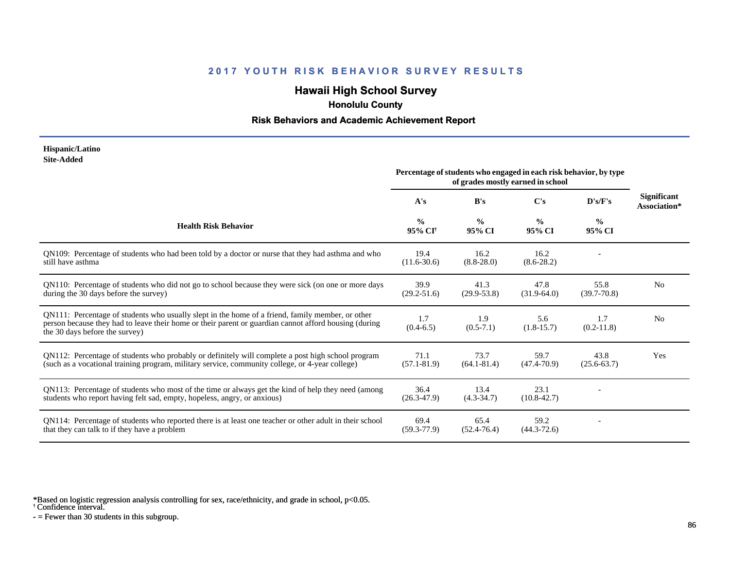## 2017 YOUTH RISK BEHAVIOR SURVEY RESULTS

# Hawaii High School Survey

### Honolulu County

### Risk Behaviors and Academic Achievement Report

**Hispanic/Latino**
**Site-Added**

| Health Risk Behavior | A's<br>%<br>95% CI† | B's<br>%<br>95% CI | C's<br>%<br>95% CI | D's/F's<br>%<br>95% CI | Significant Association* |
|---|---|---|---|---|---|
| | Percentage of students who engaged in each risk behavior, by type of grades mostly earned in school | | | | |
| QN109: Percentage of students who had been told by a doctor or nurse that they had asthma and who still have asthma | 19.4<br>(11.6-30.6) | 16.2<br>(8.8-28.0) | 16.2<br>(8.6-28.2) | - | |
| QN110: Percentage of students who did not go to school because they were sick (on one or more days during the 30 days before the survey) | 39.9<br>(29.2-51.6) | 41.3<br>(29.9-53.8) | 47.8<br>(31.9-64.0) | 55.8<br>(39.7-70.8) | No |
| QN111: Percentage of students who usually slept in the home of a friend, family member, or other person because they had to leave their home or their parent or guardian cannot afford housing (during the 30 days before the survey) | 1.7<br>(0.4-6.5) | 1.9<br>(0.5-7.1) | 5.6<br>(1.8-15.7) | 1.7<br>(0.2-11.8) | No |
| QN112: Percentage of students who probably or definitely will complete a post high school program (such as a vocational training program, military service, community college, or 4-year college) | 71.1<br>(57.1-81.9) | 73.7<br>(64.1-81.4) | 59.7<br>(47.4-70.9) | 43.8<br>(25.6-63.7) | Yes |
| QN113: Percentage of students who most of the time or always get the kind of help they need (among students who report having felt sad, empty, hopeless, angry, or anxious) | 36.4<br>(26.3-47.9) | 13.4<br>(4.3-34.7) | 23.1<br>(10.8-42.7) | - | |
| QN114: Percentage of students who reported there is at least one teacher or other adult in their school that they can talk to if they have a problem | 69.4<br>(59.3-77.9) | 65.4<br>(52.4-76.4) | 59.2<br>(44.3-72.6) | - | |

*Based on logistic regression analysis controlling for sex, race/ethnicity, and grade in school, $p<0.05$.
† Confidence interval.
- = Fewer than 30 students in this subgroup.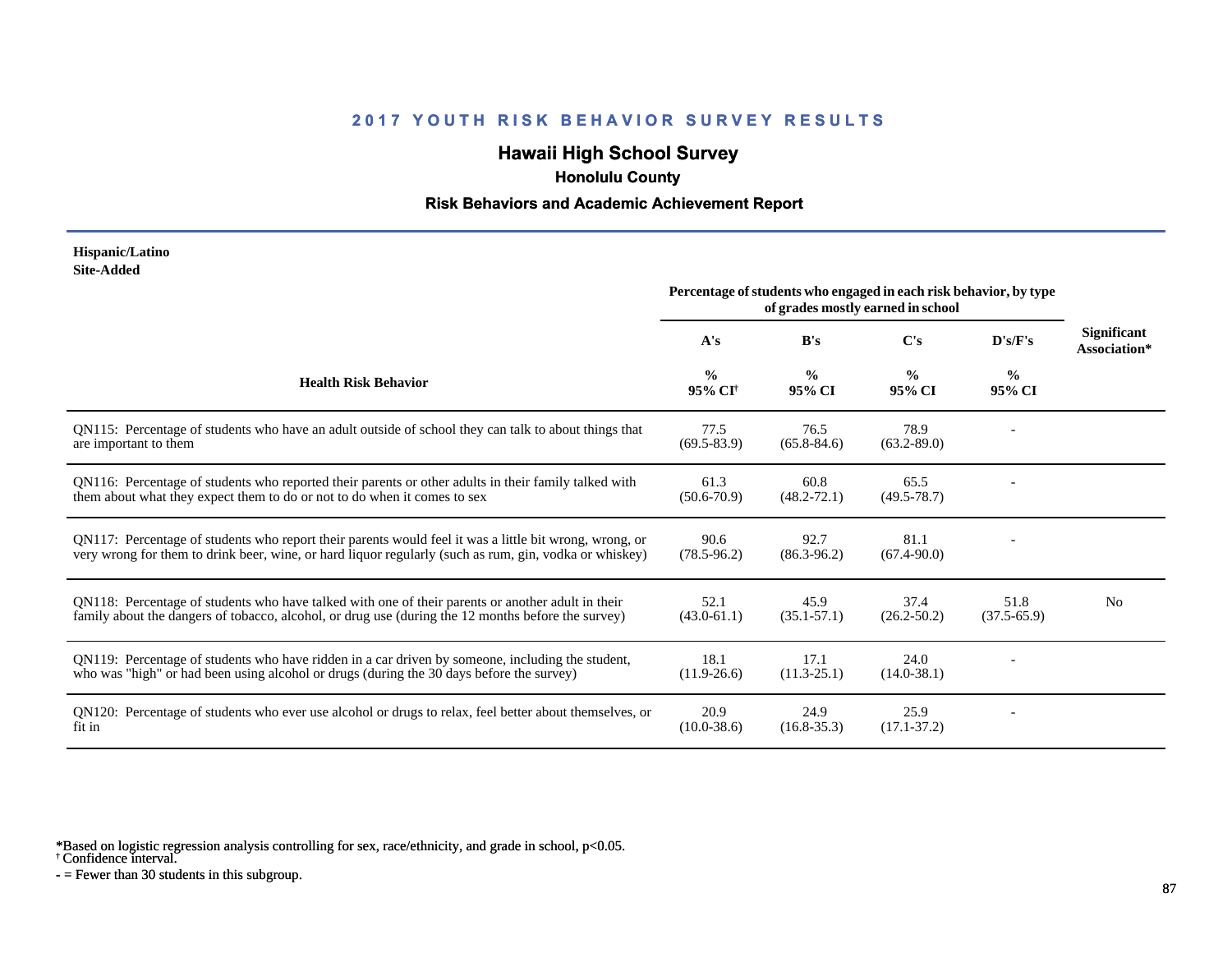## 2017 YOUTH RISK BEHAVIOR SURVEY RESULTS

# Hawaii High School Survey

### Honolulu County

### Risk Behaviors and Academic Achievement Report

**Hispanic/Latino**
**Site-Added**

| Health Risk Behavior | Percentage of students who engaged in each risk behavior, by type of grades mostly earned in school | | | | Significant Association* |
|---|---|---|---|---|---|
| | A's | B's | C's | D's/F's | |
| | % 95% CI† | % 95% CI | % 95% CI | % 95% CI | |
| QN115: Percentage of students who have an adult outside of school they can talk to about things that are important to them | 77.5 (69.5-83.9) | 76.5 (65.8-84.6) | 78.9 (63.2-89.0) | - | |
| QN116: Percentage of students who reported their parents or other adults in their family talked with them about what they expect them to do or not to do when it comes to sex | 61.3 (50.6-70.9) | 60.8 (48.2-72.1) | 65.5 (49.5-78.7) | - | |
| QN117: Percentage of students who report their parents would feel it was a little bit wrong, wrong, or very wrong for them to drink beer, wine, or hard liquor regularly (such as rum, gin, vodka or whiskey) | 90.6 (78.5-96.2) | 92.7 (86.3-96.2) | 81.1 (67.4-90.0) | - | |
| QN118: Percentage of students who have talked with one of their parents or another adult in their family about the dangers of tobacco, alcohol, or drug use (during the 12 months before the survey) | 52.1 (43.0-61.1) | 45.9 (35.1-57.1) | 37.4 (26.2-50.2) | 51.8 (37.5-65.9) | No |
| QN119: Percentage of students who have ridden in a car driven by someone, including the student, who was "high" or had been using alcohol or drugs (during the 30 days before the survey) | 18.1 (11.9-26.6) | 17.1 (11.3-25.1) | 24.0 (14.0-38.1) | - | |
| QN120: Percentage of students who ever use alcohol or drugs to relax, feel better about themselves, or fit in | 20.9 (10.0-38.6) | 24.9 (16.8-35.3) | 25.9 (17.1-37.2) | - | |

*Based on logistic regression analysis controlling for sex, race/ethnicity, and grade in school, $p<0.05$.
† Confidence interval.
- = Fewer than 30 students in this subgroup.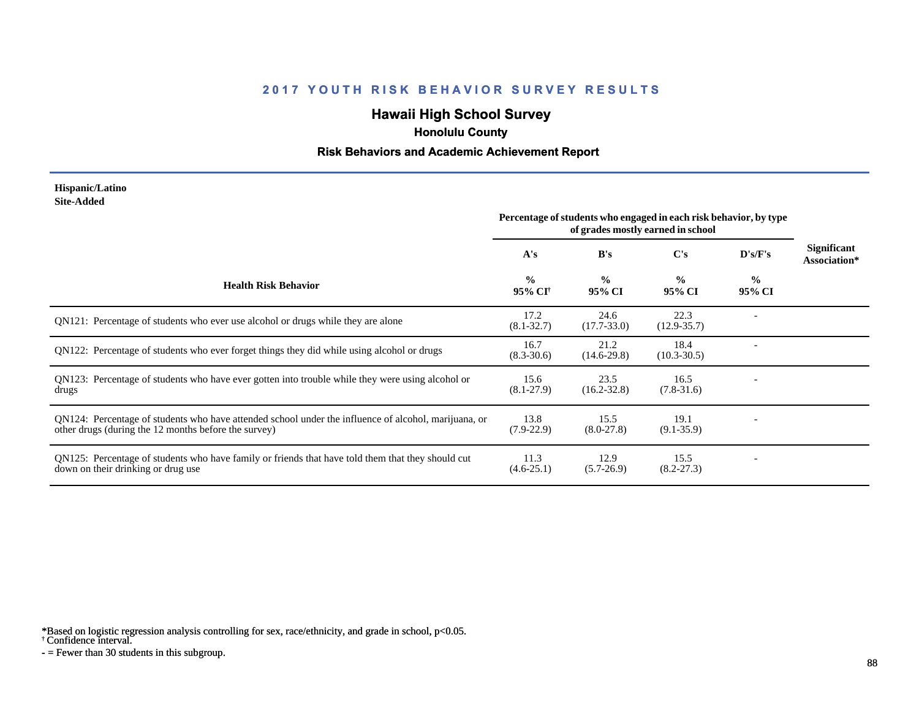# 2017 YOUTH RISK BEHAVIOR SURVEY RESULTS

## Hawaii High School Survey

### Honolulu County

### Risk Behaviors and Academic Achievement Report

**Hispanic/Latino**
**Site-Added**

| Health Risk Behavior | Percentage of students who engaged in each risk behavior, by type of grades mostly earned in school | | | | Significant Association* |
|---|---|---|---|---|---|
| | A's | B's | C's | D's/F's | |
| | % 95% CI† | % 95% CI | % 95% CI | % 95% CI | |
| QN121: Percentage of students who ever use alcohol or drugs while they are alone | 17.2 (8.1-32.7) | 24.6 (17.7-33.0) | 22.3 (12.9-35.7) | - | |
| QN122: Percentage of students who ever forget things they did while using alcohol or drugs | 16.7 (8.3-30.6) | 21.2 (14.6-29.8) | 18.4 (10.3-30.5) | - | |
| QN123: Percentage of students who have ever gotten into trouble while they were using alcohol or drugs | 15.6 (8.1-27.9) | 23.5 (16.2-32.8) | 16.5 (7.8-31.6) | - | |
| QN124: Percentage of students who have attended school under the influence of alcohol, marijuana, or other drugs (during the 12 months before the survey) | 13.8 (7.9-22.9) | 15.5 (8.0-27.8) | 19.1 (9.1-35.9) | - | |
| QN125: Percentage of students who have family or friends that have told them that they should cut down on their drinking or drug use | 11.3 (4.6-25.1) | 12.9 (5.7-26.9) | 15.5 (8.2-27.3) | - | |

*Based on logistic regression analysis controlling for sex, race/ethnicity, and grade in school, $p<0.05$.
† Confidence interval.
- = Fewer than 30 students in this subgroup.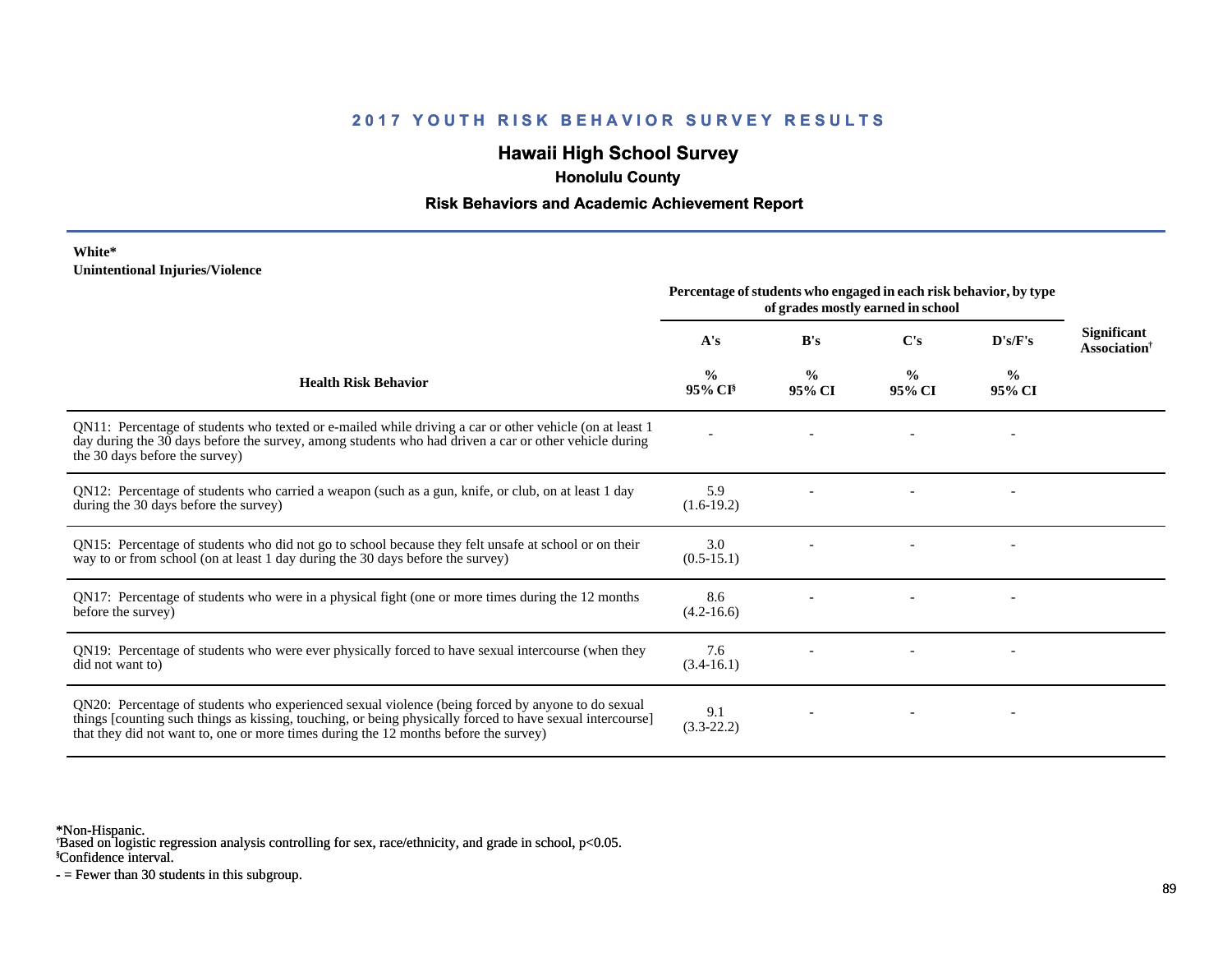# 2017 YOUTH RISK BEHAVIOR SURVEY RESULTS

## Hawaii High School Survey

### Honolulu County

### Risk Behaviors and Academic Achievement Report

**White***
**Unintentional Injuries/Violence**

| Health Risk Behavior | Percentage of students who engaged in each risk behavior, by type of grades mostly earned in school | | | | Significant Association† |
|---|---|---|---|---|---|
| | A's | B's | C's | D's/F's | |
| | % 95% CI§ | % 95% CI | % 95% CI | % 95% CI | |
| QN11: Percentage of students who texted or e-mailed while driving a car or other vehicle (on at least 1 day during the 30 days before the survey, among students who had driven a car or other vehicle during the 30 days before the survey) | - | - | - | - | |
| QN12: Percentage of students who carried a weapon (such as a gun, knife, or club, on at least 1 day during the 30 days before the survey) | 5.9 (1.6-19.2) | - | - | - | |
| QN15: Percentage of students who did not go to school because they felt unsafe at school or on their way to or from school (on at least 1 day during the 30 days before the survey) | 3.0 (0.5-15.1) | - | - | - | |
| QN17: Percentage of students who were in a physical fight (one or more times during the 12 months before the survey) | 8.6 (4.2-16.6) | - | - | - | |
| QN19: Percentage of students who were ever physically forced to have sexual intercourse (when they did not want to) | 7.6 (3.4-16.1) | - | - | - | |
| QN20: Percentage of students who experienced sexual violence (being forced by anyone to do sexual things [counting such things as kissing, touching, or being physically forced to have sexual intercourse] that they did not want to, one or more times during the 12 months before the survey) | 9.1 (3.3-22.2) | - | - | - | |

*Non-Hispanic.
†Based on logistic regression analysis controlling for sex, race/ethnicity, and grade in school, $p<0.05$.
§Confidence interval.
- = Fewer than 30 students in this subgroup.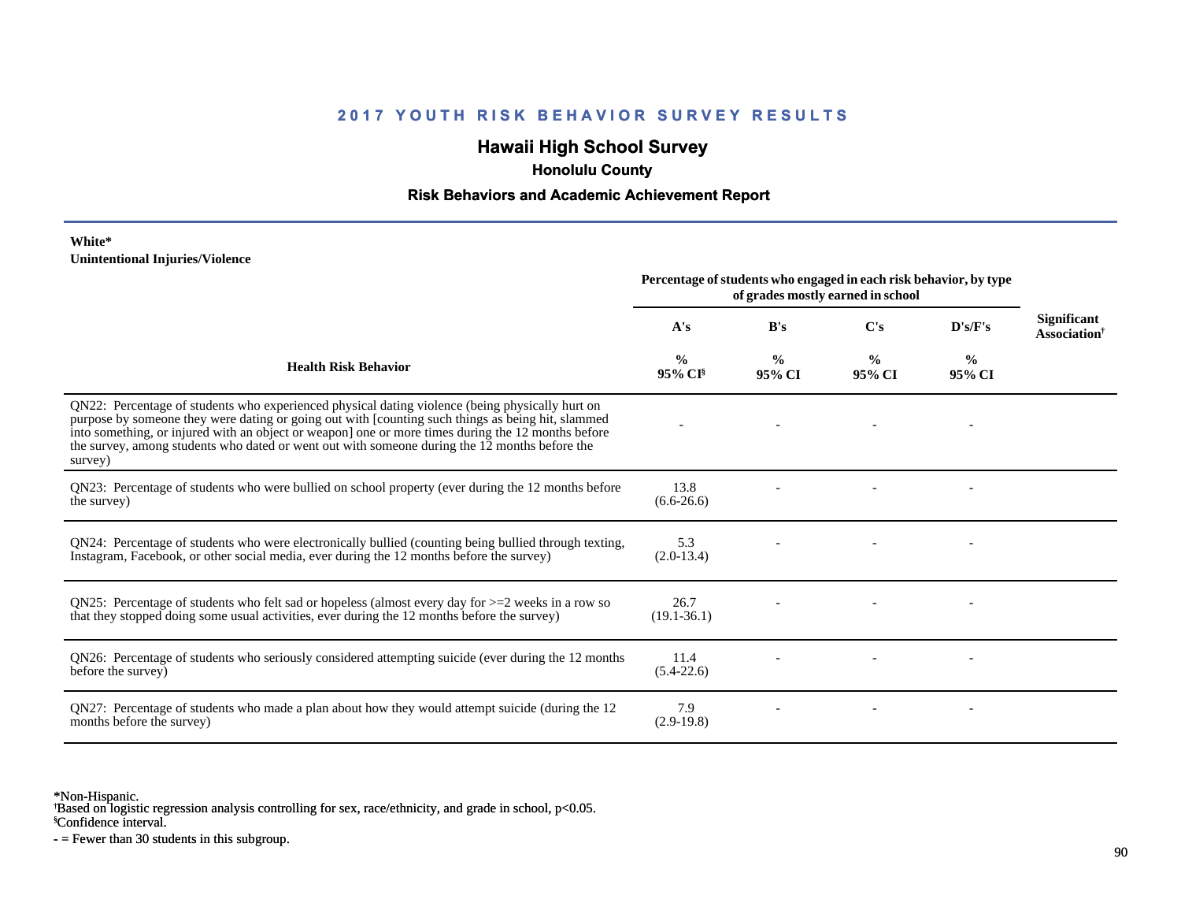## 2017 YOUTH RISK BEHAVIOR SURVEY RESULTS

### Hawaii High School Survey

**Honolulu County**

**Risk Behaviors and Academic Achievement Report**

**White***

**Unintentional Injuries/Violence**

| Health Risk Behavior | Percentage of students who engaged in each risk behavior, by type of grades mostly earned in school | | | | Significant Association† |
|---|---|---|---|---|---|
| | A's | B's | C's | D's/F's | |
| | % 95% CI§ | % 95% CI | % 95% CI | % 95% CI | |
| QN22: Percentage of students who experienced physical dating violence (being physically hurt on purpose by someone they were dating or going out with [counting such things as being hit, slammed into something, or injured with an object or weapon] one or more times during the 12 months before the survey, among students who dated or went out with someone during the 12 months before the survey) | - | - | - | - | |
| QN23: Percentage of students who were bullied on school property (ever during the 12 months before the survey) | 13.8 (6.6-26.6) | - | - | - | |
| QN24: Percentage of students who were electronically bullied (counting being bullied through texting, Instagram, Facebook, or other social media, ever during the 12 months before the survey) | 5.3 (2.0-13.4) | - | - | - | |
| QN25: Percentage of students who felt sad or hopeless (almost every day for >=2 weeks in a row so that they stopped doing some usual activities, ever during the 12 months before the survey) | 26.7 (19.1-36.1) | - | - | - | |
| QN26: Percentage of students who seriously considered attempting suicide (ever during the 12 months before the survey) | 11.4 (5.4-22.6) | - | - | - | |
| QN27: Percentage of students who made a plan about how they would attempt suicide (during the 12 months before the survey) | 7.9 (2.9-19.8) | - | - | - | |

*Non-Hispanic.
†Based on logistic regression analysis controlling for sex, race/ethnicity, and grade in school, $p<0.05$.
§Confidence interval.
- = Fewer than 30 students in this subgroup.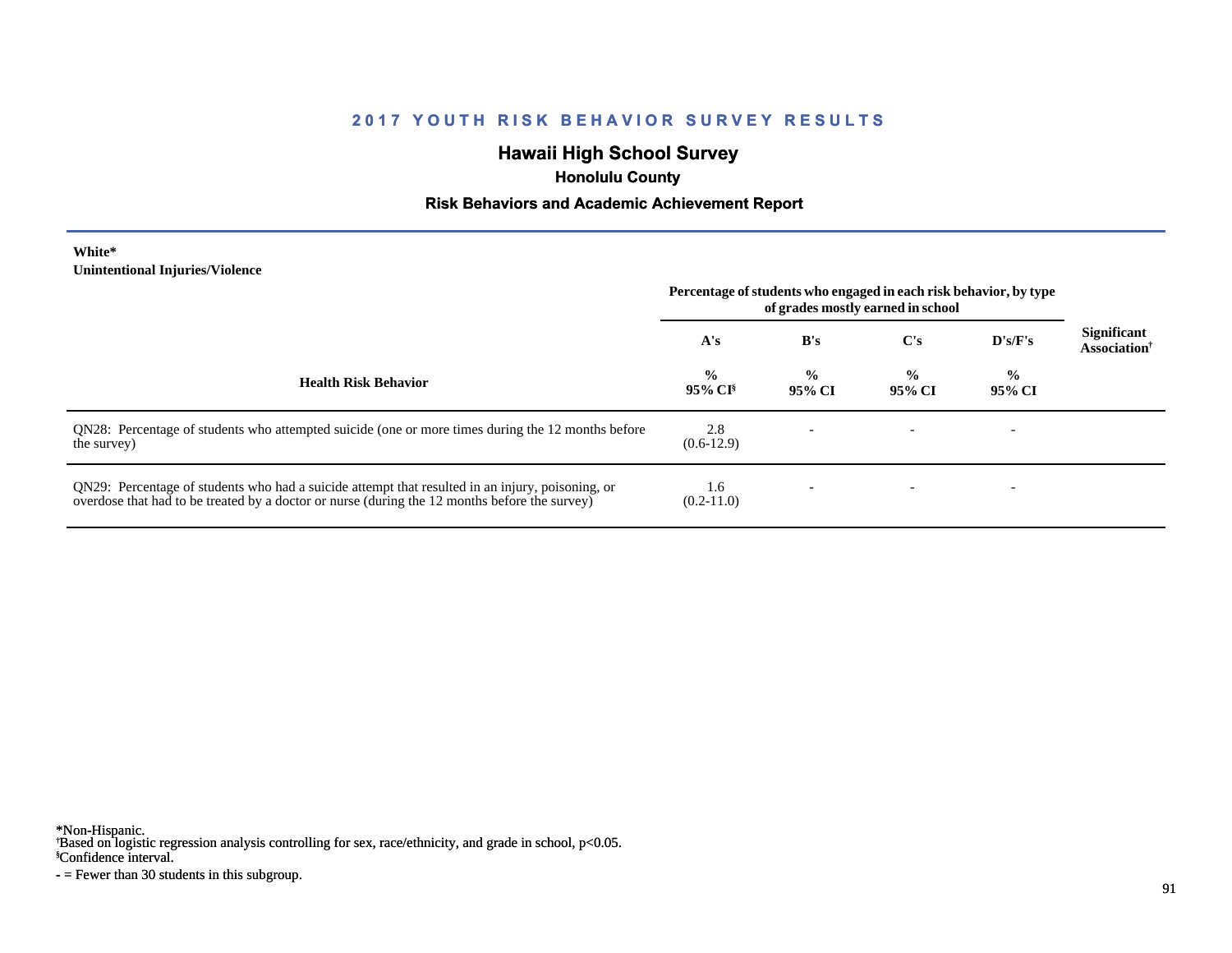# 2017 YOUTH RISK BEHAVIOR SURVEY RESULTS

## Hawaii High School Survey

### Honolulu County

### Risk Behaviors and Academic Achievement Report

**White***
**Unintentional Injuries/Violence**

| Health Risk Behavior | Percentage of students who engaged in each risk behavior, by type of grades mostly earned in school | | | | Significant Association† |
|---|---|---|---|---|---|
| | A's | B's | C's | D's/F's | |
| | % 95% CI§ | % 95% CI | % 95% CI | % 95% CI | |
| QN28: Percentage of students who attempted suicide (one or more times during the 12 months before the survey) | 2.8 (0.6-12.9) | - | - | - | |
| QN29: Percentage of students who had a suicide attempt that resulted in an injury, poisoning, or overdose that had to be treated by a doctor or nurse (during the 12 months before the survey) | 1.6 (0.2-11.0) | - | - | - | |

*Non-Hispanic.
†Based on logistic regression analysis controlling for sex, race/ethnicity, and grade in school, $p<0.05$.
§Confidence interval.
- = Fewer than 30 students in this subgroup.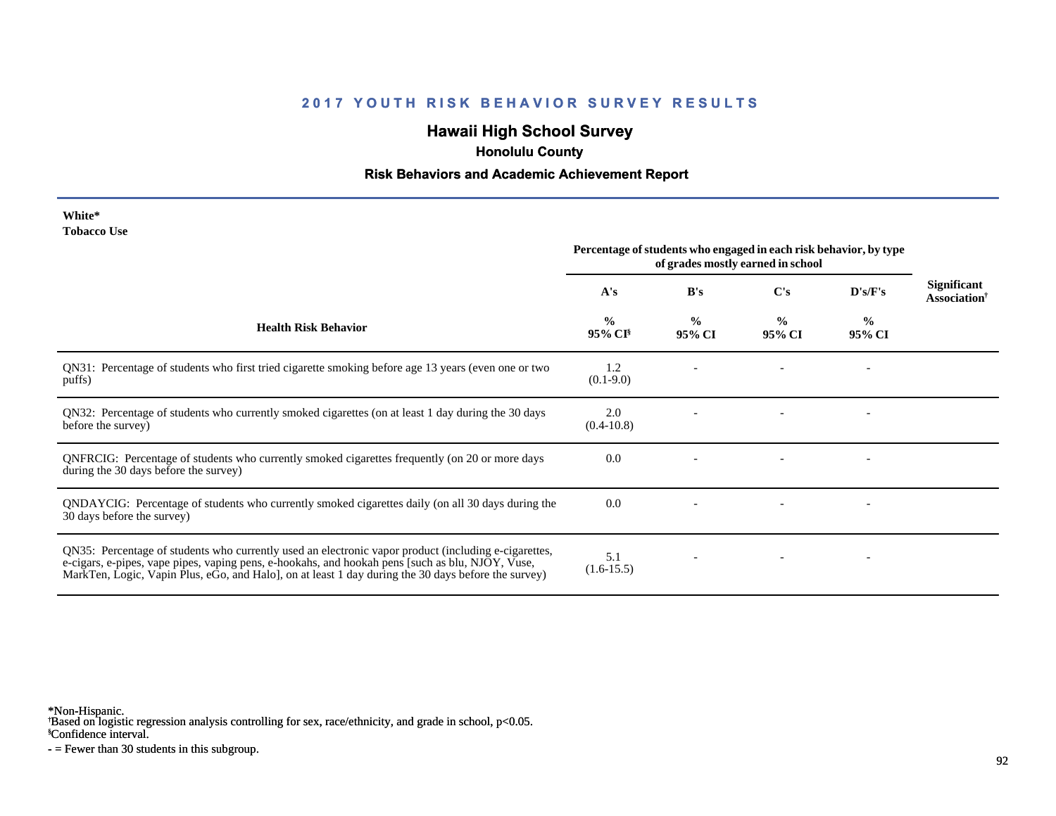# 2017 YOUTH RISK BEHAVIOR SURVEY RESULTS

## Hawaii High School Survey

### Honolulu County

### Risk Behaviors and Academic Achievement Report

**White***
**Tobacco Use**

| Health Risk Behavior | Percentage of students who engaged in each risk behavior, by type of grades mostly earned in school | | | | Significant Association† |
|---|---|---|---|---|---|
| | A's | B's | C's | D's/F's | |
| | % 95% CI§ | % 95% CI | % 95% CI | % 95% CI | |
| QN31: Percentage of students who first tried cigarette smoking before age 13 years (even one or two puffs) | 1.2 (0.1-9.0) | - | - | - | |
| QN32: Percentage of students who currently smoked cigarettes (on at least 1 day during the 30 days before the survey) | 2.0 (0.4-10.8) | - | - | - | |
| QNFRCIG: Percentage of students who currently smoked cigarettes frequently (on 20 or more days during the 30 days before the survey) | 0.0 | - | - | - | |
| QNDAYCIG: Percentage of students who currently smoked cigarettes daily (on all 30 days during the 30 days before the survey) | 0.0 | - | - | - | |
| QN35: Percentage of students who currently used an electronic vapor product (including e-cigarettes, e-cigars, e-pipes, vape pipes, vaping pens, e-hookahs, and hookah pens [such as blu, NJOY, Vuse, MarkTen, Logic, Vapin Plus, eGo, and Halo], on at least 1 day during the 30 days before the survey) | 5.1 (1.6-15.5) | - | - | - | |

*Non-Hispanic.
†Based on logistic regression analysis controlling for sex, race/ethnicity, and grade in school, $p<0.05$.
§Confidence interval.
- = Fewer than 30 students in this subgroup.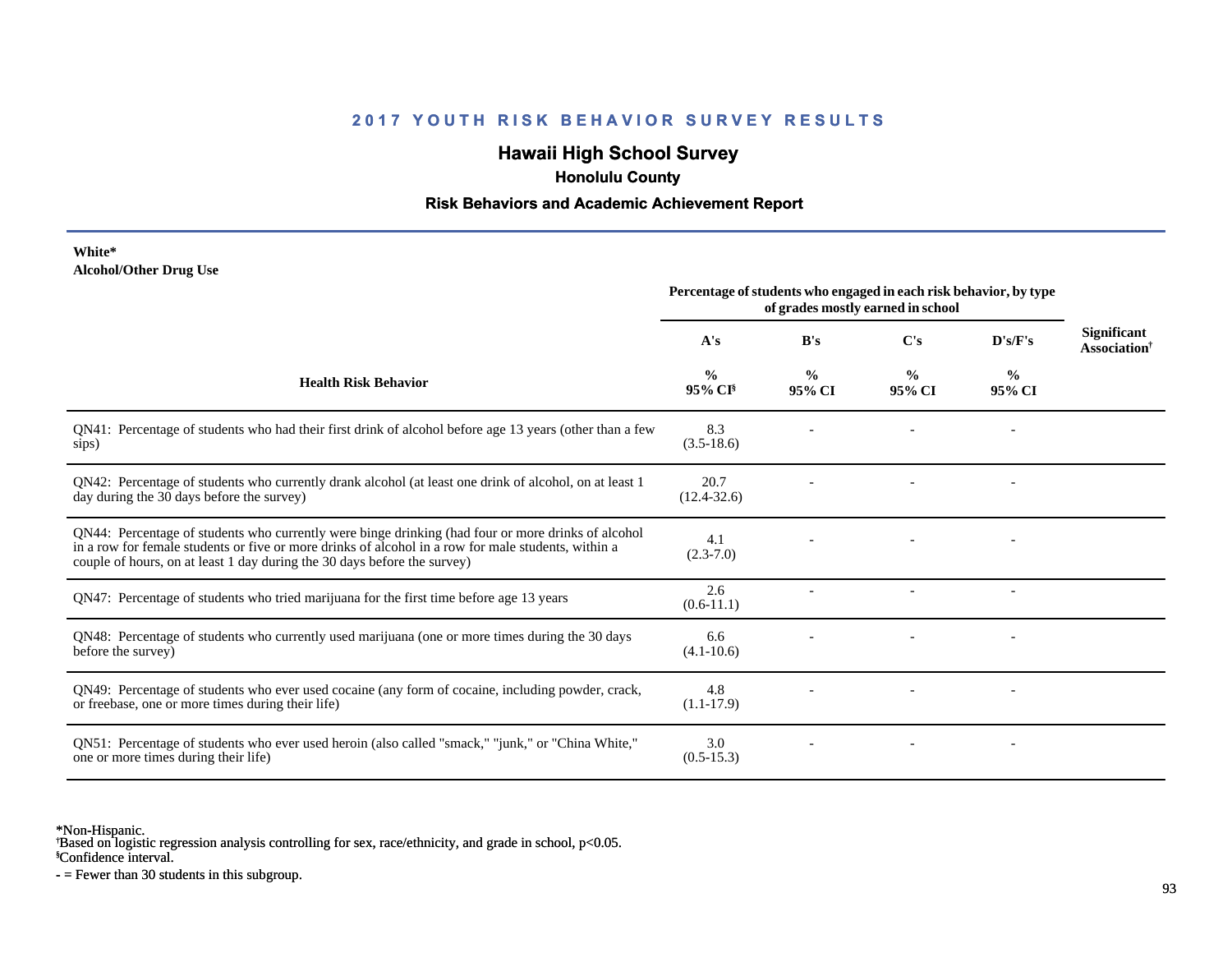## 2017 YOUTH RISK BEHAVIOR SURVEY RESULTS

# Hawaii High School Survey

### Honolulu County

### Risk Behaviors and Academic Achievement Report

**White***
**Alcohol/Other Drug Use**

| Health Risk Behavior | Percentage of students who engaged in each risk behavior, by type of grades mostly earned in school | | | | Significant Association† |
|---|---|---|---|---|---|
| | A's | B's | C's | D's/F's | |
| | % 95% CI§ | % 95% CI | % 95% CI | % 95% CI | |
| QN41: Percentage of students who had their first drink of alcohol before age 13 years (other than a few sips) | 8.3 (3.5-18.6) | - | - | - | |
| QN42: Percentage of students who currently drank alcohol (at least one drink of alcohol, on at least 1 day during the 30 days before the survey) | 20.7 (12.4-32.6) | - | - | - | |
| QN44: Percentage of students who currently were binge drinking (had four or more drinks of alcohol in a row for female students or five or more drinks of alcohol in a row for male students, within a couple of hours, on at least 1 day during the 30 days before the survey) | 4.1 (2.3-7.0) | - | - | - | |
| QN47: Percentage of students who tried marijuana for the first time before age 13 years | 2.6 (0.6-11.1) | - | - | - | |
| QN48: Percentage of students who currently used marijuana (one or more times during the 30 days before the survey) | 6.6 (4.1-10.6) | - | - | - | |
| QN49: Percentage of students who ever used cocaine (any form of cocaine, including powder, crack, or freebase, one or more times during their life) | 4.8 (1.1-17.9) | - | - | - | |
| QN51: Percentage of students who ever used heroin (also called "smack," "junk," or "China White," one or more times during their life) | 3.0 (0.5-15.3) | - | - | - | |

*Non-Hispanic.
†Based on logistic regression analysis controlling for sex, race/ethnicity, and grade in school, $p<0.05$.
§Confidence interval.
- = Fewer than 30 students in this subgroup.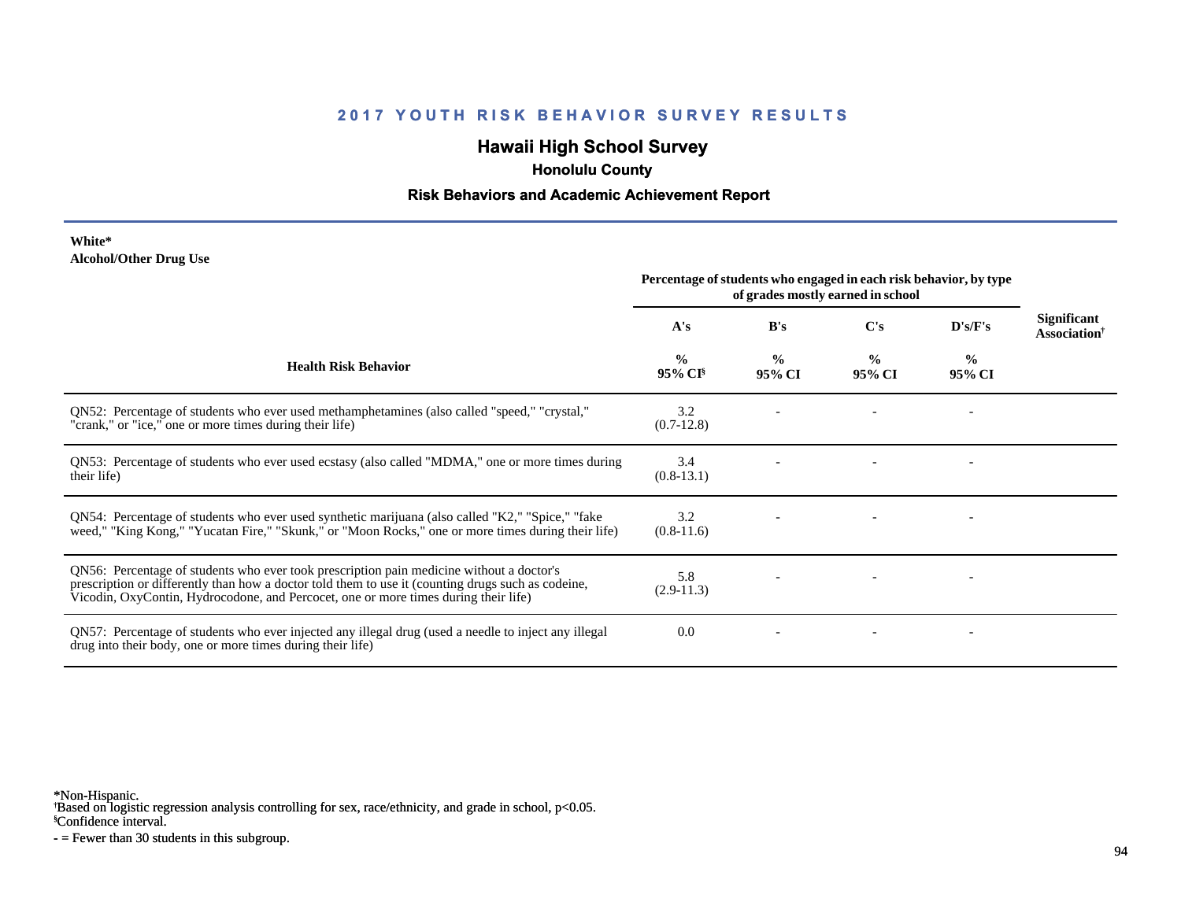# 2017 YOUTH RISK BEHAVIOR SURVEY RESULTS

## Hawaii High School Survey

### Honolulu County

### Risk Behaviors and Academic Achievement Report

**White***
**Alcohol/Other Drug Use**

| Health Risk Behavior | Percentage of students who engaged in each risk behavior, by type of grades mostly earned in school | | | | Significant Association† |
|---|---|---|---|---|---|
| | A's | B's | C's | D's/F's | |
| | % 95% CI§ | % 95% CI | % 95% CI | % 95% CI | |
| QN52: Percentage of students who ever used methamphetamines (also called "speed," "crystal," "crank," or "ice," one or more times during their life) | 3.2 (0.7-12.8) | - | - | - | |
| QN53: Percentage of students who ever used ecstasy (also called "MDMA," one or more times during their life) | 3.4 (0.8-13.1) | - | - | - | |
| QN54: Percentage of students who ever used synthetic marijuana (also called "K2," "Spice," "fake weed," "King Kong," "Yucatan Fire," "Skunk," or "Moon Rocks," one or more times during their life) | 3.2 (0.8-11.6) | - | - | - | |
| QN56: Percentage of students who ever took prescription pain medicine without a doctor's prescription or differently than how a doctor told them to use it (counting drugs such as codeine, Vicodin, OxyContin, Hydrocodone, and Percocet, one or more times during their life) | 5.8 (2.9-11.3) | - | - | - | |
| QN57: Percentage of students who ever injected any illegal drug (used a needle to inject any illegal drug into their body, one or more times during their life) | 0.0 | - | - | - | |

*Non-Hispanic.
†Based on logistic regression analysis controlling for sex, race/ethnicity, and grade in school, $p<0.05$.
§Confidence interval.
- = Fewer than 30 students in this subgroup.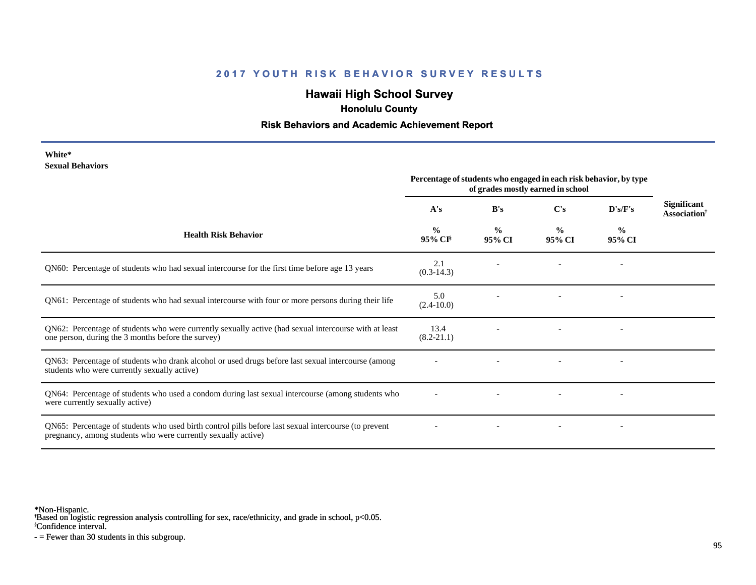## 2017 YOUTH RISK BEHAVIOR SURVEY RESULTS

# Hawaii High School Survey

### Honolulu County

### Risk Behaviors and Academic Achievement Report

**White***
**Sexual Behaviors**

| Health Risk Behavior | Percentage of students who engaged in each risk behavior, by type of grades mostly earned in school | | | | Significant Association† |
|---|---|---|---|---|---|
| | A's | B's | C's | D's/F's | |
| | % 95% CI§ | % 95% CI | % 95% CI | % 95% CI | |
| QN60: Percentage of students who had sexual intercourse for the first time before age 13 years | 2.1 (0.3-14.3) | - | - | - | |
| QN61: Percentage of students who had sexual intercourse with four or more persons during their life | 5.0 (2.4-10.0) | - | - | - | |
| QN62: Percentage of students who were currently sexually active (had sexual intercourse with at least one person, during the 3 months before the survey) | 13.4 (8.2-21.1) | - | - | - | |
| QN63: Percentage of students who drank alcohol or used drugs before last sexual intercourse (among students who were currently sexually active) | - | - | - | - | |
| QN64: Percentage of students who used a condom during last sexual intercourse (among students who were currently sexually active) | - | - | - | - | |
| QN65: Percentage of students who used birth control pills before last sexual intercourse (to prevent pregnancy, among students who were currently sexually active) | - | - | - | - | |

*Non-Hispanic.
†Based on logistic regression analysis controlling for sex, race/ethnicity, and grade in school, $p<0.05$.
§Confidence interval.
- = Fewer than 30 students in this subgroup.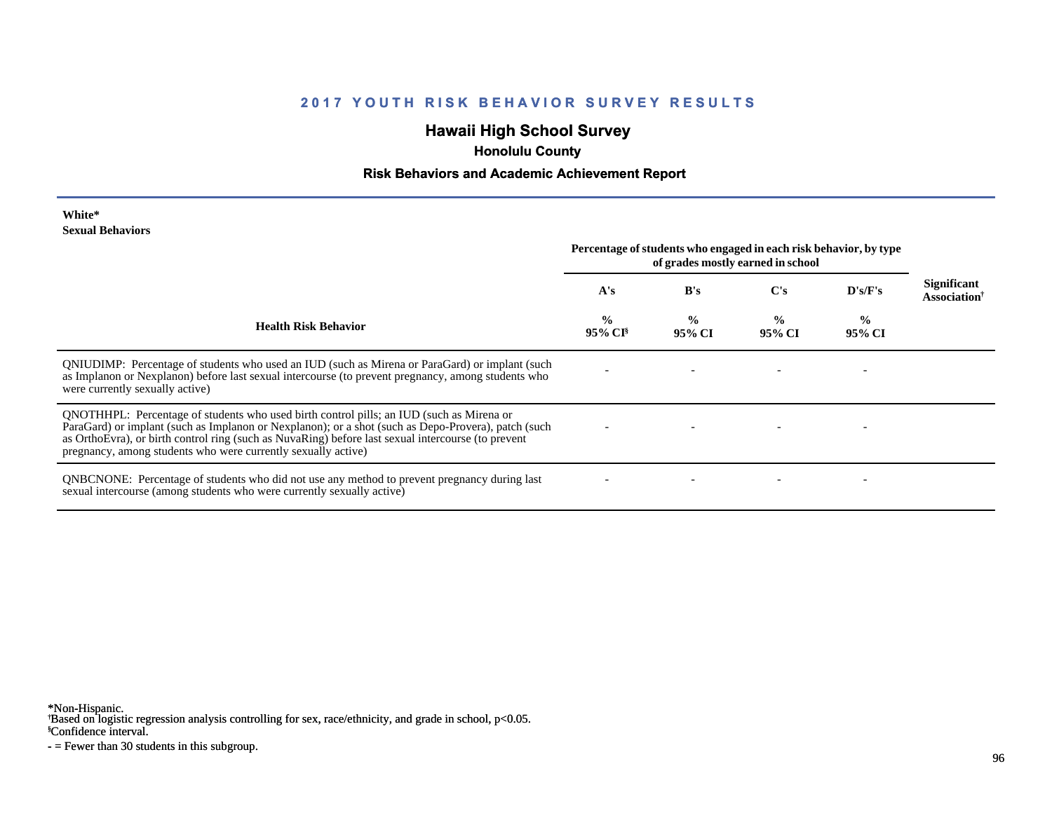## 2017 YOUTH RISK BEHAVIOR SURVEY RESULTS

# Hawaii High School Survey

### Honolulu County

### Risk Behaviors and Academic Achievement Report

**White***
**Sexual Behaviors**

| Health Risk Behavior | Percentage of students who engaged in each risk behavior, by type of grades mostly earned in school | | | | Significant Association† |
|---|---|---|---|---|---|
| | A's | B's | C's | D's/F's | |
| | % 95% CI§ | % 95% CI | % 95% CI | % 95% CI | |
| QNIUDIMP: Percentage of students who used an IUD (such as Mirena or ParaGard) or implant (such as Implanon or Nexplanon) before last sexual intercourse (to prevent pregnancy, among students who were currently sexually active) | - | - | - | - | |
| QNOTHHPL: Percentage of students who used birth control pills; an IUD (such as Mirena or ParaGard) or implant (such as Implanon or Nexplanon); or a shot (such as Depo-Provera), patch (such as OrthoEvra), or birth control ring (such as NuvaRing) before last sexual intercourse (to prevent pregnancy, among students who were currently sexually active) | - | - | - | - | |
| QNBCNONE: Percentage of students who did not use any method to prevent pregnancy during last sexual intercourse (among students who were currently sexually active) | - | - | - | - | |

*Non-Hispanic.
†Based on logistic regression analysis controlling for sex, race/ethnicity, and grade in school, $p<0.05$.
§Confidence interval.
- = Fewer than 30 students in this subgroup.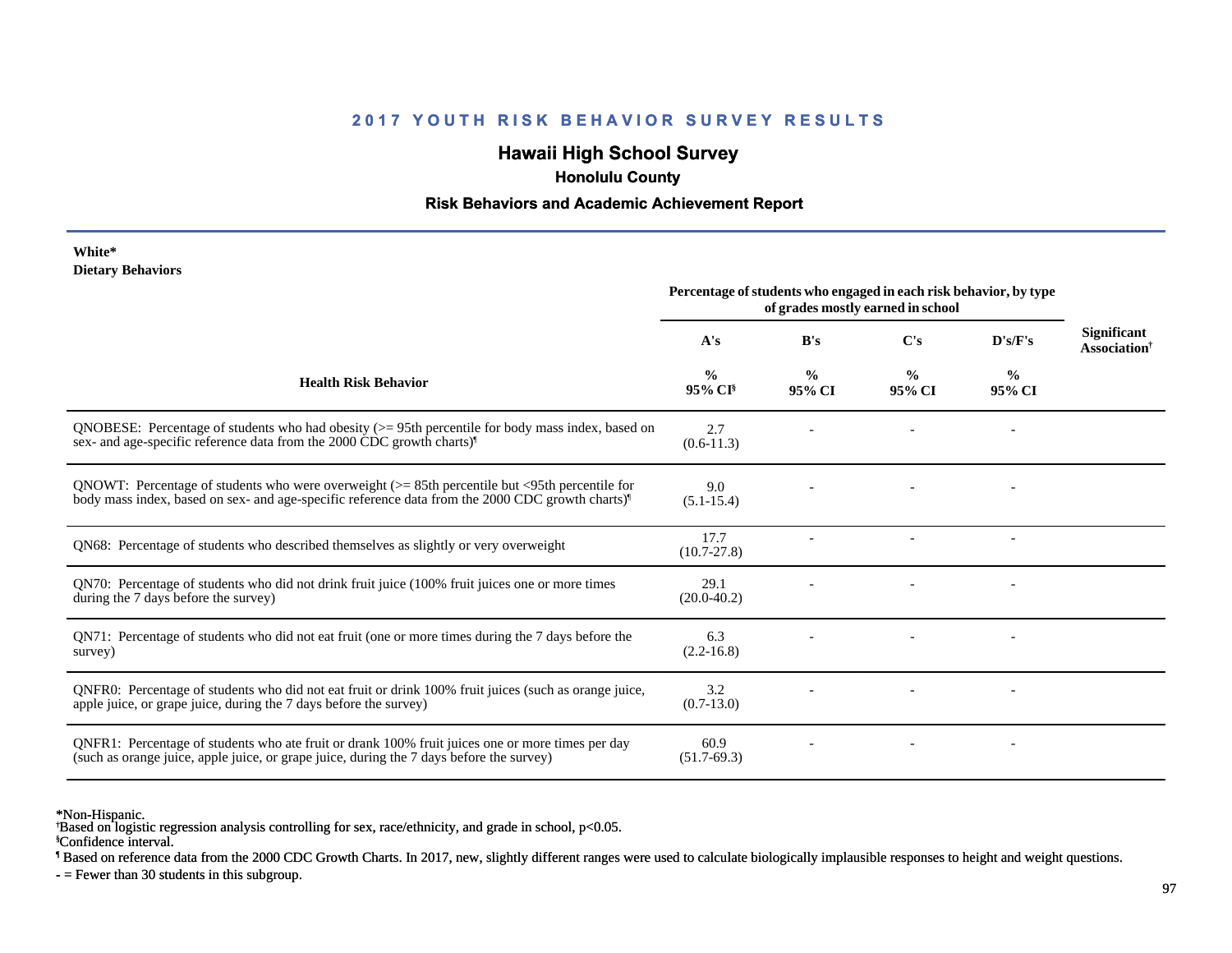## 2017 YOUTH RISK BEHAVIOR SURVEY RESULTS

# Hawaii High School Survey

### Honolulu County

### Risk Behaviors and Academic Achievement Report

**White***
**Dietary Behaviors**

| Health Risk Behavior | Percentage of students who engaged in each risk behavior, by type of grades mostly earned in school | | | | Significant Association† |
|---|---|---|---|---|---|
| | A's | B's | C's | D's/F's | |
| | % 95% CI§ | % 95% CI | % 95% CI | % 95% CI | |
| QNOBESE: Percentage of students who had obesity (>= 95th percentile for body mass index, based on sex- and age-specific reference data from the 2000 CDC growth charts)¶ | 2.7 (0.6-11.3) | - | - | - | |
| QNOWT: Percentage of students who were overweight (>= 85th percentile but <95th percentile for body mass index, based on sex- and age-specific reference data from the 2000 CDC growth charts)¶ | 9.0 (5.1-15.4) | - | - | - | |
| QN68: Percentage of students who described themselves as slightly or very overweight | 17.7 (10.7-27.8) | - | - | - | |
| QN70: Percentage of students who did not drink fruit juice (100% fruit juices one or more times during the 7 days before the survey) | 29.1 (20.0-40.2) | - | - | - | |
| QN71: Percentage of students who did not eat fruit (one or more times during the 7 days before the survey) | 6.3 (2.2-16.8) | - | - | - | |
| QNFR0: Percentage of students who did not eat fruit or drink 100% fruit juices (such as orange juice, apple juice, or grape juice, during the 7 days before the survey) | 3.2 (0.7-13.0) | - | - | - | |
| QNFR1: Percentage of students who ate fruit or drank 100% fruit juices one or more times per day (such as orange juice, apple juice, or grape juice, during the 7 days before the survey) | 60.9 (51.7-69.3) | - | - | - | |

*Non-Hispanic.
†Based on logistic regression analysis controlling for sex, race/ethnicity, and grade in school, $p<0.05$.
§Confidence interval.
¶ Based on reference data from the 2000 CDC Growth Charts. In 2017, new, slightly different ranges were used to calculate biologically implausible responses to height and weight questions.
- = Fewer than 30 students in this subgroup.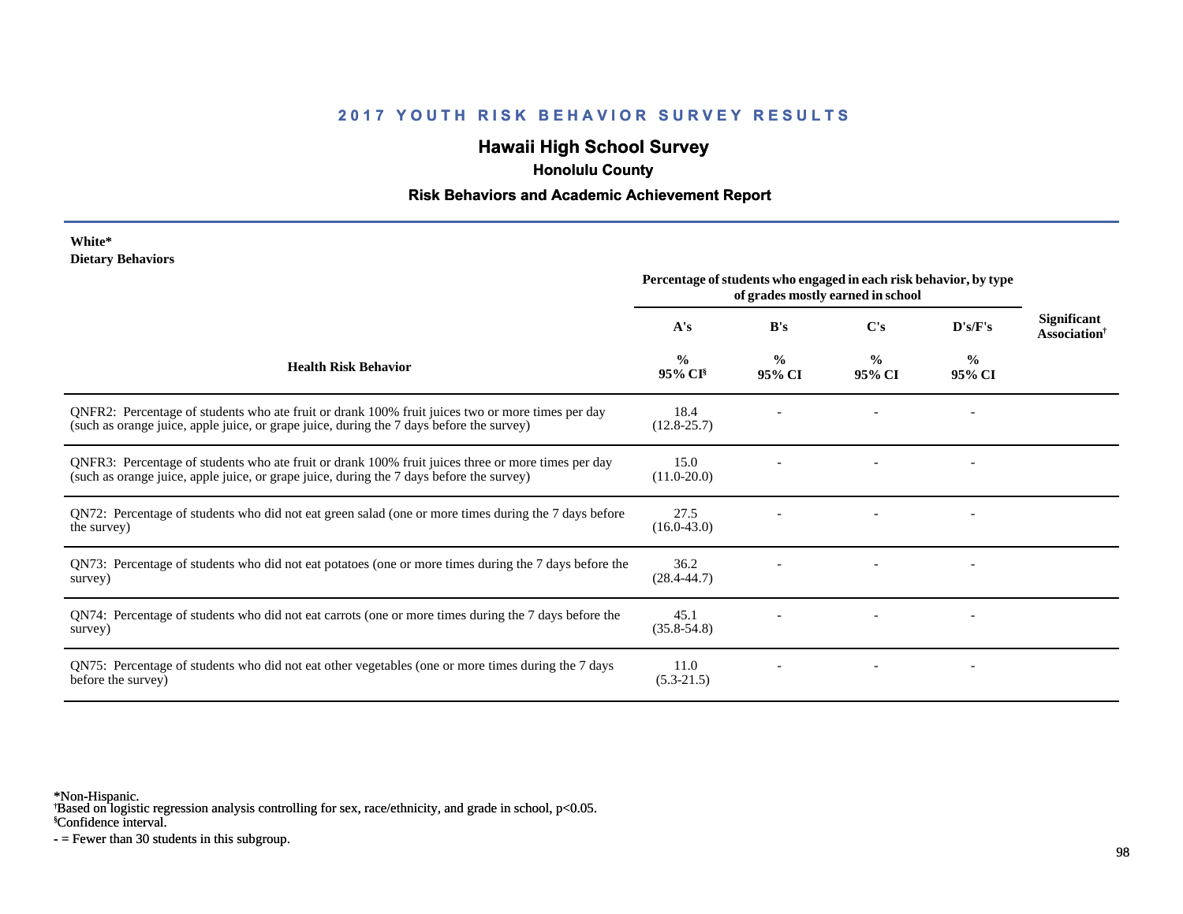## 2017 YOUTH RISK BEHAVIOR SURVEY RESULTS

# Hawaii High School Survey

### Honolulu County

### Risk Behaviors and Academic Achievement Report

**White***
**Dietary Behaviors**

| Health Risk Behavior | Percentage of students who engaged in each risk behavior, by type of grades mostly earned in school | | | | Significant Association† |
|---|---|---|---|---|---|
| | A's | B's | C's | D's/F's | |
| | % 95% CI§ | % 95% CI | % 95% CI | % 95% CI | |
| QNFR2: Percentage of students who ate fruit or drank 100% fruit juices two or more times per day (such as orange juice, apple juice, or grape juice, during the 7 days before the survey) | 18.4 (12.8-25.7) | - | - | - | |
| QNFR3: Percentage of students who ate fruit or drank 100% fruit juices three or more times per day (such as orange juice, apple juice, or grape juice, during the 7 days before the survey) | 15.0 (11.0-20.0) | - | - | - | |
| QN72: Percentage of students who did not eat green salad (one or more times during the 7 days before the survey) | 27.5 (16.0-43.0) | - | - | - | |
| QN73: Percentage of students who did not eat potatoes (one or more times during the 7 days before the survey) | 36.2 (28.4-44.7) | - | - | - | |
| QN74: Percentage of students who did not eat carrots (one or more times during the 7 days before the survey) | 45.1 (35.8-54.8) | - | - | - | |
| QN75: Percentage of students who did not eat other vegetables (one or more times during the 7 days before the survey) | 11.0 (5.3-21.5) | - | - | - | |

*Non-Hispanic.
†Based on logistic regression analysis controlling for sex, race/ethnicity, and grade in school, $p<0.05$.
§Confidence interval.
- = Fewer than 30 students in this subgroup.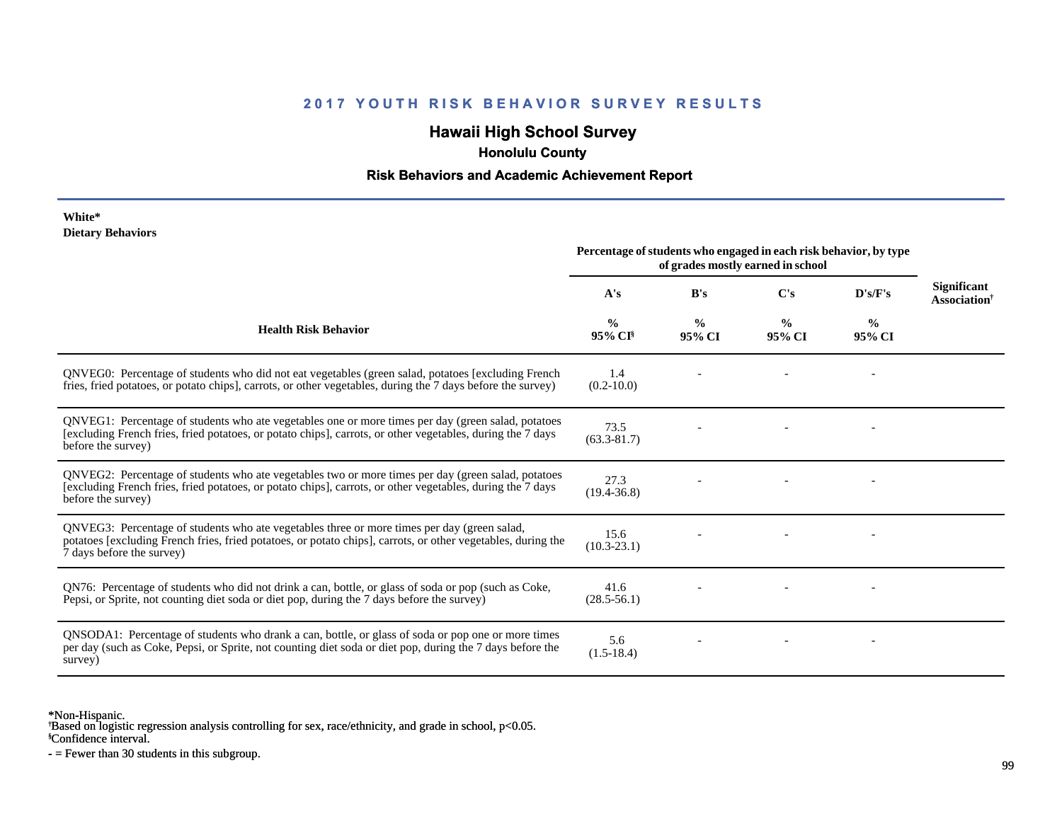## 2017 YOUTH RISK BEHAVIOR SURVEY RESULTS

# Hawaii High School Survey

### Honolulu County

### Risk Behaviors and Academic Achievement Report

**White***
**Dietary Behaviors**

| Health Risk Behavior | Percentage of students who engaged in each risk behavior, by type of grades mostly earned in school | | | | Significant Association† |
|---|---|---|---|---|---|
| | A's | B's | C's | D's/F's | |
| | % 95% CI§ | % 95% CI | % 95% CI | % 95% CI | |
| QNVEG0: Percentage of students who did not eat vegetables (green salad, potatoes [excluding French fries, fried potatoes, or potato chips], carrots, or other vegetables, during the 7 days before the survey) | 1.4 (0.2-10.0) | - | - | - | |
| QNVEG1: Percentage of students who ate vegetables one or more times per day (green salad, potatoes [excluding French fries, fried potatoes, or potato chips], carrots, or other vegetables, during the 7 days before the survey) | 73.5 (63.3-81.7) | - | - | - | |
| QNVEG2: Percentage of students who ate vegetables two or more times per day (green salad, potatoes [excluding French fries, fried potatoes, or potato chips], carrots, or other vegetables, during the 7 days before the survey) | 27.3 (19.4-36.8) | - | - | - | |
| QNVEG3: Percentage of students who ate vegetables three or more times per day (green salad, potatoes [excluding French fries, fried potatoes, or potato chips], carrots, or other vegetables, during the 7 days before the survey) | 15.6 (10.3-23.1) | - | - | - | |
| QN76: Percentage of students who did not drink a can, bottle, or glass of soda or pop (such as Coke, Pepsi, or Sprite, not counting diet soda or diet pop, during the 7 days before the survey) | 41.6 (28.5-56.1) | - | - | - | |
| QNSODA1: Percentage of students who drank a can, bottle, or glass of soda or pop one or more times per day (such as Coke, Pepsi, or Sprite, not counting diet soda or diet pop, during the 7 days before the survey) | 5.6 (1.5-18.4) | - | - | - | |

*Non-Hispanic.
†Based on logistic regression analysis controlling for sex, race/ethnicity, and grade in school, $p<0.05$.
§Confidence interval.
- = Fewer than 30 students in this subgroup.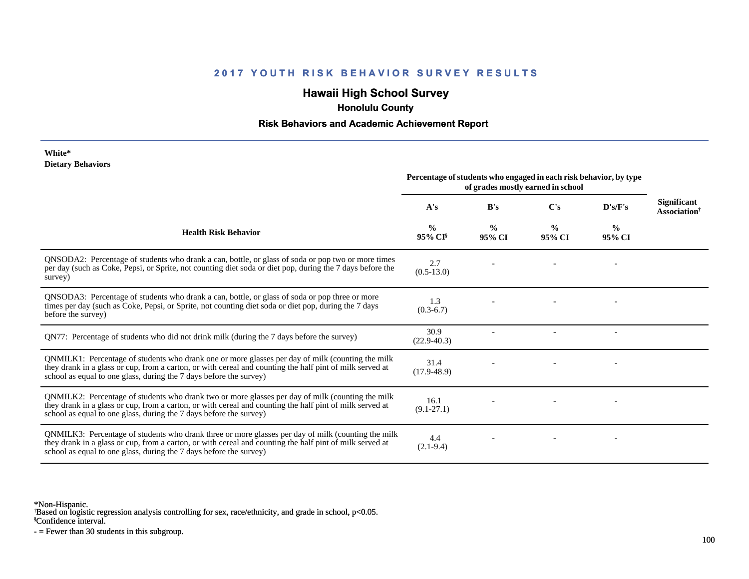# 2017 YOUTH RISK BEHAVIOR SURVEY RESULTS

## Hawaii High School Survey

### Honolulu County

### Risk Behaviors and Academic Achievement Report

**White***
**Dietary Behaviors**

| Health Risk Behavior | Percentage of students who engaged in each risk behavior, by type of grades mostly earned in school | | | | Significant Association† |
|---|---|---|---|---|---|
| | A's | B's | C's | D's/F's | |
| | % 95% CI§ | % 95% CI | % 95% CI | % 95% CI | |
| QNSODA2: Percentage of students who drank a can, bottle, or glass of soda or pop two or more times per day (such as Coke, Pepsi, or Sprite, not counting diet soda or diet pop, during the 7 days before the survey) | 2.7 (0.5-13.0) | - | - | - | |
| QNSODA3: Percentage of students who drank a can, bottle, or glass of soda or pop three or more times per day (such as Coke, Pepsi, or Sprite, not counting diet soda or diet pop, during the 7 days before the survey) | 1.3 (0.3-6.7) | - | - | - | |
| QN77: Percentage of students who did not drink milk (during the 7 days before the survey) | 30.9 (22.9-40.3) | - | - | - | |
| QNMILK1: Percentage of students who drank one or more glasses per day of milk (counting the milk they drank in a glass or cup, from a carton, or with cereal and counting the half pint of milk served at school as equal to one glass, during the 7 days before the survey) | 31.4 (17.9-48.9) | - | - | - | |
| QNMILK2: Percentage of students who drank two or more glasses per day of milk (counting the milk they drank in a glass or cup, from a carton, or with cereal and counting the half pint of milk served at school as equal to one glass, during the 7 days before the survey) | 16.1 (9.1-27.1) | - | - | - | |
| QNMILK3: Percentage of students who drank three or more glasses per day of milk (counting the milk they drank in a glass or cup, from a carton, or with cereal and counting the half pint of milk served at school as equal to one glass, during the 7 days before the survey) | 4.4 (2.1-9.4) | - | - | - | |

*Non-Hispanic.
†Based on logistic regression analysis controlling for sex, race/ethnicity, and grade in school, $p<0.05$.
§Confidence interval.
- = Fewer than 30 students in this subgroup.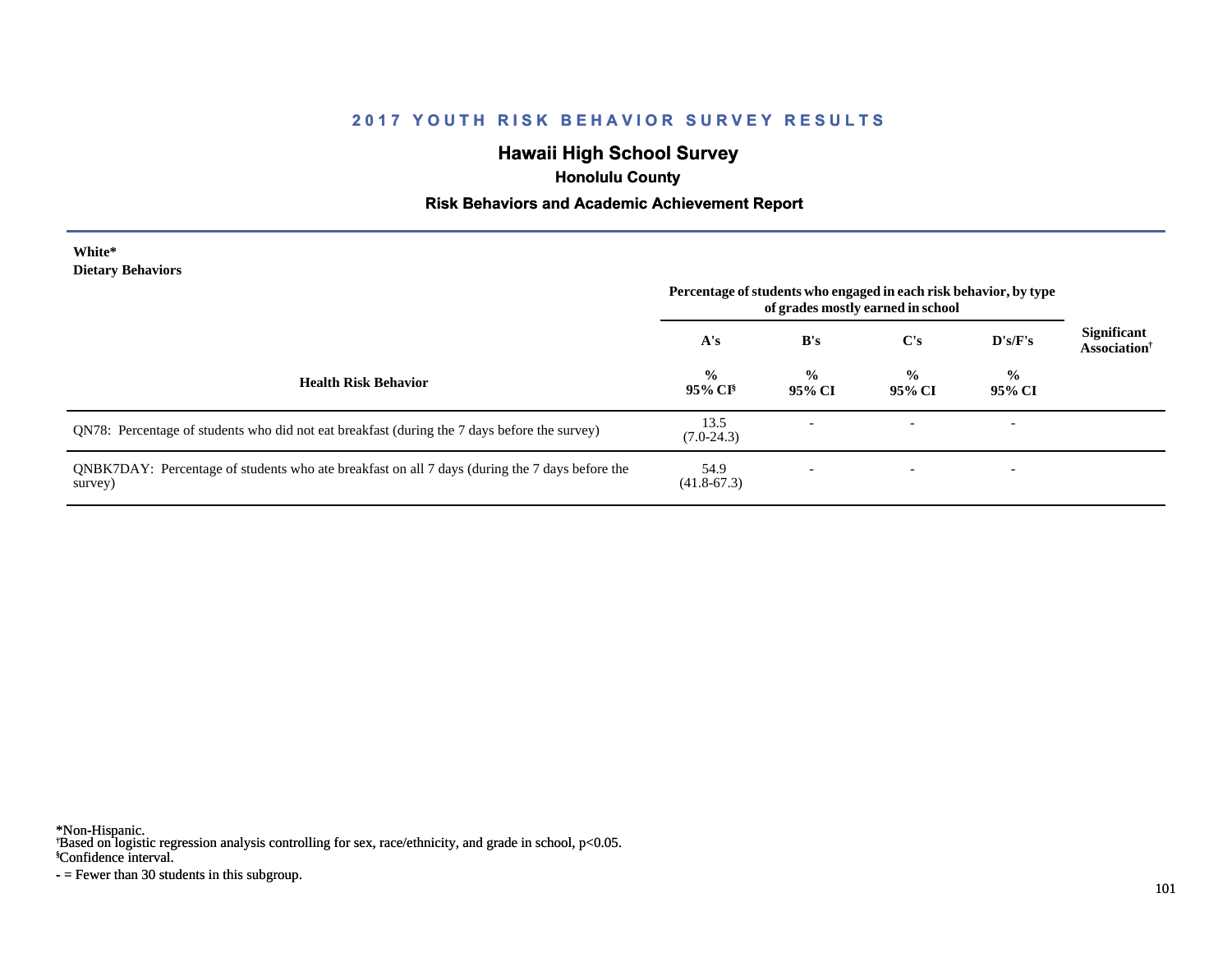# 2017 YOUTH RISK BEHAVIOR SURVEY RESULTS

## Hawaii High School Survey

### Honolulu County

### Risk Behaviors and Academic Achievement Report

**White***
**Dietary Behaviors**

| Health Risk Behavior | Percentage of students who engaged in each risk behavior, by type of grades mostly earned in school | | | | Significant Association† |
|---|---|---|---|---|---|
| | A's | B's | C's | D's/F's | |
| | % 95% CI§ | % 95% CI | % 95% CI | % 95% CI | |
| QN78: Percentage of students who did not eat breakfast (during the 7 days before the survey) | 13.5 (7.0-24.3) | - | - | - | |
| QNBK7DAY: Percentage of students who ate breakfast on all 7 days (during the 7 days before the survey) | 54.9 (41.8-67.3) | - | - | - | |

*Non-Hispanic.
†Based on logistic regression analysis controlling for sex, race/ethnicity, and grade in school, $p<0.05$.
§Confidence interval.
- = Fewer than 30 students in this subgroup.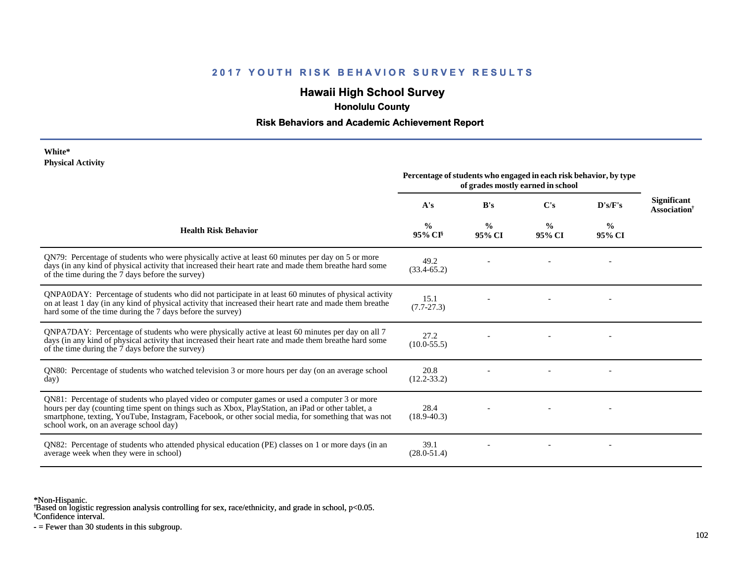# 2017 YOUTH RISK BEHAVIOR SURVEY RESULTS

## Hawaii High School Survey

### Honolulu County

### Risk Behaviors and Academic Achievement Report

**White***
**Physical Activity**

| Health Risk Behavior | Percentage of students who engaged in each risk behavior, by type of grades mostly earned in school | | | | Significant Association† |
|---|---|---|---|---|---|
| | A's | B's | C's | D's/F's | |
| | % 95% CI§ | % 95% CI | % 95% CI | % 95% CI | |
| QN79: Percentage of students who were physically active at least 60 minutes per day on 5 or more days (in any kind of physical activity that increased their heart rate and made them breathe hard some of the time during the 7 days before the survey) | 49.2 (33.4-65.2) | - | - | - | |
| QNPA0DAY: Percentage of students who did not participate in at least 60 minutes of physical activity on at least 1 day (in any kind of physical activity that increased their heart rate and made them breathe hard some of the time during the 7 days before the survey) | 15.1 (7.7-27.3) | - | - | - | |
| QNPA7DAY: Percentage of students who were physically active at least 60 minutes per day on all 7 days (in any kind of physical activity that increased their heart rate and made them breathe hard some of the time during the 7 days before the survey) | 27.2 (10.0-55.5) | - | - | - | |
| QN80: Percentage of students who watched television 3 or more hours per day (on an average school day) | 20.8 (12.2-33.2) | - | - | - | |
| QN81: Percentage of students who played video or computer games or used a computer 3 or more hours per day (counting time spent on things such as Xbox, PlayStation, an iPad or other tablet, a smartphone, texting, YouTube, Instagram, Facebook, or other social media, for something that was not school work, on an average school day) | 28.4 (18.9-40.3) | - | - | - | |
| QN82: Percentage of students who attended physical education (PE) classes on 1 or more days (in an average week when they were in school) | 39.1 (28.0-51.4) | - | - | - | |

*Non-Hispanic.
†Based on logistic regression analysis controlling for sex, race/ethnicity, and grade in school, $p<0.05$.
§Confidence interval.
- = Fewer than 30 students in this subgroup.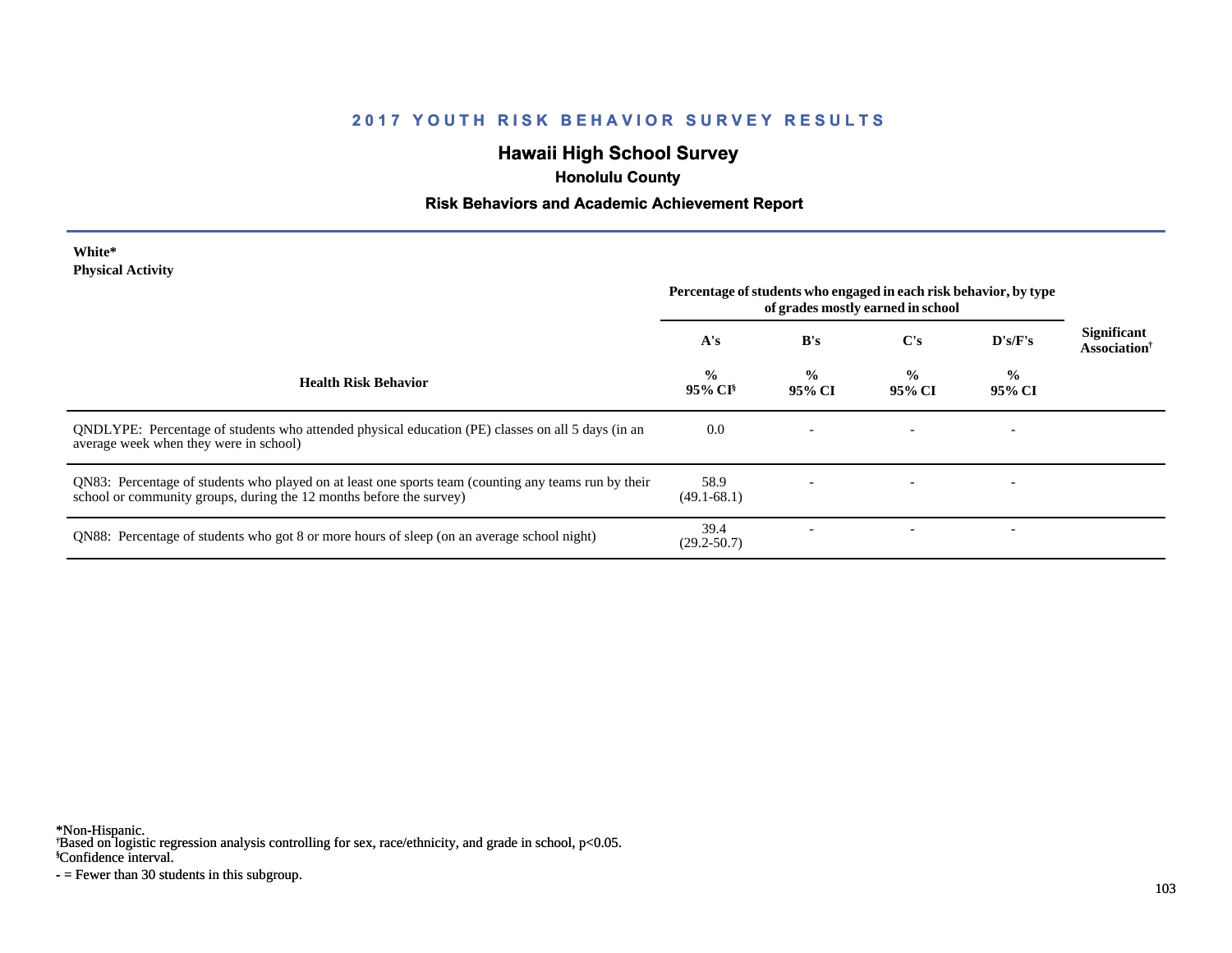# 2017 YOUTH RISK BEHAVIOR SURVEY RESULTS

## Hawaii High School Survey

### Honolulu County

### Risk Behaviors and Academic Achievement Report

**White***
**Physical Activity**

| Health Risk Behavior | Percentage of students who engaged in each risk behavior, by type of grades mostly earned in school | | | | Significant Association† |
|---|---|---|---|---|---|
| | A's | B's | C's | D's/F's | |
| | % 95% CI§ | % 95% CI | % 95% CI | % 95% CI | |
| QNDLYPE: Percentage of students who attended physical education (PE) classes on all 5 days (in an average week when they were in school) | 0.0 | - | - | - | |
| QN83: Percentage of students who played on at least one sports team (counting any teams run by their school or community groups, during the 12 months before the survey) | 58.9 (49.1-68.1) | - | - | - | |
| QN88: Percentage of students who got 8 or more hours of sleep (on an average school night) | 39.4 (29.2-50.7) | - | - | - | |

*Non-Hispanic.
†Based on logistic regression analysis controlling for sex, race/ethnicity, and grade in school, p<0.05.
§Confidence interval.
- = Fewer than 30 students in this subgroup.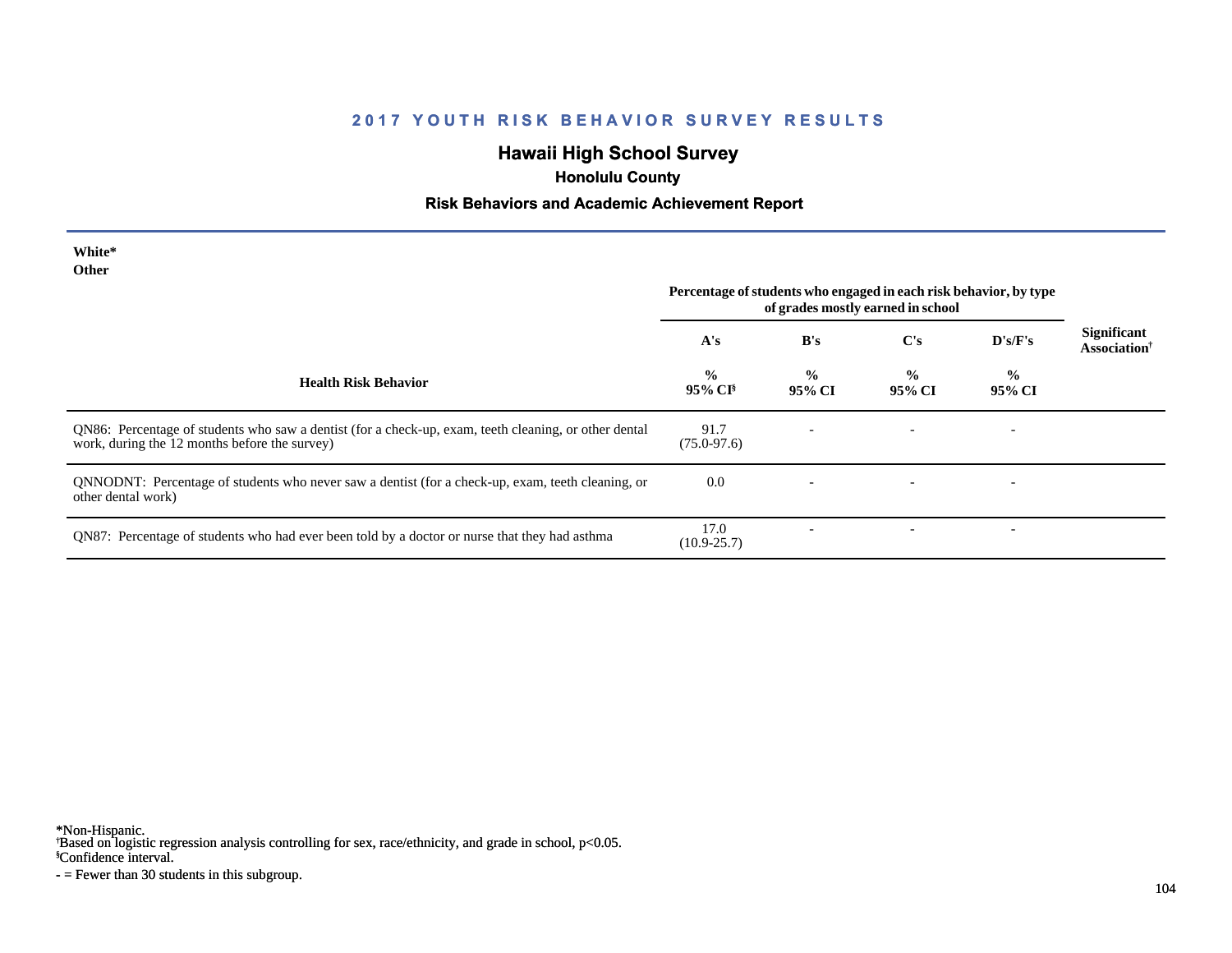## 2017 YOUTH RISK BEHAVIOR SURVEY RESULTS

# Hawaii High School Survey

### Honolulu County

### Risk Behaviors and Academic Achievement Report

**White***
**Other**

| Health Risk Behavior | Percentage of students who engaged in each risk behavior, by type of grades mostly earned in school | | | | Significant Association† |
|---|---|---|---|---|---|
| | A's | B's | C's | D's/F's | |
| | % 95% CI§ | % 95% CI | % 95% CI | % 95% CI | |
| QN86: Percentage of students who saw a dentist (for a check-up, exam, teeth cleaning, or other dental work, during the 12 months before the survey) | 91.7 (75.0-97.6) | - | - | - | |
| QNNODNT: Percentage of students who never saw a dentist (for a check-up, exam, teeth cleaning, or other dental work) | 0.0 | - | - | - | |
| QN87: Percentage of students who had ever been told by a doctor or nurse that they had asthma | 17.0 (10.9-25.7) | - | - | - | |

*Non-Hispanic.
†Based on logistic regression analysis controlling for sex, race/ethnicity, and grade in school, $p<0.05$.
§Confidence interval.
- = Fewer than 30 students in this subgroup.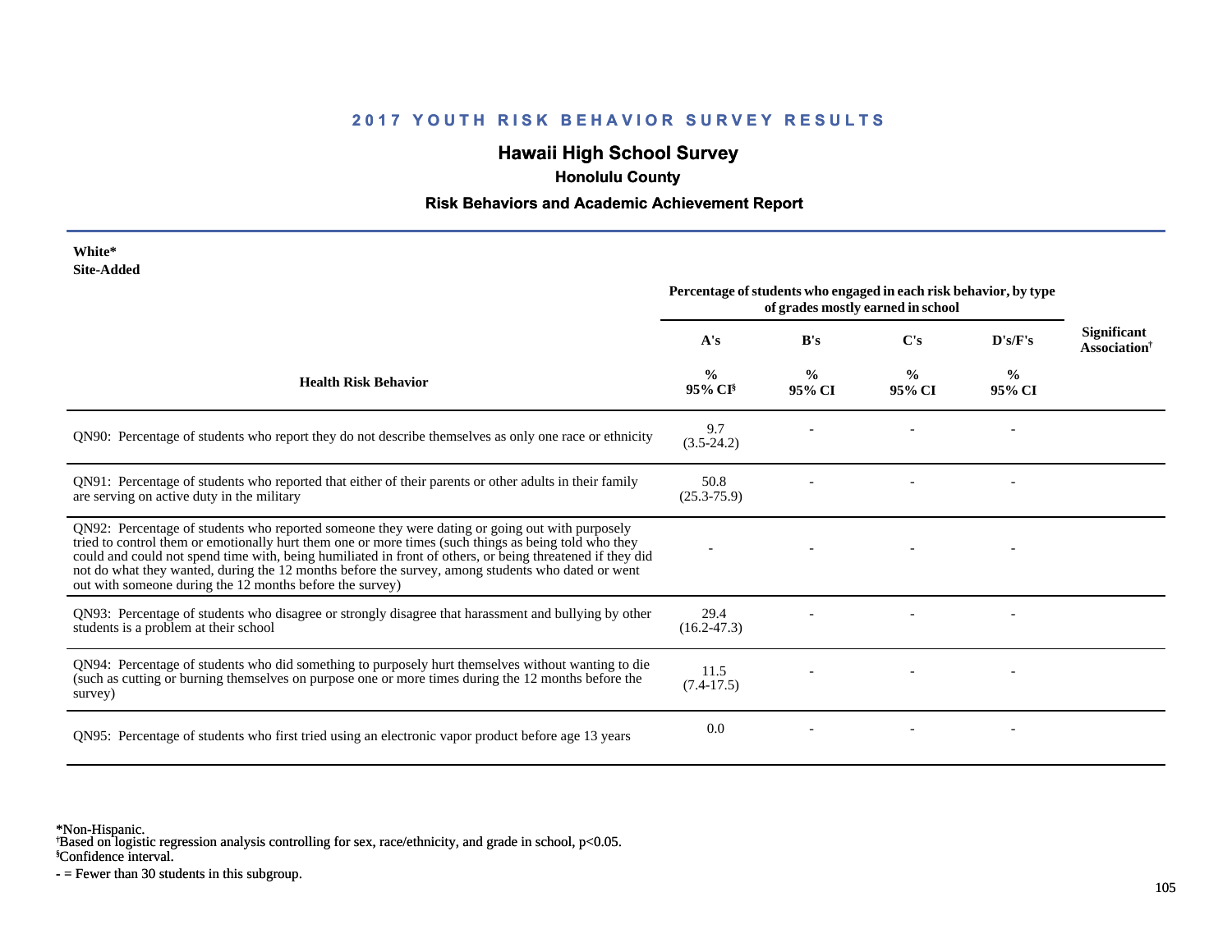## 2017 YOUTH RISK BEHAVIOR SURVEY RESULTS

# Hawaii High School Survey

### Honolulu County

### Risk Behaviors and Academic Achievement Report

**White***
**Site-Added**

| Health Risk Behavior | Percentage of students who engaged in each risk behavior, by type of grades mostly earned in school | | | | Significant Association† |
|---|---|---|---|---|---|
| | A's | B's | C's | D's/F's | |
| | % 95% CI§ | % 95% CI | % 95% CI | % 95% CI | |
| QN90: Percentage of students who report they do not describe themselves as only one race or ethnicity | 9.7 (3.5-24.2) | - | - | - | |
| QN91: Percentage of students who reported that either of their parents or other adults in their family are serving on active duty in the military | 50.8 (25.3-75.9) | - | - | - | |
| QN92: Percentage of students who reported someone they were dating or going out with purposely tried to control them or emotionally hurt them one or more times (such things as being told who they could and could not spend time with, being humiliated in front of others, or being threatened if they did not do what they wanted, during the 12 months before the survey, among students who dated or went out with someone during the 12 months before the survey) | - | - | - | - | |
| QN93: Percentage of students who disagree or strongly disagree that harassment and bullying by other students is a problem at their school | 29.4 (16.2-47.3) | - | - | - | |
| QN94: Percentage of students who did something to purposely hurt themselves without wanting to die (such as cutting or burning themselves on purpose one or more times during the 12 months before the survey) | 11.5 (7.4-17.5) | - | - | - | |
| QN95: Percentage of students who first tried using an electronic vapor product before age 13 years | 0.0 | - | - | - | |

*Non-Hispanic.
†Based on logistic regression analysis controlling for sex, race/ethnicity, and grade in school, $p<0.05$.
§Confidence interval.
- = Fewer than 30 students in this subgroup.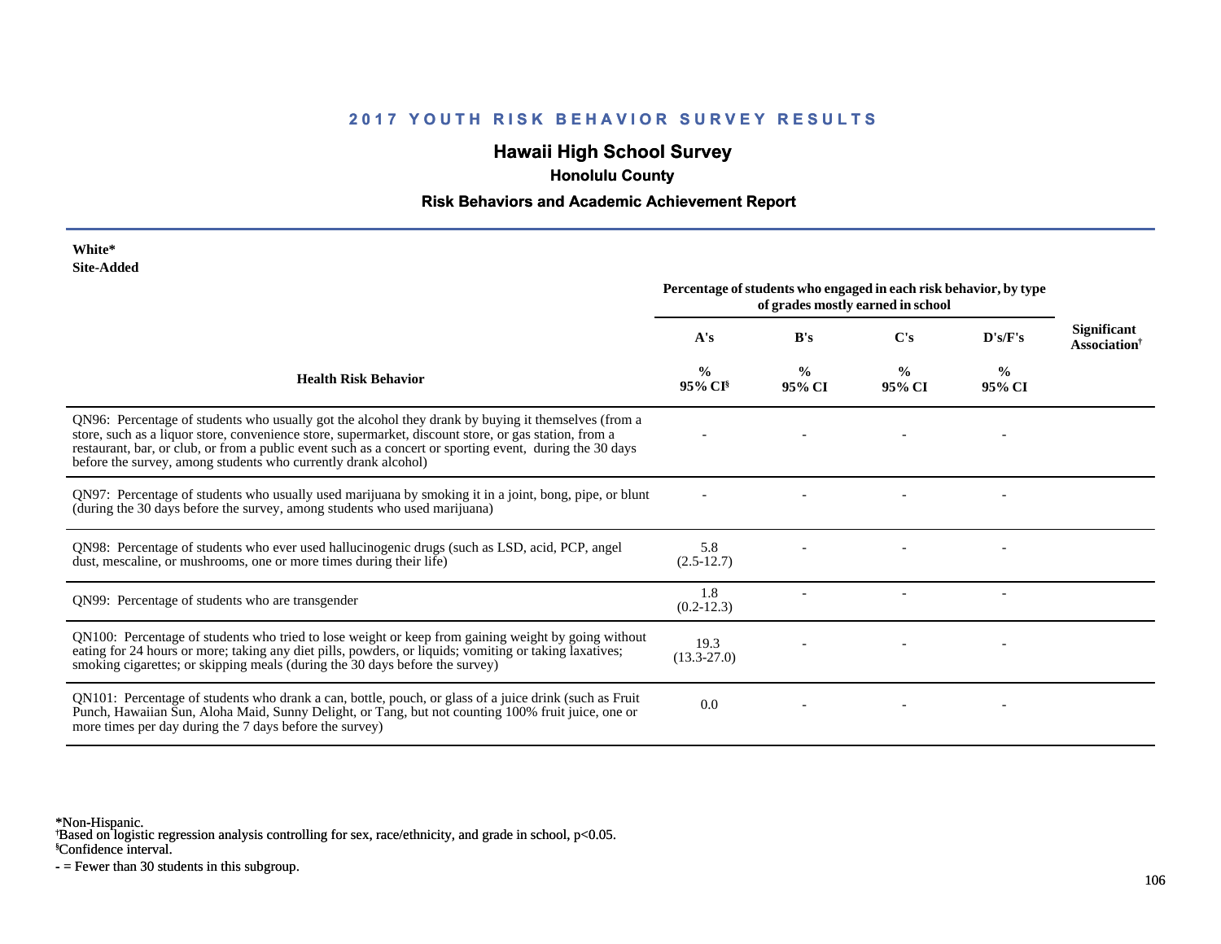## 2017 YOUTH RISK BEHAVIOR SURVEY RESULTS

# Hawaii High School Survey

### Honolulu County

### Risk Behaviors and Academic Achievement Report

**White***
**Site-Added**

| Health Risk Behavior | Percentage of students who engaged in each risk behavior, by type of grades mostly earned in school | | | | Significant Association† |
|---|---|---|---|---|---|
| | A's | B's | C's | D's/F's | |
| | % 95% CI§ | % 95% CI | % 95% CI | % 95% CI | |
| QN96: Percentage of students who usually got the alcohol they drank by buying it themselves (from a store, such as a liquor store, convenience store, supermarket, discount store, or gas station, from a restaurant, bar, or club, or from a public event such as a concert or sporting event, during the 30 days before the survey, among students who currently drank alcohol) | - | - | - | - | |
| QN97: Percentage of students who usually used marijuana by smoking it in a joint, bong, pipe, or blunt (during the 30 days before the survey, among students who used marijuana) | - | - | - | - | |
| QN98: Percentage of students who ever used hallucinogenic drugs (such as LSD, acid, PCP, angel dust, mescaline, or mushrooms, one or more times during their life) | 5.8 (2.5-12.7) | - | - | - | |
| QN99: Percentage of students who are transgender | 1.8 (0.2-12.3) | - | - | - | |
| QN100: Percentage of students who tried to lose weight or keep from gaining weight by going without eating for 24 hours or more; taking any diet pills, powders, or liquids; vomiting or taking laxatives; smoking cigarettes; or skipping meals (during the 30 days before the survey) | 19.3 (13.3-27.0) | - | - | - | |
| QN101: Percentage of students who drank a can, bottle, pouch, or glass of a juice drink (such as Fruit Punch, Hawaiian Sun, Aloha Maid, Sunny Delight, or Tang, but not counting 100% fruit juice, one or more times per day during the 7 days before the survey) | 0.0 | - | - | - | |

*Non-Hispanic.
†Based on logistic regression analysis controlling for sex, race/ethnicity, and grade in school, $p<0.05$.
§Confidence interval.
- = Fewer than 30 students in this subgroup.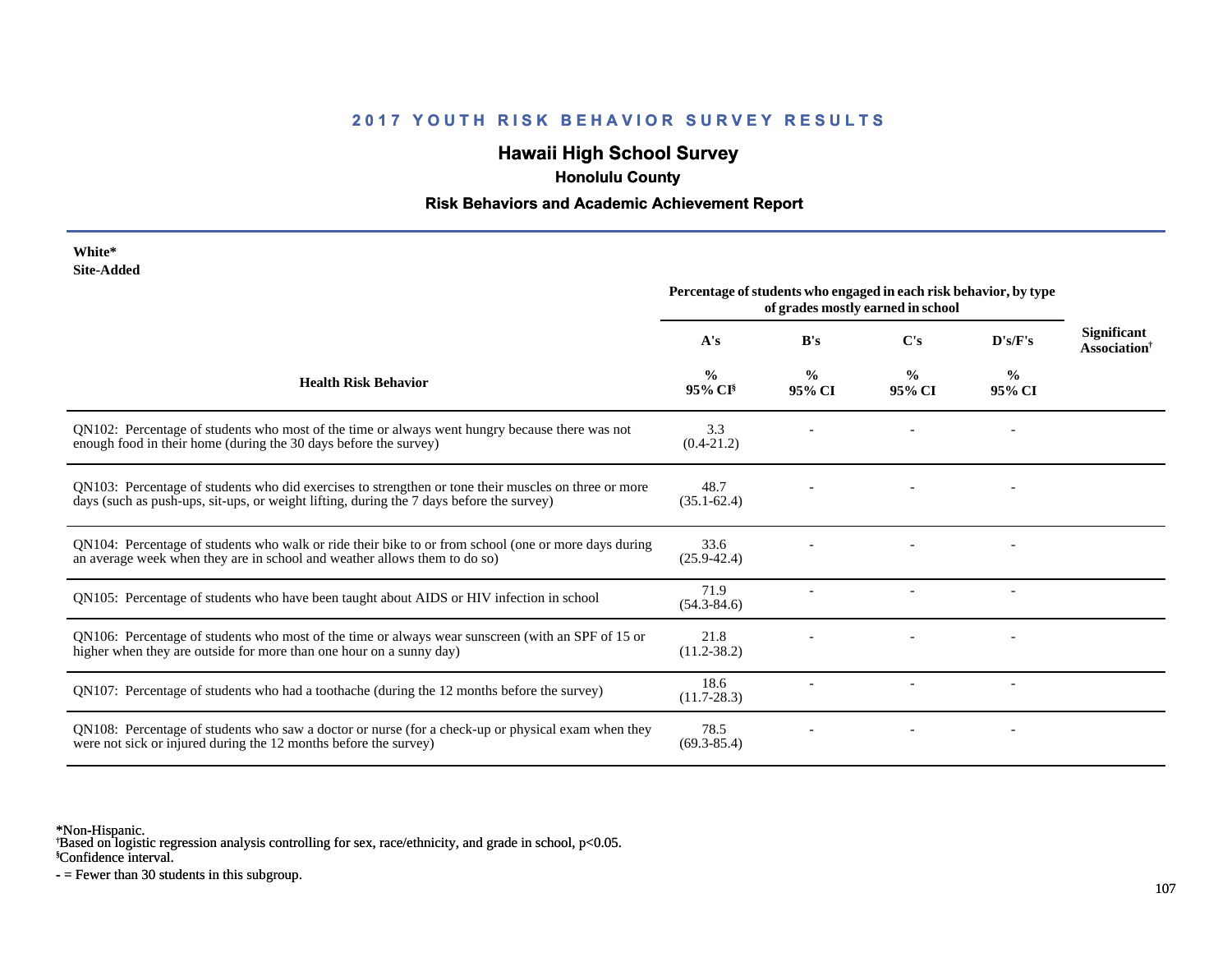## 2017 YOUTH RISK BEHAVIOR SURVEY RESULTS

# Hawaii High School Survey

### Honolulu County

### Risk Behaviors and Academic Achievement Report

**White***
**Site-Added**

| Health Risk Behavior | Percentage of students who engaged in each risk behavior, by type of grades mostly earned in school | | | | Significant Association† |
|---|---|---|---|---|---|
| | A's | B's | C's | D's/F's | |
| | % 95% CI§ | % 95% CI | % 95% CI | % 95% CI | |
| QN102: Percentage of students who most of the time or always went hungry because there was not enough food in their home (during the 30 days before the survey) | 3.3 (0.4-21.2) | - | - | - | |
| QN103: Percentage of students who did exercises to strengthen or tone their muscles on three or more days (such as push-ups, sit-ups, or weight lifting, during the 7 days before the survey) | 48.7 (35.1-62.4) | - | - | - | |
| QN104: Percentage of students who walk or ride their bike to or from school (one or more days during an average week when they are in school and weather allows them to do so) | 33.6 (25.9-42.4) | - | - | - | |
| QN105: Percentage of students who have been taught about AIDS or HIV infection in school | 71.9 (54.3-84.6) | - | - | - | |
| QN106: Percentage of students who most of the time or always wear sunscreen (with an SPF of 15 or higher when they are outside for more than one hour on a sunny day) | 21.8 (11.2-38.2) | - | - | - | |
| QN107: Percentage of students who had a toothache (during the 12 months before the survey) | 18.6 (11.7-28.3) | - | - | - | |
| QN108: Percentage of students who saw a doctor or nurse (for a check-up or physical exam when they were not sick or injured during the 12 months before the survey) | 78.5 (69.3-85.4) | - | - | - | |

*Non-Hispanic.
†Based on logistic regression analysis controlling for sex, race/ethnicity, and grade in school, $p<0.05$.
§Confidence interval.
- = Fewer than 30 students in this subgroup.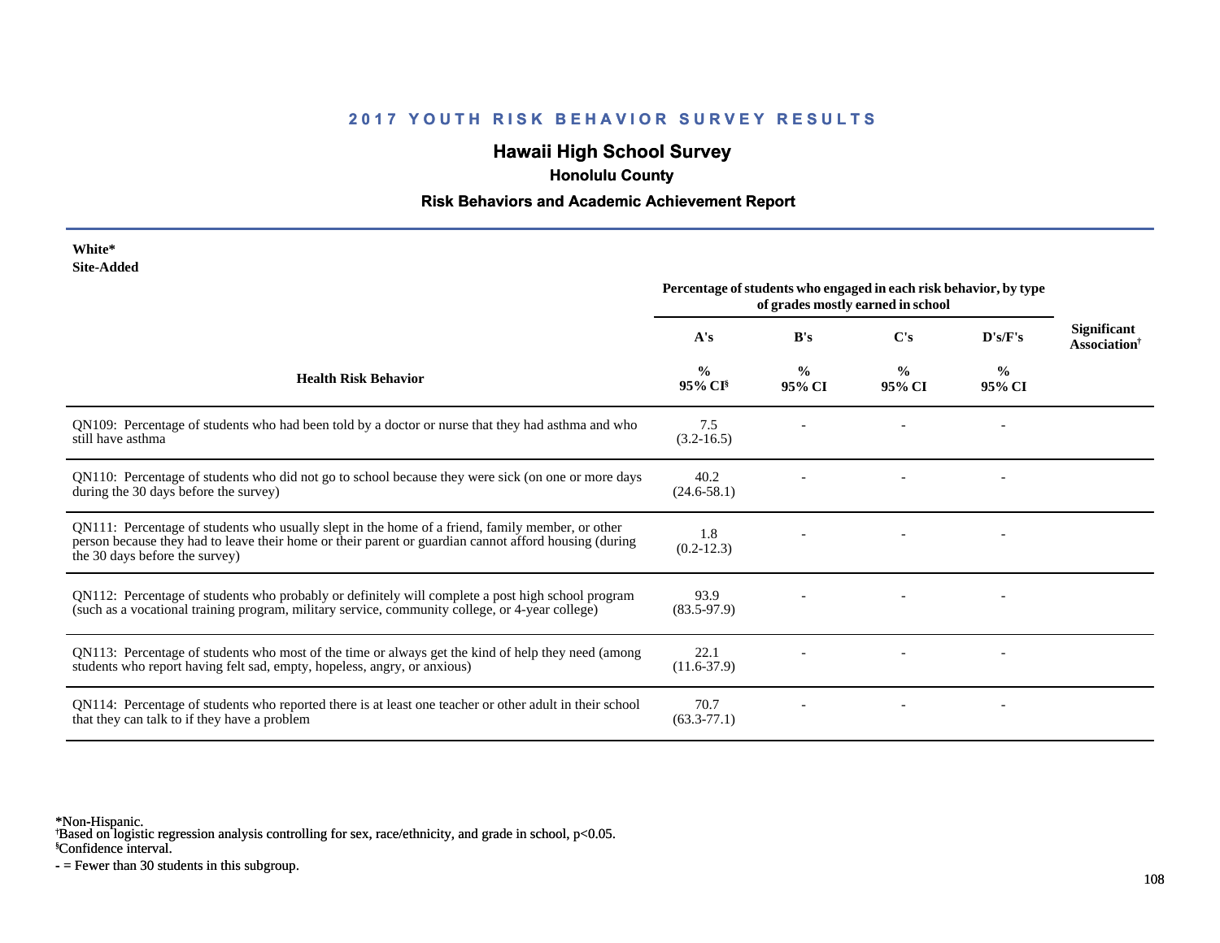## 2017 YOUTH RISK BEHAVIOR SURVEY RESULTS

# Hawaii High School Survey

### Honolulu County

### Risk Behaviors and Academic Achievement Report

**White***
**Site-Added**

| Health Risk Behavior | Percentage of students who engaged in each risk behavior, by type of grades mostly earned in school | | | | Significant Association[†] |
|---|---|---|---|---|---|
| | A's | B's | C's | D's/F's | |
| | % 95% CI[§] | % 95% CI | % 95% CI | % 95% CI | |
| QN109: Percentage of students who had been told by a doctor or nurse that they had asthma and who still have asthma | 7.5 (3.2-16.5) | - | - | - | |
| QN110: Percentage of students who did not go to school because they were sick (on one or more days during the 30 days before the survey) | 40.2 (24.6-58.1) | - | - | - | |
| QN111: Percentage of students who usually slept in the home of a friend, family member, or other person because they had to leave their home or their parent or guardian cannot afford housing (during the 30 days before the survey) | 1.8 (0.2-12.3) | - | - | - | |
| QN112: Percentage of students who probably or definitely will complete a post high school program (such as a vocational training program, military service, community college, or 4-year college) | 93.9 (83.5-97.9) | - | - | - | |
| QN113: Percentage of students who most of the time or always get the kind of help they need (among students who report having felt sad, empty, hopeless, angry, or anxious) | 22.1 (11.6-37.9) | - | - | - | |
| QN114: Percentage of students who reported there is at least one teacher or other adult in their school that they can talk to if they have a problem | 70.7 (63.3-77.1) | - | - | - | |

*Non-Hispanic.
[†]Based on logistic regression analysis controlling for sex, race/ethnicity, and grade in school, $p<0.05$.
[§]Confidence interval.
- = Fewer than 30 students in this subgroup.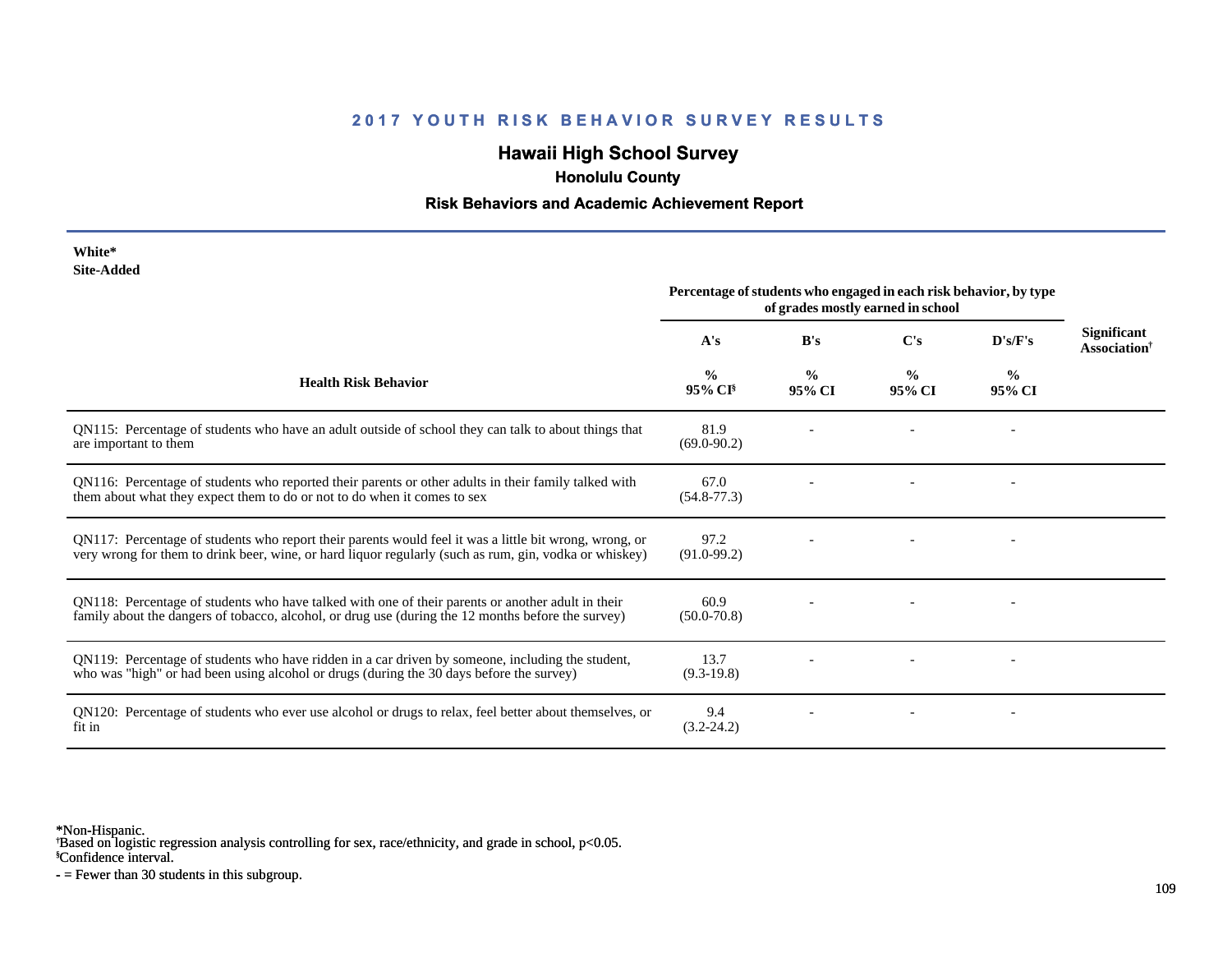## 2017 YOUTH RISK BEHAVIOR SURVEY RESULTS

# Hawaii High School Survey

### Honolulu County

### Risk Behaviors and Academic Achievement Report

**White***
**Site-Added**

| Health Risk Behavior | Percentage of students who engaged in each risk behavior, by type of grades mostly earned in school | | | | Significant Association† |
|---|---|---|---|---|---|
| | A's | B's | C's | D's/F's | |
| | % 95% CI§ | % 95% CI | % 95% CI | % 95% CI | |
| QN115: Percentage of students who have an adult outside of school they can talk to about things that are important to them | 81.9 (69.0-90.2) | - | - | - | |
| QN116: Percentage of students who reported their parents or other adults in their family talked with them about what they expect them to do or not to do when it comes to sex | 67.0 (54.8-77.3) | - | - | - | |
| QN117: Percentage of students who report their parents would feel it was a little bit wrong, wrong, or very wrong for them to drink beer, wine, or hard liquor regularly (such as rum, gin, vodka or whiskey) | 97.2 (91.0-99.2) | - | - | - | |
| QN118: Percentage of students who have talked with one of their parents or another adult in their family about the dangers of tobacco, alcohol, or drug use (during the 12 months before the survey) | 60.9 (50.0-70.8) | - | - | - | |
| QN119: Percentage of students who have ridden in a car driven by someone, including the student, who was "high" or had been using alcohol or drugs (during the 30 days before the survey) | 13.7 (9.3-19.8) | - | - | - | |
| QN120: Percentage of students who ever use alcohol or drugs to relax, feel better about themselves, or fit in | 9.4 (3.2-24.2) | - | - | - | |

*Non-Hispanic.
†Based on logistic regression analysis controlling for sex, race/ethnicity, and grade in school, $p<0.05$.
§Confidence interval.
- = Fewer than 30 students in this subgroup.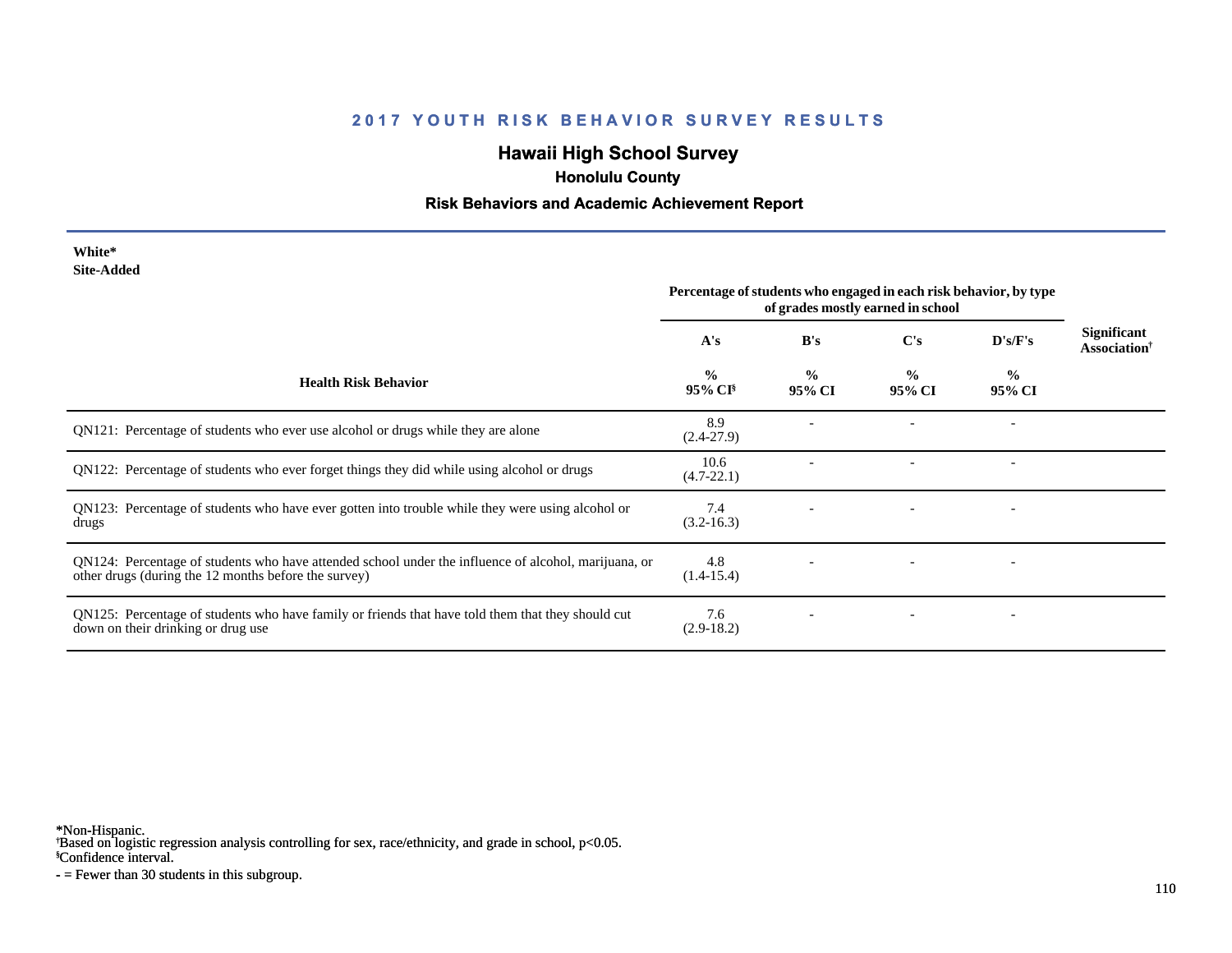## 2017 YOUTH RISK BEHAVIOR SURVEY RESULTS

# Hawaii High School Survey

### Honolulu County

### Risk Behaviors and Academic Achievement Report

**White***
**Site-Added**

| Health Risk Behavior | Percentage of students who engaged in each risk behavior, by type of grades mostly earned in school | | | | Significant Association† |
|---|---|---|---|---|---|
| | A's | B's | C's | D's/F's | |
| | % 95% CI§ | % 95% CI | % 95% CI | % 95% CI | |
| QN121: Percentage of students who ever use alcohol or drugs while they are alone | 8.9 (2.4-27.9) | - | - | - | |
| QN122: Percentage of students who ever forget things they did while using alcohol or drugs | 10.6 (4.7-22.1) | - | - | - | |
| QN123: Percentage of students who have ever gotten into trouble while they were using alcohol or drugs | 7.4 (3.2-16.3) | - | - | - | |
| QN124: Percentage of students who have attended school under the influence of alcohol, marijuana, or other drugs (during the 12 months before the survey) | 4.8 (1.4-15.4) | - | - | - | |
| QN125: Percentage of students who have family or friends that have told them that they should cut down on their drinking or drug use | 7.6 (2.9-18.2) | - | - | - | |

*Non-Hispanic.
†Based on logistic regression analysis controlling for sex, race/ethnicity, and grade in school, $p<0.05$.
§Confidence interval.
- = Fewer than 30 students in this subgroup.